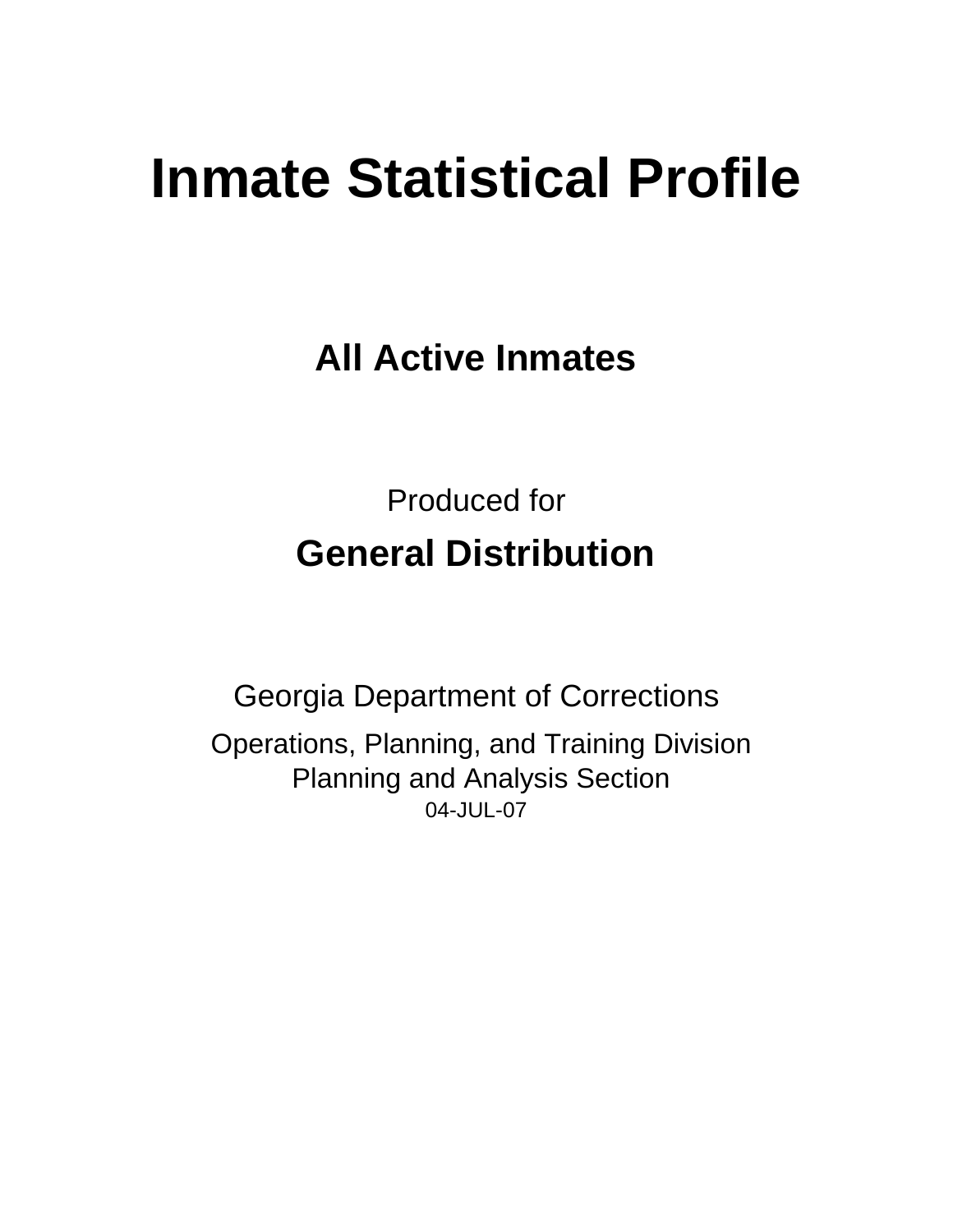# Inmate Statistical Profile

## All Active Inmates

Produced for

## General Distribution

Georgia Department of Corrections

Operations, Planning, and Training Division
Planning and Analysis Section
04-JUL-07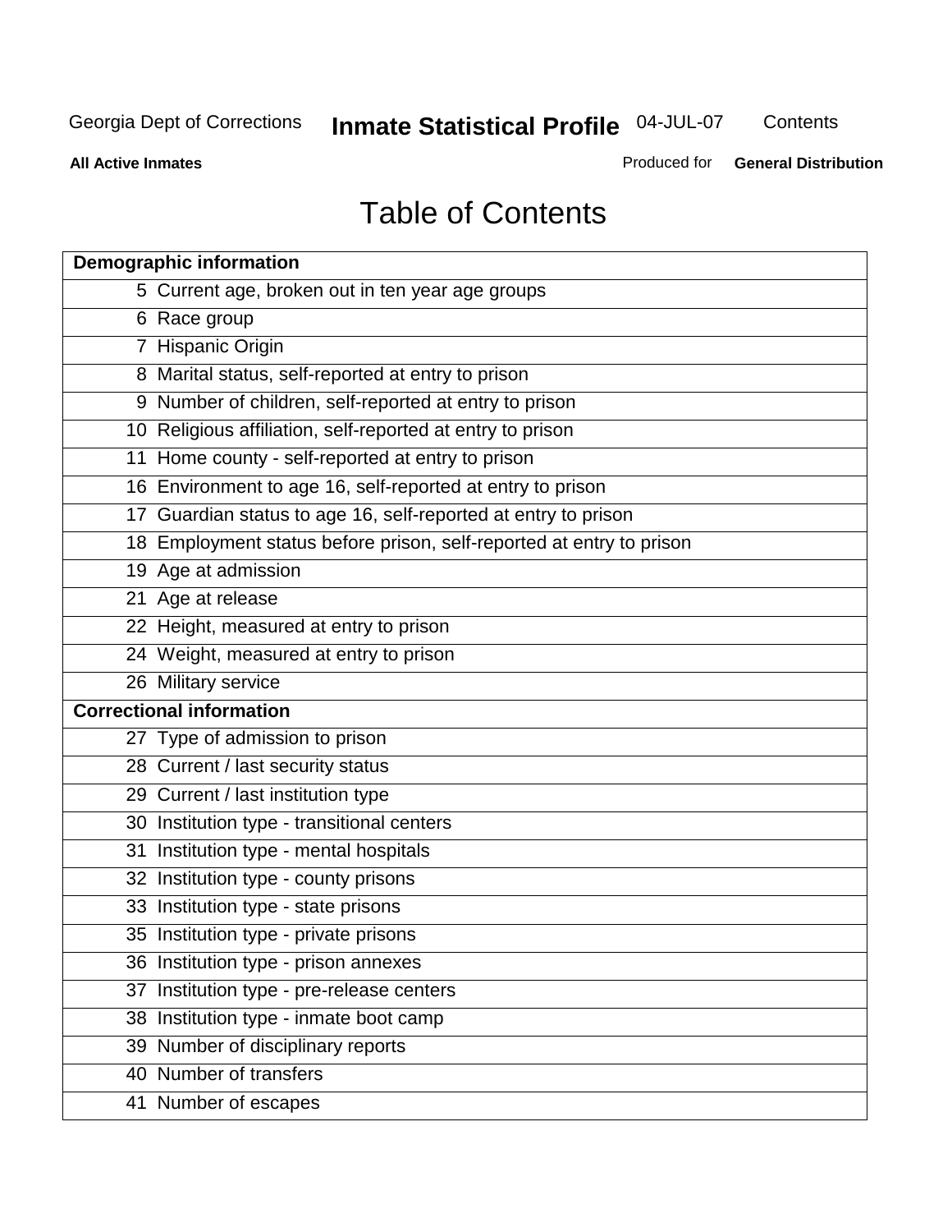# Table of Contents

| Demographic information | |
|---|---|
| 5 | Current age, broken out in ten year age groups |
| 6 | Race group |
| 7 | Hispanic Origin |
| 8 | Marital status, self-reported at entry to prison |
| 9 | Number of children, self-reported at entry to prison |
| 10 | Religious affiliation, self-reported at entry to prison |
| 11 | Home county - self-reported at entry to prison |
| 16 | Environment to age 16, self-reported at entry to prison |
| 17 | Guardian status to age 16, self-reported at entry to prison |
| 18 | Employment status before prison, self-reported at entry to prison |
| 19 | Age at admission |
| 21 | Age at release |
| 22 | Height, measured at entry to prison |
| 24 | Weight, measured at entry to prison |
| 26 | Military service |
| **Correctional information** | |
| 27 | Type of admission to prison |
| 28 | Current / last security status |
| 29 | Current / last institution type |
| 30 | Institution type - transitional centers |
| 31 | Institution type - mental hospitals |
| 32 | Institution type - county prisons |
| 33 | Institution type - state prisons |
| 35 | Institution type - private prisons |
| 36 | Institution type - prison annexes |
| 37 | Institution type - pre-release centers |
| 38 | Institution type - inmate boot camp |
| 39 | Number of disciplinary reports |
| 40 | Number of transfers |
| 41 | Number of escapes |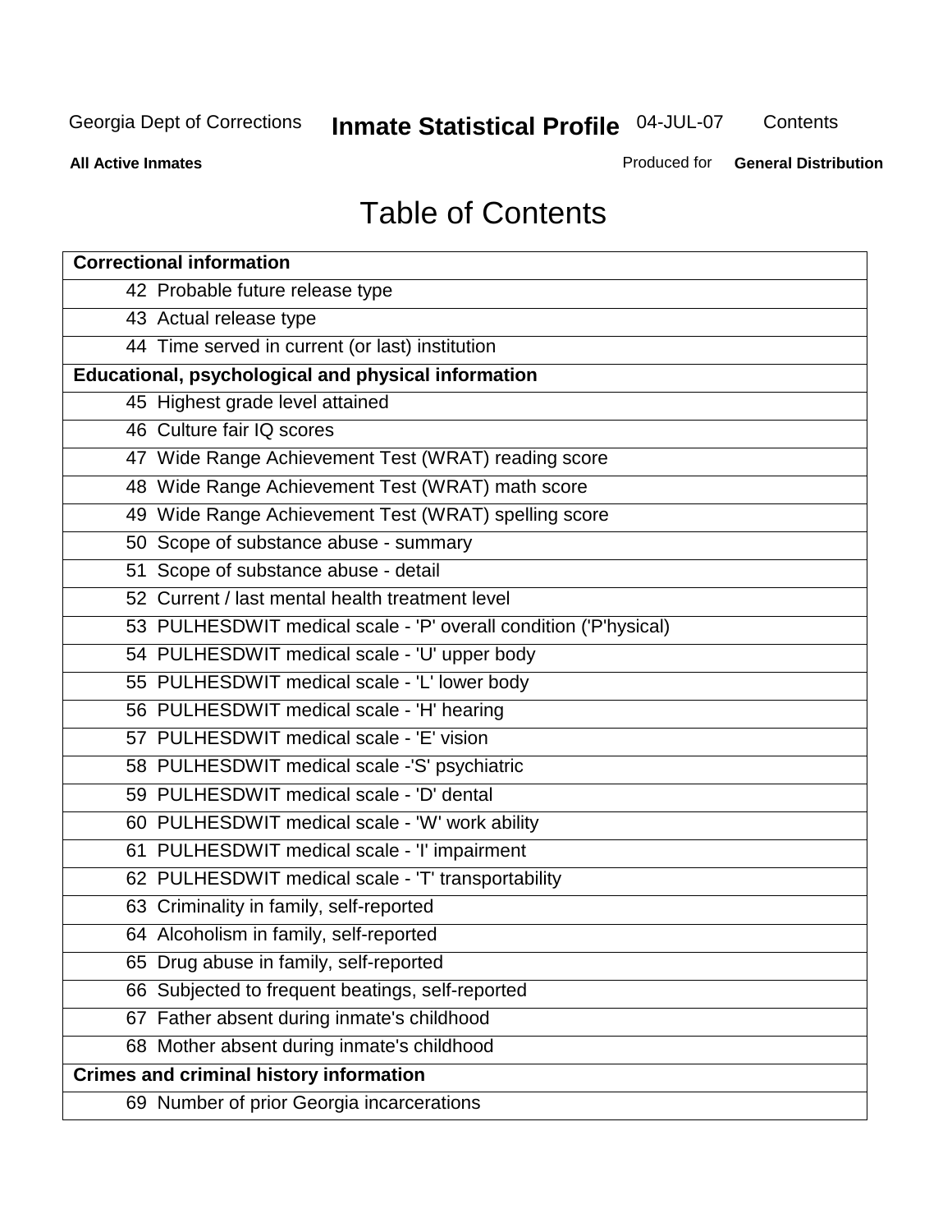# Table of Contents

| Correctional information |
|---|
| 42 Probable future release type |
| 43 Actual release type |
| 44 Time served in current (or last) institution |
| **Educational, psychological and physical information** |
| 45 Highest grade level attained |
| 46 Culture fair IQ scores |
| 47 Wide Range Achievement Test (WRAT) reading score |
| 48 Wide Range Achievement Test (WRAT) math score |
| 49 Wide Range Achievement Test (WRAT) spelling score |
| 50 Scope of substance abuse - summary |
| 51 Scope of substance abuse - detail |
| 52 Current / last mental health treatment level |
| 53 PULHESDWIT medical scale - 'P' overall condition ('P'hysical) |
| 54 PULHESDWIT medical scale - 'U' upper body |
| 55 PULHESDWIT medical scale - 'L' lower body |
| 56 PULHESDWIT medical scale - 'H' hearing |
| 57 PULHESDWIT medical scale - 'E' vision |
| 58 PULHESDWIT medical scale -'S' psychiatric |
| 59 PULHESDWIT medical scale - 'D' dental |
| 60 PULHESDWIT medical scale - 'W' work ability |
| 61 PULHESDWIT medical scale - 'I' impairment |
| 62 PULHESDWIT medical scale - 'T' transportability |
| 63 Criminality in family, self-reported |
| 64 Alcoholism in family, self-reported |
| 65 Drug abuse in family, self-reported |
| 66 Subjected to frequent beatings, self-reported |
| 67 Father absent during inmate's childhood |
| 68 Mother absent during inmate's childhood |
| **Crimes and criminal history information** |
| 69 Number of prior Georgia incarcerations |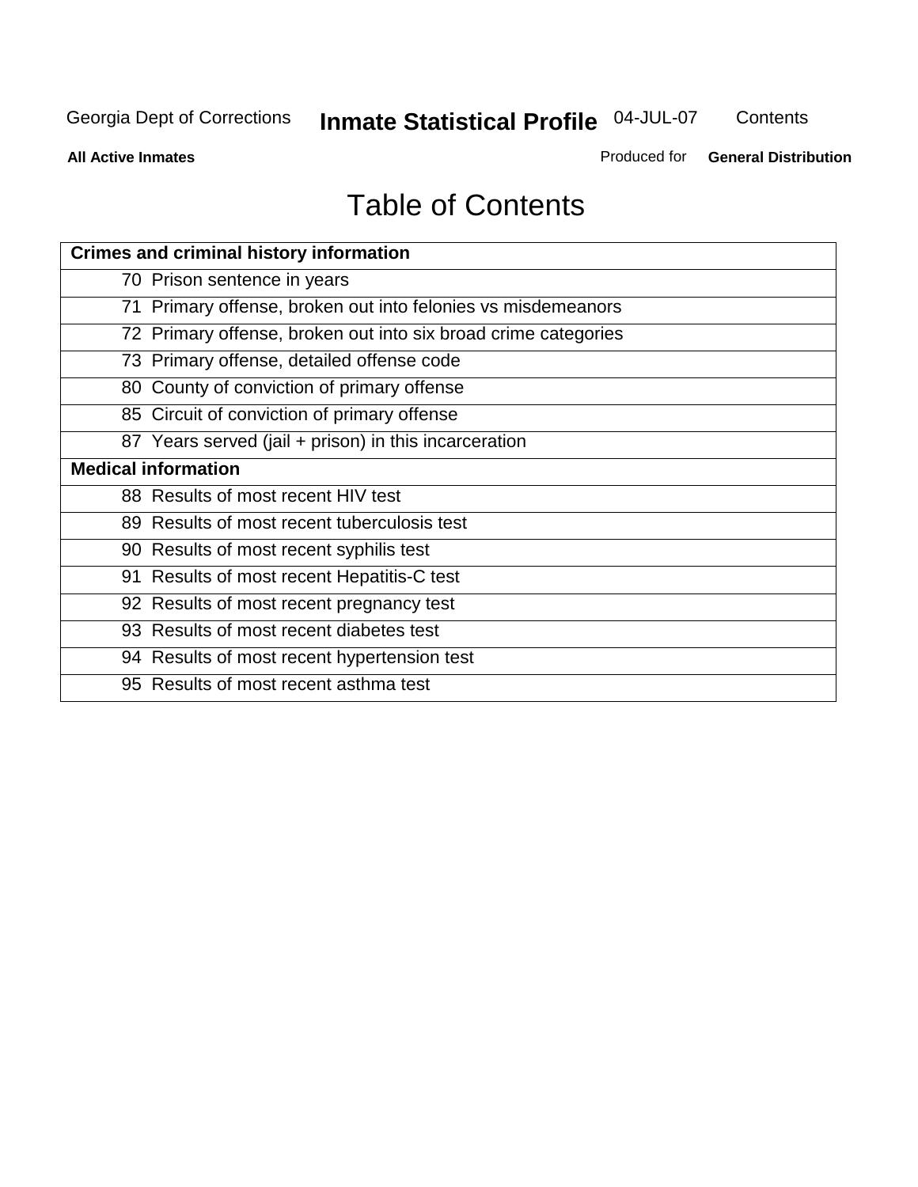# Table of Contents

| Crimes and criminal history information |
|---|
| 70 Prison sentence in years |
| 71 Primary offense, broken out into felonies vs misdemeanors |
| 72 Primary offense, broken out into six broad crime categories |
| 73 Primary offense, detailed offense code |
| 80 County of conviction of primary offense |
| 85 Circuit of conviction of primary offense |
| 87 Years served (jail + prison) in this incarceration |
| **Medical information** |
| 88 Results of most recent HIV test |
| 89 Results of most recent tuberculosis test |
| 90 Results of most recent syphilis test |
| 91 Results of most recent Hepatitis-C test |
| 92 Results of most recent pregnancy test |
| 93 Results of most recent diabetes test |
| 94 Results of most recent hypertension test |
| 95 Results of most recent asthma test |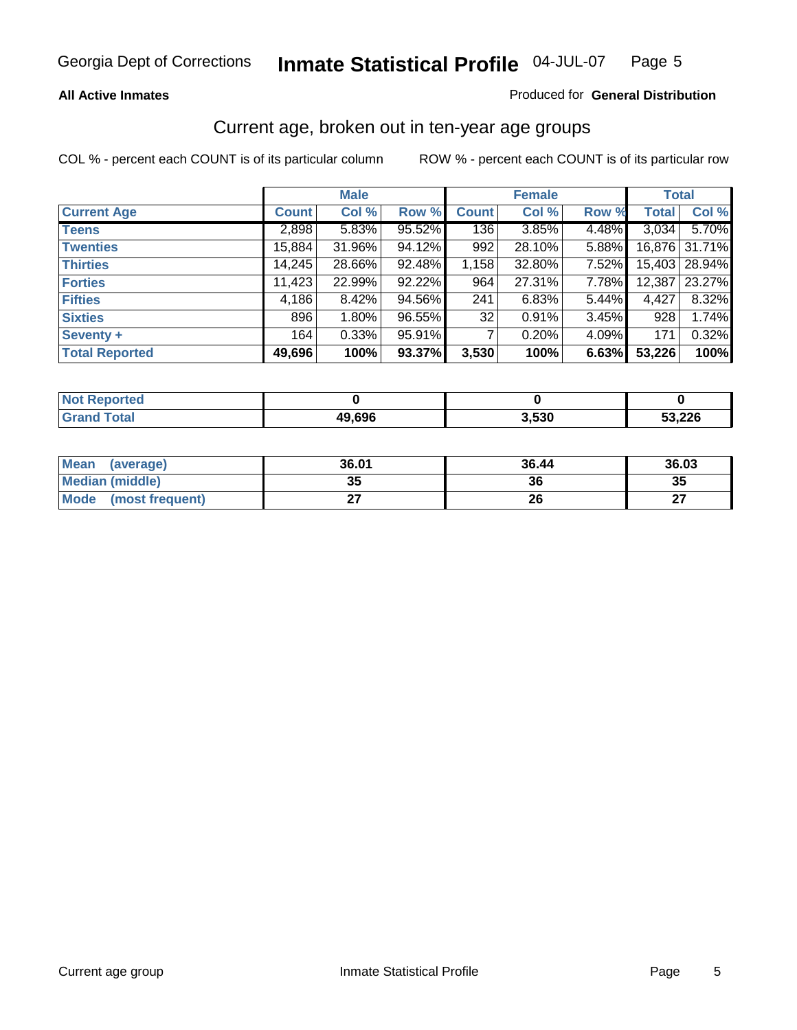Georgia Dept of Corrections **Inmate Statistical Profile** 04-JUL-07

**All Active Inmates**

Produced for **General Distribution**

## Current age, broken out in ten-year age groups

COL % - percent each COUNT is of its particular column

ROW % - percent each COUNT is of its particular row

| Current Age | Male | | | Female | | | Total | |
|---|---|---|---|---|---|---|---|---|
| | Count | Col % | Row % | Count | Col % | Row % | Total | Col % |
| Teens | 2,898 | 5.83% | 95.52% | 136 | 3.85% | 4.48% | 3,034 | 5.70% |
| Twenties | 15,884 | 31.96% | 94.12% | 992 | 28.10% | 5.88% | 16,876 | 31.71% |
| Thirties | 14,245 | 28.66% | 92.48% | 1,158 | 32.80% | 7.52% | 15,403 | 28.94% |
| Forties | 11,423 | 22.99% | 92.22% | 964 | 27.31% | 7.78% | 12,387 | 23.27% |
| Fifties | 4,186 | 8.42% | 94.56% | 241 | 6.83% | 5.44% | 4,427 | 8.32% |
| Sixties | 896 | 1.80% | 96.55% | 32 | 0.91% | 3.45% | 928 | 1.74% |
| Seventy + | 164 | 0.33% | 95.91% | 7 | 0.20% | 4.09% | 171 | 0.32% |
| **Total Reported** | **49,696** | **100%** | **93.37%** | **3,530** | **100%** | **6.63%** | **53,226** | **100%** |

| | Male | Female | Total |
|---|---|---|---|
| Not Reported | **0** | **0** | **0** |
| Grand Total | **49,696** | **3,530** | **53,226** |

| | Male | Female | Total |
|---|---|---|---|
| Mean (average) | **36.01** | **36.44** | **36.03** |
| Median (middle) | **35** | **36** | **35** |
| Mode (most frequent) | **27** | **26** | **27** |

Current age group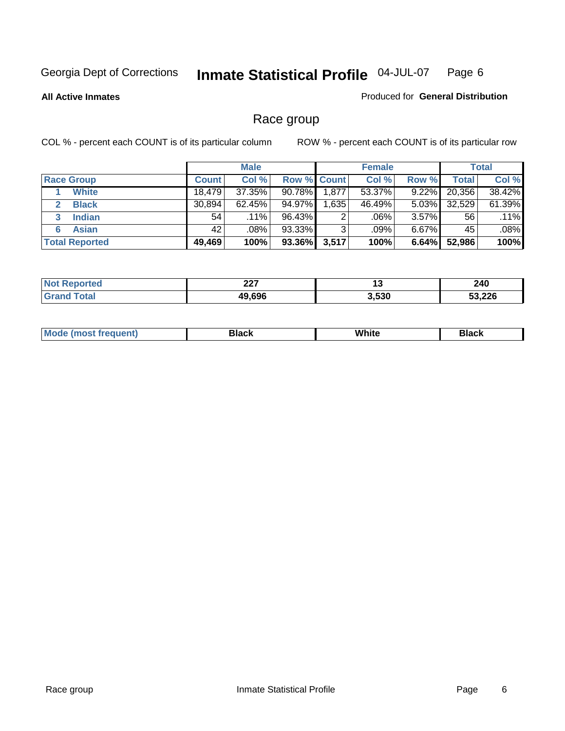Georgia Dept of Corrections **Inmate Statistical Profile** 04-JUL-07

**All Active Inmates**

Produced for **General Distribution**

## Race group

COL % - percent each COUNT is of its particular column

ROW % - percent each COUNT is of its particular row

| | Male | | | Female | | | Total | |
|---|---|---|---|---|---|---|---|---|
| **Race Group** | **Count** | **Col %** | **Row %** | **Count** | **Col %** | **Row %** | **Total** | **Col %** |
| 1 **White** | 18,479 | 37.35% | 90.78% | 1,877 | 53.37% | 9.22% | 20,356 | 38.42% |
| 2 **Black** | 30,894 | 62.45% | 94.97% | 1,635 | 46.49% | 5.03% | 32,529 | 61.39% |
| 3 **Indian** | 54 | .11% | 96.43% | 2 | .06% | 3.57% | 56 | .11% |
| 6 **Asian** | 42 | .08% | 93.33% | 3 | .09% | 6.67% | 45 | .08% |
| **Total Reported** | **49,469** | **100%** | **93.36%** | **3,517** | **100%** | **6.64%** | **52,986** | **100%** |

| | Male | Female | Total |
|---|---|---|---|
| **Not Reported** | **227** | **13** | **240** |
| **Grand Total** | **49,696** | **3,530** | **53,226** |

| | Male | Female | Total |
|---|---|---|---|
| **Mode (most frequent)** | **Black** | **White** | **Black** |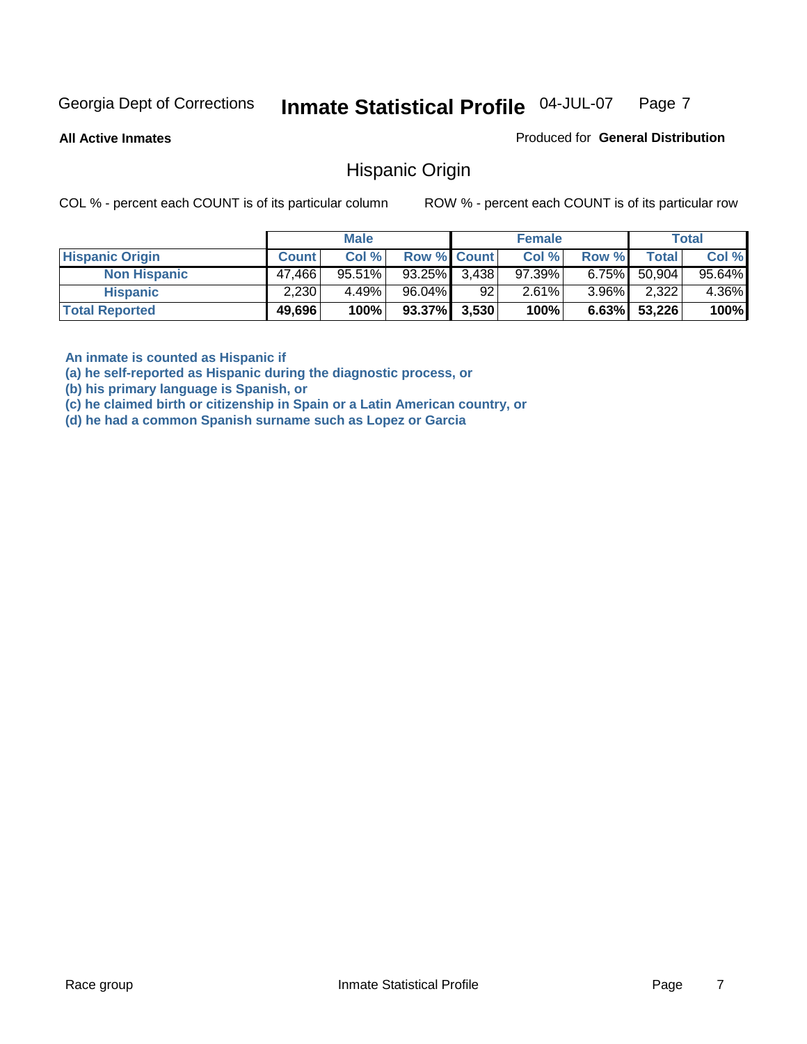Georgia Dept of Corrections **Inmate Statistical Profile** 04-JUL-07

**All Active Inmates**

Produced for **General Distribution**

## Hispanic Origin

COL % - percent each COUNT is of its particular column

ROW % - percent each COUNT is of its particular row

| | Male | | | Female | | | Total | |
|---|---|---|---|---|---|---|---|---|
| **Hispanic Origin** | **Count** | **Col %** | **Row %** | **Count** | **Col %** | **Row %** | **Total** | **Col %** |
| **Non Hispanic** | 47,466 | 95.51% | 93.25% | 3,438 | 97.39% | 6.75% | 50,904 | 95.64% |
| **Hispanic** | 2,230 | 4.49% | 96.04% | 92 | 2.61% | 3.96% | 2,322 | 4.36% |
| **Total Reported** | **49,696** | **100%** | **93.37%** | **3,530** | **100%** | **6.63%** | **53,226** | **100%** |

**An inmate is counted as Hispanic if**
**(a) he self-reported as Hispanic during the diagnostic process, or**
**(b) his primary language is Spanish, or**
**(c) he claimed birth or citizenship in Spain or a Latin American country, or**
**(d) he had a common Spanish surname such as Lopez or Garcia**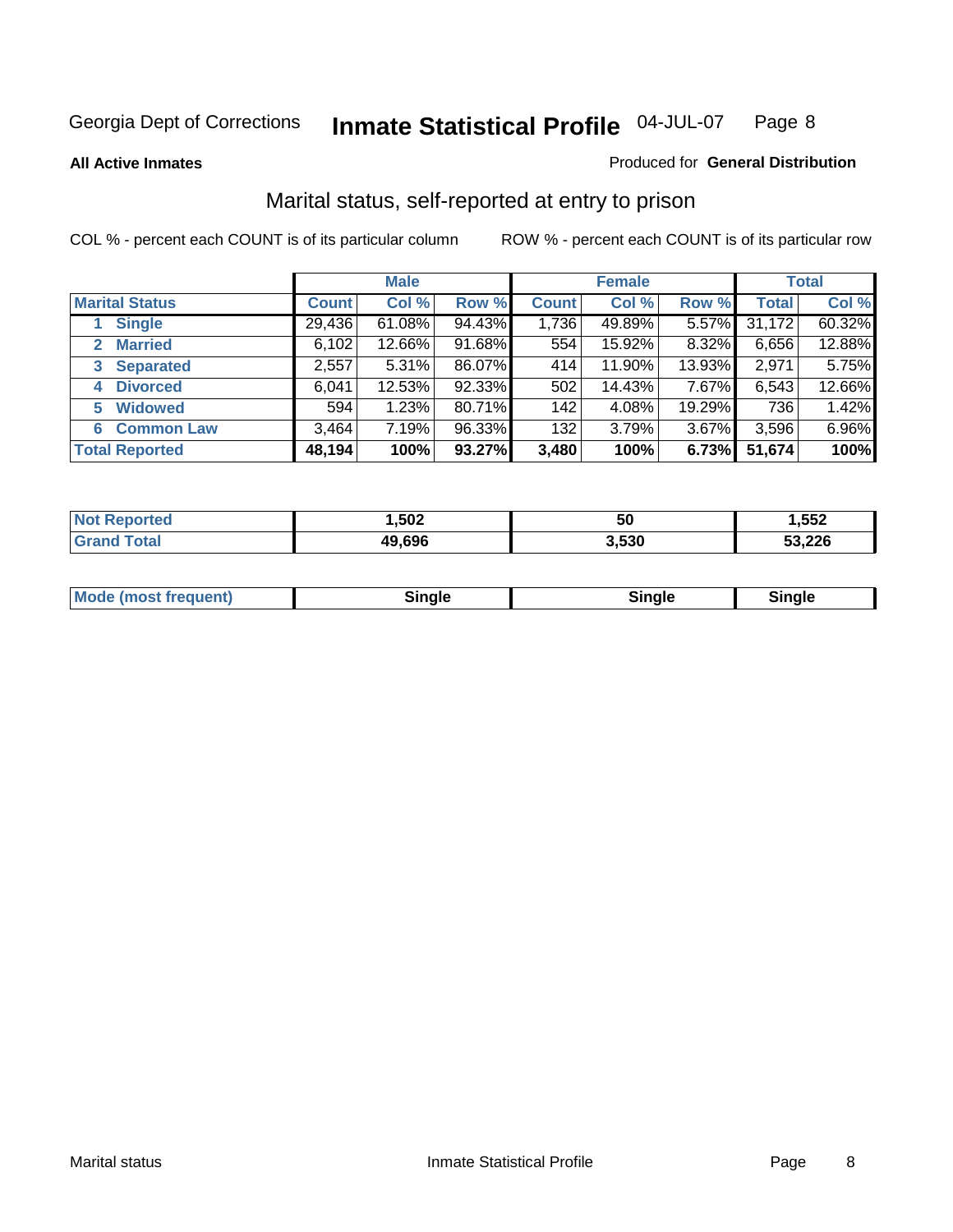Georgia Dept of Corrections **Inmate Statistical Profile** 04-JUL-07

**All Active Inmates**

Produced for **General Distribution**

## Marital status, self-reported at entry to prison

COL % - percent each COUNT is of its particular column

ROW % - percent each COUNT is of its particular row

| | Male | | | Female | | | Total | |
|---|---|---|---|---|---|---|---|---|
| **Marital Status** | **Count** | **Col %** | **Row %** | **Count** | **Col %** | **Row %** | **Total** | **Col %** |
| 1 **Single** | 29,436 | 61.08% | 94.43% | 1,736 | 49.89% | 5.57% | 31,172 | 60.32% |
| 2 **Married** | 6,102 | 12.66% | 91.68% | 554 | 15.92% | 8.32% | 6,656 | 12.88% |
| 3 **Separated** | 2,557 | 5.31% | 86.07% | 414 | 11.90% | 13.93% | 2,971 | 5.75% |
| 4 **Divorced** | 6,041 | 12.53% | 92.33% | 502 | 14.43% | 7.67% | 6,543 | 12.66% |
| 5 **Widowed** | 594 | 1.23% | 80.71% | 142 | 4.08% | 19.29% | 736 | 1.42% |
| 6 **Common Law** | 3,464 | 7.19% | 96.33% | 132 | 3.79% | 3.67% | 3,596 | 6.96% |
| **Total Reported** | **48,194** | **100%** | **93.27%** | **3,480** | **100%** | **6.73%** | **51,674** | **100%** |

| | Male | Female | Total |
|---|---|---|---|
| **Not Reported** | **1,502** | **50** | **1,552** |
| **Grand Total** | **49,696** | **3,530** | **53,226** |

| | Male | Female | Total |
|---|---|---|---|
| **Mode (most frequent)** | **Single** | **Single** | **Single** |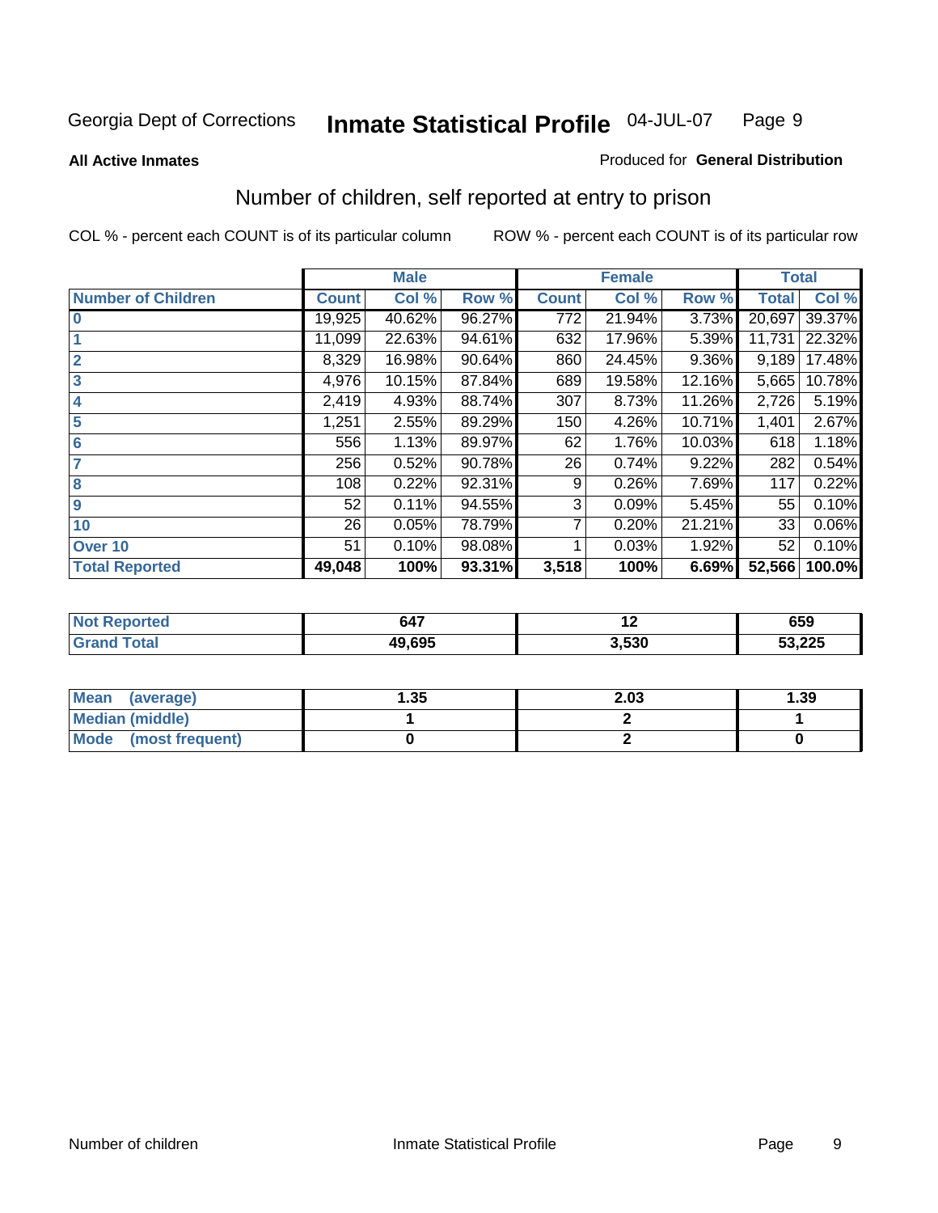Georgia Dept of Corrections **Inmate Statistical Profile** 04-JUL-07

**All Active Inmates**

Produced for **General Distribution**

## Number of children, self reported at entry to prison

COL % - percent each COUNT is of its particular column ROW % - percent each COUNT is of its particular row

| | Male | | | Female | | | Total | |
|---|---|---|---|---|---|---|---|---|
| **Number of Children** | **Count** | **Col %** | **Row %** | **Count** | **Col %** | **Row %** | **Total** | **Col %** |
| **0** | 19,925 | 40.62% | 96.27% | 772 | 21.94% | 3.73% | 20,697 | 39.37% |
| **1** | 11,099 | 22.63% | 94.61% | 632 | 17.96% | 5.39% | 11,731 | 22.32% |
| **2** | 8,329 | 16.98% | 90.64% | 860 | 24.45% | 9.36% | 9,189 | 17.48% |
| **3** | 4,976 | 10.15% | 87.84% | 689 | 19.58% | 12.16% | 5,665 | 10.78% |
| **4** | 2,419 | 4.93% | 88.74% | 307 | 8.73% | 11.26% | 2,726 | 5.19% |
| **5** | 1,251 | 2.55% | 89.29% | 150 | 4.26% | 10.71% | 1,401 | 2.67% |
| **6** | 556 | 1.13% | 89.97% | 62 | 1.76% | 10.03% | 618 | 1.18% |
| **7** | 256 | 0.52% | 90.78% | 26 | 0.74% | 9.22% | 282 | 0.54% |
| **8** | 108 | 0.22% | 92.31% | 9 | 0.26% | 7.69% | 117 | 0.22% |
| **9** | 52 | 0.11% | 94.55% | 3 | 0.09% | 5.45% | 55 | 0.10% |
| **10** | 26 | 0.05% | 78.79% | 7 | 0.20% | 21.21% | 33 | 0.06% |
| **Over 10** | 51 | 0.10% | 98.08% | 1 | 0.03% | 1.92% | 52 | 0.10% |
| **Total Reported** | **49,048** | **100%** | **93.31%** | **3,518** | **100%** | **6.69%** | **52,566** | **100.0%** |

| | Male | Female | Total |
|---|---|---|---|
| **Not Reported** | **647** | **12** | **659** |
| **Grand Total** | **49,695** | **3,530** | **53,225** |

| | Male | Female | Total |
|---|---|---|---|
| **Mean (average)** | **1.35** | **2.03** | **1.39** |
| **Median (middle)** | **1** | **2** | **1** |
| **Mode (most frequent)** | **0** | **2** | **0** |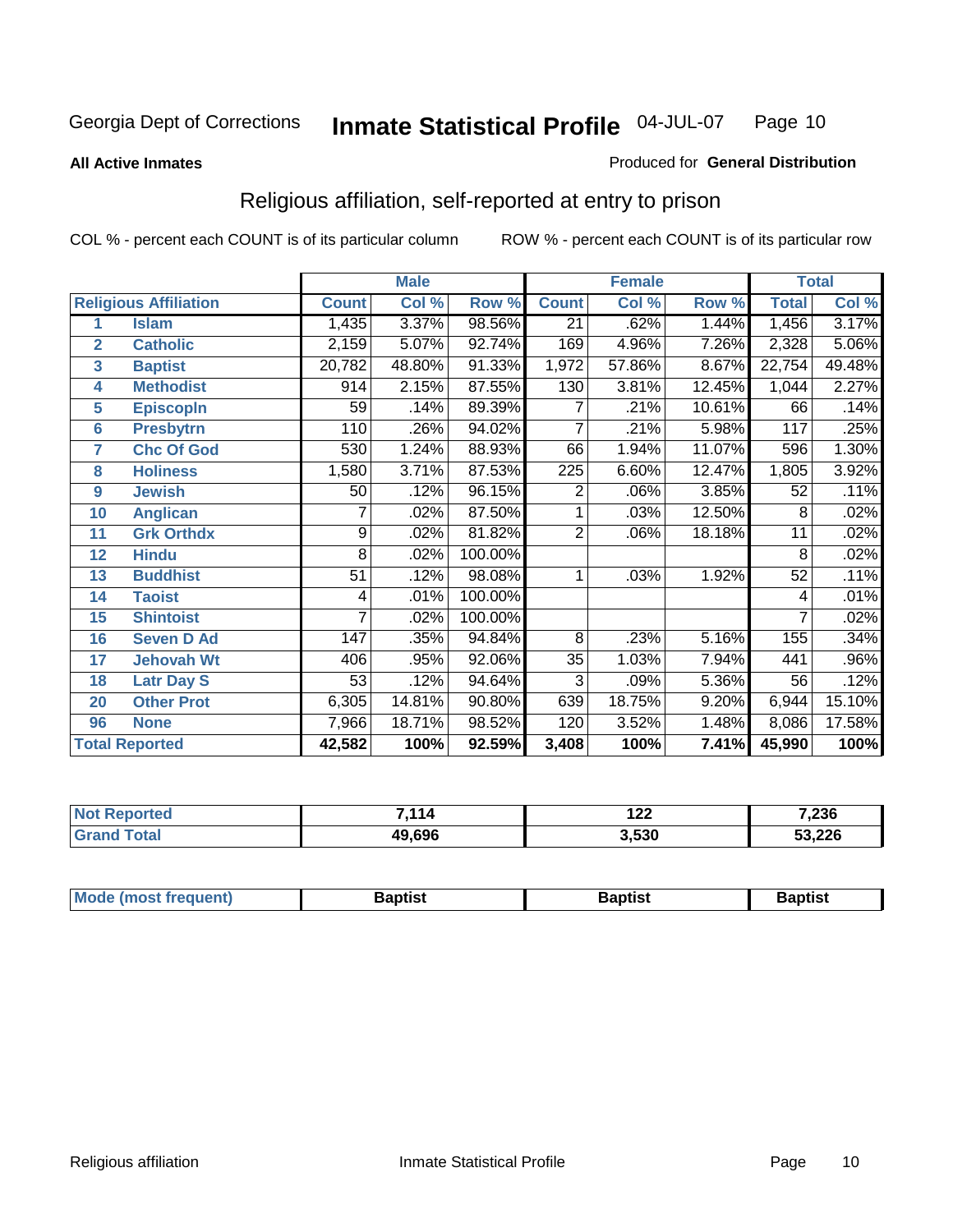Georgia Dept of Corrections **Inmate Statistical Profile** 04-JUL-07

**All Active Inmates**

Produced for **General Distribution**

## Religious affiliation, self-reported at entry to prison

COL % - percent each COUNT is of its particular column ROW % - percent each COUNT is of its particular row

| Religious Affiliation | | Male | | | Female | | | Total | |
|---|---|---|---|---|---|---|---|---|---|
| | | Count | Col % | Row % | Count | Col % | Row % | Total | Col % |
| 1 | Islam | 1,435 | 3.37% | 98.56% | 21 | .62% | 1.44% | 1,456 | 3.17% |
| 2 | Catholic | 2,159 | 5.07% | 92.74% | 169 | 4.96% | 7.26% | 2,328 | 5.06% |
| 3 | Baptist | 20,782 | 48.80% | 91.33% | 1,972 | 57.86% | 8.67% | 22,754 | 49.48% |
| 4 | Methodist | 914 | 2.15% | 87.55% | 130 | 3.81% | 12.45% | 1,044 | 2.27% |
| 5 | Episcopln | 59 | .14% | 89.39% | 7 | .21% | 10.61% | 66 | .14% |
| 6 | Presbytrn | 110 | .26% | 94.02% | 7 | .21% | 5.98% | 117 | .25% |
| 7 | Chc Of God | 530 | 1.24% | 88.93% | 66 | 1.94% | 11.07% | 596 | 1.30% |
| 8 | Holiness | 1,580 | 3.71% | 87.53% | 225 | 6.60% | 12.47% | 1,805 | 3.92% |
| 9 | Jewish | 50 | .12% | 96.15% | 2 | .06% | 3.85% | 52 | .11% |
| 10 | Anglican | 7 | .02% | 87.50% | 1 | .03% | 12.50% | 8 | .02% |
| 11 | Grk Orthdx | 9 | .02% | 81.82% | 2 | .06% | 18.18% | 11 | .02% |
| 12 | Hindu | 8 | .02% | 100.00% | | | | 8 | .02% |
| 13 | Buddhist | 51 | .12% | 98.08% | 1 | .03% | 1.92% | 52 | .11% |
| 14 | Taoist | 4 | .01% | 100.00% | | | | 4 | .01% |
| 15 | Shintoist | 7 | .02% | 100.00% | | | | 7 | .02% |
| 16 | Seven D Ad | 147 | .35% | 94.84% | 8 | .23% | 5.16% | 155 | .34% |
| 17 | Jehovah Wt | 406 | .95% | 92.06% | 35 | 1.03% | 7.94% | 441 | .96% |
| 18 | Latr Day S | 53 | .12% | 94.64% | 3 | .09% | 5.36% | 56 | .12% |
| 20 | Other Prot | 6,305 | 14.81% | 90.80% | 639 | 18.75% | 9.20% | 6,944 | 15.10% |
| 96 | None | 7,966 | 18.71% | 98.52% | 120 | 3.52% | 1.48% | 8,086 | 17.58% |
| **Total Reported** | | **42,582** | **100%** | **92.59%** | **3,408** | **100%** | **7.41%** | **45,990** | **100%** |

| | Male | Female | Total |
|---|---|---|---|
| Not Reported | 7,114 | 122 | 7,236 |
| Grand Total | 49,696 | 3,530 | 53,226 |

| | Male | Female | Total |
|---|---|---|---|
| Mode (most frequent) | Baptist | Baptist | Baptist |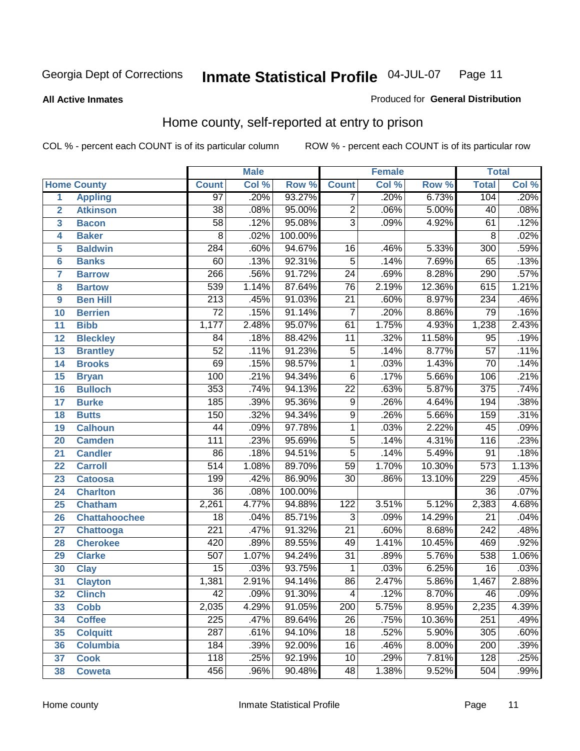Georgia Dept of Corrections **Inmate Statistical Profile** 04-JUL-07

**All Active Inmates**

Produced for **General Distribution**

## Home county, self-reported at entry to prison

COL % - percent each COUNT is of its particular column ROW % - percent each COUNT is of its particular row

| | Home County | Male | | | Female | | | Total | |
|---|---|---|---|---|---|---|---|---|---|
| | | Count | Col % | Row % | Count | Col % | Row % | Total | Col % |
| 1 | Appling | 97 | .20% | 93.27% | 7 | .20% | 6.73% | 104 | .20% |
| 2 | Atkinson | 38 | .08% | 95.00% | 2 | .06% | 5.00% | 40 | .08% |
| 3 | Bacon | 58 | .12% | 95.08% | 3 | .09% | 4.92% | 61 | .12% |
| 4 | Baker | 8 | .02% | 100.00% | | | | 8 | .02% |
| 5 | Baldwin | 284 | .60% | 94.67% | 16 | .46% | 5.33% | 300 | .59% |
| 6 | Banks | 60 | .13% | 92.31% | 5 | .14% | 7.69% | 65 | .13% |
| 7 | Barrow | 266 | .56% | 91.72% | 24 | .69% | 8.28% | 290 | .57% |
| 8 | Bartow | 539 | 1.14% | 87.64% | 76 | 2.19% | 12.36% | 615 | 1.21% |
| 9 | Ben Hill | 213 | .45% | 91.03% | 21 | .60% | 8.97% | 234 | .46% |
| 10 | Berrien | 72 | .15% | 91.14% | 7 | .20% | 8.86% | 79 | .16% |
| 11 | Bibb | 1,177 | 2.48% | 95.07% | 61 | 1.75% | 4.93% | 1,238 | 2.43% |
| 12 | Bleckley | 84 | .18% | 88.42% | 11 | .32% | 11.58% | 95 | .19% |
| 13 | Brantley | 52 | .11% | 91.23% | 5 | .14% | 8.77% | 57 | .11% |
| 14 | Brooks | 69 | .15% | 98.57% | 1 | .03% | 1.43% | 70 | .14% |
| 15 | Bryan | 100 | .21% | 94.34% | 6 | .17% | 5.66% | 106 | .21% |
| 16 | Bulloch | 353 | .74% | 94.13% | 22 | .63% | 5.87% | 375 | .74% |
| 17 | Burke | 185 | .39% | 95.36% | 9 | .26% | 4.64% | 194 | .38% |
| 18 | Butts | 150 | .32% | 94.34% | 9 | .26% | 5.66% | 159 | .31% |
| 19 | Calhoun | 44 | .09% | 97.78% | 1 | .03% | 2.22% | 45 | .09% |
| 20 | Camden | 111 | .23% | 95.69% | 5 | .14% | 4.31% | 116 | .23% |
| 21 | Candler | 86 | .18% | 94.51% | 5 | .14% | 5.49% | 91 | .18% |
| 22 | Carroll | 514 | 1.08% | 89.70% | 59 | 1.70% | 10.30% | 573 | 1.13% |
| 23 | Catoosa | 199 | .42% | 86.90% | 30 | .86% | 13.10% | 229 | .45% |
| 24 | Charlton | 36 | .08% | 100.00% | | | | 36 | .07% |
| 25 | Chatham | 2,261 | 4.77% | 94.88% | 122 | 3.51% | 5.12% | 2,383 | 4.68% |
| 26 | Chattahoochee | 18 | .04% | 85.71% | 3 | .09% | 14.29% | 21 | .04% |
| 27 | Chattooga | 221 | .47% | 91.32% | 21 | .60% | 8.68% | 242 | .48% |
| 28 | Cherokee | 420 | .89% | 89.55% | 49 | 1.41% | 10.45% | 469 | .92% |
| 29 | Clarke | 507 | 1.07% | 94.24% | 31 | .89% | 5.76% | 538 | 1.06% |
| 30 | Clay | 15 | .03% | 93.75% | 1 | .03% | 6.25% | 16 | .03% |
| 31 | Clayton | 1,381 | 2.91% | 94.14% | 86 | 2.47% | 5.86% | 1,467 | 2.88% |
| 32 | Clinch | 42 | .09% | 91.30% | 4 | .12% | 8.70% | 46 | .09% |
| 33 | Cobb | 2,035 | 4.29% | 91.05% | 200 | 5.75% | 8.95% | 2,235 | 4.39% |
| 34 | Coffee | 225 | .47% | 89.64% | 26 | .75% | 10.36% | 251 | .49% |
| 35 | Colquitt | 287 | .61% | 94.10% | 18 | .52% | 5.90% | 305 | .60% |
| 36 | Columbia | 184 | .39% | 92.00% | 16 | .46% | 8.00% | 200 | .39% |
| 37 | Cook | 118 | .25% | 92.19% | 10 | .29% | 7.81% | 128 | .25% |
| 38 | Coweta | 456 | .96% | 90.48% | 48 | 1.38% | 9.52% | 504 | .99% |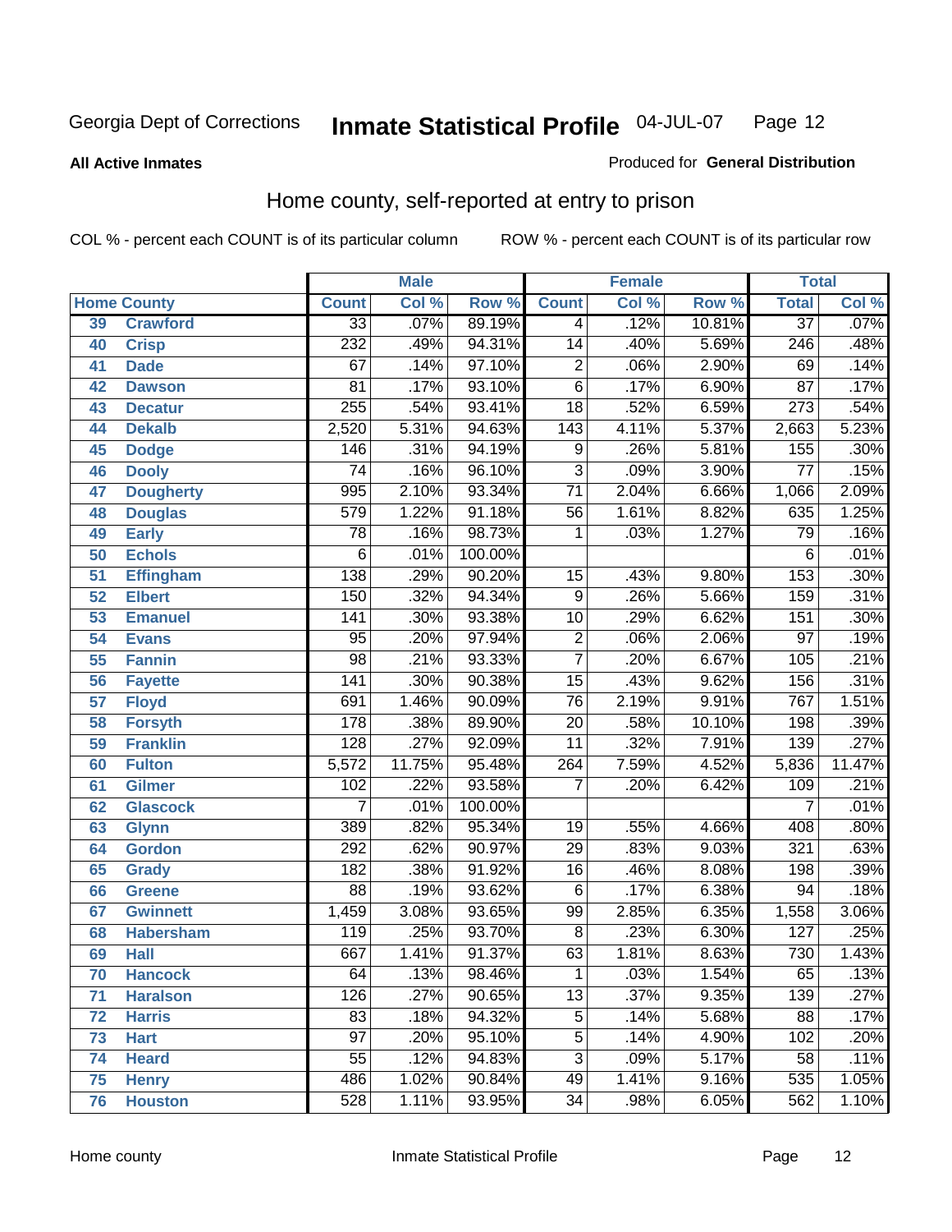Georgia Dept of Corrections **Inmate Statistical Profile** 04-JUL-07

**All Active Inmates**

Produced for **General Distribution**

## Home county, self-reported at entry to prison

COL % - percent each COUNT is of its particular column ROW % - percent each COUNT is of its particular row

| Home County | | Male | | | Female | | | Total | |
|---|---|---|---|---|---|---|---|---|---|
| | | Count | Col % | Row % | Count | Col % | Row % | Total | Col % |
| 39 | Crawford | 33 | .07% | 89.19% | 4 | .12% | 10.81% | 37 | .07% |
| 40 | Crisp | 232 | .49% | 94.31% | 14 | .40% | 5.69% | 246 | .48% |
| 41 | Dade | 67 | .14% | 97.10% | 2 | .06% | 2.90% | 69 | .14% |
| 42 | Dawson | 81 | .17% | 93.10% | 6 | .17% | 6.90% | 87 | .17% |
| 43 | Decatur | 255 | .54% | 93.41% | 18 | .52% | 6.59% | 273 | .54% |
| 44 | Dekalb | 2,520 | 5.31% | 94.63% | 143 | 4.11% | 5.37% | 2,663 | 5.23% |
| 45 | Dodge | 146 | .31% | 94.19% | 9 | .26% | 5.81% | 155 | .30% |
| 46 | Dooly | 74 | .16% | 96.10% | 3 | .09% | 3.90% | 77 | .15% |
| 47 | Dougherty | 995 | 2.10% | 93.34% | 71 | 2.04% | 6.66% | 1,066 | 2.09% |
| 48 | Douglas | 579 | 1.22% | 91.18% | 56 | 1.61% | 8.82% | 635 | 1.25% |
| 49 | Early | 78 | .16% | 98.73% | 1 | .03% | 1.27% | 79 | .16% |
| 50 | Echols | 6 | .01% | 100.00% | | | | 6 | .01% |
| 51 | Effingham | 138 | .29% | 90.20% | 15 | .43% | 9.80% | 153 | .30% |
| 52 | Elbert | 150 | .32% | 94.34% | 9 | .26% | 5.66% | 159 | .31% |
| 53 | Emanuel | 141 | .30% | 93.38% | 10 | .29% | 6.62% | 151 | .30% |
| 54 | Evans | 95 | .20% | 97.94% | 2 | .06% | 2.06% | 97 | .19% |
| 55 | Fannin | 98 | .21% | 93.33% | 7 | .20% | 6.67% | 105 | .21% |
| 56 | Fayette | 141 | .30% | 90.38% | 15 | .43% | 9.62% | 156 | .31% |
| 57 | Floyd | 691 | 1.46% | 90.09% | 76 | 2.19% | 9.91% | 767 | 1.51% |
| 58 | Forsyth | 178 | .38% | 89.90% | 20 | .58% | 10.10% | 198 | .39% |
| 59 | Franklin | 128 | .27% | 92.09% | 11 | .32% | 7.91% | 139 | .27% |
| 60 | Fulton | 5,572 | 11.75% | 95.48% | 264 | 7.59% | 4.52% | 5,836 | 11.47% |
| 61 | Gilmer | 102 | .22% | 93.58% | 7 | .20% | 6.42% | 109 | .21% |
| 62 | Glascock | 7 | .01% | 100.00% | | | | 7 | .01% |
| 63 | Glynn | 389 | .82% | 95.34% | 19 | .55% | 4.66% | 408 | .80% |
| 64 | Gordon | 292 | .62% | 90.97% | 29 | .83% | 9.03% | 321 | .63% |
| 65 | Grady | 182 | .38% | 91.92% | 16 | .46% | 8.08% | 198 | .39% |
| 66 | Greene | 88 | .19% | 93.62% | 6 | .17% | 6.38% | 94 | .18% |
| 67 | Gwinnett | 1,459 | 3.08% | 93.65% | 99 | 2.85% | 6.35% | 1,558 | 3.06% |
| 68 | Habersham | 119 | .25% | 93.70% | 8 | .23% | 6.30% | 127 | .25% |
| 69 | Hall | 667 | 1.41% | 91.37% | 63 | 1.81% | 8.63% | 730 | 1.43% |
| 70 | Hancock | 64 | .13% | 98.46% | 1 | .03% | 1.54% | 65 | .13% |
| 71 | Haralson | 126 | .27% | 90.65% | 13 | .37% | 9.35% | 139 | .27% |
| 72 | Harris | 83 | .18% | 94.32% | 5 | .14% | 5.68% | 88 | .17% |
| 73 | Hart | 97 | .20% | 95.10% | 5 | .14% | 4.90% | 102 | .20% |
| 74 | Heard | 55 | .12% | 94.83% | 3 | .09% | 5.17% | 58 | .11% |
| 75 | Henry | 486 | 1.02% | 90.84% | 49 | 1.41% | 9.16% | 535 | 1.05% |
| 76 | Houston | 528 | 1.11% | 93.95% | 34 | .98% | 6.05% | 562 | 1.10% |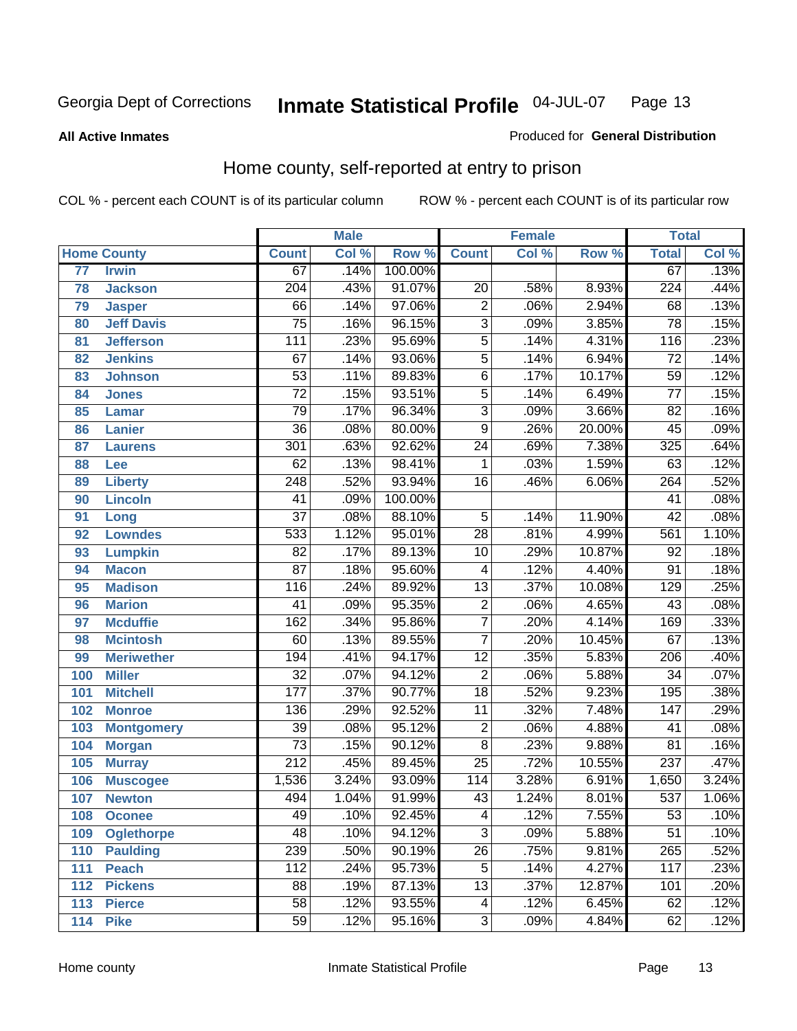# Inmate Statistical Profile

**All Active Inmates**

Produced for **General Distribution**

## Home county, self-reported at entry to prison

COL % - percent each COUNT is of its particular column

ROW % - percent each COUNT is of its particular row

| Home County | | Male | | | Female | | | Total | |
|---|---|---|---|---|---|---|---|---|---|
| | | Count | Col % | Row % | Count | Col % | Row % | Total | Col % |
| 77 | Irwin | 67 | .14% | 100.00% | | | | 67 | .13% |
| 78 | Jackson | 204 | .43% | 91.07% | 20 | .58% | 8.93% | 224 | .44% |
| 79 | Jasper | 66 | .14% | 97.06% | 2 | .06% | 2.94% | 68 | .13% |
| 80 | Jeff Davis | 75 | .16% | 96.15% | 3 | .09% | 3.85% | 78 | .15% |
| 81 | Jefferson | 111 | .23% | 95.69% | 5 | .14% | 4.31% | 116 | .23% |
| 82 | Jenkins | 67 | .14% | 93.06% | 5 | .14% | 6.94% | 72 | .14% |
| 83 | Johnson | 53 | .11% | 89.83% | 6 | .17% | 10.17% | 59 | .12% |
| 84 | Jones | 72 | .15% | 93.51% | 5 | .14% | 6.49% | 77 | .15% |
| 85 | Lamar | 79 | .17% | 96.34% | 3 | .09% | 3.66% | 82 | .16% |
| 86 | Lanier | 36 | .08% | 80.00% | 9 | .26% | 20.00% | 45 | .09% |
| 87 | Laurens | 301 | .63% | 92.62% | 24 | .69% | 7.38% | 325 | .64% |
| 88 | Lee | 62 | .13% | 98.41% | 1 | .03% | 1.59% | 63 | .12% |
| 89 | Liberty | 248 | .52% | 93.94% | 16 | .46% | 6.06% | 264 | .52% |
| 90 | Lincoln | 41 | .09% | 100.00% | | | | 41 | .08% |
| 91 | Long | 37 | .08% | 88.10% | 5 | .14% | 11.90% | 42 | .08% |
| 92 | Lowndes | 533 | 1.12% | 95.01% | 28 | .81% | 4.99% | 561 | 1.10% |
| 93 | Lumpkin | 82 | .17% | 89.13% | 10 | .29% | 10.87% | 92 | .18% |
| 94 | Macon | 87 | .18% | 95.60% | 4 | .12% | 4.40% | 91 | .18% |
| 95 | Madison | 116 | .24% | 89.92% | 13 | .37% | 10.08% | 129 | .25% |
| 96 | Marion | 41 | .09% | 95.35% | 2 | .06% | 4.65% | 43 | .08% |
| 97 | Mcduffie | 162 | .34% | 95.86% | 7 | .20% | 4.14% | 169 | .33% |
| 98 | Mcintosh | 60 | .13% | 89.55% | 7 | .20% | 10.45% | 67 | .13% |
| 99 | Meriwether | 194 | .41% | 94.17% | 12 | .35% | 5.83% | 206 | .40% |
| 100 | Miller | 32 | .07% | 94.12% | 2 | .06% | 5.88% | 34 | .07% |
| 101 | Mitchell | 177 | .37% | 90.77% | 18 | .52% | 9.23% | 195 | .38% |
| 102 | Monroe | 136 | .29% | 92.52% | 11 | .32% | 7.48% | 147 | .29% |
| 103 | Montgomery | 39 | .08% | 95.12% | 2 | .06% | 4.88% | 41 | .08% |
| 104 | Morgan | 73 | .15% | 90.12% | 8 | .23% | 9.88% | 81 | .16% |
| 105 | Murray | 212 | .45% | 89.45% | 25 | .72% | 10.55% | 237 | .47% |
| 106 | Muscogee | 1,536 | 3.24% | 93.09% | 114 | 3.28% | 6.91% | 1,650 | 3.24% |
| 107 | Newton | 494 | 1.04% | 91.99% | 43 | 1.24% | 8.01% | 537 | 1.06% |
| 108 | Oconee | 49 | .10% | 92.45% | 4 | .12% | 7.55% | 53 | .10% |
| 109 | Oglethorpe | 48 | .10% | 94.12% | 3 | .09% | 5.88% | 51 | .10% |
| 110 | Paulding | 239 | .50% | 90.19% | 26 | .75% | 9.81% | 265 | .52% |
| 111 | Peach | 112 | .24% | 95.73% | 5 | .14% | 4.27% | 117 | .23% |
| 112 | Pickens | 88 | .19% | 87.13% | 13 | .37% | 12.87% | 101 | .20% |
| 113 | Pierce | 58 | .12% | 93.55% | 4 | .12% | 6.45% | 62 | .12% |
| 114 | Pike | 59 | .12% | 95.16% | 3 | .09% | 4.84% | 62 | .12% |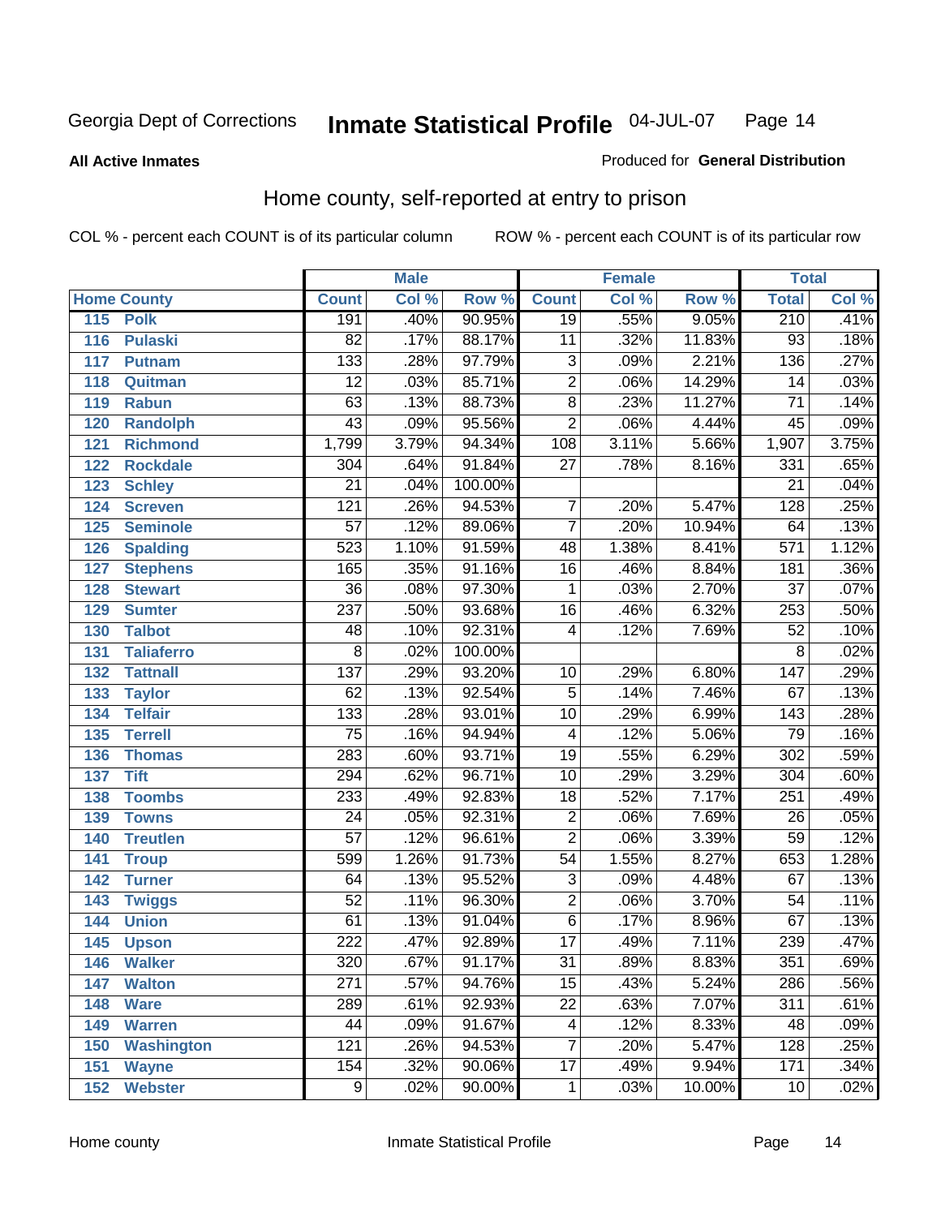Georgia Dept of Corrections **Inmate Statistical Profile** 04-JUL-07

**All Active Inmates**

Produced for **General Distribution**

## Home county, self-reported at entry to prison

COL % - percent each COUNT is of its particular column ROW % - percent each COUNT is of its particular row

| Home County | | Male | | | Female | | | Total | |
|---|---|---|---|---|---|---|---|---|---|
| | | Count | Col % | Row % | Count | Col % | Row % | Total | Col % |
| 115 | Polk | 191 | .40% | 90.95% | 19 | .55% | 9.05% | 210 | .41% |
| 116 | Pulaski | 82 | .17% | 88.17% | 11 | .32% | 11.83% | 93 | .18% |
| 117 | Putnam | 133 | .28% | 97.79% | 3 | .09% | 2.21% | 136 | .27% |
| 118 | Quitman | 12 | .03% | 85.71% | 2 | .06% | 14.29% | 14 | .03% |
| 119 | Rabun | 63 | .13% | 88.73% | 8 | .23% | 11.27% | 71 | .14% |
| 120 | Randolph | 43 | .09% | 95.56% | 2 | .06% | 4.44% | 45 | .09% |
| 121 | Richmond | 1,799 | 3.79% | 94.34% | 108 | 3.11% | 5.66% | 1,907 | 3.75% |
| 122 | Rockdale | 304 | .64% | 91.84% | 27 | .78% | 8.16% | 331 | .65% |
| 123 | Schley | 21 | .04% | 100.00% | | | | 21 | .04% |
| 124 | Screven | 121 | .26% | 94.53% | 7 | .20% | 5.47% | 128 | .25% |
| 125 | Seminole | 57 | .12% | 89.06% | 7 | .20% | 10.94% | 64 | .13% |
| 126 | Spalding | 523 | 1.10% | 91.59% | 48 | 1.38% | 8.41% | 571 | 1.12% |
| 127 | Stephens | 165 | .35% | 91.16% | 16 | .46% | 8.84% | 181 | .36% |
| 128 | Stewart | 36 | .08% | 97.30% | 1 | .03% | 2.70% | 37 | .07% |
| 129 | Sumter | 237 | .50% | 93.68% | 16 | .46% | 6.32% | 253 | .50% |
| 130 | Talbot | 48 | .10% | 92.31% | 4 | .12% | 7.69% | 52 | .10% |
| 131 | Taliaferro | 8 | .02% | 100.00% | | | | 8 | .02% |
| 132 | Tattnall | 137 | .29% | 93.20% | 10 | .29% | 6.80% | 147 | .29% |
| 133 | Taylor | 62 | .13% | 92.54% | 5 | .14% | 7.46% | 67 | .13% |
| 134 | Telfair | 133 | .28% | 93.01% | 10 | .29% | 6.99% | 143 | .28% |
| 135 | Terrell | 75 | .16% | 94.94% | 4 | .12% | 5.06% | 79 | .16% |
| 136 | Thomas | 283 | .60% | 93.71% | 19 | .55% | 6.29% | 302 | .59% |
| 137 | Tift | 294 | .62% | 96.71% | 10 | .29% | 3.29% | 304 | .60% |
| 138 | Toombs | 233 | .49% | 92.83% | 18 | .52% | 7.17% | 251 | .49% |
| 139 | Towns | 24 | .05% | 92.31% | 2 | .06% | 7.69% | 26 | .05% |
| 140 | Treutlen | 57 | .12% | 96.61% | 2 | .06% | 3.39% | 59 | .12% |
| 141 | Troup | 599 | 1.26% | 91.73% | 54 | 1.55% | 8.27% | 653 | 1.28% |
| 142 | Turner | 64 | .13% | 95.52% | 3 | .09% | 4.48% | 67 | .13% |
| 143 | Twiggs | 52 | .11% | 96.30% | 2 | .06% | 3.70% | 54 | .11% |
| 144 | Union | 61 | .13% | 91.04% | 6 | .17% | 8.96% | 67 | .13% |
| 145 | Upson | 222 | .47% | 92.89% | 17 | .49% | 7.11% | 239 | .47% |
| 146 | Walker | 320 | .67% | 91.17% | 31 | .89% | 8.83% | 351 | .69% |
| 147 | Walton | 271 | .57% | 94.76% | 15 | .43% | 5.24% | 286 | .56% |
| 148 | Ware | 289 | .61% | 92.93% | 22 | .63% | 7.07% | 311 | .61% |
| 149 | Warren | 44 | .09% | 91.67% | 4 | .12% | 8.33% | 48 | .09% |
| 150 | Washington | 121 | .26% | 94.53% | 7 | .20% | 5.47% | 128 | .25% |
| 151 | Wayne | 154 | .32% | 90.06% | 17 | .49% | 9.94% | 171 | .34% |
| 152 | Webster | 9 | .02% | 90.00% | 1 | .03% | 10.00% | 10 | .02% |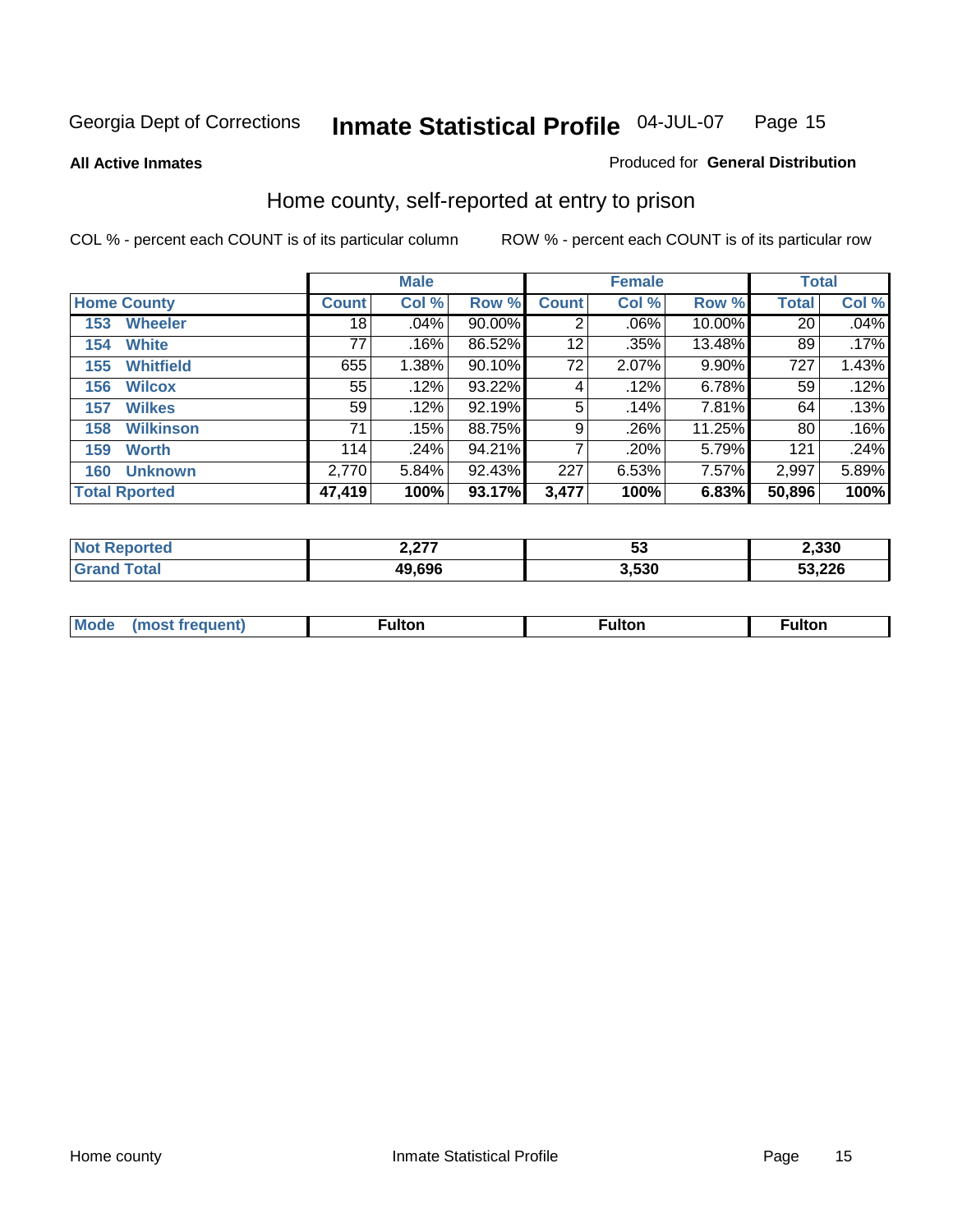Georgia Dept of Corrections **Inmate Statistical Profile** 04-JUL-07

**All Active Inmates**

Produced for **General Distribution**

## Home county, self-reported at entry to prison

COL % - percent each COUNT is of its particular column

ROW % - percent each COUNT is of its particular row

| Home County | Male | | | Female | | | Total | |
|---|---|---|---|---|---|---|---|---|
| | Count | Col % | Row % | Count | Col % | Row % | Total | Col % |
| 153 Wheeler | 18 | .04% | 90.00% | 2 | .06% | 10.00% | 20 | .04% |
| 154 White | 77 | .16% | 86.52% | 12 | .35% | 13.48% | 89 | .17% |
| 155 Whitfield | 655 | 1.38% | 90.10% | 72 | 2.07% | 9.90% | 727 | 1.43% |
| 156 Wilcox | 55 | .12% | 93.22% | 4 | .12% | 6.78% | 59 | .12% |
| 157 Wilkes | 59 | .12% | 92.19% | 5 | .14% | 7.81% | 64 | .13% |
| 158 Wilkinson | 71 | .15% | 88.75% | 9 | .26% | 11.25% | 80 | .16% |
| 159 Worth | 114 | .24% | 94.21% | 7 | .20% | 5.79% | 121 | .24% |
| 160 Unknown | 2,770 | 5.84% | 92.43% | 227 | 6.53% | 7.57% | 2,997 | 5.89% |
| **Total Rported** | **47,419** | **100%** | **93.17%** | **3,477** | **100%** | **6.83%** | **50,896** | **100%** |

| | Male | Female | Total |
|---|---|---|---|
| Not Reported | 2,277 | 53 | 2,330 |
| Grand Total | 49,696 | 3,530 | 53,226 |

| | Male | Female | Total |
|---|---|---|---|
| Mode (most frequent) | Fulton | Fulton | Fulton |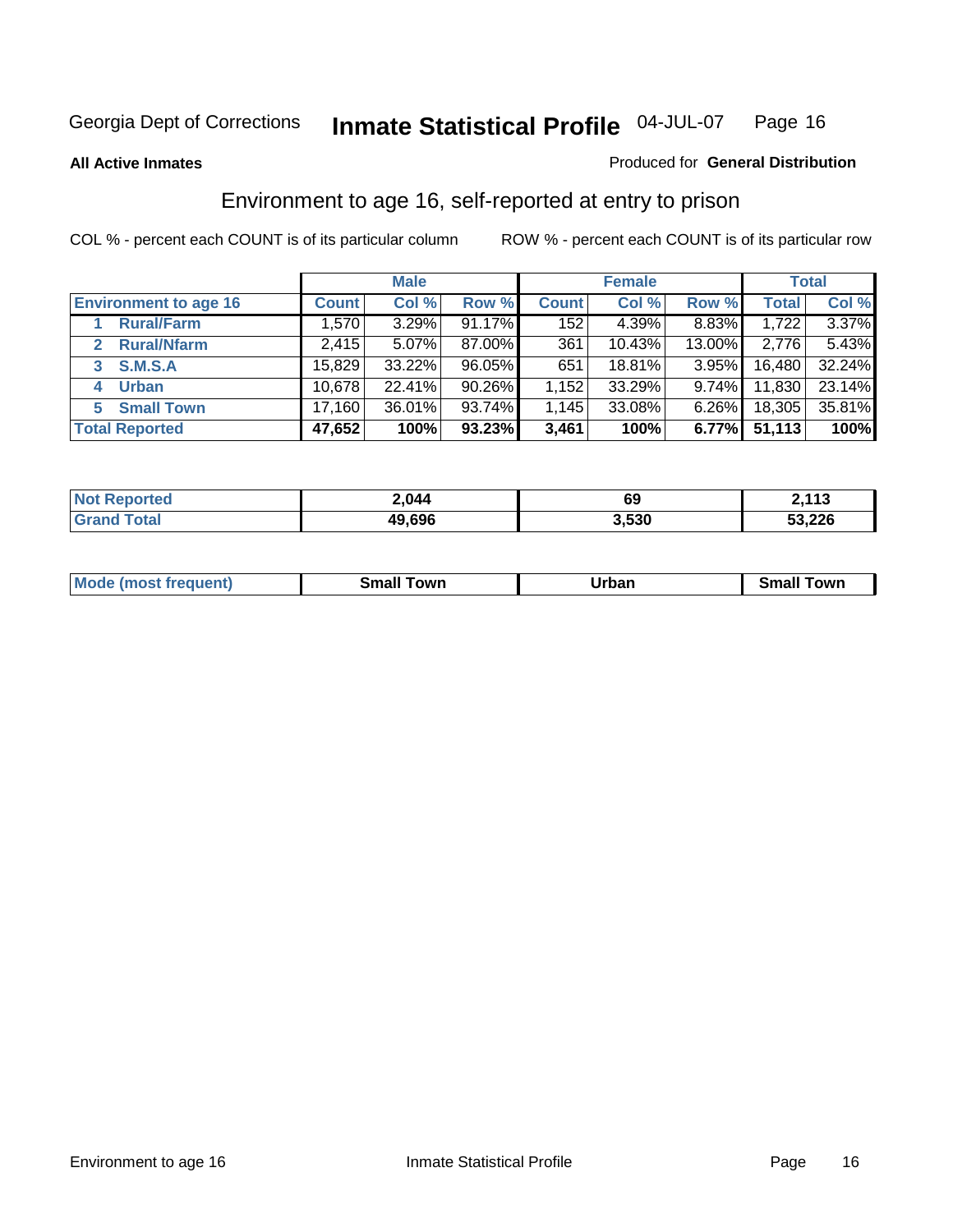Georgia Dept of Corrections **Inmate Statistical Profile** 04-JUL-07

**All Active Inmates**

Produced for **General Distribution**

## Environment to age 16, self-reported at entry to prison

COL % - percent each COUNT is of its particular column ROW % - percent each COUNT is of its particular row

| | Male | | | Female | | | Total | |
|---|---|---|---|---|---|---|---|---|
| **Environment to age 16** | **Count** | **Col %** | **Row %** | **Count** | **Col %** | **Row %** | **Total** | **Col %** |
| 1 **Rural/Farm** | 1,570 | 3.29% | 91.17% | 152 | 4.39% | 8.83% | 1,722 | 3.37% |
| 2 **Rural/Nfarm** | 2,415 | 5.07% | 87.00% | 361 | 10.43% | 13.00% | 2,776 | 5.43% |
| 3 **S.M.S.A** | 15,829 | 33.22% | 96.05% | 651 | 18.81% | 3.95% | 16,480 | 32.24% |
| 4 **Urban** | 10,678 | 22.41% | 90.26% | 1,152 | 33.29% | 9.74% | 11,830 | 23.14% |
| 5 **Small Town** | 17,160 | 36.01% | 93.74% | 1,145 | 33.08% | 6.26% | 18,305 | 35.81% |
| **Total Reported** | **47,652** | **100%** | **93.23%** | **3,461** | **100%** | **6.77%** | **51,113** | **100%** |

| | Male | Female | Total |
|---|---|---|---|
| **Not Reported** | **2,044** | **69** | **2,113** |
| **Grand Total** | **49,696** | **3,530** | **53,226** |

| | Male | Female | Total |
|---|---|---|---|
| **Mode (most frequent)** | **Small Town** | **Urban** | **Small Town** |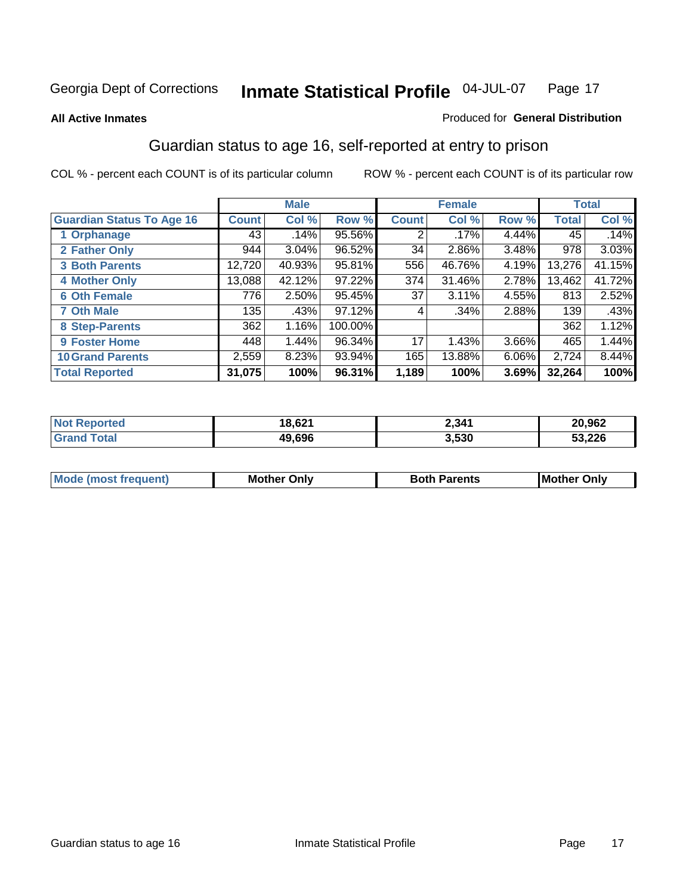Georgia Dept of Corrections **Inmate Statistical Profile** 04-JUL-07

**All Active Inmates** Produced for **General Distribution**

## Guardian status to age 16, self-reported at entry to prison

COL % - percent each COUNT is of its particular column ROW % - percent each COUNT is of its particular row

| | Male | | | Female | | | Total | |
|---|---|---|---|---|---|---|---|---|
| **Guardian Status To Age 16** | **Count** | **Col %** | **Row %** | **Count** | **Col %** | **Row %** | **Total** | **Col %** |
| 1 Orphanage | 43 | .14% | 95.56% | 2 | .17% | 4.44% | 45 | .14% |
| 2 Father Only | 944 | 3.04% | 96.52% | 34 | 2.86% | 3.48% | 978 | 3.03% |
| 3 Both Parents | 12,720 | 40.93% | 95.81% | 556 | 46.76% | 4.19% | 13,276 | 41.15% |
| 4 Mother Only | 13,088 | 42.12% | 97.22% | 374 | 31.46% | 2.78% | 13,462 | 41.72% |
| 6 Oth Female | 776 | 2.50% | 95.45% | 37 | 3.11% | 4.55% | 813 | 2.52% |
| 7 Oth Male | 135 | .43% | 97.12% | 4 | .34% | 2.88% | 139 | .43% |
| 8 Step-Parents | 362 | 1.16% | 100.00% | | | | 362 | 1.12% |
| 9 Foster Home | 448 | 1.44% | 96.34% | 17 | 1.43% | 3.66% | 465 | 1.44% |
| 10 Grand Parents | 2,559 | 8.23% | 93.94% | 165 | 13.88% | 6.06% | 2,724 | 8.44% |
| **Total Reported** | **31,075** | **100%** | **96.31%** | **1,189** | **100%** | **3.69%** | **32,264** | **100%** |

| | Male | Female | Total |
|---|---|---|---|
| Not Reported | **18,621** | **2,341** | **20,962** |
| Grand Total | **49,696** | **3,530** | **53,226** |

| | Male | Female | Total |
|---|---|---|---|
| Mode (most frequent) | **Mother Only** | **Both Parents** | **Mother Only** |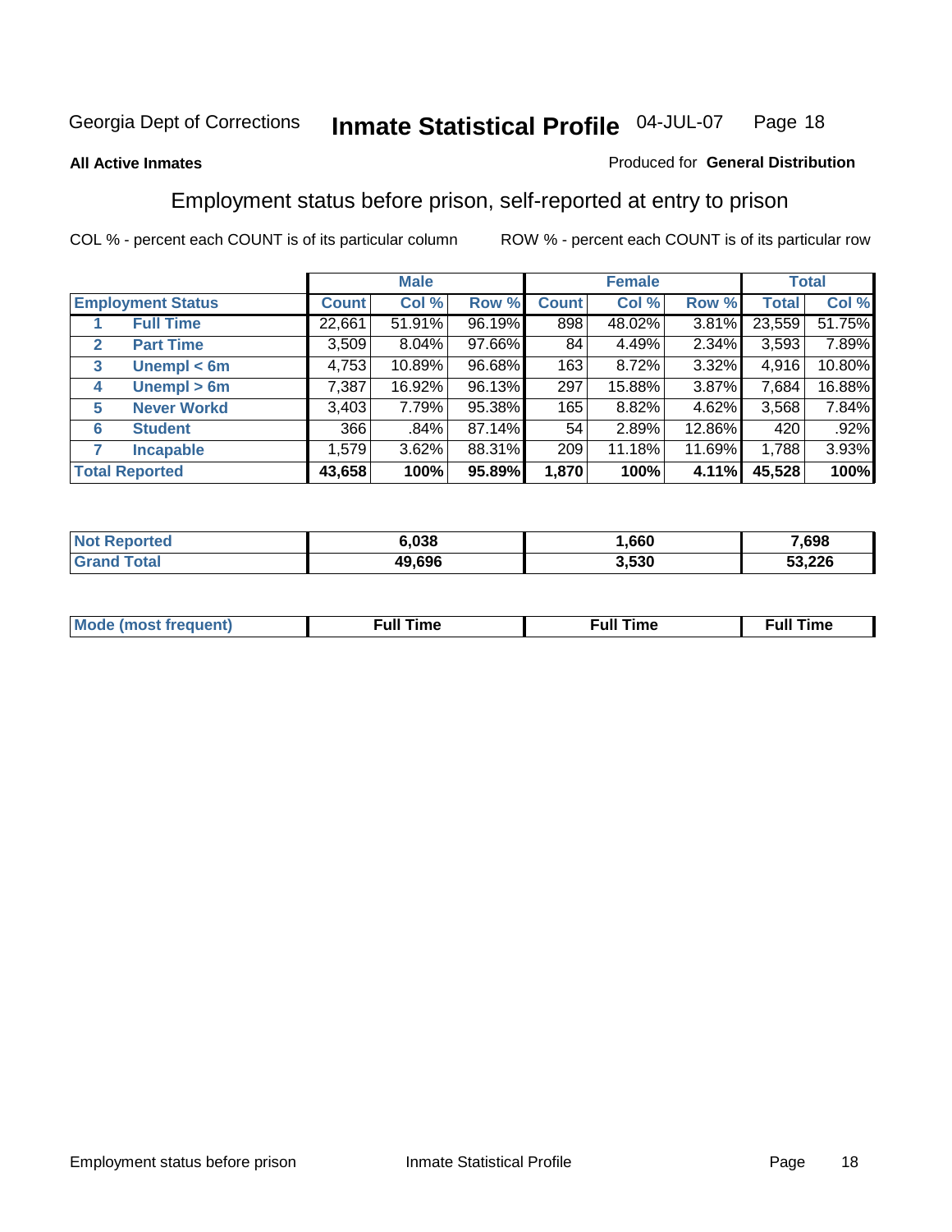Georgia Dept of Corrections **Inmate Statistical Profile** 04-JUL-07

**All Active Inmates**

Produced for **General Distribution**

## Employment status before prison, self-reported at entry to prison

COL % - percent each COUNT is of its particular column ROW % - percent each COUNT is of its particular row

| Employment Status | | Male | | | Female | | | Total | |
|---|---|---|---|---|---|---|---|---|---|
| | | Count | Col % | Row % | Count | Col % | Row % | Total | Col % |
| 1 | Full Time | 22,661 | 51.91% | 96.19% | 898 | 48.02% | 3.81% | 23,559 | 51.75% |
| 2 | Part Time | 3,509 | 8.04% | 97.66% | 84 | 4.49% | 2.34% | 3,593 | 7.89% |
| 3 | Unempl < 6m | 4,753 | 10.89% | 96.68% | 163 | 8.72% | 3.32% | 4,916 | 10.80% |
| 4 | Unempl > 6m | 7,387 | 16.92% | 96.13% | 297 | 15.88% | 3.87% | 7,684 | 16.88% |
| 5 | Never Workd | 3,403 | 7.79% | 95.38% | 165 | 8.82% | 4.62% | 3,568 | 7.84% |
| 6 | Student | 366 | .84% | 87.14% | 54 | 2.89% | 12.86% | 420 | .92% |
| 7 | Incapable | 1,579 | 3.62% | 88.31% | 209 | 11.18% | 11.69% | 1,788 | 3.93% |
| **Total Reported** | | **43,658** | **100%** | **95.89%** | **1,870** | **100%** | **4.11%** | **45,528** | **100%** |

| | Male | Female | Total |
|---|---|---|---|
| Not Reported | **6,038** | **1,660** | **7,698** |
| Grand Total | **49,696** | **3,530** | **53,226** |

| | Male | Female | Total |
|---|---|---|---|
| Mode (most frequent) | **Full Time** | **Full Time** | **Full Time** |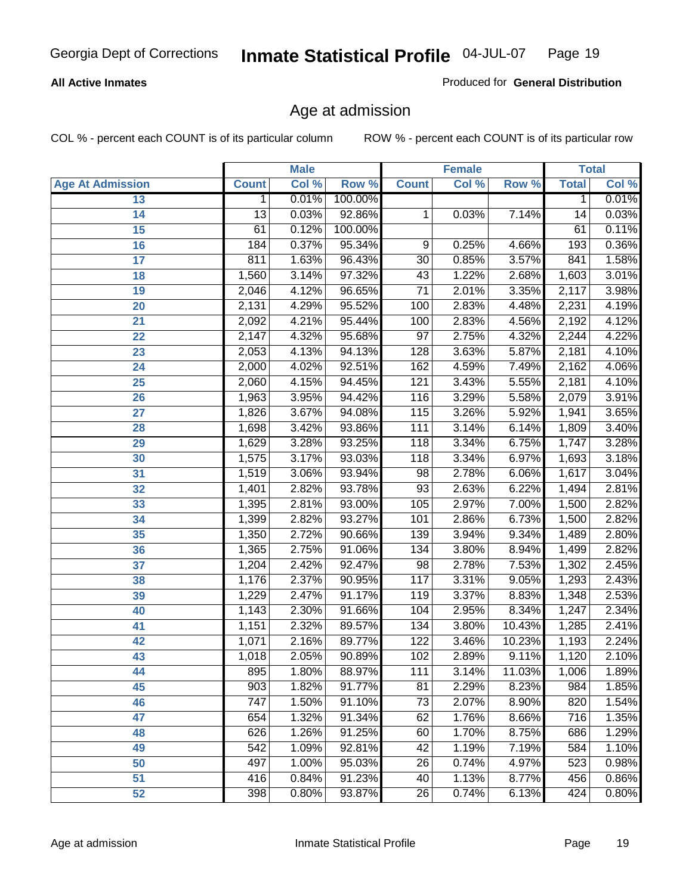Georgia Dept of Corrections **Inmate Statistical Profile** 04-JUL-07

**All Active Inmates**

Produced for **General Distribution**

## Age at admission

COL % - percent each COUNT is of its particular column    ROW % - percent each COUNT is of its particular row

| | Male | | | Female | | | Total | |
|---|---|---|---|---|---|---|---|---|
| **Age At Admission** | **Count** | **Col %** | **Row %** | **Count** | **Col %** | **Row %** | **Total** | **Col %** |
| 13 | 1 | 0.01% | 100.00% | | | | 1 | 0.01% |
| 14 | 13 | 0.03% | 92.86% | 1 | 0.03% | 7.14% | 14 | 0.03% |
| 15 | 61 | 0.12% | 100.00% | | | | 61 | 0.11% |
| 16 | 184 | 0.37% | 95.34% | 9 | 0.25% | 4.66% | 193 | 0.36% |
| 17 | 811 | 1.63% | 96.43% | 30 | 0.85% | 3.57% | 841 | 1.58% |
| 18 | 1,560 | 3.14% | 97.32% | 43 | 1.22% | 2.68% | 1,603 | 3.01% |
| 19 | 2,046 | 4.12% | 96.65% | 71 | 2.01% | 3.35% | 2,117 | 3.98% |
| 20 | 2,131 | 4.29% | 95.52% | 100 | 2.83% | 4.48% | 2,231 | 4.19% |
| 21 | 2,092 | 4.21% | 95.44% | 100 | 2.83% | 4.56% | 2,192 | 4.12% |
| 22 | 2,147 | 4.32% | 95.68% | 97 | 2.75% | 4.32% | 2,244 | 4.22% |
| 23 | 2,053 | 4.13% | 94.13% | 128 | 3.63% | 5.87% | 2,181 | 4.10% |
| 24 | 2,000 | 4.02% | 92.51% | 162 | 4.59% | 7.49% | 2,162 | 4.06% |
| 25 | 2,060 | 4.15% | 94.45% | 121 | 3.43% | 5.55% | 2,181 | 4.10% |
| 26 | 1,963 | 3.95% | 94.42% | 116 | 3.29% | 5.58% | 2,079 | 3.91% |
| 27 | 1,826 | 3.67% | 94.08% | 115 | 3.26% | 5.92% | 1,941 | 3.65% |
| 28 | 1,698 | 3.42% | 93.86% | 111 | 3.14% | 6.14% | 1,809 | 3.40% |
| 29 | 1,629 | 3.28% | 93.25% | 118 | 3.34% | 6.75% | 1,747 | 3.28% |
| 30 | 1,575 | 3.17% | 93.03% | 118 | 3.34% | 6.97% | 1,693 | 3.18% |
| 31 | 1,519 | 3.06% | 93.94% | 98 | 2.78% | 6.06% | 1,617 | 3.04% |
| 32 | 1,401 | 2.82% | 93.78% | 93 | 2.63% | 6.22% | 1,494 | 2.81% |
| 33 | 1,395 | 2.81% | 93.00% | 105 | 2.97% | 7.00% | 1,500 | 2.82% |
| 34 | 1,399 | 2.82% | 93.27% | 101 | 2.86% | 6.73% | 1,500 | 2.82% |
| 35 | 1,350 | 2.72% | 90.66% | 139 | 3.94% | 9.34% | 1,489 | 2.80% |
| 36 | 1,365 | 2.75% | 91.06% | 134 | 3.80% | 8.94% | 1,499 | 2.82% |
| 37 | 1,204 | 2.42% | 92.47% | 98 | 2.78% | 7.53% | 1,302 | 2.45% |
| 38 | 1,176 | 2.37% | 90.95% | 117 | 3.31% | 9.05% | 1,293 | 2.43% |
| 39 | 1,229 | 2.47% | 91.17% | 119 | 3.37% | 8.83% | 1,348 | 2.53% |
| 40 | 1,143 | 2.30% | 91.66% | 104 | 2.95% | 8.34% | 1,247 | 2.34% |
| 41 | 1,151 | 2.32% | 89.57% | 134 | 3.80% | 10.43% | 1,285 | 2.41% |
| 42 | 1,071 | 2.16% | 89.77% | 122 | 3.46% | 10.23% | 1,193 | 2.24% |
| 43 | 1,018 | 2.05% | 90.89% | 102 | 2.89% | 9.11% | 1,120 | 2.10% |
| 44 | 895 | 1.80% | 88.97% | 111 | 3.14% | 11.03% | 1,006 | 1.89% |
| 45 | 903 | 1.82% | 91.77% | 81 | 2.29% | 8.23% | 984 | 1.85% |
| 46 | 747 | 1.50% | 91.10% | 73 | 2.07% | 8.90% | 820 | 1.54% |
| 47 | 654 | 1.32% | 91.34% | 62 | 1.76% | 8.66% | 716 | 1.35% |
| 48 | 626 | 1.26% | 91.25% | 60 | 1.70% | 8.75% | 686 | 1.29% |
| 49 | 542 | 1.09% | 92.81% | 42 | 1.19% | 7.19% | 584 | 1.10% |
| 50 | 497 | 1.00% | 95.03% | 26 | 0.74% | 4.97% | 523 | 0.98% |
| 51 | 416 | 0.84% | 91.23% | 40 | 1.13% | 8.77% | 456 | 0.86% |
| 52 | 398 | 0.80% | 93.87% | 26 | 0.74% | 6.13% | 424 | 0.80% |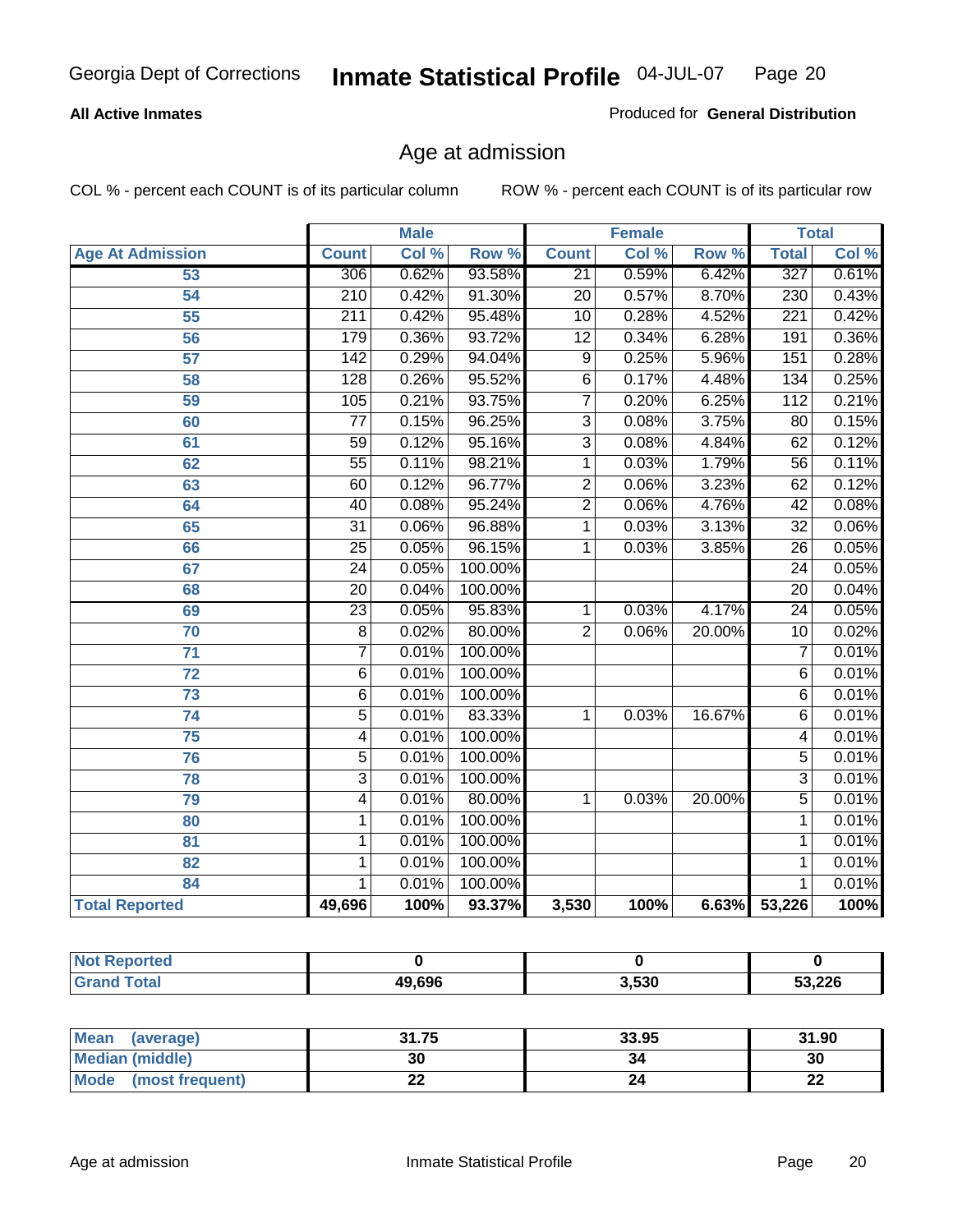Georgia Dept of Corrections **Inmate Statistical Profile** 04-JUL-07

**All Active Inmates**

Produced for **General Distribution**

## Age at admission

COL % - percent each COUNT is of its particular column

ROW % - percent each COUNT is of its particular row

| | Male | | | Female | | | Total | |
|---|---|---|---|---|---|---|---|---|
| **Age At Admission** | **Count** | **Col %** | **Row %** | **Count** | **Col %** | **Row %** | **Total** | **Col %** |
| 53 | 306 | 0.62% | 93.58% | 21 | 0.59% | 6.42% | 327 | 0.61% |
| 54 | 210 | 0.42% | 91.30% | 20 | 0.57% | 8.70% | 230 | 0.43% |
| 55 | 211 | 0.42% | 95.48% | 10 | 0.28% | 4.52% | 221 | 0.42% |
| 56 | 179 | 0.36% | 93.72% | 12 | 0.34% | 6.28% | 191 | 0.36% |
| 57 | 142 | 0.29% | 94.04% | 9 | 0.25% | 5.96% | 151 | 0.28% |
| 58 | 128 | 0.26% | 95.52% | 6 | 0.17% | 4.48% | 134 | 0.25% |
| 59 | 105 | 0.21% | 93.75% | 7 | 0.20% | 6.25% | 112 | 0.21% |
| 60 | 77 | 0.15% | 96.25% | 3 | 0.08% | 3.75% | 80 | 0.15% |
| 61 | 59 | 0.12% | 95.16% | 3 | 0.08% | 4.84% | 62 | 0.12% |
| 62 | 55 | 0.11% | 98.21% | 1 | 0.03% | 1.79% | 56 | 0.11% |
| 63 | 60 | 0.12% | 96.77% | 2 | 0.06% | 3.23% | 62 | 0.12% |
| 64 | 40 | 0.08% | 95.24% | 2 | 0.06% | 4.76% | 42 | 0.08% |
| 65 | 31 | 0.06% | 96.88% | 1 | 0.03% | 3.13% | 32 | 0.06% |
| 66 | 25 | 0.05% | 96.15% | 1 | 0.03% | 3.85% | 26 | 0.05% |
| 67 | 24 | 0.05% | 100.00% | | | | 24 | 0.05% |
| 68 | 20 | 0.04% | 100.00% | | | | 20 | 0.04% |
| 69 | 23 | 0.05% | 95.83% | 1 | 0.03% | 4.17% | 24 | 0.05% |
| 70 | 8 | 0.02% | 80.00% | 2 | 0.06% | 20.00% | 10 | 0.02% |
| 71 | 7 | 0.01% | 100.00% | | | | 7 | 0.01% |
| 72 | 6 | 0.01% | 100.00% | | | | 6 | 0.01% |
| 73 | 6 | 0.01% | 100.00% | | | | 6 | 0.01% |
| 74 | 5 | 0.01% | 83.33% | 1 | 0.03% | 16.67% | 6 | 0.01% |
| 75 | 4 | 0.01% | 100.00% | | | | 4 | 0.01% |
| 76 | 5 | 0.01% | 100.00% | | | | 5 | 0.01% |
| 78 | 3 | 0.01% | 100.00% | | | | 3 | 0.01% |
| 79 | 4 | 0.01% | 80.00% | 1 | 0.03% | 20.00% | 5 | 0.01% |
| 80 | 1 | 0.01% | 100.00% | | | | 1 | 0.01% |
| 81 | 1 | 0.01% | 100.00% | | | | 1 | 0.01% |
| 82 | 1 | 0.01% | 100.00% | | | | 1 | 0.01% |
| 84 | 1 | 0.01% | 100.00% | | | | 1 | 0.01% |
| **Total Reported** | **49,696** | **100%** | **93.37%** | **3,530** | **100%** | **6.63%** | **53,226** | **100%** |

| | Male | Female | Total |
|---|---|---|---|
| **Not Reported** | **0** | **0** | **0** |
| **Grand Total** | **49,696** | **3,530** | **53,226** |

| | Male | Female | Total |
|---|---|---|---|
| **Mean (average)** | **31.75** | **33.95** | **31.90** |
| **Median (middle)** | **30** | **34** | **30** |
| **Mode (most frequent)** | **22** | **24** | **22** |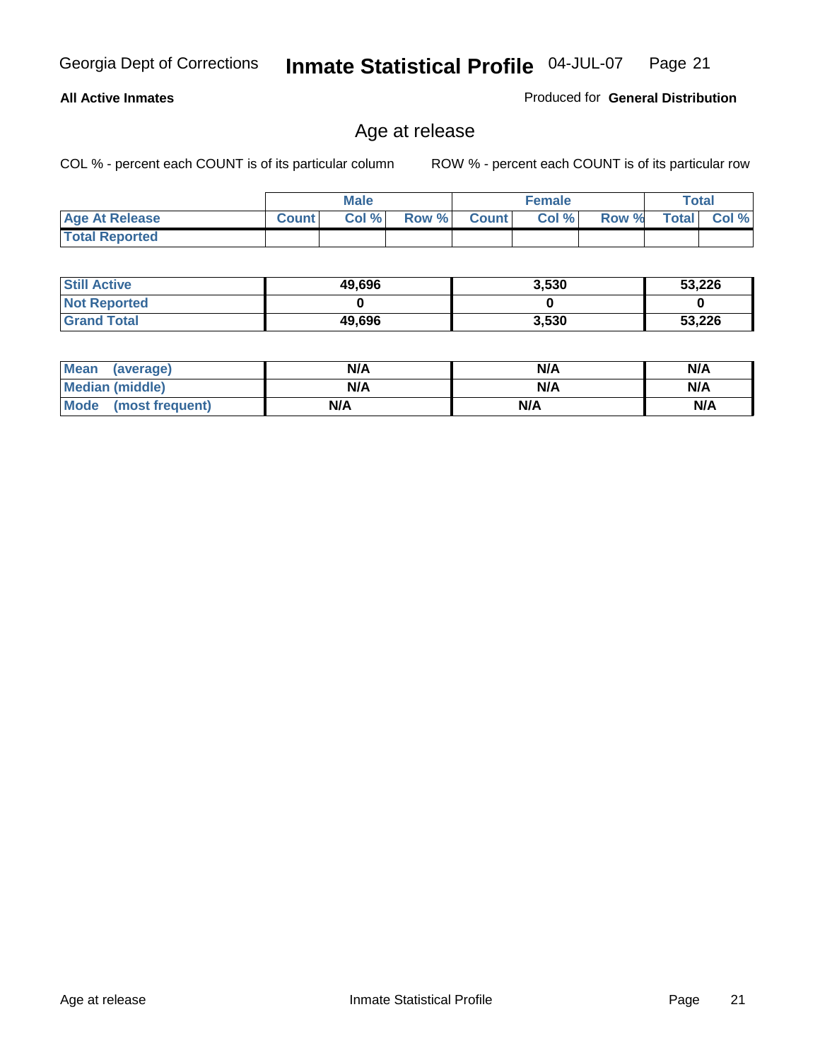Georgia Dept of Corrections **Inmate Statistical Profile** 04-JUL-07

**All Active Inmates** Produced for **General Distribution**

## Age at release

COL % - percent each COUNT is of its particular column ROW % - percent each COUNT is of its particular row

| | Male | | | Female | | | Total | |
|---|---|---|---|---|---|---|---|---|
| **Age At Release** | **Count** | **Col %** | **Row %** | **Count** | **Col %** | **Row %** | **Total** | **Col %** |
| **Total Reported** | | | | | | | | |

| | Male | Female | Total |
|---|---|---|---|
| **Still Active** | **49,696** | **3,530** | **53,226** |
| **Not Reported** | **0** | **0** | **0** |
| **Grand Total** | **49,696** | **3,530** | **53,226** |

| | Male | Female | Total |
|---|---|---|---|
| **Mean (average)** | **N/A** | **N/A** | **N/A** |
| **Median (middle)** | **N/A** | **N/A** | **N/A** |
| **Mode (most frequent)** | **N/A** | **N/A** | **N/A** |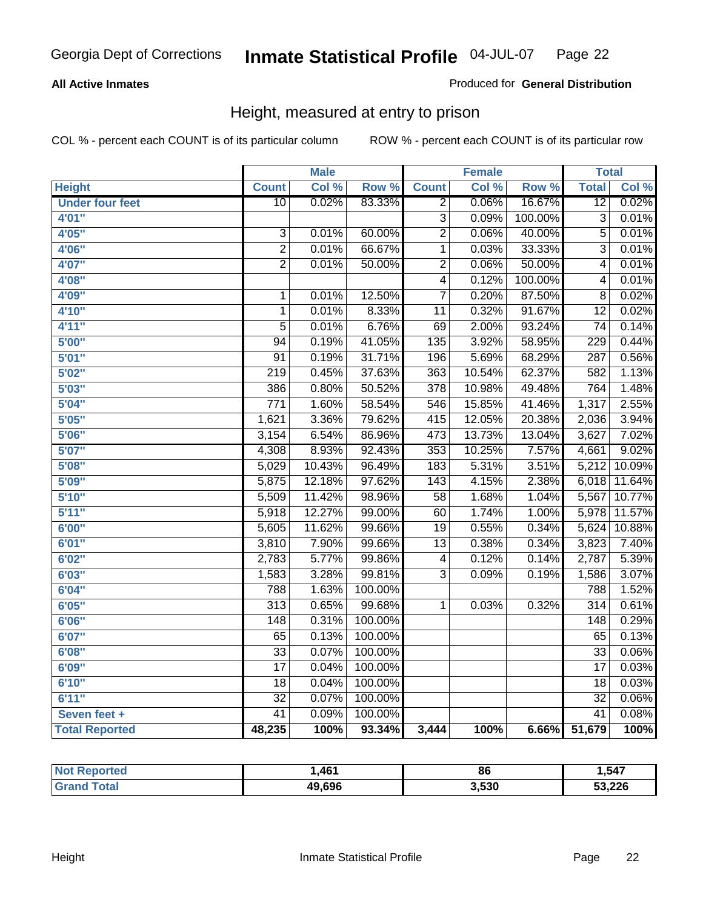Georgia Dept of Corrections **Inmate Statistical Profile** 04-JUL-07 Page 22

**All Active Inmates**

Produced for **General Distribution**

# Height, measured at entry to prison

COL % - percent each COUNT is of its particular column

ROW % - percent each COUNT is of its particular row

| Height | Male | | | Female | | | Total | |
|---|---|---|---|---|---|---|---|---|
| | Count | Col % | Row % | Count | Col % | Row % | Total | Col % |
| Under four feet | 10 | 0.02% | 83.33% | 2 | 0.06% | 16.67% | 12 | 0.02% |
| 4'01" | | | | 3 | 0.09% | 100.00% | 3 | 0.01% |
| 4'05" | 3 | 0.01% | 60.00% | 2 | 0.06% | 40.00% | 5 | 0.01% |
| 4'06" | 2 | 0.01% | 66.67% | 1 | 0.03% | 33.33% | 3 | 0.01% |
| 4'07" | 2 | 0.01% | 50.00% | 2 | 0.06% | 50.00% | 4 | 0.01% |
| 4'08" | | | | 4 | 0.12% | 100.00% | 4 | 0.01% |
| 4'09" | 1 | 0.01% | 12.50% | 7 | 0.20% | 87.50% | 8 | 0.02% |
| 4'10" | 1 | 0.01% | 8.33% | 11 | 0.32% | 91.67% | 12 | 0.02% |
| 4'11" | 5 | 0.01% | 6.76% | 69 | 2.00% | 93.24% | 74 | 0.14% |
| 5'00" | 94 | 0.19% | 41.05% | 135 | 3.92% | 58.95% | 229 | 0.44% |
| 5'01" | 91 | 0.19% | 31.71% | 196 | 5.69% | 68.29% | 287 | 0.56% |
| 5'02" | 219 | 0.45% | 37.63% | 363 | 10.54% | 62.37% | 582 | 1.13% |
| 5'03" | 386 | 0.80% | 50.52% | 378 | 10.98% | 49.48% | 764 | 1.48% |
| 5'04" | 771 | 1.60% | 58.54% | 546 | 15.85% | 41.46% | 1,317 | 2.55% |
| 5'05" | 1,621 | 3.36% | 79.62% | 415 | 12.05% | 20.38% | 2,036 | 3.94% |
| 5'06" | 3,154 | 6.54% | 86.96% | 473 | 13.73% | 13.04% | 3,627 | 7.02% |
| 5'07" | 4,308 | 8.93% | 92.43% | 353 | 10.25% | 7.57% | 4,661 | 9.02% |
| 5'08" | 5,029 | 10.43% | 96.49% | 183 | 5.31% | 3.51% | 5,212 | 10.09% |
| 5'09" | 5,875 | 12.18% | 97.62% | 143 | 4.15% | 2.38% | 6,018 | 11.64% |
| 5'10" | 5,509 | 11.42% | 98.96% | 58 | 1.68% | 1.04% | 5,567 | 10.77% |
| 5'11" | 5,918 | 12.27% | 99.00% | 60 | 1.74% | 1.00% | 5,978 | 11.57% |
| 6'00" | 5,605 | 11.62% | 99.66% | 19 | 0.55% | 0.34% | 5,624 | 10.88% |
| 6'01" | 3,810 | 7.90% | 99.66% | 13 | 0.38% | 0.34% | 3,823 | 7.40% |
| 6'02" | 2,783 | 5.77% | 99.86% | 4 | 0.12% | 0.14% | 2,787 | 5.39% |
| 6'03" | 1,583 | 3.28% | 99.81% | 3 | 0.09% | 0.19% | 1,586 | 3.07% |
| 6'04" | 788 | 1.63% | 100.00% | | | | 788 | 1.52% |
| 6'05" | 313 | 0.65% | 99.68% | 1 | 0.03% | 0.32% | 314 | 0.61% |
| 6'06" | 148 | 0.31% | 100.00% | | | | 148 | 0.29% |
| 6'07" | 65 | 0.13% | 100.00% | | | | 65 | 0.13% |
| 6'08" | 33 | 0.07% | 100.00% | | | | 33 | 0.06% |
| 6'09" | 17 | 0.04% | 100.00% | | | | 17 | 0.03% |
| 6'10" | 18 | 0.04% | 100.00% | | | | 18 | 0.03% |
| 6'11" | 32 | 0.07% | 100.00% | | | | 32 | 0.06% |
| Seven feet + | 41 | 0.09% | 100.00% | | | | 41 | 0.08% |
| **Total Reported** | **48,235** | **100%** | **93.34%** | **3,444** | **100%** | **6.66%** | **51,679** | **100%** |

| | Male | Female | Total |
|---|---|---|---|
| Not Reported | 1,461 | 86 | 1,547 |
| Grand Total | 49,696 | 3,530 | 53,226 |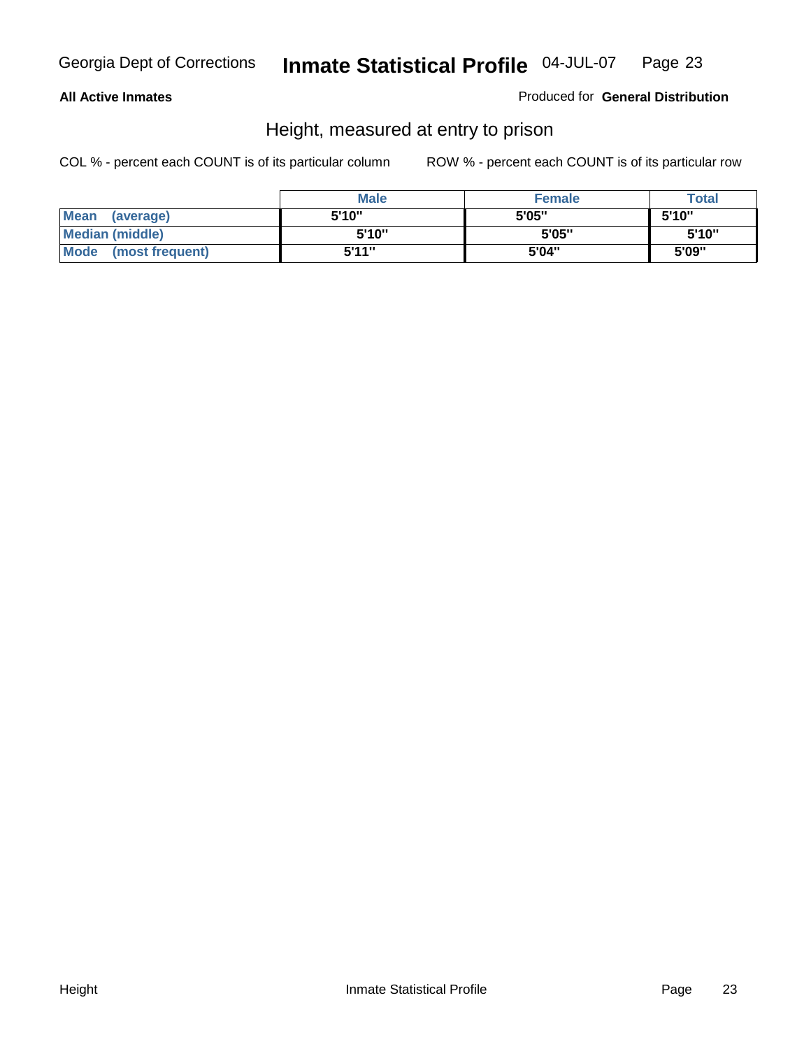**All Active Inmates**

Produced for **General Distribution**

## Height, measured at entry to prison

COL % - percent each COUNT is of its particular column

ROW % - percent each COUNT is of its particular row

| | Male | Female | Total |
|---|---|---|---|
| Mean (average) | 5'10" | 5'05" | 5'10" |
| Median (middle) | 5'10" | 5'05" | 5'10" |
| Mode (most frequent) | 5'11" | 5'04" | 5'09" |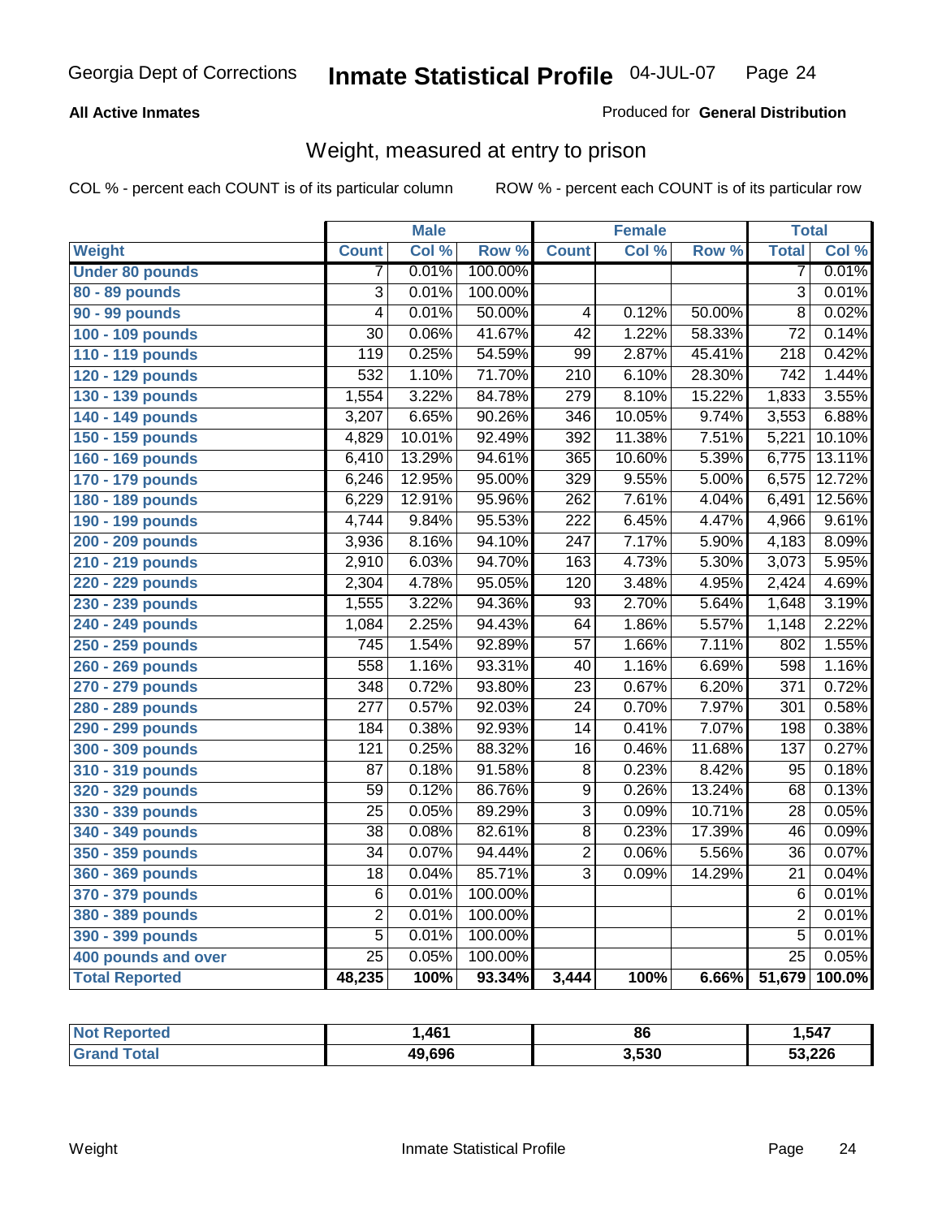Georgia Dept of Corrections **Inmate Statistical Profile** 04-JUL-07

**All Active Inmates** Produced for **General Distribution**

## Weight, measured at entry to prison

COL % - percent each COUNT is of its particular column ROW % - percent each COUNT is of its particular row

| Weight | Male | | | Female | | | Total | |
|---|---|---|---|---|---|---|---|---|
| | Count | Col % | Row % | Count | Col % | Row % | Total | Col % |
| Under 80 pounds | 7 | 0.01% | 100.00% | | | | 7 | 0.01% |
| 80 - 89 pounds | 3 | 0.01% | 100.00% | | | | 3 | 0.01% |
| 90 - 99 pounds | 4 | 0.01% | 50.00% | 4 | 0.12% | 50.00% | 8 | 0.02% |
| 100 - 109 pounds | 30 | 0.06% | 41.67% | 42 | 1.22% | 58.33% | 72 | 0.14% |
| 110 - 119 pounds | 119 | 0.25% | 54.59% | 99 | 2.87% | 45.41% | 218 | 0.42% |
| 120 - 129 pounds | 532 | 1.10% | 71.70% | 210 | 6.10% | 28.30% | 742 | 1.44% |
| 130 - 139 pounds | 1,554 | 3.22% | 84.78% | 279 | 8.10% | 15.22% | 1,833 | 3.55% |
| 140 - 149 pounds | 3,207 | 6.65% | 90.26% | 346 | 10.05% | 9.74% | 3,553 | 6.88% |
| 150 - 159 pounds | 4,829 | 10.01% | 92.49% | 392 | 11.38% | 7.51% | 5,221 | 10.10% |
| 160 - 169 pounds | 6,410 | 13.29% | 94.61% | 365 | 10.60% | 5.39% | 6,775 | 13.11% |
| 170 - 179 pounds | 6,246 | 12.95% | 95.00% | 329 | 9.55% | 5.00% | 6,575 | 12.72% |
| 180 - 189 pounds | 6,229 | 12.91% | 95.96% | 262 | 7.61% | 4.04% | 6,491 | 12.56% |
| 190 - 199 pounds | 4,744 | 9.84% | 95.53% | 222 | 6.45% | 4.47% | 4,966 | 9.61% |
| 200 - 209 pounds | 3,936 | 8.16% | 94.10% | 247 | 7.17% | 5.90% | 4,183 | 8.09% |
| 210 - 219 pounds | 2,910 | 6.03% | 94.70% | 163 | 4.73% | 5.30% | 3,073 | 5.95% |
| 220 - 229 pounds | 2,304 | 4.78% | 95.05% | 120 | 3.48% | 4.95% | 2,424 | 4.69% |
| 230 - 239 pounds | 1,555 | 3.22% | 94.36% | 93 | 2.70% | 5.64% | 1,648 | 3.19% |
| 240 - 249 pounds | 1,084 | 2.25% | 94.43% | 64 | 1.86% | 5.57% | 1,148 | 2.22% |
| 250 - 259 pounds | 745 | 1.54% | 92.89% | 57 | 1.66% | 7.11% | 802 | 1.55% |
| 260 - 269 pounds | 558 | 1.16% | 93.31% | 40 | 1.16% | 6.69% | 598 | 1.16% |
| 270 - 279 pounds | 348 | 0.72% | 93.80% | 23 | 0.67% | 6.20% | 371 | 0.72% |
| 280 - 289 pounds | 277 | 0.57% | 92.03% | 24 | 0.70% | 7.97% | 301 | 0.58% |
| 290 - 299 pounds | 184 | 0.38% | 92.93% | 14 | 0.41% | 7.07% | 198 | 0.38% |
| 300 - 309 pounds | 121 | 0.25% | 88.32% | 16 | 0.46% | 11.68% | 137 | 0.27% |
| 310 - 319 pounds | 87 | 0.18% | 91.58% | 8 | 0.23% | 8.42% | 95 | 0.18% |
| 320 - 329 pounds | 59 | 0.12% | 86.76% | 9 | 0.26% | 13.24% | 68 | 0.13% |
| 330 - 339 pounds | 25 | 0.05% | 89.29% | 3 | 0.09% | 10.71% | 28 | 0.05% |
| 340 - 349 pounds | 38 | 0.08% | 82.61% | 8 | 0.23% | 17.39% | 46 | 0.09% |
| 350 - 359 pounds | 34 | 0.07% | 94.44% | 2 | 0.06% | 5.56% | 36 | 0.07% |
| 360 - 369 pounds | 18 | 0.04% | 85.71% | 3 | 0.09% | 14.29% | 21 | 0.04% |
| 370 - 379 pounds | 6 | 0.01% | 100.00% | | | | 6 | 0.01% |
| 380 - 389 pounds | 2 | 0.01% | 100.00% | | | | 2 | 0.01% |
| 390 - 399 pounds | 5 | 0.01% | 100.00% | | | | 5 | 0.01% |
| 400 pounds and over | 25 | 0.05% | 100.00% | | | | 25 | 0.05% |
| **Total Reported** | **48,235** | **100%** | **93.34%** | **3,444** | **100%** | **6.66%** | **51,679** | **100.0%** |

| | Male | Female | Total |
|---|---|---|---|
| Not Reported | 1,461 | 86 | 1,547 |
| Grand Total | 49,696 | 3,530 | 53,226 |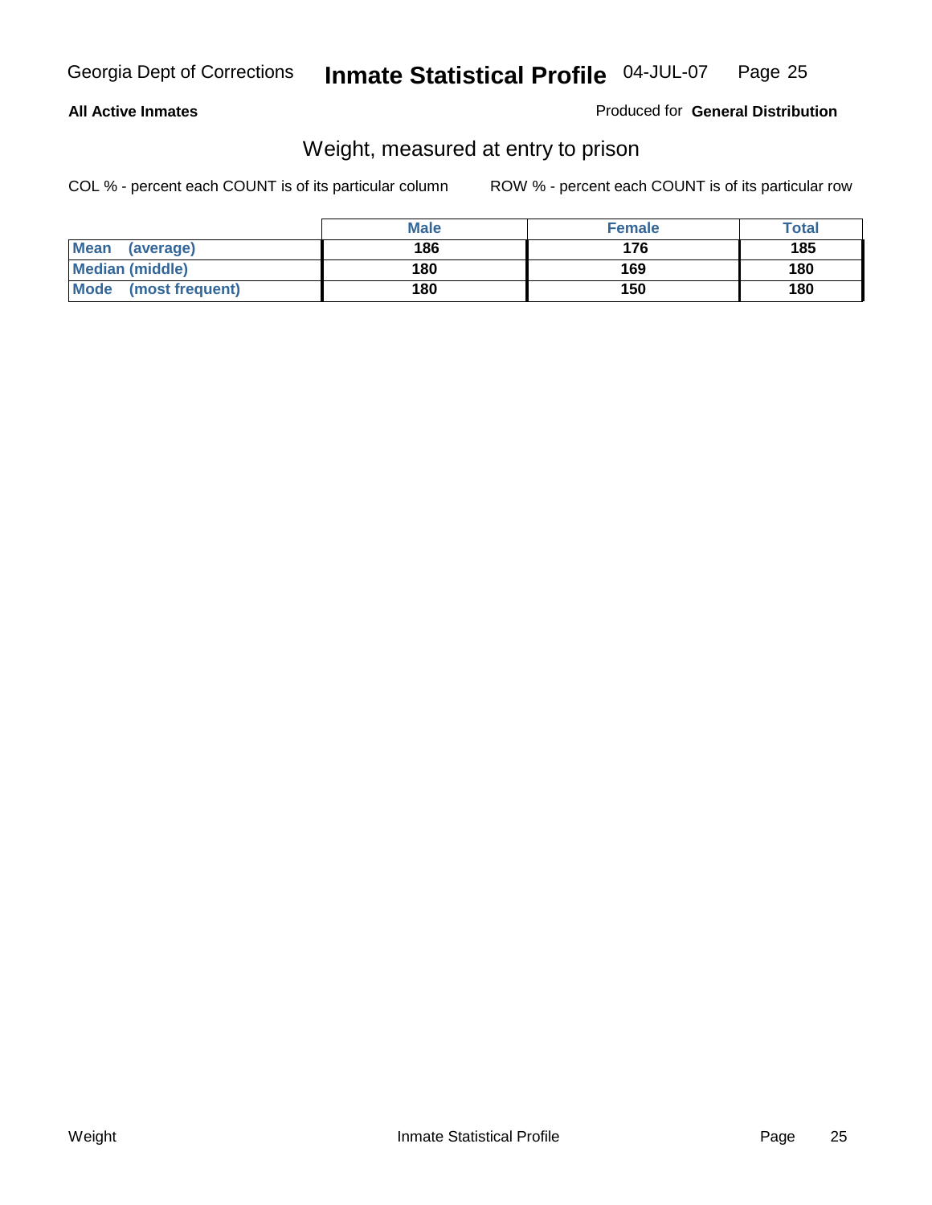**All Active Inmates**

Produced for **General Distribution**

## Weight, measured at entry to prison

COL % - percent each COUNT is of its particular column

ROW % - percent each COUNT is of its particular row

| | Male | Female | Total |
|---|---|---|---|
| **Mean (average)** | 186 | 176 | 185 |
| **Median (middle)** | 180 | 169 | 180 |
| **Mode (most frequent)** | 180 | 150 | 180 |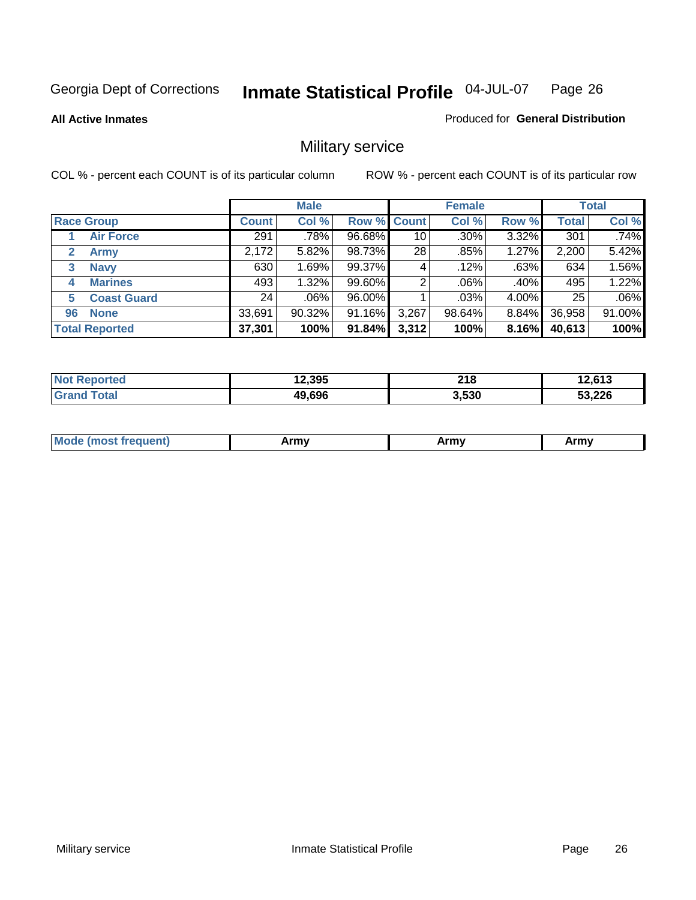Georgia Dept of Corrections **Inmate Statistical Profile** 04-JUL-07

**All Active Inmates**

Produced for **General Distribution**

## Military service

COL % - percent each COUNT is of its particular column

ROW % - percent each COUNT is of its particular row

| | Male | | | Female | | | Total | |
|---|---|---|---|---|---|---|---|---|
| **Race Group** | **Count** | **Col %** | **Row %** | **Count** | **Col %** | **Row %** | **Total** | **Col %** |
| 1 **Air Force** | 291 | .78% | 96.68% | 10 | .30% | 3.32% | 301 | .74% |
| 2 **Army** | 2,172 | 5.82% | 98.73% | 28 | .85% | 1.27% | 2,200 | 5.42% |
| 3 **Navy** | 630 | 1.69% | 99.37% | 4 | .12% | .63% | 634 | 1.56% |
| 4 **Marines** | 493 | 1.32% | 99.60% | 2 | .06% | .40% | 495 | 1.22% |
| 5 **Coast Guard** | 24 | .06% | 96.00% | 1 | .03% | 4.00% | 25 | .06% |
| 96 **None** | 33,691 | 90.32% | 91.16% | 3,267 | 98.64% | 8.84% | 36,958 | 91.00% |
| **Total Reported** | **37,301** | **100%** | **91.84%** | **3,312** | **100%** | **8.16%** | **40,613** | **100%** |

| | Male | Female | Total |
|---|---|---|---|
| **Not Reported** | **12,395** | **218** | **12,613** |
| **Grand Total** | **49,696** | **3,530** | **53,226** |

| | Male | Female | Total |
|---|---|---|---|
| **Mode (most frequent)** | **Army** | **Army** | **Army** |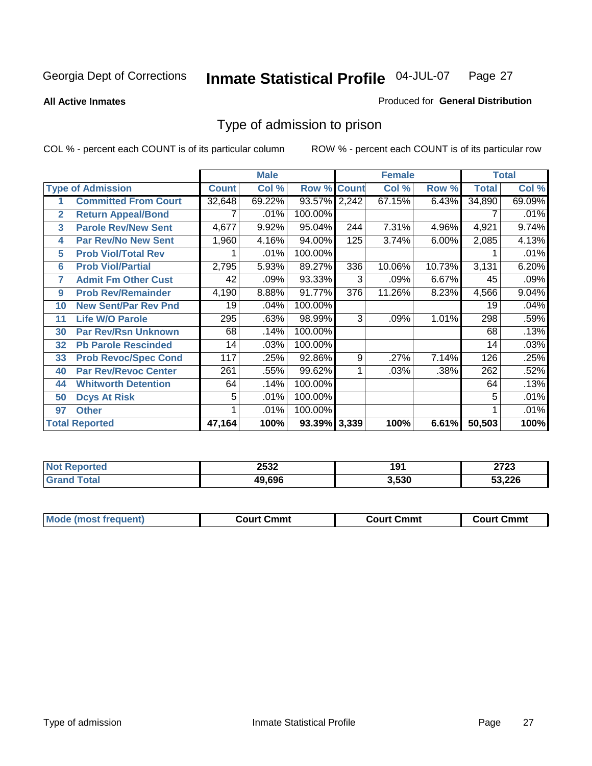Georgia Dept of Corrections **Inmate Statistical Profile** 04-JUL-07

**All Active Inmates**

Produced for **General Distribution**

## Type of admission to prison

COL % - percent each COUNT is of its particular column

ROW % - percent each COUNT is of its particular row

| | | Male | | | Female | | | Total | |
|---|---|---|---|---|---|---|---|---|---|
| **Type of Admission** | | **Count** | **Col %** | **Row %** | **Count** | **Col %** | **Row %** | **Total** | **Col %** |
| 1 | Committed From Court | 32,648 | 69.22% | 93.57% | 2,242 | 67.15% | 6.43% | 34,890 | 69.09% |
| 2 | Return Appeal/Bond | 7 | .01% | 100.00% | | | | 7 | .01% |
| 3 | Parole Rev/New Sent | 4,677 | 9.92% | 95.04% | 244 | 7.31% | 4.96% | 4,921 | 9.74% |
| 4 | Par Rev/No New Sent | 1,960 | 4.16% | 94.00% | 125 | 3.74% | 6.00% | 2,085 | 4.13% |
| 5 | Prob Viol/Total Rev | 1 | .01% | 100.00% | | | | 1 | .01% |
| 6 | Prob Viol/Partial | 2,795 | 5.93% | 89.27% | 336 | 10.06% | 10.73% | 3,131 | 6.20% |
| 7 | Admit Fm Other Cust | 42 | .09% | 93.33% | 3 | .09% | 6.67% | 45 | .09% |
| 9 | Prob Rev/Remainder | 4,190 | 8.88% | 91.77% | 376 | 11.26% | 8.23% | 4,566 | 9.04% |
| 10 | New Sent/Par Rev Pnd | 19 | .04% | 100.00% | | | | 19 | .04% |
| 11 | Life W/O Parole | 295 | .63% | 98.99% | 3 | .09% | 1.01% | 298 | .59% |
| 30 | Par Rev/Rsn Unknown | 68 | .14% | 100.00% | | | | 68 | .13% |
| 32 | Pb Parole Rescinded | 14 | .03% | 100.00% | | | | 14 | .03% |
| 33 | Prob Revoc/Spec Cond | 117 | .25% | 92.86% | 9 | .27% | 7.14% | 126 | .25% |
| 40 | Par Rev/Revoc Center | 261 | .55% | 99.62% | 1 | .03% | .38% | 262 | .52% |
| 44 | Whitworth Detention | 64 | .14% | 100.00% | | | | 64 | .13% |
| 50 | Dcys At Risk | 5 | .01% | 100.00% | | | | 5 | .01% |
| 97 | Other | 1 | .01% | 100.00% | | | | 1 | .01% |
| **Total Reported** | | **47,164** | **100%** | **93.39%** | **3,339** | **100%** | **6.61%** | **50,503** | **100%** |

| | Male | Female | Total |
|---|---|---|---|
| **Not Reported** | **2532** | **191** | **2723** |
| **Grand Total** | **49,696** | **3,530** | **53,226** |

| | Male | Female | Total |
|---|---|---|---|
| **Mode (most frequent)** | **Court Cmmt** | **Court Cmmt** | **Court Cmmt** |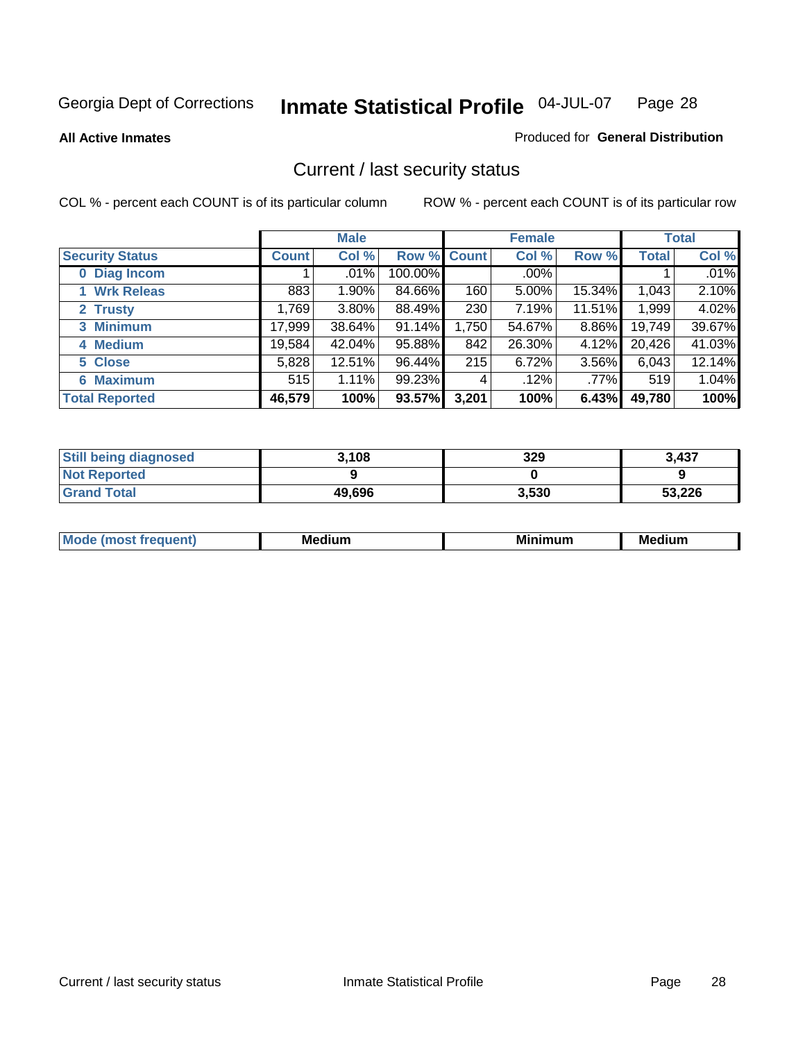Georgia Dept of Corrections **Inmate Statistical Profile** 04-JUL-07

**All Active Inmates**

Produced for **General Distribution**

## Current / last security status

COL % - percent each COUNT is of its particular column

ROW % - percent each COUNT is of its particular row

| | Male | | | Female | | | Total | |
|---|---|---|---|---|---|---|---|---|
| **Security Status** | **Count** | **Col %** | **Row %** | **Count** | **Col %** | **Row %** | **Total** | **Col %** |
| 0 Diag Incom | 1 | .01% | 100.00% | | .00% | | 1 | .01% |
| 1 Wrk Releas | 883 | 1.90% | 84.66% | 160 | 5.00% | 15.34% | 1,043 | 2.10% |
| 2 Trusty | 1,769 | 3.80% | 88.49% | 230 | 7.19% | 11.51% | 1,999 | 4.02% |
| 3 Minimum | 17,999 | 38.64% | 91.14% | 1,750 | 54.67% | 8.86% | 19,749 | 39.67% |
| 4 Medium | 19,584 | 42.04% | 95.88% | 842 | 26.30% | 4.12% | 20,426 | 41.03% |
| 5 Close | 5,828 | 12.51% | 96.44% | 215 | 6.72% | 3.56% | 6,043 | 12.14% |
| 6 Maximum | 515 | 1.11% | 99.23% | 4 | .12% | .77% | 519 | 1.04% |
| **Total Reported** | **46,579** | **100%** | **93.57%** | **3,201** | **100%** | **6.43%** | **49,780** | **100%** |

| | Male | Female | Total |
|---|---|---|---|
| Still being diagnosed | 3,108 | 329 | 3,437 |
| Not Reported | 9 | 0 | 9 |
| Grand Total | 49,696 | 3,530 | 53,226 |

| | Male | Female | Total |
|---|---|---|---|
| Mode (most frequent) | Medium | Minimum | Medium |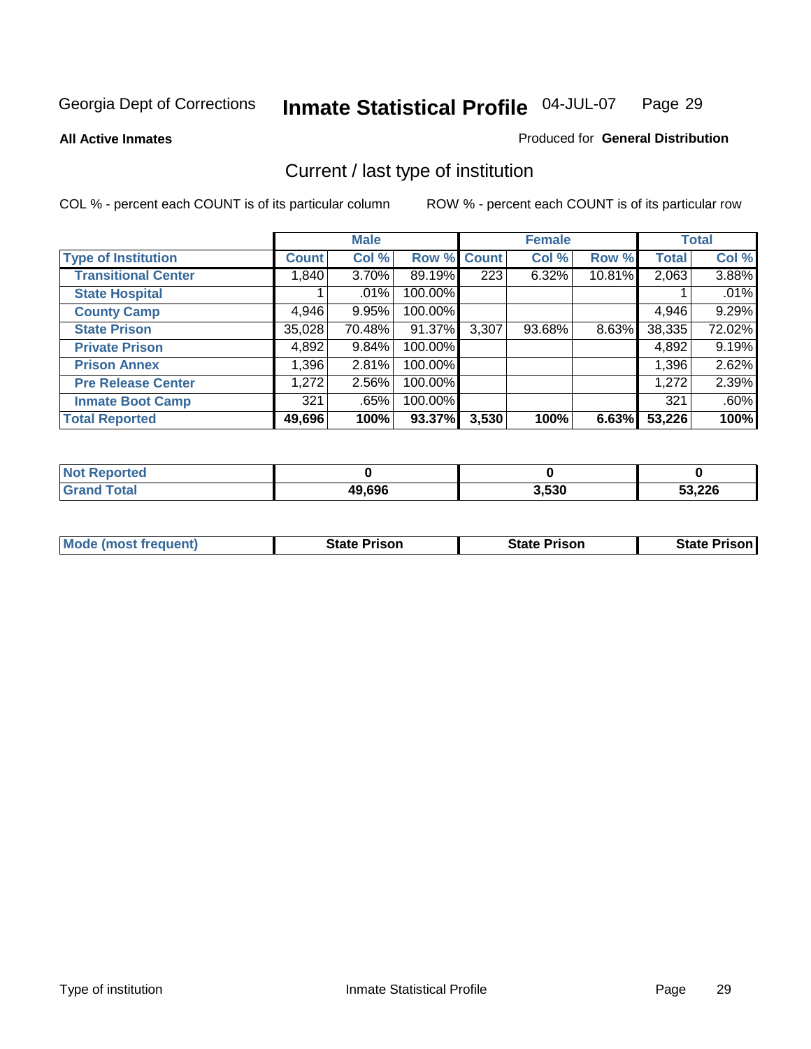Georgia Dept of Corrections **Inmate Statistical Profile** 04-JUL-07

**All Active Inmates**

Produced for **General Distribution**

## Current / last type of institution

COL % - percent each COUNT is of its particular column

ROW % - percent each COUNT is of its particular row

| | Male | | | Female | | | Total | |
|---|---|---|---|---|---|---|---|---|
| **Type of Institution** | **Count** | **Col %** | **Row %** | **Count** | **Col %** | **Row %** | **Total** | **Col %** |
| **Transitional Center** | 1,840 | 3.70% | 89.19% | 223 | 6.32% | 10.81% | 2,063 | 3.88% |
| **State Hospital** | 1 | .01% | 100.00% | | | | 1 | .01% |
| **County Camp** | 4,946 | 9.95% | 100.00% | | | | 4,946 | 9.29% |
| **State Prison** | 35,028 | 70.48% | 91.37% | 3,307 | 93.68% | 8.63% | 38,335 | 72.02% |
| **Private Prison** | 4,892 | 9.84% | 100.00% | | | | 4,892 | 9.19% |
| **Prison Annex** | 1,396 | 2.81% | 100.00% | | | | 1,396 | 2.62% |
| **Pre Release Center** | 1,272 | 2.56% | 100.00% | | | | 1,272 | 2.39% |
| **Inmate Boot Camp** | 321 | .65% | 100.00% | | | | 321 | .60% |
| **Total Reported** | **49,696** | **100%** | **93.37%** | **3,530** | **100%** | **6.63%** | **53,226** | **100%** |

| | Male | Female | Total |
|---|---|---|---|
| **Not Reported** | **0** | **0** | **0** |
| **Grand Total** | **49,696** | **3,530** | **53,226** |

| | Male | Female | Total |
|---|---|---|---|
| **Mode (most frequent)** | **State Prison** | **State Prison** | **State Prison** |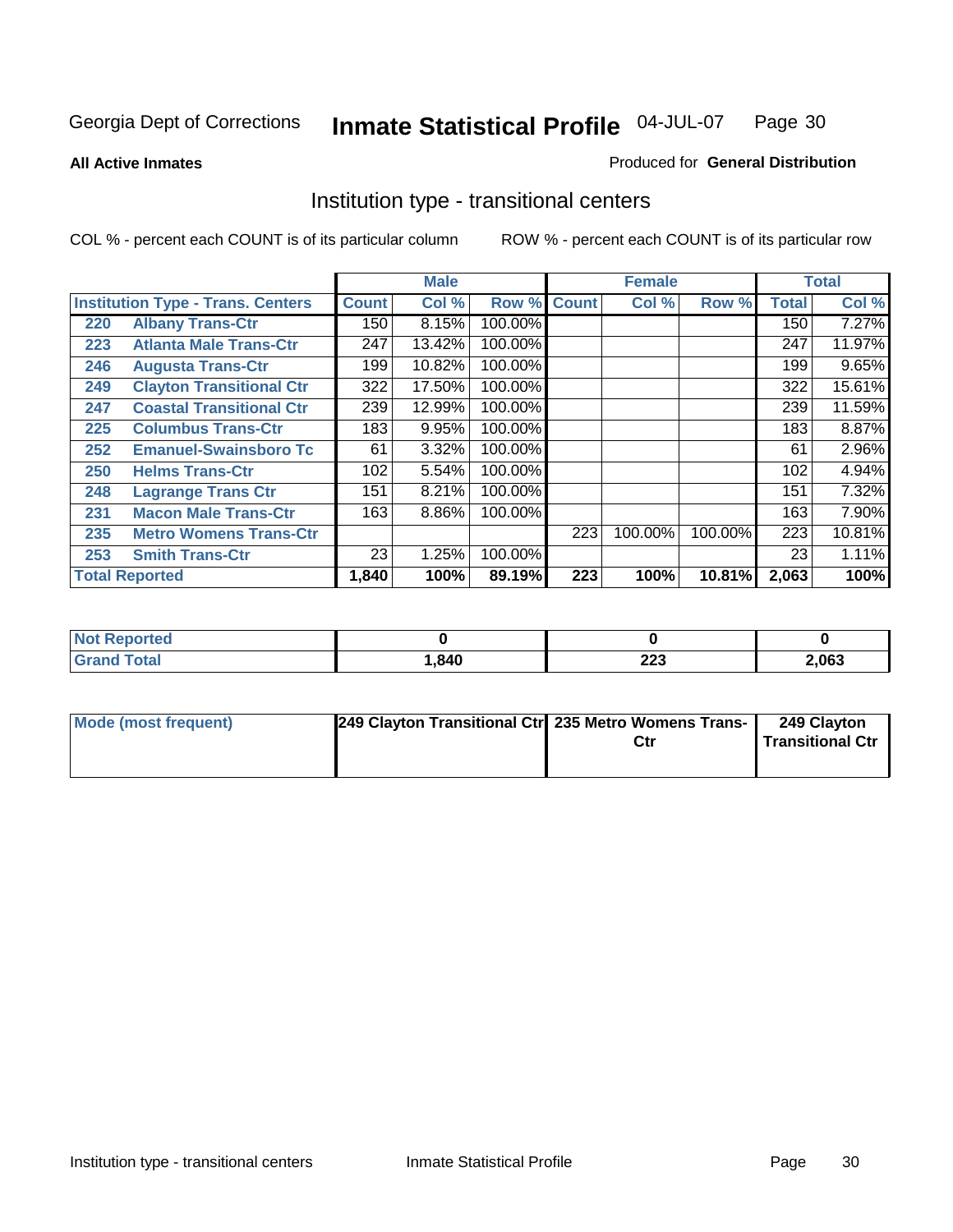Georgia Dept of Corrections **Inmate Statistical Profile** 04-JUL-07

**All Active Inmates**

Produced for **General Distribution**

## Institution type - transitional centers

COL % - percent each COUNT is of its particular column ROW % - percent each COUNT is of its particular row

| | | Male | | | Female | | | Total | |
|---|---|---|---|---|---|---|---|---|---|
| **Institution Type - Trans. Centers** | | **Count** | **Col %** | **Row %** | **Count** | **Col %** | **Row %** | **Total** | **Col %** |
| 220 | Albany Trans-Ctr | 150 | 8.15% | 100.00% | | | | 150 | 7.27% |
| 223 | Atlanta Male Trans-Ctr | 247 | 13.42% | 100.00% | | | | 247 | 11.97% |
| 246 | Augusta Trans-Ctr | 199 | 10.82% | 100.00% | | | | 199 | 9.65% |
| 249 | Clayton Transitional Ctr | 322 | 17.50% | 100.00% | | | | 322 | 15.61% |
| 247 | Coastal Transitional Ctr | 239 | 12.99% | 100.00% | | | | 239 | 11.59% |
| 225 | Columbus Trans-Ctr | 183 | 9.95% | 100.00% | | | | 183 | 8.87% |
| 252 | Emanuel-Swainsboro Tc | 61 | 3.32% | 100.00% | | | | 61 | 2.96% |
| 250 | Helms Trans-Ctr | 102 | 5.54% | 100.00% | | | | 102 | 4.94% |
| 248 | Lagrange Trans Ctr | 151 | 8.21% | 100.00% | | | | 151 | 7.32% |
| 231 | Macon Male Trans-Ctr | 163 | 8.86% | 100.00% | | | | 163 | 7.90% |
| 235 | Metro Womens Trans-Ctr | | | | 223 | 100.00% | 100.00% | 223 | 10.81% |
| 253 | Smith Trans-Ctr | 23 | 1.25% | 100.00% | | | | 23 | 1.11% |
| **Total Reported** | | **1,840** | **100%** | **89.19%** | **223** | **100%** | **10.81%** | **2,063** | **100%** |

| | Male | Female | Total |
|---|---|---|---|
| **Not Reported** | **0** | **0** | **0** |
| **Grand Total** | **1,840** | **223** | **2,063** |

| | Male | Female | Total |
|---|---|---|---|
| **Mode (most frequent)** | **249 Clayton Transitional Ctr** | **235 Metro Womens Trans-Ctr** | **249 Clayton Transitional Ctr** |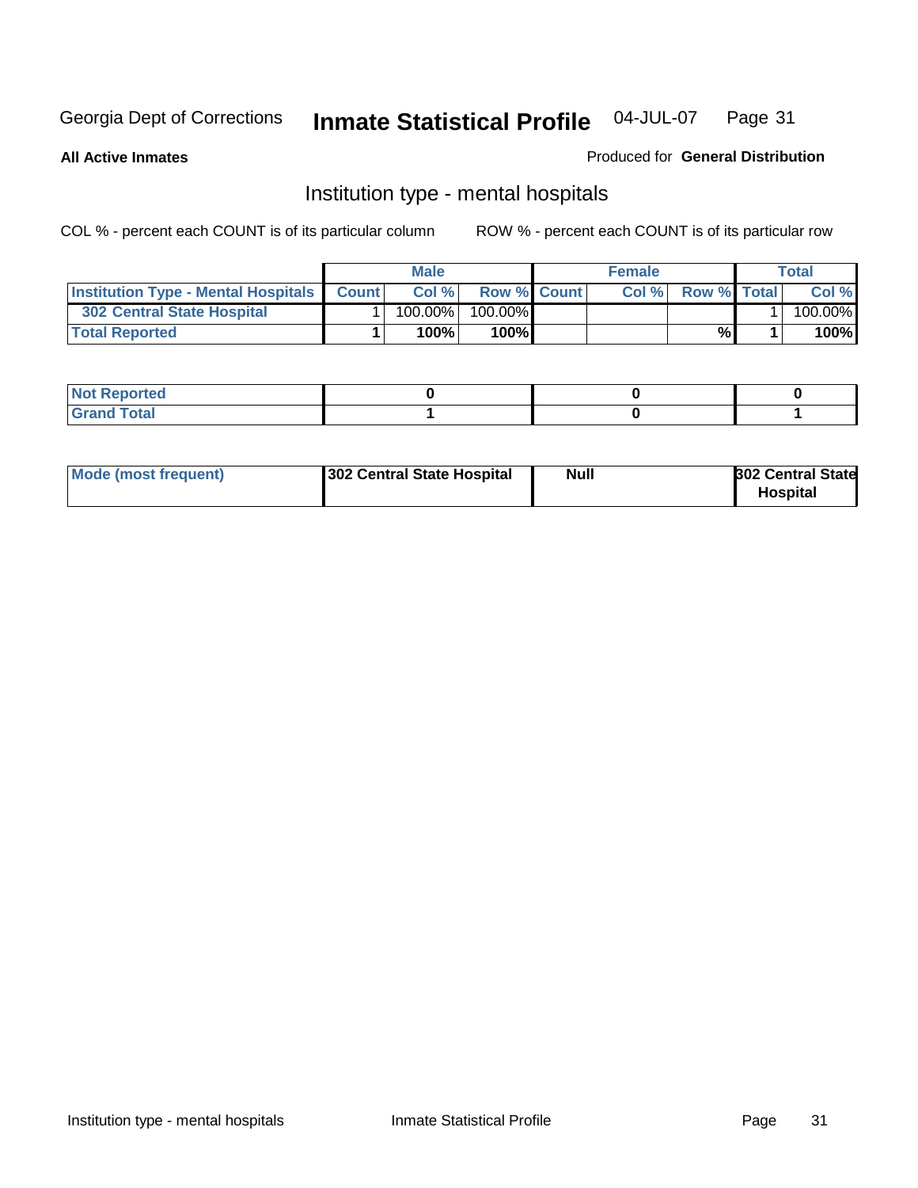Georgia Dept of Corrections **Inmate Statistical Profile** 04-JUL-07

**All Active Inmates**

Produced for **General Distribution**

## Institution type - mental hospitals

COL % - percent each COUNT is of its particular column

ROW % - percent each COUNT is of its particular row

| | Male | | | Female | | | Total | |
|---|---|---|---|---|---|---|---|---|
| **Institution Type - Mental Hospitals** | **Count** | **Col %** | **Row %** | **Count** | **Col %** | **Row %** | **Total** | **Col %** |
| **302 Central State Hospital** | 1 | 100.00% | 100.00% | | | | 1 | 100.00% |
| **Total Reported** | **1** | **100%** | **100%** | | | **%** | **1** | **100%** |

| | Male | Female | Total |
|---|---|---|---|
| **Not Reported** | **0** | **0** | **0** |
| **Grand Total** | **1** | **0** | **1** |

| | Male | Female | Total |
|---|---|---|---|
| **Mode (most frequent)** | **302 Central State Hospital** | **Null** | **302 Central State Hospital** |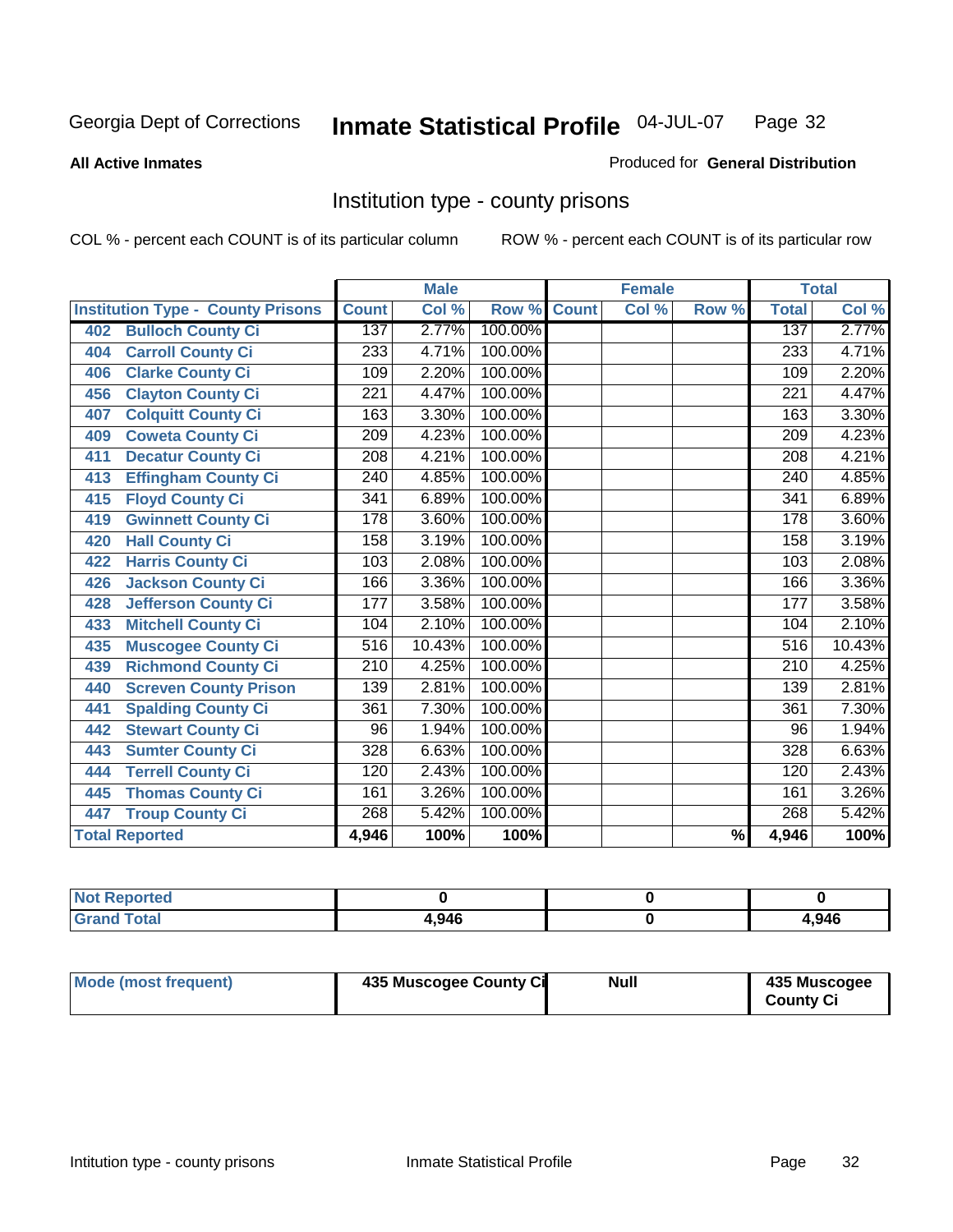# Georgia Dept of Corrections — Inmate Statistical Profile 04-JUL-07

**All Active Inmates**

Produced for **General Distribution**

## Institution type - county prisons

COL % - percent each COUNT is of its particular column

ROW % - percent each COUNT is of its particular row

| Institution Type - County Prisons | Male | | | Female | | | Total | |
|---|---|---|---|---|---|---|---|---|
| | Count | Col % | Row % | Count | Col % | Row % | Total | Col % |
| 402 Bulloch County Ci | 137 | 2.77% | 100.00% | | | | 137 | 2.77% |
| 404 Carroll County Ci | 233 | 4.71% | 100.00% | | | | 233 | 4.71% |
| 406 Clarke County Ci | 109 | 2.20% | 100.00% | | | | 109 | 2.20% |
| 456 Clayton County Ci | 221 | 4.47% | 100.00% | | | | 221 | 4.47% |
| 407 Colquitt County Ci | 163 | 3.30% | 100.00% | | | | 163 | 3.30% |
| 409 Coweta County Ci | 209 | 4.23% | 100.00% | | | | 209 | 4.23% |
| 411 Decatur County Ci | 208 | 4.21% | 100.00% | | | | 208 | 4.21% |
| 413 Effingham County Ci | 240 | 4.85% | 100.00% | | | | 240 | 4.85% |
| 415 Floyd County Ci | 341 | 6.89% | 100.00% | | | | 341 | 6.89% |
| 419 Gwinnett County Ci | 178 | 3.60% | 100.00% | | | | 178 | 3.60% |
| 420 Hall County Ci | 158 | 3.19% | 100.00% | | | | 158 | 3.19% |
| 422 Harris County Ci | 103 | 2.08% | 100.00% | | | | 103 | 2.08% |
| 426 Jackson County Ci | 166 | 3.36% | 100.00% | | | | 166 | 3.36% |
| 428 Jefferson County Ci | 177 | 3.58% | 100.00% | | | | 177 | 3.58% |
| 433 Mitchell County Ci | 104 | 2.10% | 100.00% | | | | 104 | 2.10% |
| 435 Muscogee County Ci | 516 | 10.43% | 100.00% | | | | 516 | 10.43% |
| 439 Richmond County Ci | 210 | 4.25% | 100.00% | | | | 210 | 4.25% |
| 440 Screven County Prison | 139 | 2.81% | 100.00% | | | | 139 | 2.81% |
| 441 Spalding County Ci | 361 | 7.30% | 100.00% | | | | 361 | 7.30% |
| 442 Stewart County Ci | 96 | 1.94% | 100.00% | | | | 96 | 1.94% |
| 443 Sumter County Ci | 328 | 6.63% | 100.00% | | | | 328 | 6.63% |
| 444 Terrell County Ci | 120 | 2.43% | 100.00% | | | | 120 | 2.43% |
| 445 Thomas County Ci | 161 | 3.26% | 100.00% | | | | 161 | 3.26% |
| 447 Troup County Ci | 268 | 5.42% | 100.00% | | | | 268 | 5.42% |
| **Total Reported** | **4,946** | **100%** | **100%** | | | **%** | **4,946** | **100%** |

| | Male | Female | Total |
|---|---|---|---|
| Not Reported | 0 | 0 | 0 |
| Grand Total | 4,946 | 0 | 4,946 |

| | Male | Female | Total |
|---|---|---|---|
| Mode (most frequent) | 435 Muscogee County Ci | Null | 435 Muscogee County Ci |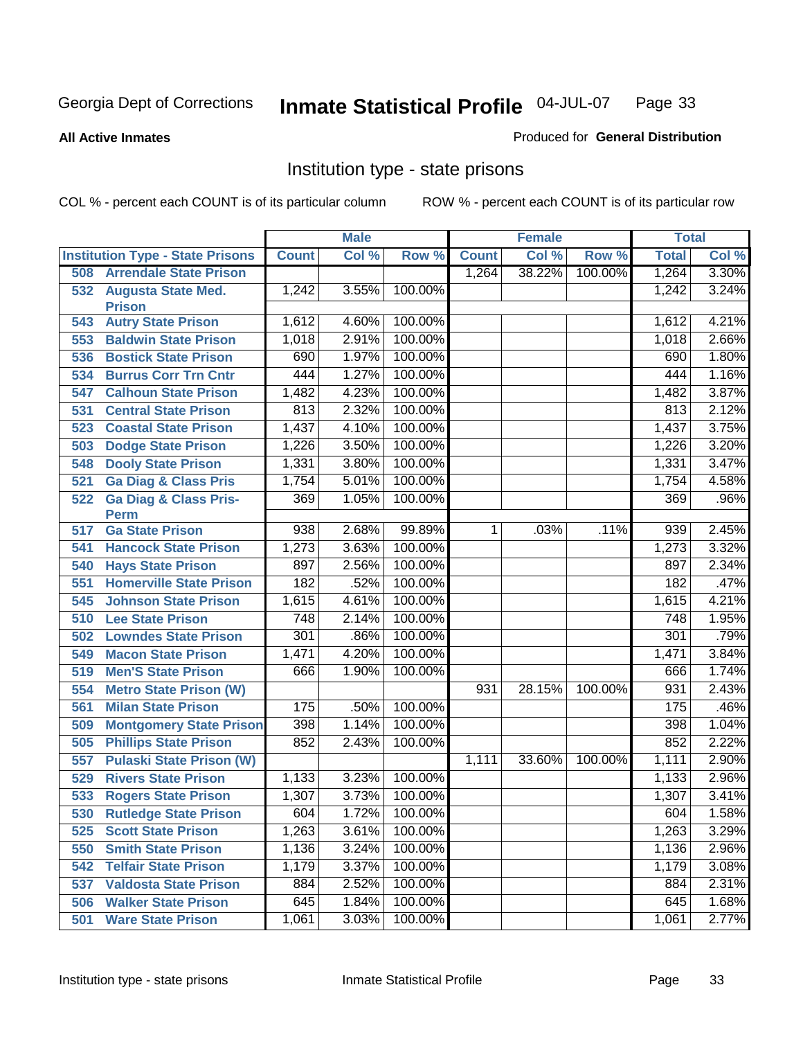Georgia Dept of Corrections **Inmate Statistical Profile** 04-JUL-07

**All Active Inmates**

Produced for **General Distribution**

## Institution type - state prisons

COL % - percent each COUNT is of its particular column    ROW % - percent each COUNT is of its particular row

| | Male | | | Female | | | Total | |
|---|---|---|---|---|---|---|---|---|
| **Institution Type - State Prisons** | **Count** | **Col %** | **Row %** | **Count** | **Col %** | **Row %** | **Total** | **Col %** |
| 508 Arrendale State Prison | | | | 1,264 | 38.22% | 100.00% | 1,264 | 3.30% |
| 532 Augusta State Med. Prison | 1,242 | 3.55% | 100.00% | | | | 1,242 | 3.24% |
| 543 Autry State Prison | 1,612 | 4.60% | 100.00% | | | | 1,612 | 4.21% |
| 553 Baldwin State Prison | 1,018 | 2.91% | 100.00% | | | | 1,018 | 2.66% |
| 536 Bostick State Prison | 690 | 1.97% | 100.00% | | | | 690 | 1.80% |
| 534 Burrus Corr Trn Cntr | 444 | 1.27% | 100.00% | | | | 444 | 1.16% |
| 547 Calhoun State Prison | 1,482 | 4.23% | 100.00% | | | | 1,482 | 3.87% |
| 531 Central State Prison | 813 | 2.32% | 100.00% | | | | 813 | 2.12% |
| 523 Coastal State Prison | 1,437 | 4.10% | 100.00% | | | | 1,437 | 3.75% |
| 503 Dodge State Prison | 1,226 | 3.50% | 100.00% | | | | 1,226 | 3.20% |
| 548 Dooly State Prison | 1,331 | 3.80% | 100.00% | | | | 1,331 | 3.47% |
| 521 Ga Diag & Class Pris | 1,754 | 5.01% | 100.00% | | | | 1,754 | 4.58% |
| 522 Ga Diag & Class Pris-Perm | 369 | 1.05% | 100.00% | | | | 369 | .96% |
| 517 Ga State Prison | 938 | 2.68% | 99.89% | 1 | .03% | .11% | 939 | 2.45% |
| 541 Hancock State Prison | 1,273 | 3.63% | 100.00% | | | | 1,273 | 3.32% |
| 540 Hays State Prison | 897 | 2.56% | 100.00% | | | | 897 | 2.34% |
| 551 Homerville State Prison | 182 | .52% | 100.00% | | | | 182 | .47% |
| 545 Johnson State Prison | 1,615 | 4.61% | 100.00% | | | | 1,615 | 4.21% |
| 510 Lee State Prison | 748 | 2.14% | 100.00% | | | | 748 | 1.95% |
| 502 Lowndes State Prison | 301 | .86% | 100.00% | | | | 301 | .79% |
| 549 Macon State Prison | 1,471 | 4.20% | 100.00% | | | | 1,471 | 3.84% |
| 519 Men'S State Prison | 666 | 1.90% | 100.00% | | | | 666 | 1.74% |
| 554 Metro State Prison (W) | | | | 931 | 28.15% | 100.00% | 931 | 2.43% |
| 561 Milan State Prison | 175 | .50% | 100.00% | | | | 175 | .46% |
| 509 Montgomery State Prison | 398 | 1.14% | 100.00% | | | | 398 | 1.04% |
| 505 Phillips State Prison | 852 | 2.43% | 100.00% | | | | 852 | 2.22% |
| 557 Pulaski State Prison (W) | | | | 1,111 | 33.60% | 100.00% | 1,111 | 2.90% |
| 529 Rivers State Prison | 1,133 | 3.23% | 100.00% | | | | 1,133 | 2.96% |
| 533 Rogers State Prison | 1,307 | 3.73% | 100.00% | | | | 1,307 | 3.41% |
| 530 Rutledge State Prison | 604 | 1.72% | 100.00% | | | | 604 | 1.58% |
| 525 Scott State Prison | 1,263 | 3.61% | 100.00% | | | | 1,263 | 3.29% |
| 550 Smith State Prison | 1,136 | 3.24% | 100.00% | | | | 1,136 | 2.96% |
| 542 Telfair State Prison | 1,179 | 3.37% | 100.00% | | | | 1,179 | 3.08% |
| 537 Valdosta State Prison | 884 | 2.52% | 100.00% | | | | 884 | 2.31% |
| 506 Walker State Prison | 645 | 1.84% | 100.00% | | | | 645 | 1.68% |
| 501 Ware State Prison | 1,061 | 3.03% | 100.00% | | | | 1,061 | 2.77% |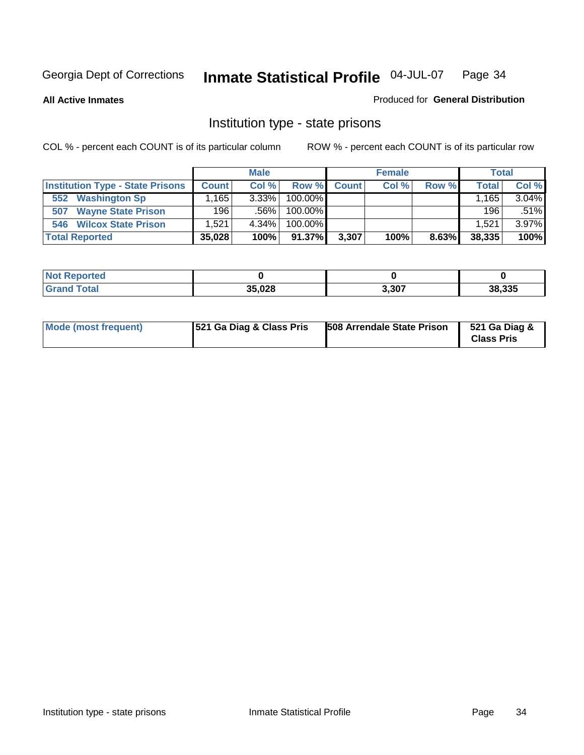# Georgia Dept of Corrections — Inmate Statistical Profile — 04-JUL-07

**All Active Inmates**

Produced for **General Distribution**

## Institution type - state prisons

COL % - percent each COUNT is of its particular column

ROW % - percent each COUNT is of its particular row

| | Male | | | Female | | | Total | |
|---|---|---|---|---|---|---|---|---|
| **Institution Type - State Prisons** | **Count** | **Col %** | **Row %** | **Count** | **Col %** | **Row %** | **Total** | **Col %** |
| 552 Washington Sp | 1,165 | 3.33% | 100.00% | | | | 1,165 | 3.04% |
| 507 Wayne State Prison | 196 | .56% | 100.00% | | | | 196 | .51% |
| 546 Wilcox State Prison | 1,521 | 4.34% | 100.00% | | | | 1,521 | 3.97% |
| **Total Reported** | **35,028** | **100%** | **91.37%** | **3,307** | **100%** | **8.63%** | **38,335** | **100%** |

| | Male | Female | Total |
|---|---|---|---|
| **Not Reported** | **0** | **0** | **0** |
| **Grand Total** | **35,028** | **3,307** | **38,335** |

| | Male | Female | Total |
|---|---|---|---|
| **Mode (most frequent)** | **521 Ga Diag & Class Pris** | **508 Arrendale State Prison** | **521 Ga Diag & Class Pris** |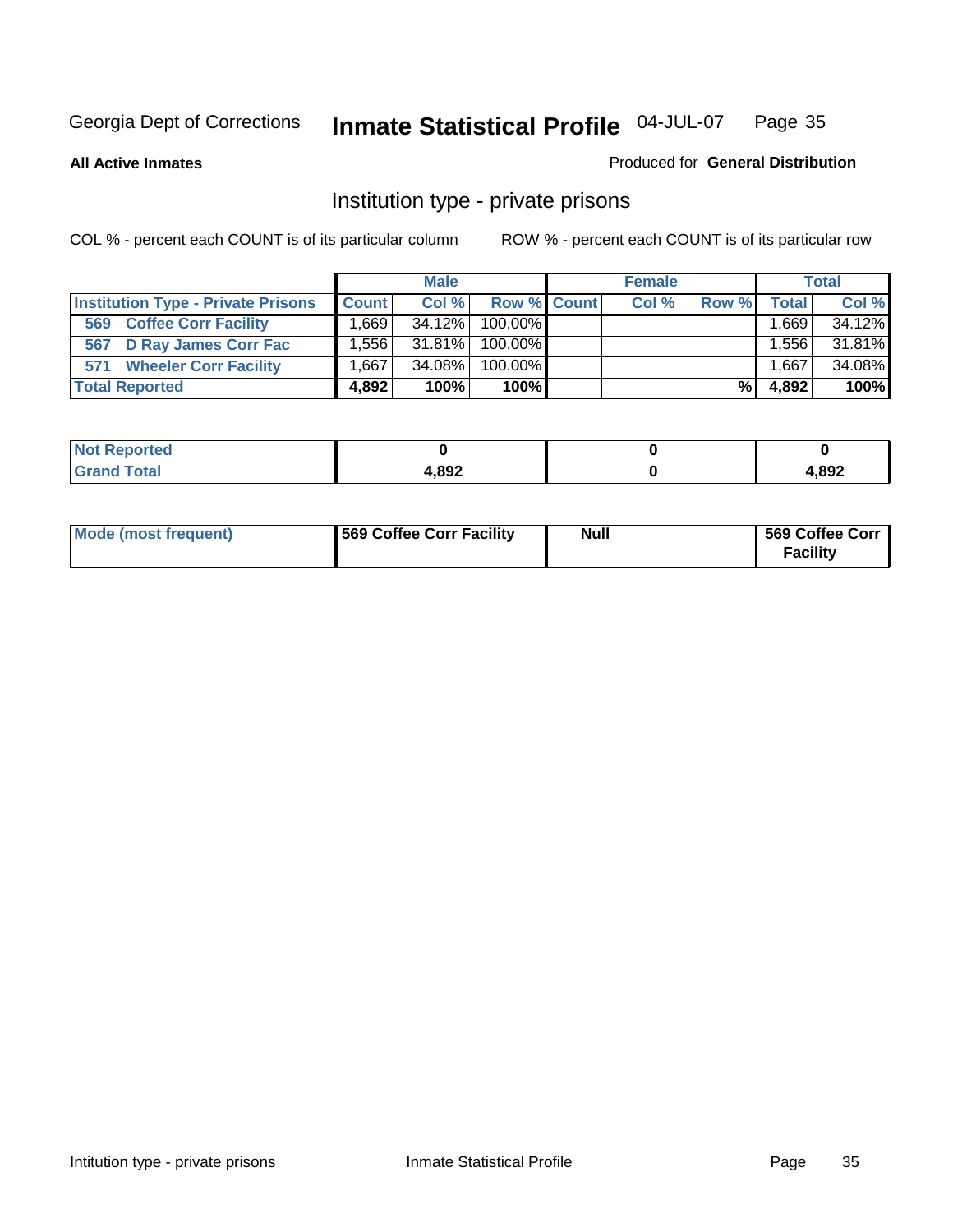Georgia Dept of Corrections **Inmate Statistical Profile** 04-JUL-07

**All Active Inmates**

Produced for **General Distribution**

## Institution type - private prisons

COL % - percent each COUNT is of its particular column

ROW % - percent each COUNT is of its particular row

| | Male | | | Female | | | Total | |
|---|---|---|---|---|---|---|---|---|
| **Institution Type - Private Prisons** | **Count** | **Col %** | **Row %** | **Count** | **Col %** | **Row %** | **Total** | **Col %** |
| 569 Coffee Corr Facility | 1,669 | 34.12% | 100.00% | | | | 1,669 | 34.12% |
| 567 D Ray James Corr Fac | 1,556 | 31.81% | 100.00% | | | | 1,556 | 31.81% |
| 571 Wheeler Corr Facility | 1,667 | 34.08% | 100.00% | | | | 1,667 | 34.08% |
| **Total Reported** | **4,892** | **100%** | **100%** | | | **%** | **4,892** | **100%** |

| | Male | Female | Total |
|---|---|---|---|
| **Not Reported** | **0** | **0** | **0** |
| **Grand Total** | **4,892** | **0** | **4,892** |

| | Male | Female | Total |
|---|---|---|---|
| **Mode (most frequent)** | **569 Coffee Corr Facility** | **Null** | **569 Coffee Corr Facility** |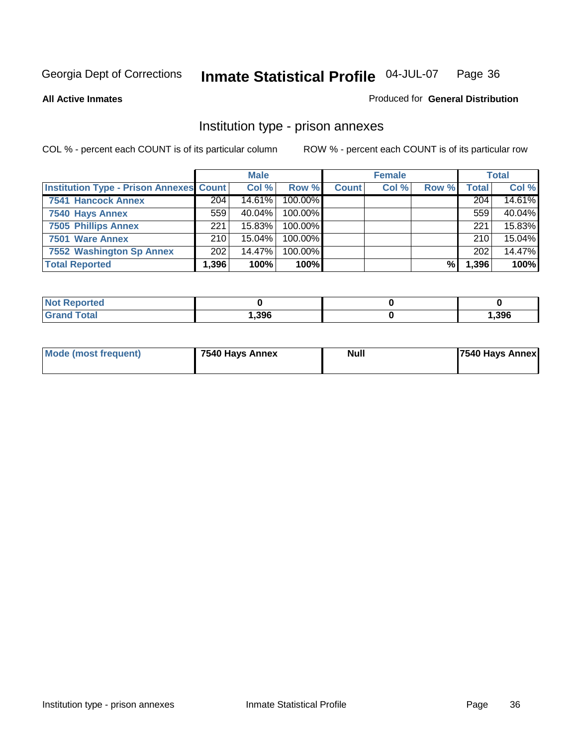Georgia Dept of Corrections **Inmate Statistical Profile** 04-JUL-07

**All Active Inmates**

Produced for **General Distribution**

## Institution type - prison annexes

COL % - percent each COUNT is of its particular column    ROW % - percent each COUNT is of its particular row

| | Male | | | Female | | | Total | |
|---|---|---|---|---|---|---|---|---|
| **Institution Type - Prison Annexes** | **Count** | **Col %** | **Row %** | **Count** | **Col %** | **Row %** | **Total** | **Col %** |
| **7541 Hancock Annex** | 204 | 14.61% | 100.00% | | | | 204 | 14.61% |
| **7540 Hays Annex** | 559 | 40.04% | 100.00% | | | | 559 | 40.04% |
| **7505 Phillips Annex** | 221 | 15.83% | 100.00% | | | | 221 | 15.83% |
| **7501 Ware Annex** | 210 | 15.04% | 100.00% | | | | 210 | 15.04% |
| **7552 Washington Sp Annex** | 202 | 14.47% | 100.00% | | | | 202 | 14.47% |
| **Total Reported** | **1,396** | **100%** | **100%** | | | **%** | **1,396** | **100%** |

| | Male | Female | Total |
|---|---|---|---|
| **Not Reported** | **0** | **0** | **0** |
| **Grand Total** | **1,396** | **0** | **1,396** |

| | Male | Female | Total |
|---|---|---|---|
| **Mode (most frequent)** | **7540 Hays Annex** | **Null** | **7540 Hays Annex** |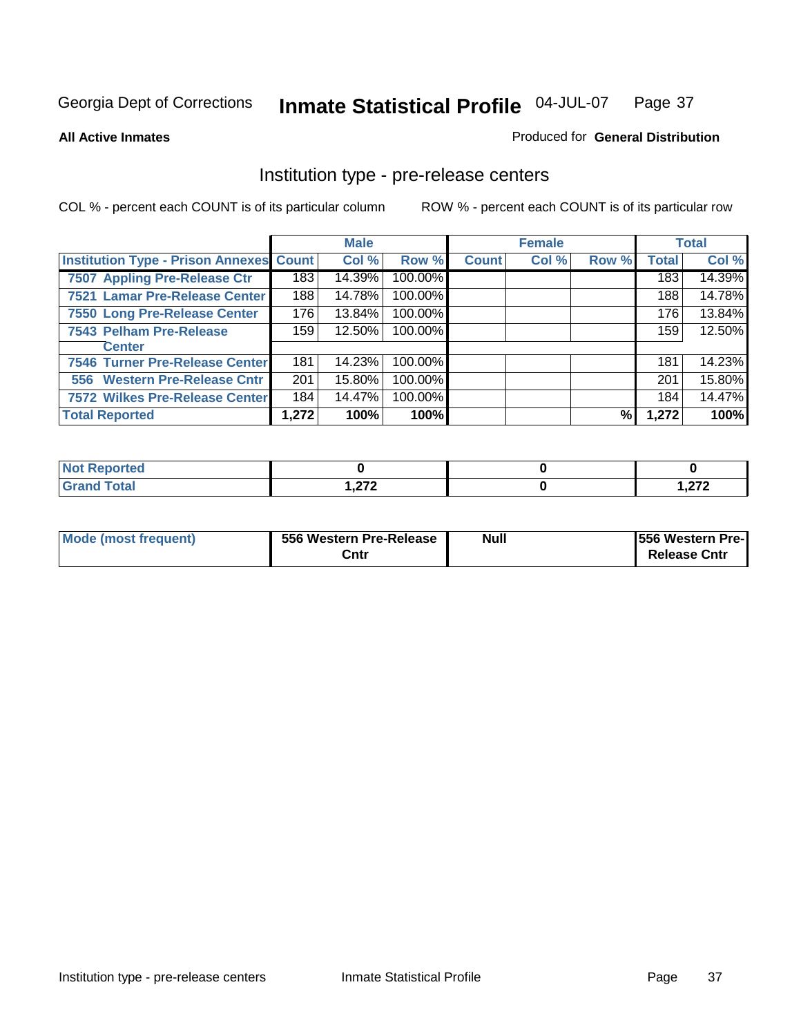Georgia Dept of Corrections **Inmate Statistical Profile** 04-JUL-07

**All Active Inmates** Produced for **General Distribution**

## Institution type - pre-release centers

COL % - percent each COUNT is of its particular column ROW % - percent each COUNT is of its particular row

| | Male | | | Female | | | Total | |
|---|---|---|---|---|---|---|---|---|
| Institution Type - Prison Annexes | Count | Col % | Row % | Count | Col % | Row % | Total | Col % |
| 7507 Appling Pre-Release Ctr | 183 | 14.39% | 100.00% | | | | 183 | 14.39% |
| 7521 Lamar Pre-Release Center | 188 | 14.78% | 100.00% | | | | 188 | 14.78% |
| 7550 Long Pre-Release Center | 176 | 13.84% | 100.00% | | | | 176 | 13.84% |
| 7543 Pelham Pre-Release Center | 159 | 12.50% | 100.00% | | | | 159 | 12.50% |
| 7546 Turner Pre-Release Center | 181 | 14.23% | 100.00% | | | | 181 | 14.23% |
| 556 Western Pre-Release Cntr | 201 | 15.80% | 100.00% | | | | 201 | 15.80% |
| 7572 Wilkes Pre-Release Center | 184 | 14.47% | 100.00% | | | | 184 | 14.47% |
| **Total Reported** | **1,272** | **100%** | **100%** | | | **%** | **1,272** | **100%** |

| | Male | Female | Total |
|---|---|---|---|
| Not Reported | 0 | 0 | 0 |
| Grand Total | 1,272 | 0 | 1,272 |

| | Male | Female | Total |
|---|---|---|---|
| Mode (most frequent) | 556 Western Pre-Release Cntr | Null | 556 Western Pre-Release Cntr |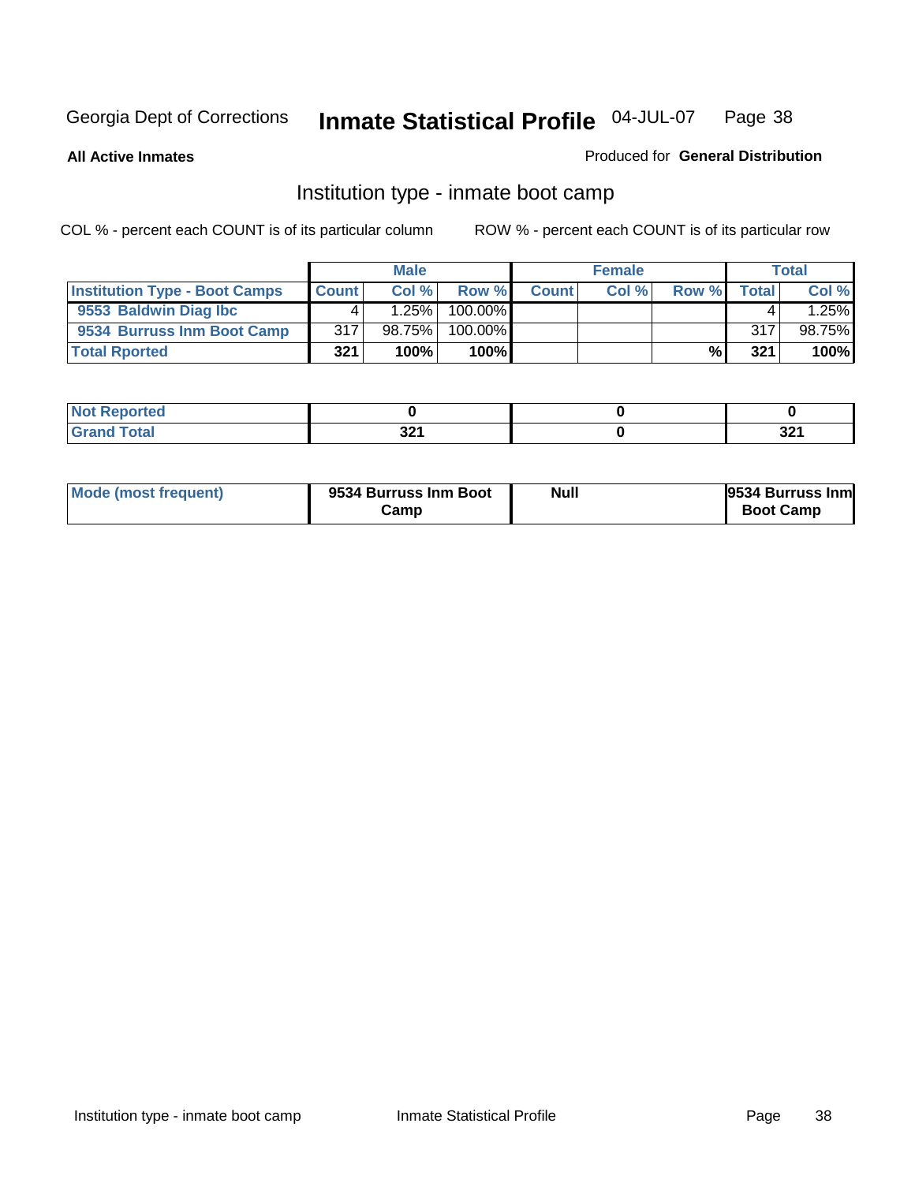Georgia Dept of Corrections **Inmate Statistical Profile** 04-JUL-07

**All Active Inmates**

Produced for **General Distribution**

## Institution type - inmate boot camp

COL % - percent each COUNT is of its particular column

ROW % - percent each COUNT is of its particular row

| | Male | | | Female | | | Total | |
|---|---|---|---|---|---|---|---|---|
| **Institution Type - Boot Camps** | **Count** | **Col %** | **Row %** | **Count** | **Col %** | **Row %** | **Total** | **Col %** |
| **9553 Baldwin Diag Ibc** | 4 | 1.25% | 100.00% | | | | 4 | 1.25% |
| **9534 Burruss Inm Boot Camp** | 317 | 98.75% | 100.00% | | | | 317 | 98.75% |
| **Total Rported** | **321** | **100%** | **100%** | | | **%** | **321** | **100%** |

| | Male | Female | Total |
|---|---|---|---|
| **Not Reported** | **0** | **0** | **0** |
| **Grand Total** | **321** | **0** | **321** |

| | Male | Female | Total |
|---|---|---|---|
| **Mode (most frequent)** | **9534 Burruss Inm Boot Camp** | **Null** | **9534 Burruss Inm Boot Camp** |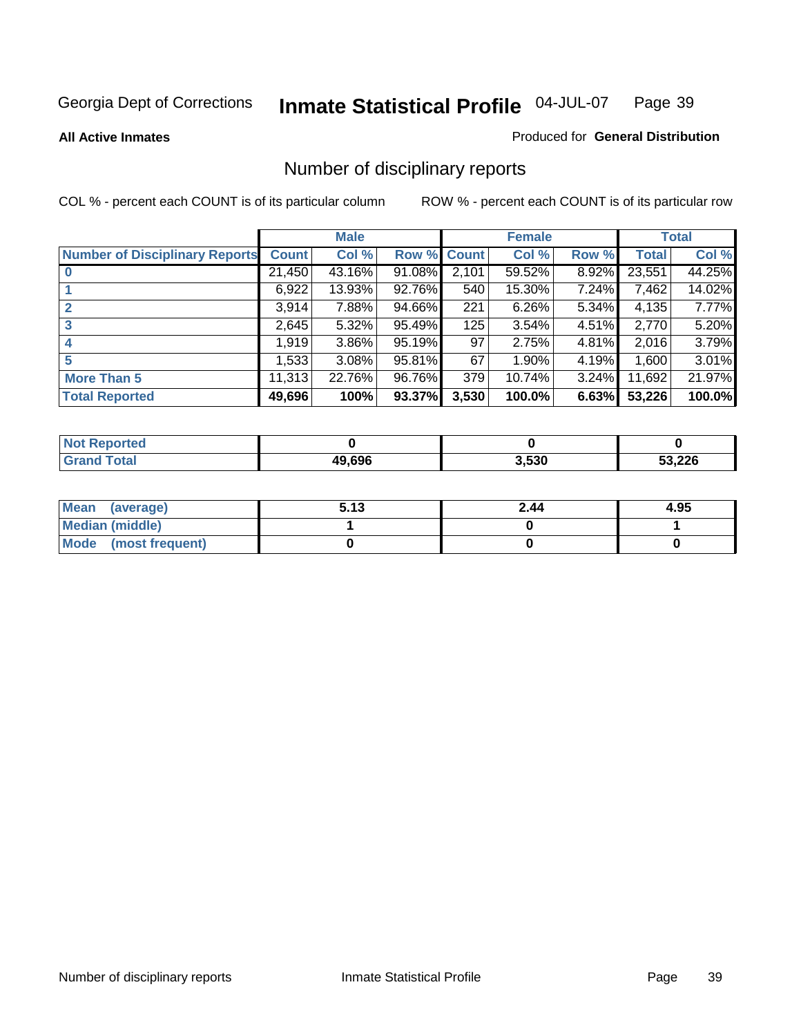Georgia Dept of Corrections **Inmate Statistical Profile** 04-JUL-07

**All Active Inmates**

Produced for **General Distribution**

## Number of disciplinary reports

COL % - percent each COUNT is of its particular column

ROW % - percent each COUNT is of its particular row

| | Male | | | Female | | | Total | |
|---|---|---|---|---|---|---|---|---|
| **Number of Disciplinary Reports** | **Count** | **Col %** | **Row %** | **Count** | **Col %** | **Row %** | **Total** | **Col %** |
| **0** | 21,450 | 43.16% | 91.08% | 2,101 | 59.52% | 8.92% | 23,551 | 44.25% |
| **1** | 6,922 | 13.93% | 92.76% | 540 | 15.30% | 7.24% | 7,462 | 14.02% |
| **2** | 3,914 | 7.88% | 94.66% | 221 | 6.26% | 5.34% | 4,135 | 7.77% |
| **3** | 2,645 | 5.32% | 95.49% | 125 | 3.54% | 4.51% | 2,770 | 5.20% |
| **4** | 1,919 | 3.86% | 95.19% | 97 | 2.75% | 4.81% | 2,016 | 3.79% |
| **5** | 1,533 | 3.08% | 95.81% | 67 | 1.90% | 4.19% | 1,600 | 3.01% |
| **More Than 5** | 11,313 | 22.76% | 96.76% | 379 | 10.74% | 3.24% | 11,692 | 21.97% |
| **Total Reported** | **49,696** | **100%** | **93.37%** | **3,530** | **100.0%** | **6.63%** | **53,226** | **100.0%** |

| | Male | Female | Total |
|---|---|---|---|
| **Not Reported** | **0** | **0** | **0** |
| **Grand Total** | **49,696** | **3,530** | **53,226** |

| | Male | Female | Total |
|---|---|---|---|
| **Mean (average)** | **5.13** | **2.44** | **4.95** |
| **Median (middle)** | **1** | **0** | **1** |
| **Mode (most frequent)** | **0** | **0** | **0** |

Number of disciplinary reports | Inmate Statistical Profile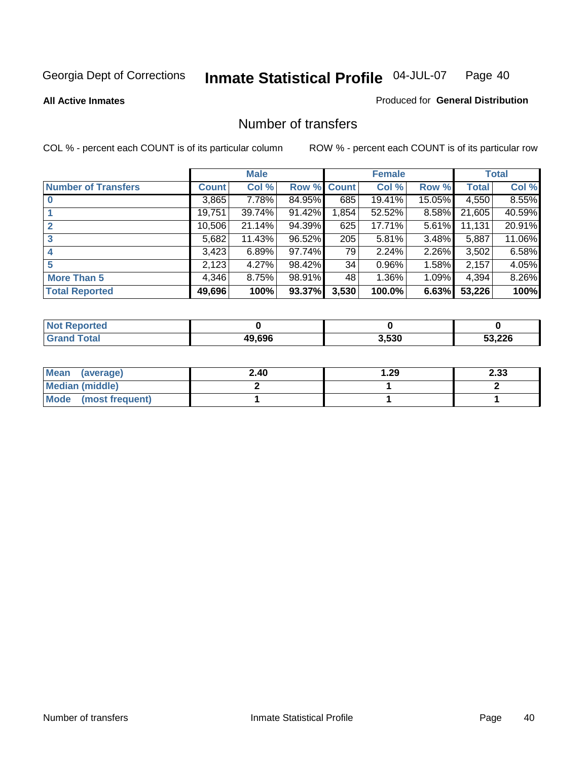Georgia Dept of Corrections **Inmate Statistical Profile** 04-JUL-07

**All Active Inmates**

Produced for **General Distribution**

## Number of transfers

COL % - percent each COUNT is of its particular column

ROW % - percent each COUNT is of its particular row

| | Male | | | Female | | | Total | |
|---|---|---|---|---|---|---|---|---|
| **Number of Transfers** | **Count** | **Col %** | **Row %** | **Count** | **Col %** | **Row %** | **Total** | **Col %** |
| **0** | 3,865 | 7.78% | 84.95% | 685 | 19.41% | 15.05% | 4,550 | 8.55% |
| **1** | 19,751 | 39.74% | 91.42% | 1,854 | 52.52% | 8.58% | 21,605 | 40.59% |
| **2** | 10,506 | 21.14% | 94.39% | 625 | 17.71% | 5.61% | 11,131 | 20.91% |
| **3** | 5,682 | 11.43% | 96.52% | 205 | 5.81% | 3.48% | 5,887 | 11.06% |
| **4** | 3,423 | 6.89% | 97.74% | 79 | 2.24% | 2.26% | 3,502 | 6.58% |
| **5** | 2,123 | 4.27% | 98.42% | 34 | 0.96% | 1.58% | 2,157 | 4.05% |
| **More Than 5** | 4,346 | 8.75% | 98.91% | 48 | 1.36% | 1.09% | 4,394 | 8.26% |
| **Total Reported** | **49,696** | **100%** | **93.37%** | **3,530** | **100.0%** | **6.63%** | **53,226** | **100%** |

| | Male | Female | Total |
|---|---|---|---|
| **Not Reported** | **0** | **0** | **0** |
| **Grand Total** | **49,696** | **3,530** | **53,226** |

| | Male | Female | Total |
|---|---|---|---|
| **Mean (average)** | **2.40** | **1.29** | **2.33** |
| **Median (middle)** | **2** | **1** | **2** |
| **Mode (most frequent)** | **1** | **1** | **1** |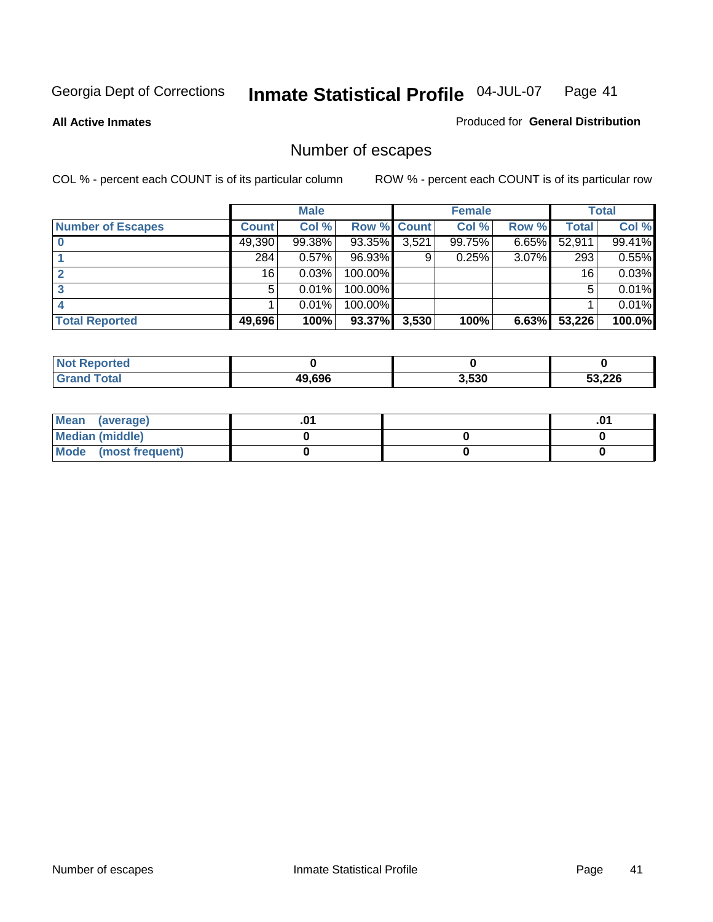Georgia Dept of Corrections **Inmate Statistical Profile** 04-JUL-07

**All Active Inmates**

Produced for **General Distribution**

## Number of escapes

COL % - percent each COUNT is of its particular column

ROW % - percent each COUNT is of its particular row

| | Male | | | Female | | | Total | |
|---|---|---|---|---|---|---|---|---|
| **Number of Escapes** | **Count** | **Col %** | **Row %** | **Count** | **Col %** | **Row %** | **Total** | **Col %** |
| **0** | 49,390 | 99.38% | 93.35% | 3,521 | 99.75% | 6.65% | 52,911 | 99.41% |
| **1** | 284 | 0.57% | 96.93% | 9 | 0.25% | 3.07% | 293 | 0.55% |
| **2** | 16 | 0.03% | 100.00% | | | | 16 | 0.03% |
| **3** | 5 | 0.01% | 100.00% | | | | 5 | 0.01% |
| **4** | 1 | 0.01% | 100.00% | | | | 1 | 0.01% |
| **Total Reported** | **49,696** | **100%** | **93.37%** | **3,530** | **100%** | **6.63%** | **53,226** | **100.0%** |

| | Male | Female | Total |
|---|---|---|---|
| **Not Reported** | **0** | **0** | **0** |
| **Grand Total** | **49,696** | **3,530** | **53,226** |

| | Male | Female | Total |
|---|---|---|---|
| **Mean (average)** | **.01** | | **.01** |
| **Median (middle)** | **0** | **0** | **0** |
| **Mode (most frequent)** | **0** | **0** | **0** |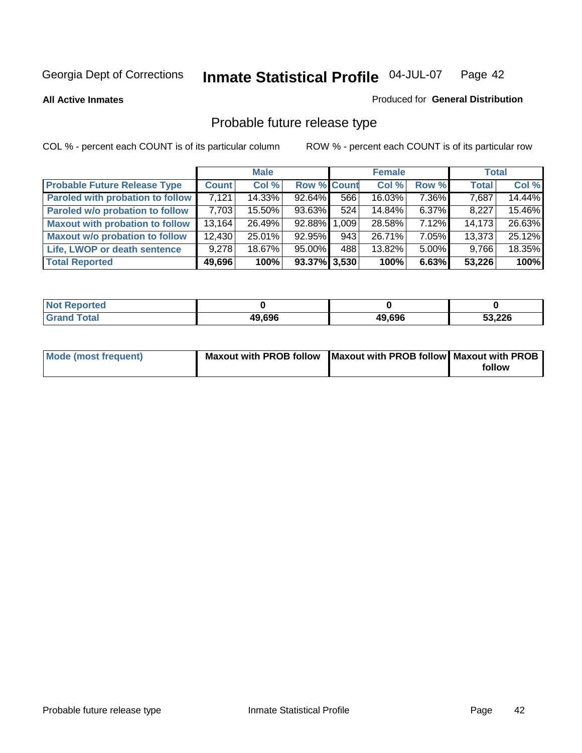Georgia Dept of Corrections **Inmate Statistical Profile** 04-JUL-07

**All Active Inmates**

Produced for **General Distribution**

## Probable future release type

COL % - percent each COUNT is of its particular column

ROW % - percent each COUNT is of its particular row

| | Male | | | Female | | | Total | |
|---|---|---|---|---|---|---|---|---|
| **Probable Future Release Type** | **Count** | **Col %** | **Row %** | **Count** | **Col %** | **Row %** | **Total** | **Col %** |
| **Paroled with probation to follow** | 7,121 | 14.33% | 92.64% | 566 | 16.03% | 7.36% | 7,687 | 14.44% |
| **Paroled w/o probation to follow** | 7,703 | 15.50% | 93.63% | 524 | 14.84% | 6.37% | 8,227 | 15.46% |
| **Maxout with probation to follow** | 13,164 | 26.49% | 92.88% | 1,009 | 28.58% | 7.12% | 14,173 | 26.63% |
| **Maxout w/o probation to follow** | 12,430 | 25.01% | 92.95% | 943 | 26.71% | 7.05% | 13,373 | 25.12% |
| **Life, LWOP or death sentence** | 9,278 | 18.67% | 95.00% | 488 | 13.82% | 5.00% | 9,766 | 18.35% |
| **Total Reported** | **49,696** | **100%** | **93.37%** | **3,530** | **100%** | **6.63%** | **53,226** | **100%** |

| | Male | Female | Total |
|---|---|---|---|
| **Not Reported** | **0** | **0** | **0** |
| **Grand Total** | **49,696** | **49,696** | **53,226** |

| | Male | Female | Total |
|---|---|---|---|
| **Mode (most frequent)** | **Maxout with PROB follow** | **Maxout with PROB follow** | **Maxout with PROB follow** |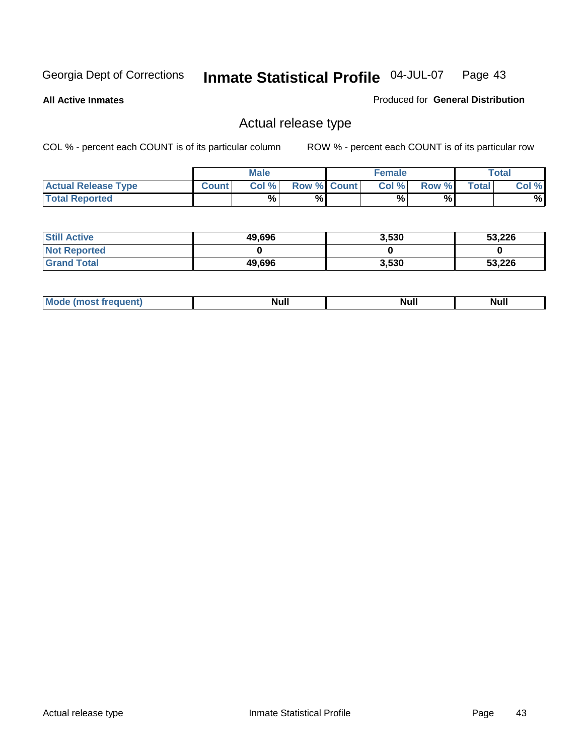Georgia Dept of Corrections **Inmate Statistical Profile** 04-JUL-07

**All Active Inmates**

Produced for **General Distribution**

## Actual release type

COL % - percent each COUNT is of its particular column

ROW % - percent each COUNT is of its particular row

| | Male | | | Female | | | Total | |
|---|---|---|---|---|---|---|---|---|
| **Actual Release Type** | **Count** | **Col %** | **Row %** | **Count** | **Col %** | **Row %** | **Total** | **Col %** |
| **Total Reported** | | **%** | **%** | | **%** | **%** | | **%** |

| | Male | Female | Total |
|---|---|---|---|
| **Still Active** | **49,696** | **3,530** | **53,226** |
| **Not Reported** | **0** | **0** | **0** |
| **Grand Total** | **49,696** | **3,530** | **53,226** |

| | Male | Female | Total |
|---|---|---|---|
| **Mode (most frequent)** | **Null** | **Null** | **Null** |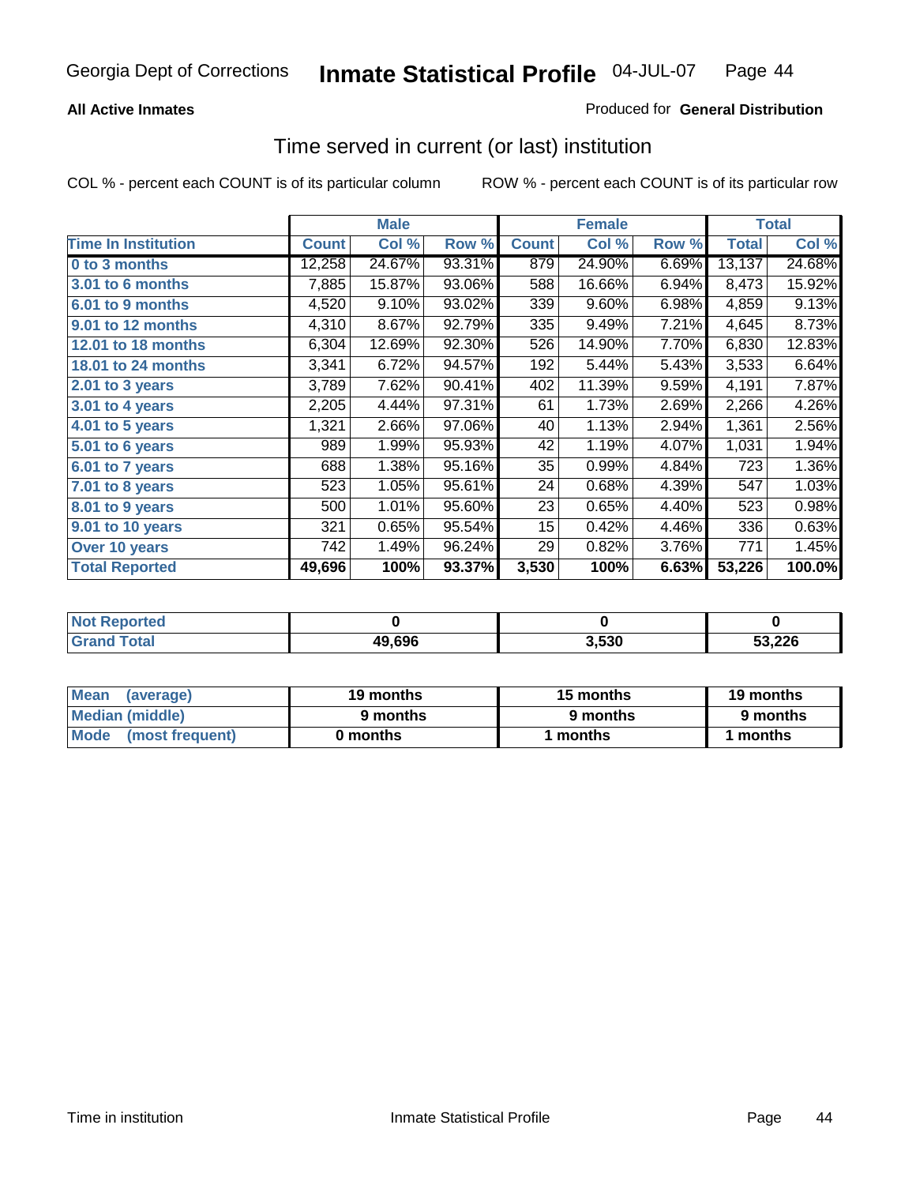Georgia Dept of Corrections **Inmate Statistical Profile** 04-JUL-07

**All Active Inmates**

Produced for **General Distribution**

## Time served in current (or last) institution

COL % - percent each COUNT is of its particular column

ROW % - percent each COUNT is of its particular row

| | Male | | | Female | | | Total | |
|---|---|---|---|---|---|---|---|---|
| **Time In Institution** | **Count** | **Col %** | **Row %** | **Count** | **Col %** | **Row %** | **Total** | **Col %** |
| **0 to 3 months** | 12,258 | 24.67% | 93.31% | 879 | 24.90% | 6.69% | 13,137 | 24.68% |
| **3.01 to 6 months** | 7,885 | 15.87% | 93.06% | 588 | 16.66% | 6.94% | 8,473 | 15.92% |
| **6.01 to 9 months** | 4,520 | 9.10% | 93.02% | 339 | 9.60% | 6.98% | 4,859 | 9.13% |
| **9.01 to 12 months** | 4,310 | 8.67% | 92.79% | 335 | 9.49% | 7.21% | 4,645 | 8.73% |
| **12.01 to 18 months** | 6,304 | 12.69% | 92.30% | 526 | 14.90% | 7.70% | 6,830 | 12.83% |
| **18.01 to 24 months** | 3,341 | 6.72% | 94.57% | 192 | 5.44% | 5.43% | 3,533 | 6.64% |
| **2.01 to 3 years** | 3,789 | 7.62% | 90.41% | 402 | 11.39% | 9.59% | 4,191 | 7.87% |
| **3.01 to 4 years** | 2,205 | 4.44% | 97.31% | 61 | 1.73% | 2.69% | 2,266 | 4.26% |
| **4.01 to 5 years** | 1,321 | 2.66% | 97.06% | 40 | 1.13% | 2.94% | 1,361 | 2.56% |
| **5.01 to 6 years** | 989 | 1.99% | 95.93% | 42 | 1.19% | 4.07% | 1,031 | 1.94% |
| **6.01 to 7 years** | 688 | 1.38% | 95.16% | 35 | 0.99% | 4.84% | 723 | 1.36% |
| **7.01 to 8 years** | 523 | 1.05% | 95.61% | 24 | 0.68% | 4.39% | 547 | 1.03% |
| **8.01 to 9 years** | 500 | 1.01% | 95.60% | 23 | 0.65% | 4.40% | 523 | 0.98% |
| **9.01 to 10 years** | 321 | 0.65% | 95.54% | 15 | 0.42% | 4.46% | 336 | 0.63% |
| **Over 10 years** | 742 | 1.49% | 96.24% | 29 | 0.82% | 3.76% | 771 | 1.45% |
| **Total Reported** | **49,696** | **100%** | **93.37%** | **3,530** | **100%** | **6.63%** | **53,226** | **100.0%** |

| | Male | Female | Total |
|---|---|---|---|
| **Not Reported** | **0** | **0** | **0** |
| **Grand Total** | **49,696** | **3,530** | **53,226** |

| | Male | Female | Total |
|---|---|---|---|
| **Mean (average)** | **19 months** | **15 months** | **19 months** |
| **Median (middle)** | **9 months** | **9 months** | **9 months** |
| **Mode (most frequent)** | **0 months** | **1 months** | **1 months** |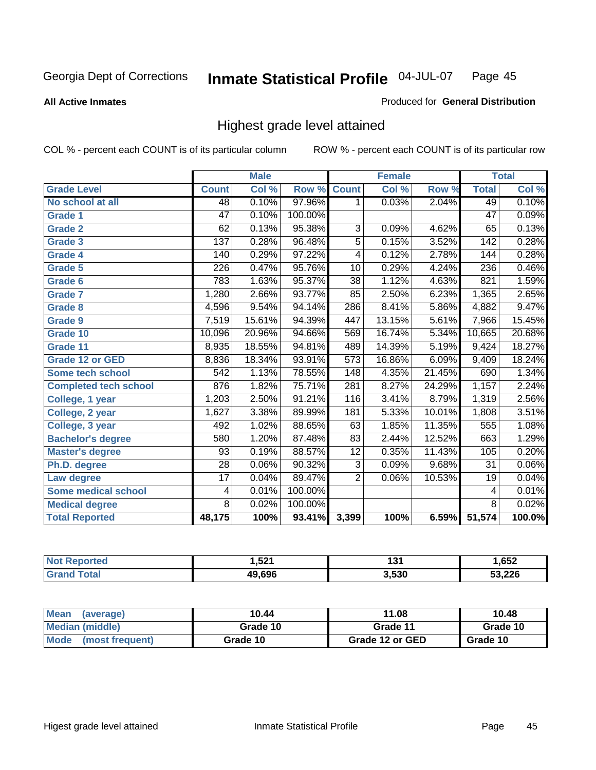Georgia Dept of Corrections **Inmate Statistical Profile** 04-JUL-07

**All Active Inmates**

Produced for **General Distribution**

## Highest grade level attained

COL % - percent each COUNT is of its particular column

ROW % - percent each COUNT is of its particular row

| | Male | | | Female | | | Total | |
|---|---|---|---|---|---|---|---|---|
| **Grade Level** | **Count** | **Col %** | **Row %** | **Count** | **Col %** | **Row %** | **Total** | **Col %** |
| No school at all | 48 | 0.10% | 97.96% | 1 | 0.03% | 2.04% | 49 | 0.10% |
| Grade 1 | 47 | 0.10% | 100.00% | | | | 47 | 0.09% |
| Grade 2 | 62 | 0.13% | 95.38% | 3 | 0.09% | 4.62% | 65 | 0.13% |
| Grade 3 | 137 | 0.28% | 96.48% | 5 | 0.15% | 3.52% | 142 | 0.28% |
| Grade 4 | 140 | 0.29% | 97.22% | 4 | 0.12% | 2.78% | 144 | 0.28% |
| Grade 5 | 226 | 0.47% | 95.76% | 10 | 0.29% | 4.24% | 236 | 0.46% |
| Grade 6 | 783 | 1.63% | 95.37% | 38 | 1.12% | 4.63% | 821 | 1.59% |
| Grade 7 | 1,280 | 2.66% | 93.77% | 85 | 2.50% | 6.23% | 1,365 | 2.65% |
| Grade 8 | 4,596 | 9.54% | 94.14% | 286 | 8.41% | 5.86% | 4,882 | 9.47% |
| Grade 9 | 7,519 | 15.61% | 94.39% | 447 | 13.15% | 5.61% | 7,966 | 15.45% |
| Grade 10 | 10,096 | 20.96% | 94.66% | 569 | 16.74% | 5.34% | 10,665 | 20.68% |
| Grade 11 | 8,935 | 18.55% | 94.81% | 489 | 14.39% | 5.19% | 9,424 | 18.27% |
| Grade 12 or GED | 8,836 | 18.34% | 93.91% | 573 | 16.86% | 6.09% | 9,409 | 18.24% |
| Some tech school | 542 | 1.13% | 78.55% | 148 | 4.35% | 21.45% | 690 | 1.34% |
| Completed tech school | 876 | 1.82% | 75.71% | 281 | 8.27% | 24.29% | 1,157 | 2.24% |
| College, 1 year | 1,203 | 2.50% | 91.21% | 116 | 3.41% | 8.79% | 1,319 | 2.56% |
| College, 2 year | 1,627 | 3.38% | 89.99% | 181 | 5.33% | 10.01% | 1,808 | 3.51% |
| College, 3 year | 492 | 1.02% | 88.65% | 63 | 1.85% | 11.35% | 555 | 1.08% |
| Bachelor's degree | 580 | 1.20% | 87.48% | 83 | 2.44% | 12.52% | 663 | 1.29% |
| Master's degree | 93 | 0.19% | 88.57% | 12 | 0.35% | 11.43% | 105 | 0.20% |
| Ph.D. degree | 28 | 0.06% | 90.32% | 3 | 0.09% | 9.68% | 31 | 0.06% |
| Law degree | 17 | 0.04% | 89.47% | 2 | 0.06% | 10.53% | 19 | 0.04% |
| Some medical school | 4 | 0.01% | 100.00% | | | | 4 | 0.01% |
| Medical degree | 8 | 0.02% | 100.00% | | | | 8 | 0.02% |
| **Total Reported** | **48,175** | **100%** | **93.41%** | **3,399** | **100%** | **6.59%** | **51,574** | **100.0%** |

| | Male | Female | Total |
|---|---|---|---|
| Not Reported | 1,521 | 131 | 1,652 |
| Grand Total | 49,696 | 3,530 | 53,226 |

| | Male | Female | Total |
|---|---|---|---|
| Mean (average) | 10.44 | 11.08 | 10.48 |
| Median (middle) | Grade 10 | Grade 11 | Grade 10 |
| Mode (most frequent) | Grade 10 | Grade 12 or GED | Grade 10 |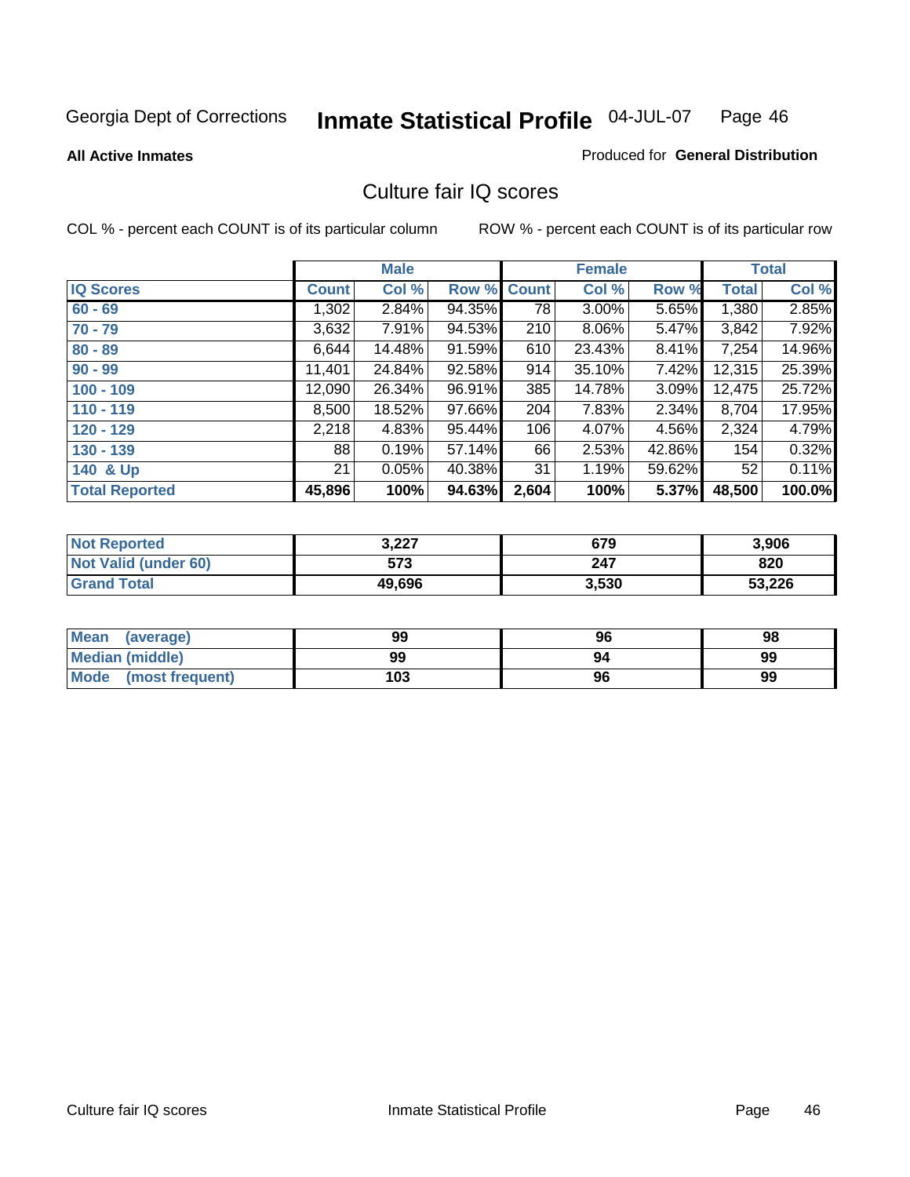Georgia Dept of Corrections **Inmate Statistical Profile** 04-JUL-07

**All Active Inmates**

Produced for **General Distribution**

## Culture fair IQ scores

COL % - percent each COUNT is of its particular column

ROW % - percent each COUNT is of its particular row

| | Male | | | Female | | | Total | |
|---|---|---|---|---|---|---|---|---|
| **IQ Scores** | **Count** | **Col %** | **Row %** | **Count** | **Col %** | **Row %** | **Total** | **Col %** |
| 60 - 69 | 1,302 | 2.84% | 94.35% | 78 | 3.00% | 5.65% | 1,380 | 2.85% |
| 70 - 79 | 3,632 | 7.91% | 94.53% | 210 | 8.06% | 5.47% | 3,842 | 7.92% |
| 80 - 89 | 6,644 | 14.48% | 91.59% | 610 | 23.43% | 8.41% | 7,254 | 14.96% |
| 90 - 99 | 11,401 | 24.84% | 92.58% | 914 | 35.10% | 7.42% | 12,315 | 25.39% |
| 100 - 109 | 12,090 | 26.34% | 96.91% | 385 | 14.78% | 3.09% | 12,475 | 25.72% |
| 110 - 119 | 8,500 | 18.52% | 97.66% | 204 | 7.83% | 2.34% | 8,704 | 17.95% |
| 120 - 129 | 2,218 | 4.83% | 95.44% | 106 | 4.07% | 4.56% | 2,324 | 4.79% |
| 130 - 139 | 88 | 0.19% | 57.14% | 66 | 2.53% | 42.86% | 154 | 0.32% |
| 140 & Up | 21 | 0.05% | 40.38% | 31 | 1.19% | 59.62% | 52 | 0.11% |
| **Total Reported** | **45,896** | **100%** | **94.63%** | **2,604** | **100%** | **5.37%** | **48,500** | **100.0%** |

| | Male | Female | Total |
|---|---|---|---|
| Not Reported | 3,227 | 679 | 3,906 |
| Not Valid (under 60) | 573 | 247 | 820 |
| Grand Total | 49,696 | 3,530 | 53,226 |

| | Male | Female | Total |
|---|---|---|---|
| Mean (average) | 99 | 96 | 98 |
| Median (middle) | 99 | 94 | 99 |
| Mode (most frequent) | 103 | 96 | 99 |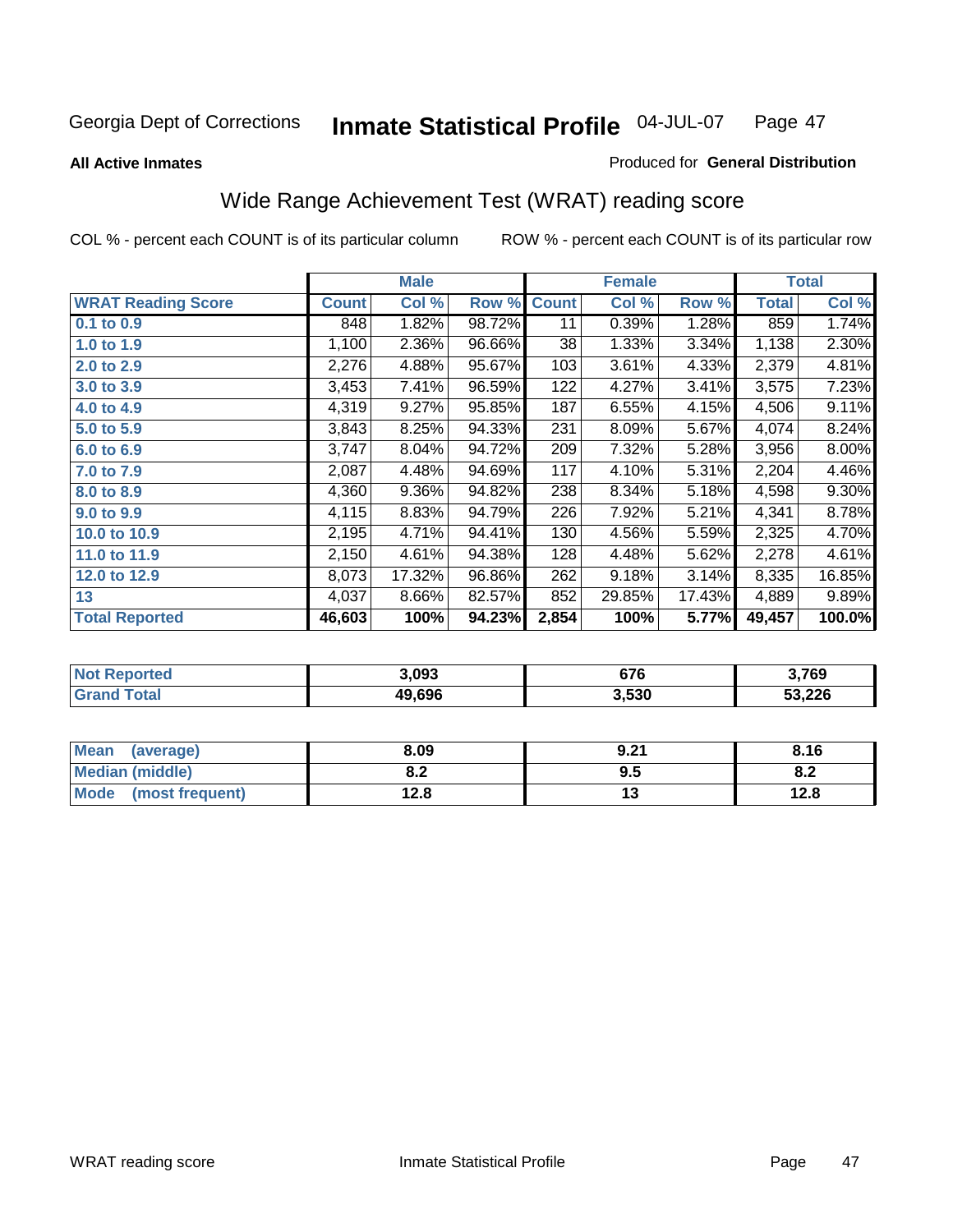Georgia Dept of Corrections **Inmate Statistical Profile** 04-JUL-07

**All Active Inmates**

Produced for **General Distribution**

## Wide Range Achievement Test (WRAT) reading score

COL % - percent each COUNT is of its particular column

ROW % - percent each COUNT is of its particular row

| WRAT Reading Score | Male | | | Female | | | Total | |
|---|---|---|---|---|---|---|---|---|
| | Count | Col % | Row % | Count | Col % | Row % | Total | Col % |
| 0.1 to 0.9 | 848 | 1.82% | 98.72% | 11 | 0.39% | 1.28% | 859 | 1.74% |
| 1.0 to 1.9 | 1,100 | 2.36% | 96.66% | 38 | 1.33% | 3.34% | 1,138 | 2.30% |
| 2.0 to 2.9 | 2,276 | 4.88% | 95.67% | 103 | 3.61% | 4.33% | 2,379 | 4.81% |
| 3.0 to 3.9 | 3,453 | 7.41% | 96.59% | 122 | 4.27% | 3.41% | 3,575 | 7.23% |
| 4.0 to 4.9 | 4,319 | 9.27% | 95.85% | 187 | 6.55% | 4.15% | 4,506 | 9.11% |
| 5.0 to 5.9 | 3,843 | 8.25% | 94.33% | 231 | 8.09% | 5.67% | 4,074 | 8.24% |
| 6.0 to 6.9 | 3,747 | 8.04% | 94.72% | 209 | 7.32% | 5.28% | 3,956 | 8.00% |
| 7.0 to 7.9 | 2,087 | 4.48% | 94.69% | 117 | 4.10% | 5.31% | 2,204 | 4.46% |
| 8.0 to 8.9 | 4,360 | 9.36% | 94.82% | 238 | 8.34% | 5.18% | 4,598 | 9.30% |
| 9.0 to 9.9 | 4,115 | 8.83% | 94.79% | 226 | 7.92% | 5.21% | 4,341 | 8.78% |
| 10.0 to 10.9 | 2,195 | 4.71% | 94.41% | 130 | 4.56% | 5.59% | 2,325 | 4.70% |
| 11.0 to 11.9 | 2,150 | 4.61% | 94.38% | 128 | 4.48% | 5.62% | 2,278 | 4.61% |
| 12.0 to 12.9 | 8,073 | 17.32% | 96.86% | 262 | 9.18% | 3.14% | 8,335 | 16.85% |
| 13 | 4,037 | 8.66% | 82.57% | 852 | 29.85% | 17.43% | 4,889 | 9.89% |
| **Total Reported** | **46,603** | **100%** | **94.23%** | **2,854** | **100%** | **5.77%** | **49,457** | **100.0%** |

| | Male | Female | Total |
|---|---|---|---|
| Not Reported | 3,093 | 676 | 3,769 |
| Grand Total | 49,696 | 3,530 | 53,226 |

| | Male | Female | Total |
|---|---|---|---|
| Mean (average) | 8.09 | 9.21 | 8.16 |
| Median (middle) | 8.2 | 9.5 | 8.2 |
| Mode (most frequent) | 12.8 | 13 | 12.8 |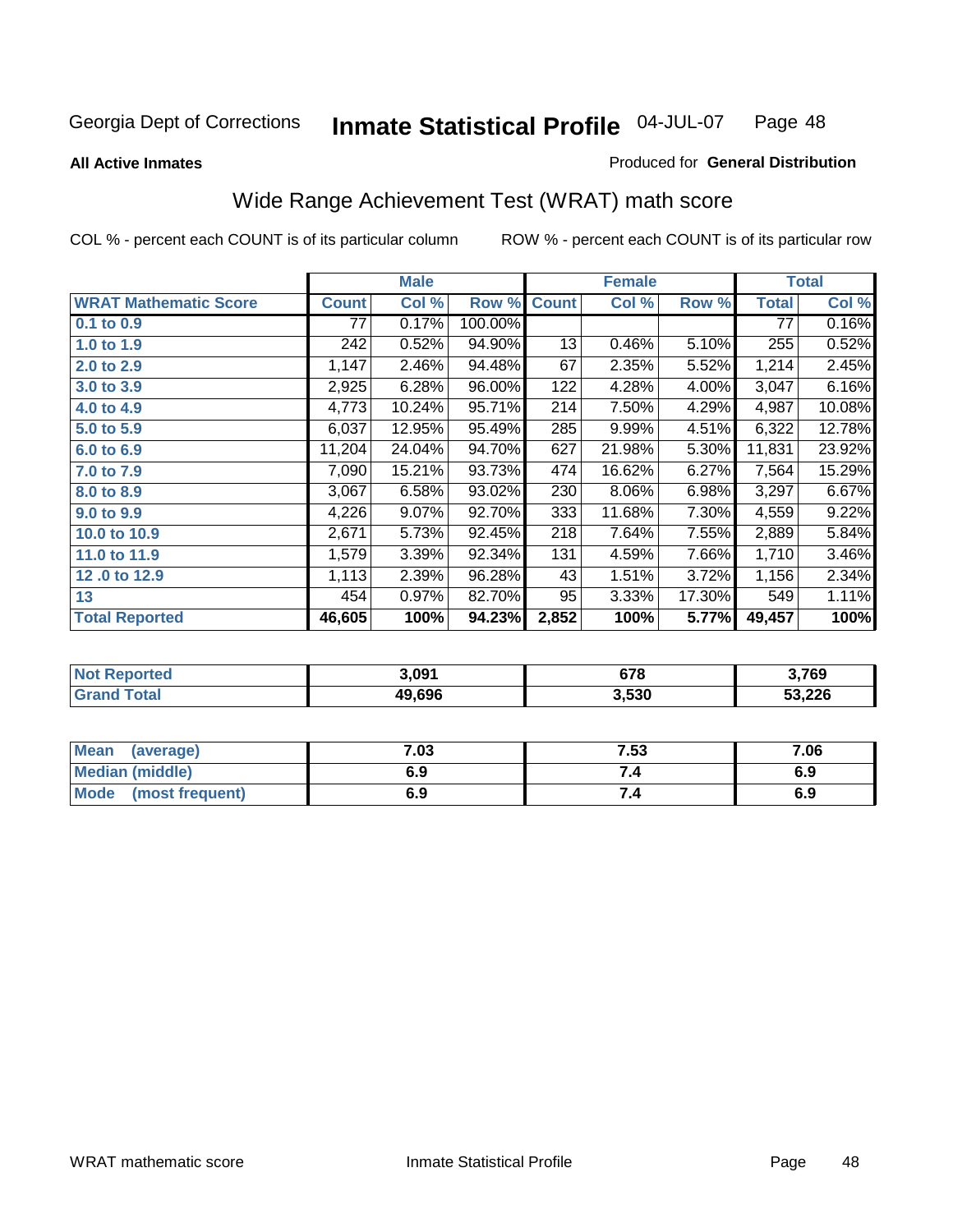Georgia Dept of Corrections **Inmate Statistical Profile** 04-JUL-07

**All Active Inmates**

Produced for **General Distribution**

## Wide Range Achievement Test (WRAT) math score

COL % - percent each COUNT is of its particular column

ROW % - percent each COUNT is of its particular row

| | Male | | | Female | | | Total | |
|---|---|---|---|---|---|---|---|---|
| **WRAT Mathematic Score** | **Count** | **Col %** | **Row %** | **Count** | **Col %** | **Row %** | **Total** | **Col %** |
| 0.1 to 0.9 | 77 | 0.17% | 100.00% | | | | 77 | 0.16% |
| 1.0 to 1.9 | 242 | 0.52% | 94.90% | 13 | 0.46% | 5.10% | 255 | 0.52% |
| 2.0 to 2.9 | 1,147 | 2.46% | 94.48% | 67 | 2.35% | 5.52% | 1,214 | 2.45% |
| 3.0 to 3.9 | 2,925 | 6.28% | 96.00% | 122 | 4.28% | 4.00% | 3,047 | 6.16% |
| 4.0 to 4.9 | 4,773 | 10.24% | 95.71% | 214 | 7.50% | 4.29% | 4,987 | 10.08% |
| 5.0 to 5.9 | 6,037 | 12.95% | 95.49% | 285 | 9.99% | 4.51% | 6,322 | 12.78% |
| 6.0 to 6.9 | 11,204 | 24.04% | 94.70% | 627 | 21.98% | 5.30% | 11,831 | 23.92% |
| 7.0 to 7.9 | 7,090 | 15.21% | 93.73% | 474 | 16.62% | 6.27% | 7,564 | 15.29% |
| 8.0 to 8.9 | 3,067 | 6.58% | 93.02% | 230 | 8.06% | 6.98% | 3,297 | 6.67% |
| 9.0 to 9.9 | 4,226 | 9.07% | 92.70% | 333 | 11.68% | 7.30% | 4,559 | 9.22% |
| 10.0 to 10.9 | 2,671 | 5.73% | 92.45% | 218 | 7.64% | 7.55% | 2,889 | 5.84% |
| 11.0 to 11.9 | 1,579 | 3.39% | 92.34% | 131 | 4.59% | 7.66% | 1,710 | 3.46% |
| 12 .0 to 12.9 | 1,113 | 2.39% | 96.28% | 43 | 1.51% | 3.72% | 1,156 | 2.34% |
| 13 | 454 | 0.97% | 82.70% | 95 | 3.33% | 17.30% | 549 | 1.11% |
| **Total Reported** | **46,605** | **100%** | **94.23%** | **2,852** | **100%** | **5.77%** | **49,457** | **100%** |

| | Male | Female | Total |
|---|---|---|---|
| **Not Reported** | **3,091** | **678** | **3,769** |
| **Grand Total** | **49,696** | **3,530** | **53,226** |

| | Male | Female | Total |
|---|---|---|---|
| **Mean (average)** | **7.03** | **7.53** | **7.06** |
| **Median (middle)** | **6.9** | **7.4** | **6.9** |
| **Mode (most frequent)** | **6.9** | **7.4** | **6.9** |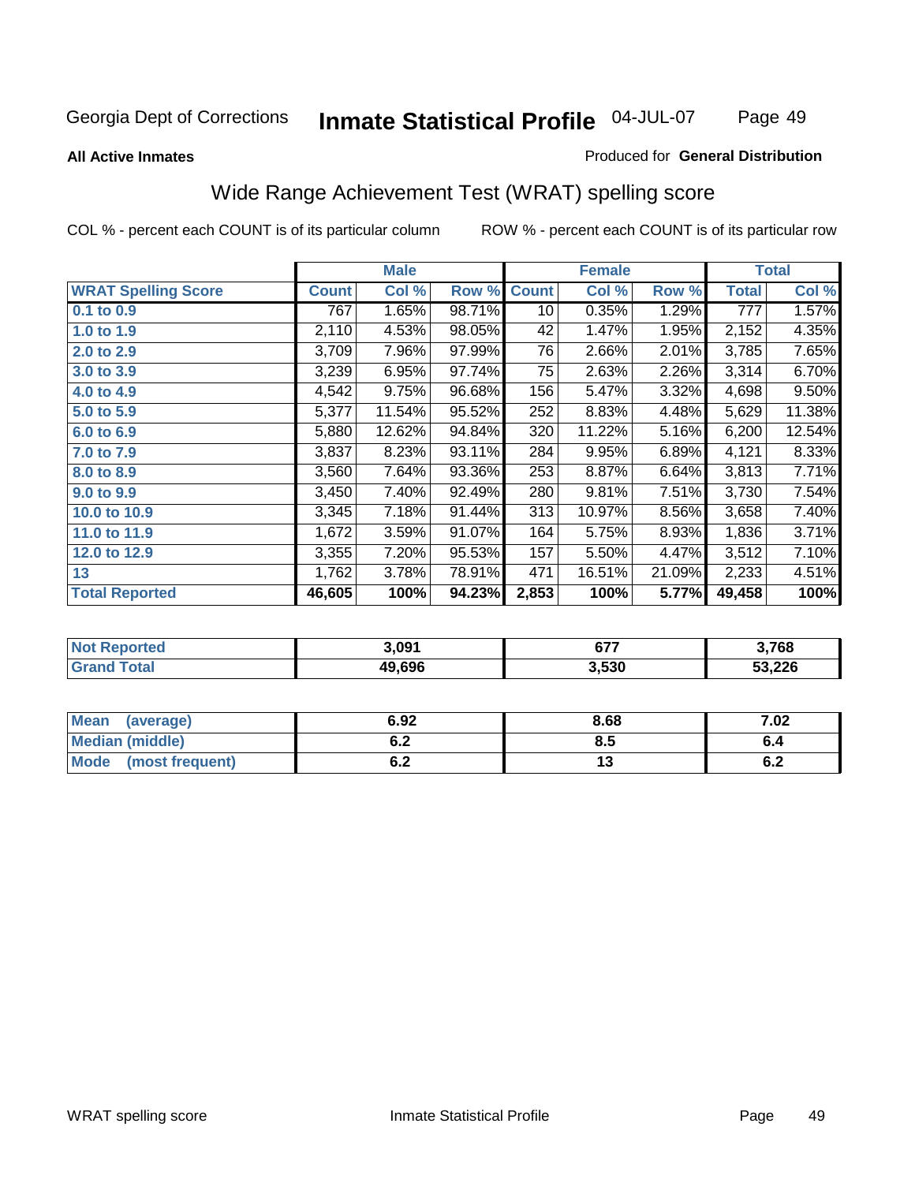Georgia Dept of Corrections **Inmate Statistical Profile** 04-JUL-07

**All Active Inmates** Produced for **General Distribution**

## Wide Range Achievement Test (WRAT) spelling score

COL % - percent each COUNT is of its particular column ROW % - percent each COUNT is of its particular row

| | Male | | | Female | | | Total | |
|---|---|---|---|---|---|---|---|---|
| **WRAT Spelling Score** | **Count** | **Col %** | **Row %** | **Count** | **Col %** | **Row %** | **Total** | **Col %** |
| 0.1 to 0.9 | 767 | 1.65% | 98.71% | 10 | 0.35% | 1.29% | 777 | 1.57% |
| 1.0 to 1.9 | 2,110 | 4.53% | 98.05% | 42 | 1.47% | 1.95% | 2,152 | 4.35% |
| 2.0 to 2.9 | 3,709 | 7.96% | 97.99% | 76 | 2.66% | 2.01% | 3,785 | 7.65% |
| 3.0 to 3.9 | 3,239 | 6.95% | 97.74% | 75 | 2.63% | 2.26% | 3,314 | 6.70% |
| 4.0 to 4.9 | 4,542 | 9.75% | 96.68% | 156 | 5.47% | 3.32% | 4,698 | 9.50% |
| 5.0 to 5.9 | 5,377 | 11.54% | 95.52% | 252 | 8.83% | 4.48% | 5,629 | 11.38% |
| 6.0 to 6.9 | 5,880 | 12.62% | 94.84% | 320 | 11.22% | 5.16% | 6,200 | 12.54% |
| 7.0 to 7.9 | 3,837 | 8.23% | 93.11% | 284 | 9.95% | 6.89% | 4,121 | 8.33% |
| 8.0 to 8.9 | 3,560 | 7.64% | 93.36% | 253 | 8.87% | 6.64% | 3,813 | 7.71% |
| 9.0 to 9.9 | 3,450 | 7.40% | 92.49% | 280 | 9.81% | 7.51% | 3,730 | 7.54% |
| 10.0 to 10.9 | 3,345 | 7.18% | 91.44% | 313 | 10.97% | 8.56% | 3,658 | 7.40% |
| 11.0 to 11.9 | 1,672 | 3.59% | 91.07% | 164 | 5.75% | 8.93% | 1,836 | 3.71% |
| 12.0 to 12.9 | 3,355 | 7.20% | 95.53% | 157 | 5.50% | 4.47% | 3,512 | 7.10% |
| 13 | 1,762 | 3.78% | 78.91% | 471 | 16.51% | 21.09% | 2,233 | 4.51% |
| **Total Reported** | **46,605** | **100%** | **94.23%** | **2,853** | **100%** | **5.77%** | **49,458** | **100%** |

| | Male | Female | Total |
|---|---|---|---|
| **Not Reported** | **3,091** | **677** | **3,768** |
| **Grand Total** | **49,696** | **3,530** | **53,226** |

| | Male | Female | Total |
|---|---|---|---|
| **Mean (average)** | **6.92** | **8.68** | **7.02** |
| **Median (middle)** | **6.2** | **8.5** | **6.4** |
| **Mode (most frequent)** | **6.2** | **13** | **6.2** |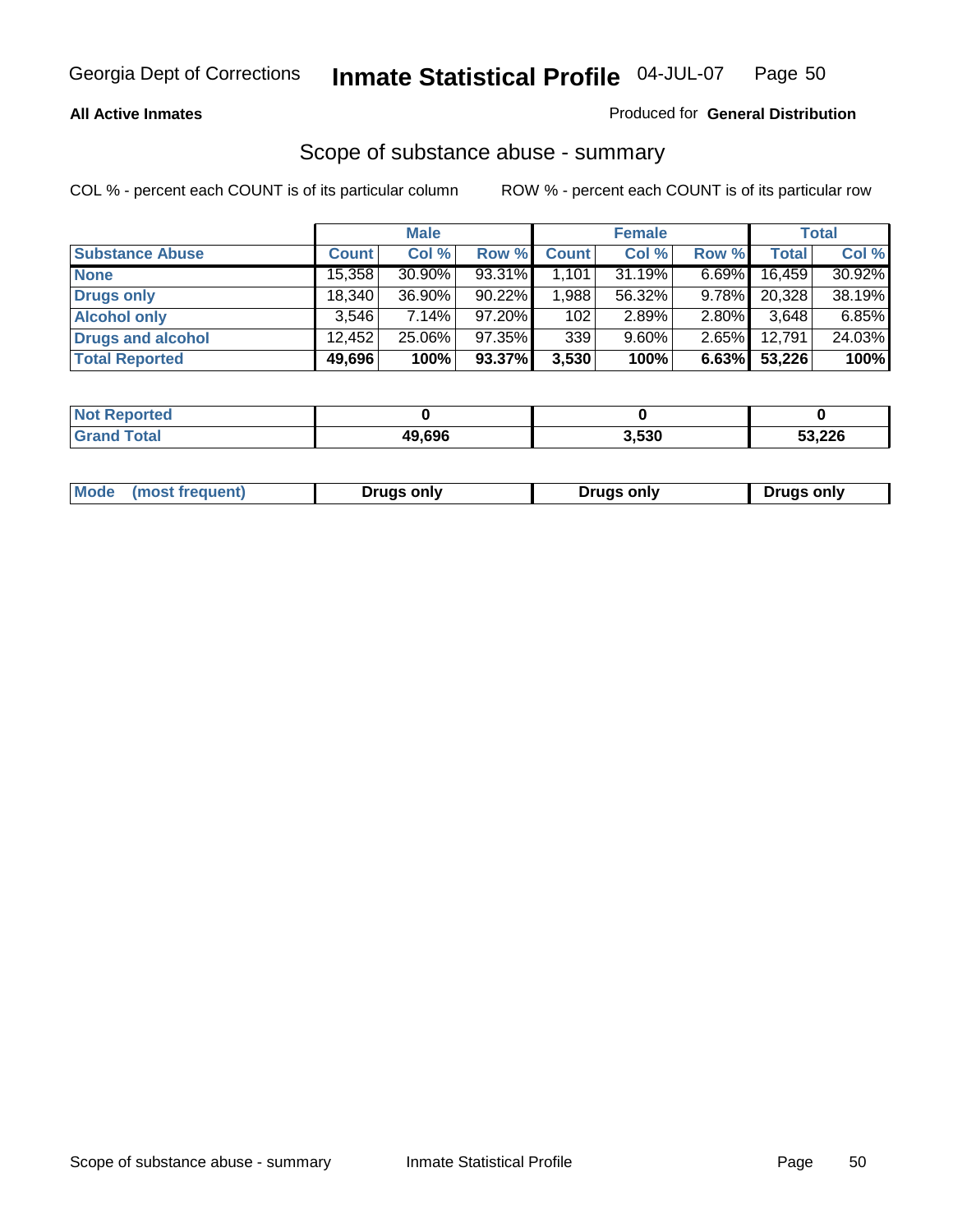Georgia Dept of Corrections **Inmate Statistical Profile** 04-JUL-07

**All Active Inmates**

Produced for **General Distribution**

## Scope of substance abuse - summary

COL % - percent each COUNT is of its particular column ROW % - percent each COUNT is of its particular row

| | Male | | | Female | | | Total | |
|---|---|---|---|---|---|---|---|---|
| **Substance Abuse** | **Count** | **Col %** | **Row %** | **Count** | **Col %** | **Row %** | **Total** | **Col %** |
| **None** | 15,358 | 30.90% | 93.31% | 1,101 | 31.19% | 6.69% | 16,459 | 30.92% |
| **Drugs only** | 18,340 | 36.90% | 90.22% | 1,988 | 56.32% | 9.78% | 20,328 | 38.19% |
| **Alcohol only** | 3,546 | 7.14% | 97.20% | 102 | 2.89% | 2.80% | 3,648 | 6.85% |
| **Drugs and alcohol** | 12,452 | 25.06% | 97.35% | 339 | 9.60% | 2.65% | 12,791 | 24.03% |
| **Total Reported** | **49,696** | **100%** | **93.37%** | **3,530** | **100%** | **6.63%** | **53,226** | **100%** |

| | Male | Female | Total |
|---|---|---|---|
| **Not Reported** | **0** | **0** | **0** |
| **Grand Total** | **49,696** | **3,530** | **53,226** |

| | Male | Female | Total |
|---|---|---|---|
| **Mode (most frequent)** | **Drugs only** | **Drugs only** | **Drugs only** |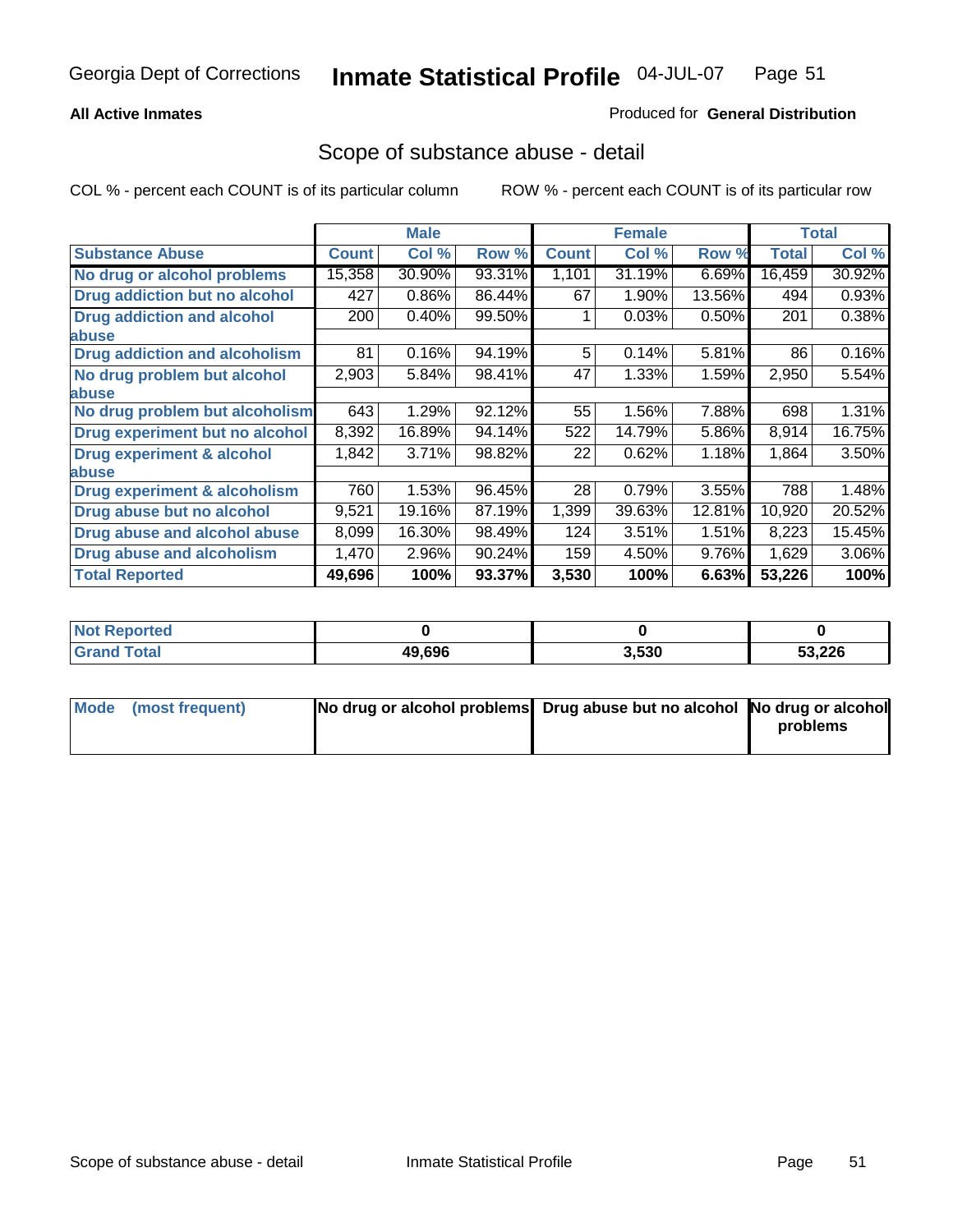Georgia Dept of Corrections **Inmate Statistical Profile** 04-JUL-07

**All Active Inmates** Produced for **General Distribution**

## Scope of substance abuse - detail

COL % - percent each COUNT is of its particular column ROW % - percent each COUNT is of its particular row

| | Male | | | Female | | | Total | |
|---|---|---|---|---|---|---|---|---|
| **Substance Abuse** | **Count** | **Col %** | **Row %** | **Count** | **Col %** | **Row %** | **Total** | **Col %** |
| **No drug or alcohol problems** | 15,358 | 30.90% | 93.31% | 1,101 | 31.19% | 6.69% | 16,459 | 30.92% |
| **Drug addiction but no alcohol** | 427 | 0.86% | 86.44% | 67 | 1.90% | 13.56% | 494 | 0.93% |
| **Drug addiction and alcohol abuse** | 200 | 0.40% | 99.50% | 1 | 0.03% | 0.50% | 201 | 0.38% |
| **Drug addiction and alcoholism** | 81 | 0.16% | 94.19% | 5 | 0.14% | 5.81% | 86 | 0.16% |
| **No drug problem but alcohol abuse** | 2,903 | 5.84% | 98.41% | 47 | 1.33% | 1.59% | 2,950 | 5.54% |
| **No drug problem but alcoholism** | 643 | 1.29% | 92.12% | 55 | 1.56% | 7.88% | 698 | 1.31% |
| **Drug experiment but no alcohol** | 8,392 | 16.89% | 94.14% | 522 | 14.79% | 5.86% | 8,914 | 16.75% |
| **Drug experiment & alcohol abuse** | 1,842 | 3.71% | 98.82% | 22 | 0.62% | 1.18% | 1,864 | 3.50% |
| **Drug experiment & alcoholism** | 760 | 1.53% | 96.45% | 28 | 0.79% | 3.55% | 788 | 1.48% |
| **Drug abuse but no alcohol** | 9,521 | 19.16% | 87.19% | 1,399 | 39.63% | 12.81% | 10,920 | 20.52% |
| **Drug abuse and alcohol abuse** | 8,099 | 16.30% | 98.49% | 124 | 3.51% | 1.51% | 8,223 | 15.45% |
| **Drug abuse and alcoholism** | 1,470 | 2.96% | 90.24% | 159 | 4.50% | 9.76% | 1,629 | 3.06% |
| **Total Reported** | **49,696** | **100%** | **93.37%** | **3,530** | **100%** | **6.63%** | **53,226** | **100%** |

| | Male | Female | Total |
|---|---|---|---|
| **Not Reported** | **0** | **0** | **0** |
| **Grand Total** | **49,696** | **3,530** | **53,226** |

| | Male | Female | Total |
|---|---|---|---|
| **Mode (most frequent)** | **No drug or alcohol problems** | **Drug abuse but no alcohol** | **No drug or alcohol problems** |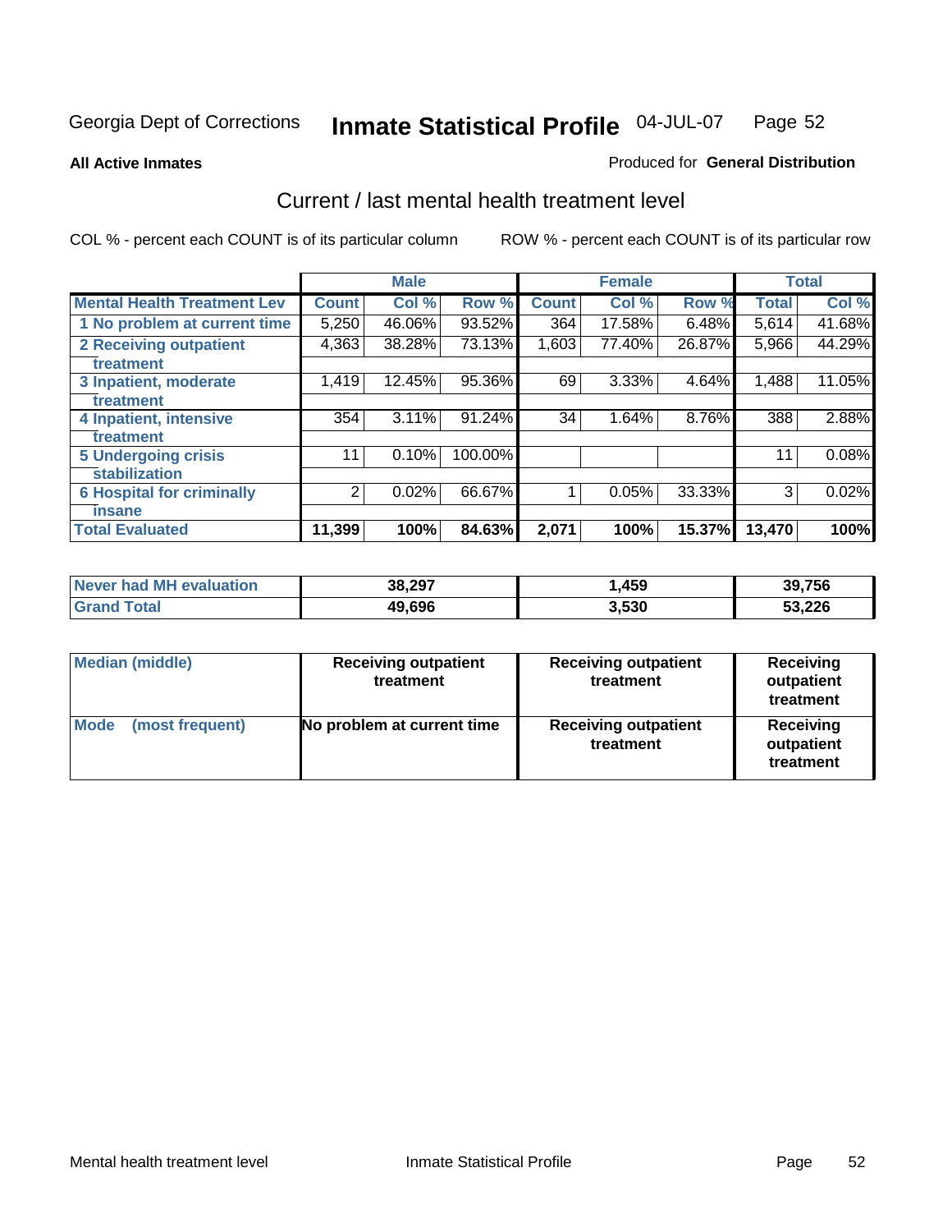Georgia Dept of Corrections **Inmate Statistical Profile** 04-JUL-07

**All Active Inmates**

Produced for **General Distribution**

## Current / last mental health treatment level

COL % - percent each COUNT is of its particular column

ROW % - percent each COUNT is of its particular row

| | Male | | | Female | | | Total | |
|---|---|---|---|---|---|---|---|---|
| **Mental Health Treatment Lev** | **Count** | **Col %** | **Row %** | **Count** | **Col %** | **Row %** | **Total** | **Col %** |
| 1 No problem at current time | 5,250 | 46.06% | 93.52% | 364 | 17.58% | 6.48% | 5,614 | 41.68% |
| 2 Receiving outpatient treatment | 4,363 | 38.28% | 73.13% | 1,603 | 77.40% | 26.87% | 5,966 | 44.29% |
| 3 Inpatient, moderate treatment | 1,419 | 12.45% | 95.36% | 69 | 3.33% | 4.64% | 1,488 | 11.05% |
| 4 Inpatient, intensive treatment | 354 | 3.11% | 91.24% | 34 | 1.64% | 8.76% | 388 | 2.88% |
| 5 Undergoing crisis stabilization | 11 | 0.10% | 100.00% | | | | 11 | 0.08% |
| 6 Hospital for criminally insane | 2 | 0.02% | 66.67% | 1 | 0.05% | 33.33% | 3 | 0.02% |
| **Total Evaluated** | **11,399** | **100%** | **84.63%** | **2,071** | **100%** | **15.37%** | **13,470** | **100%** |

| | Male | Female | Total |
|---|---|---|---|
| **Never had MH evaluation** | **38,297** | **1,459** | **39,756** |
| **Grand Total** | **49,696** | **3,530** | **53,226** |

| | Male | Female | Total |
|---|---|---|---|
| **Median (middle)** | **Receiving outpatient treatment** | **Receiving outpatient treatment** | **Receiving outpatient treatment** |
| **Mode (most frequent)** | **No problem at current time** | **Receiving outpatient treatment** | **Receiving outpatient treatment** |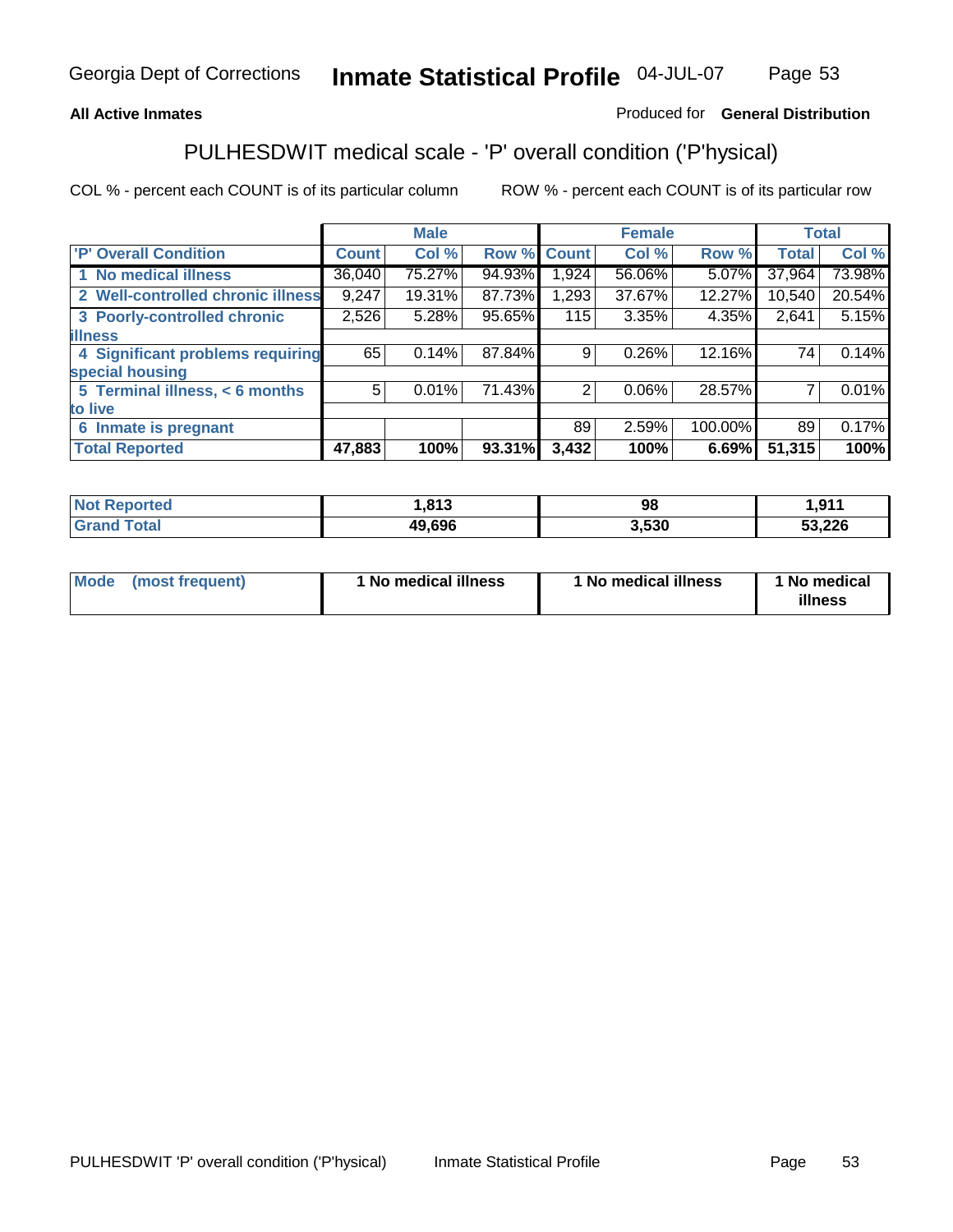**All Active Inmates**

Produced for **General Distribution**

## PULHESDWIT medical scale - 'P' overall condition ('P'hysical)

COL % - percent each COUNT is of its particular column

ROW % - percent each COUNT is of its particular row

| | Male | | | Female | | | Total | |
|---|---|---|---|---|---|---|---|---|
| 'P' Overall Condition | Count | Col % | Row % | Count | Col % | Row % | Total | Col % |
| 1 No medical illness | 36,040 | 75.27% | 94.93% | 1,924 | 56.06% | 5.07% | 37,964 | 73.98% |
| 2 Well-controlled chronic illness | 9,247 | 19.31% | 87.73% | 1,293 | 37.67% | 12.27% | 10,540 | 20.54% |
| 3 Poorly-controlled chronic illness | 2,526 | 5.28% | 95.65% | 115 | 3.35% | 4.35% | 2,641 | 5.15% |
| 4 Significant problems requiring special housing | 65 | 0.14% | 87.84% | 9 | 0.26% | 12.16% | 74 | 0.14% |
| 5 Terminal illness, < 6 months to live | 5 | 0.01% | 71.43% | 2 | 0.06% | 28.57% | 7 | 0.01% |
| 6 Inmate is pregnant | | | | 89 | 2.59% | 100.00% | 89 | 0.17% |
| **Total Reported** | **47,883** | **100%** | **93.31%** | **3,432** | **100%** | **6.69%** | **51,315** | **100%** |

| | Male | Female | Total |
|---|---|---|---|
| Not Reported | **1,813** | **98** | **1,911** |
| Grand Total | **49,696** | **3,530** | **53,226** |

| | Male | Female | Total |
|---|---|---|---|
| Mode (most frequent) | **1 No medical illness** | **1 No medical illness** | **1 No medical illness** |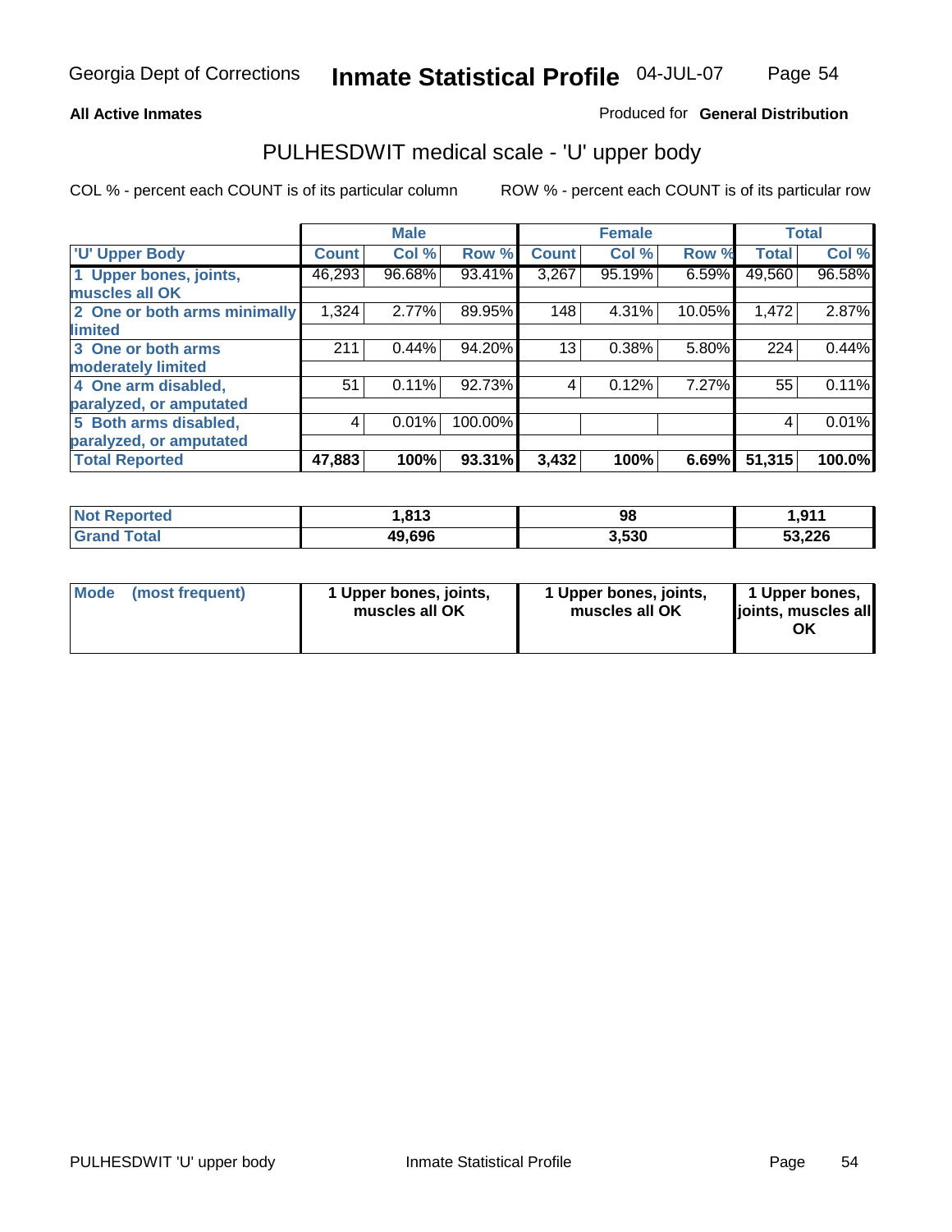Georgia Dept of Corrections **Inmate Statistical Profile** 04-JUL-07

**All Active Inmates**

Produced for **General Distribution**

## PULHESDWIT medical scale - 'U' upper body

COL % - percent each COUNT is of its particular column

ROW % - percent each COUNT is of its particular row

| | Male | | | Female | | | Total | |
|---|---|---|---|---|---|---|---|---|
| 'U' Upper Body | Count | Col % | Row % | Count | Col % | Row % | Total | Col % |
| 1 Upper bones, joints, muscles all OK | 46,293 | 96.68% | 93.41% | 3,267 | 95.19% | 6.59% | 49,560 | 96.58% |
| 2 One or both arms minimally limited | 1,324 | 2.77% | 89.95% | 148 | 4.31% | 10.05% | 1,472 | 2.87% |
| 3 One or both arms moderately limited | 211 | 0.44% | 94.20% | 13 | 0.38% | 5.80% | 224 | 0.44% |
| 4 One arm disabled, paralyzed, or amputated | 51 | 0.11% | 92.73% | 4 | 0.12% | 7.27% | 55 | 0.11% |
| 5 Both arms disabled, paralyzed, or amputated | 4 | 0.01% | 100.00% | | | | 4 | 0.01% |
| **Total Reported** | **47,883** | **100%** | **93.31%** | **3,432** | **100%** | **6.69%** | **51,315** | **100.0%** |

| | Male | Female | Total |
|---|---|---|---|
| Not Reported | 1,813 | 98 | 1,911 |
| Grand Total | 49,696 | 3,530 | 53,226 |

| | Male | Female | Total |
|---|---|---|---|
| Mode (most frequent) | 1 Upper bones, joints, muscles all OK | 1 Upper bones, joints, muscles all OK | 1 Upper bones, joints, muscles all OK |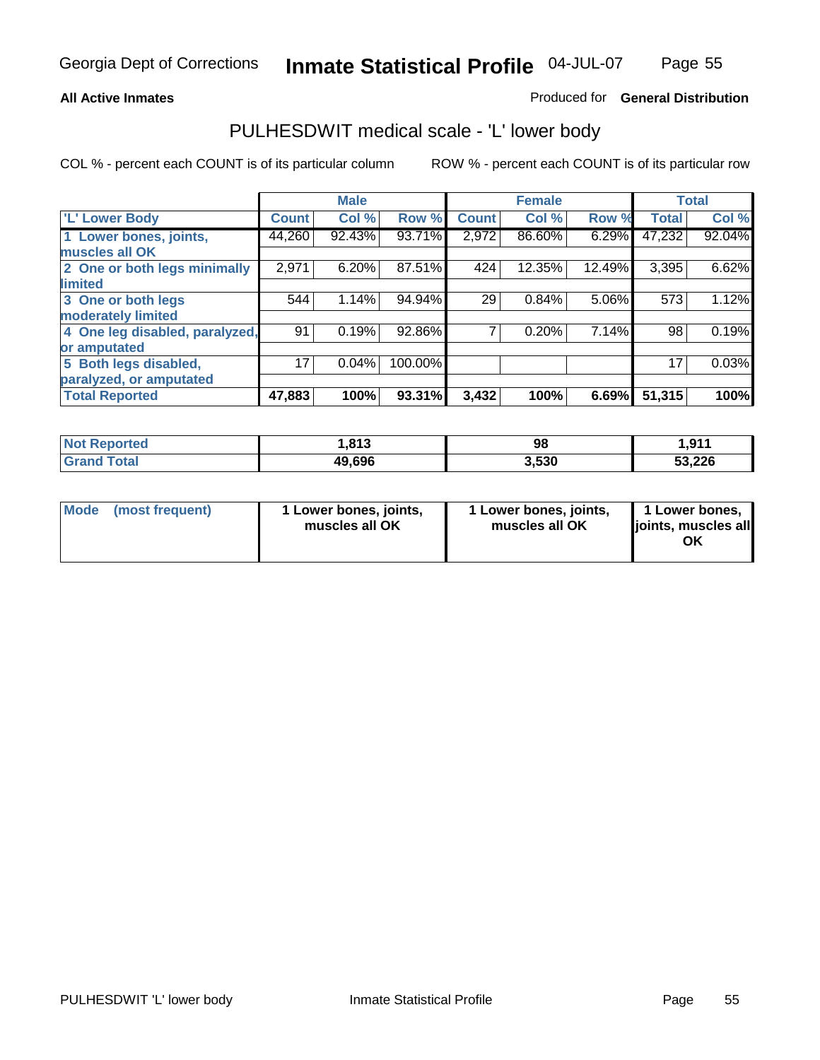**All Active Inmates**

Produced for **General Distribution**

## PULHESDWIT medical scale - 'L' lower body

COL % - percent each COUNT is of its particular column

ROW % - percent each COUNT is of its particular row

| | Male | | | Female | | | Total | |
|---|---|---|---|---|---|---|---|---|
| 'L' Lower Body | Count | Col % | Row % | Count | Col % | Row % | Total | Col % |
| 1 Lower bones, joints, muscles all OK | 44,260 | 92.43% | 93.71% | 2,972 | 86.60% | 6.29% | 47,232 | 92.04% |
| 2 One or both legs minimally limited | 2,971 | 6.20% | 87.51% | 424 | 12.35% | 12.49% | 3,395 | 6.62% |
| 3 One or both legs moderately limited | 544 | 1.14% | 94.94% | 29 | 0.84% | 5.06% | 573 | 1.12% |
| 4 One leg disabled, paralyzed, or amputated | 91 | 0.19% | 92.86% | 7 | 0.20% | 7.14% | 98 | 0.19% |
| 5 Both legs disabled, paralyzed, or amputated | 17 | 0.04% | 100.00% | | | | 17 | 0.03% |
| **Total Reported** | **47,883** | **100%** | **93.31%** | **3,432** | **100%** | **6.69%** | **51,315** | **100%** |

| | Male | Female | Total |
|---|---|---|---|
| Not Reported | 1,813 | 98 | 1,911 |
| Grand Total | 49,696 | 3,530 | 53,226 |

| | Male | Female | Total |
|---|---|---|---|
| Mode (most frequent) | 1 Lower bones, joints, muscles all OK | 1 Lower bones, joints, muscles all OK | 1 Lower bones, joints, muscles all OK |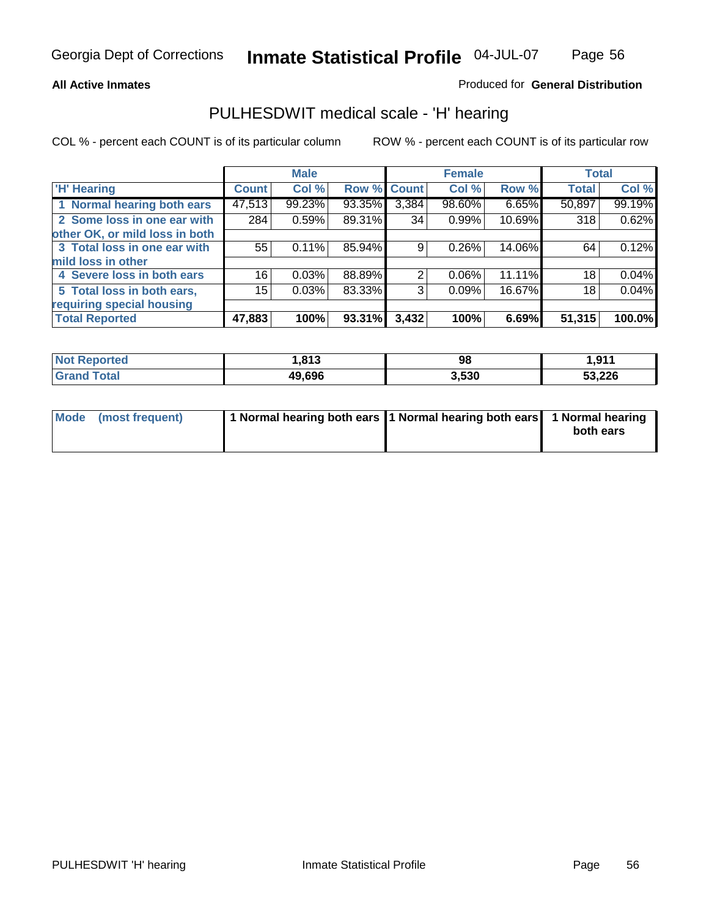Georgia Dept of Corrections **Inmate Statistical Profile** 04-JUL-07

**All Active Inmates**

Produced for **General Distribution**

## PULHESDWIT medical scale - 'H' hearing

COL % - percent each COUNT is of its particular column

ROW % - percent each COUNT is of its particular row

| | Male | | | Female | | | Total | |
|---|---|---|---|---|---|---|---|---|
| 'H' Hearing | Count | Col % | Row % | Count | Col % | Row % | Total | Col % |
| 1 Normal hearing both ears | 47,513 | 99.23% | 93.35% | 3,384 | 98.60% | 6.65% | 50,897 | 99.19% |
| 2 Some loss in one ear with other OK, or mild loss in both | 284 | 0.59% | 89.31% | 34 | 0.99% | 10.69% | 318 | 0.62% |
| 3 Total loss in one ear with mild loss in other | 55 | 0.11% | 85.94% | 9 | 0.26% | 14.06% | 64 | 0.12% |
| 4 Severe loss in both ears | 16 | 0.03% | 88.89% | 2 | 0.06% | 11.11% | 18 | 0.04% |
| 5 Total loss in both ears, requiring special housing | 15 | 0.03% | 83.33% | 3 | 0.09% | 16.67% | 18 | 0.04% |
| **Total Reported** | **47,883** | **100%** | **93.31%** | **3,432** | **100%** | **6.69%** | **51,315** | **100.0%** |

| | Male | Female | Total |
|---|---|---|---|
| Not Reported | 1,813 | 98 | 1,911 |
| Grand Total | 49,696 | 3,530 | 53,226 |

| | Male | Female | Total |
|---|---|---|---|
| Mode (most frequent) | 1 Normal hearing both ears | 1 Normal hearing both ears | 1 Normal hearing both ears |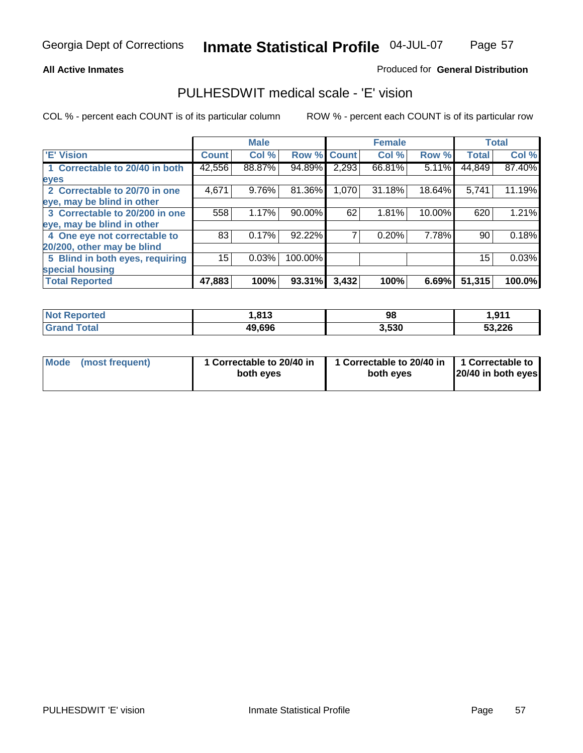Georgia Dept of Corrections **Inmate Statistical Profile** 04-JUL-07

**All Active Inmates**

Produced for **General Distribution**

## PULHESDWIT medical scale - 'E' vision

COL % - percent each COUNT is of its particular column

ROW % - percent each COUNT is of its particular row

| 'E' Vision | Male | | | Female | | | Total | |
|---|---|---|---|---|---|---|---|---|
| | Count | Col % | Row % | Count | Col % | Row % | Total | Col % |
| 1 Correctable to 20/40 in both eyes | 42,556 | 88.87% | 94.89% | 2,293 | 66.81% | 5.11% | 44,849 | 87.40% |
| 2 Correctable to 20/70 in one eye, may be blind in other | 4,671 | 9.76% | 81.36% | 1,070 | 31.18% | 18.64% | 5,741 | 11.19% |
| 3 Correctable to 20/200 in one eye, may be blind in other | 558 | 1.17% | 90.00% | 62 | 1.81% | 10.00% | 620 | 1.21% |
| 4 One eye not correctable to 20/200, other may be blind | 83 | 0.17% | 92.22% | 7 | 0.20% | 7.78% | 90 | 0.18% |
| 5 Blind in both eyes, requiring special housing | 15 | 0.03% | 100.00% | | | | 15 | 0.03% |
| **Total Reported** | **47,883** | **100%** | **93.31%** | **3,432** | **100%** | **6.69%** | **51,315** | **100.0%** |

| | Male | Female | Total |
|---|---|---|---|
| Not Reported | 1,813 | 98 | 1,911 |
| Grand Total | 49,696 | 3,530 | 53,226 |

| Mode (most frequent) | Male | Female | Total |
|---|---|---|---|
| | 1 Correctable to 20/40 in both eyes | 1 Correctable to 20/40 in both eyes | 1 Correctable to 20/40 in both eyes |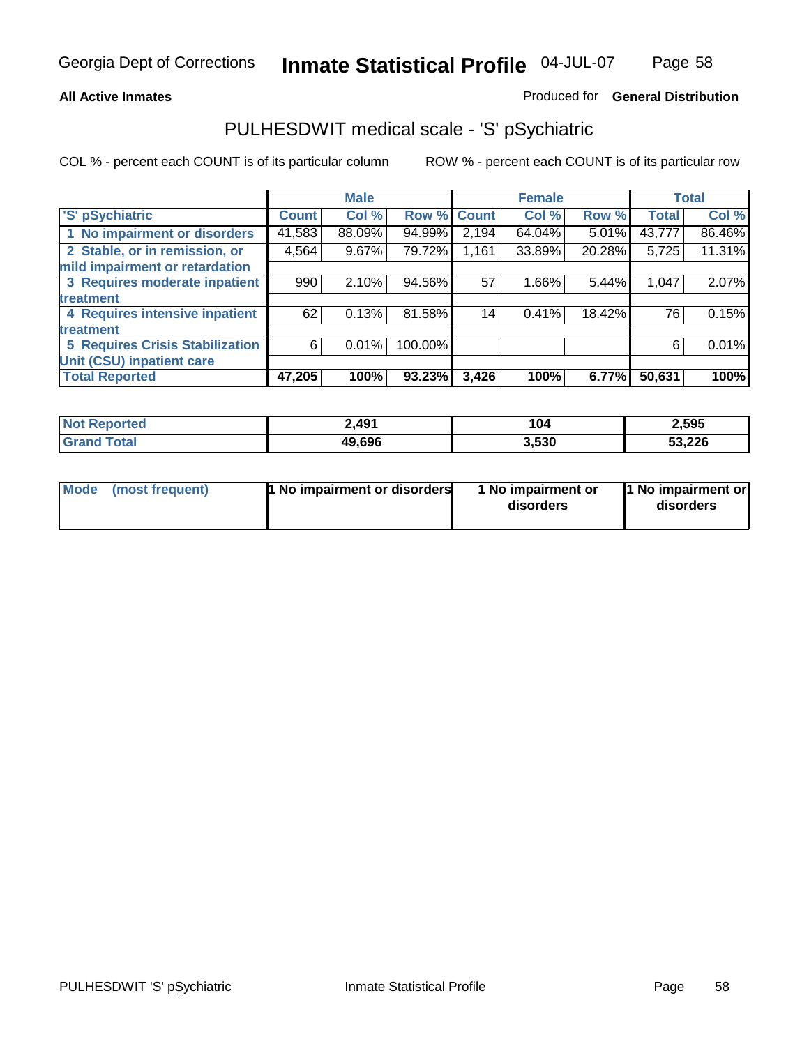Georgia Dept of Corrections **Inmate Statistical Profile** 04-JUL-07

**All Active Inmates**

Produced for **General Distribution**

## PULHESDWIT medical scale - 'S' pSychiatric

COL % - percent each COUNT is of its particular column

ROW % - percent each COUNT is of its particular row

| | Male | | | Female | | | Total | |
|---|---|---|---|---|---|---|---|---|
| 'S' pSychiatric | Count | Col % | Row % | Count | Col % | Row % | Total | Col % |
| 1 No impairment or disorders | 41,583 | 88.09% | 94.99% | 2,194 | 64.04% | 5.01% | 43,777 | 86.46% |
| 2 Stable, or in remission, or mild impairment or retardation | 4,564 | 9.67% | 79.72% | 1,161 | 33.89% | 20.28% | 5,725 | 11.31% |
| 3 Requires moderate inpatient treatment | 990 | 2.10% | 94.56% | 57 | 1.66% | 5.44% | 1,047 | 2.07% |
| 4 Requires intensive inpatient treatment | 62 | 0.13% | 81.58% | 14 | 0.41% | 18.42% | 76 | 0.15% |
| 5 Requires Crisis Stabilization Unit (CSU) inpatient care | 6 | 0.01% | 100.00% | | | | 6 | 0.01% |
| **Total Reported** | **47,205** | **100%** | **93.23%** | **3,426** | **100%** | **6.77%** | **50,631** | **100%** |

| | Male | Female | Total |
|---|---|---|---|
| Not Reported | 2,491 | 104 | 2,595 |
| Grand Total | 49,696 | 3,530 | 53,226 |

| | Male | Female | Total |
|---|---|---|---|
| Mode (most frequent) | 1 No impairment or disorders | 1 No impairment or disorders | 1 No impairment or disorders |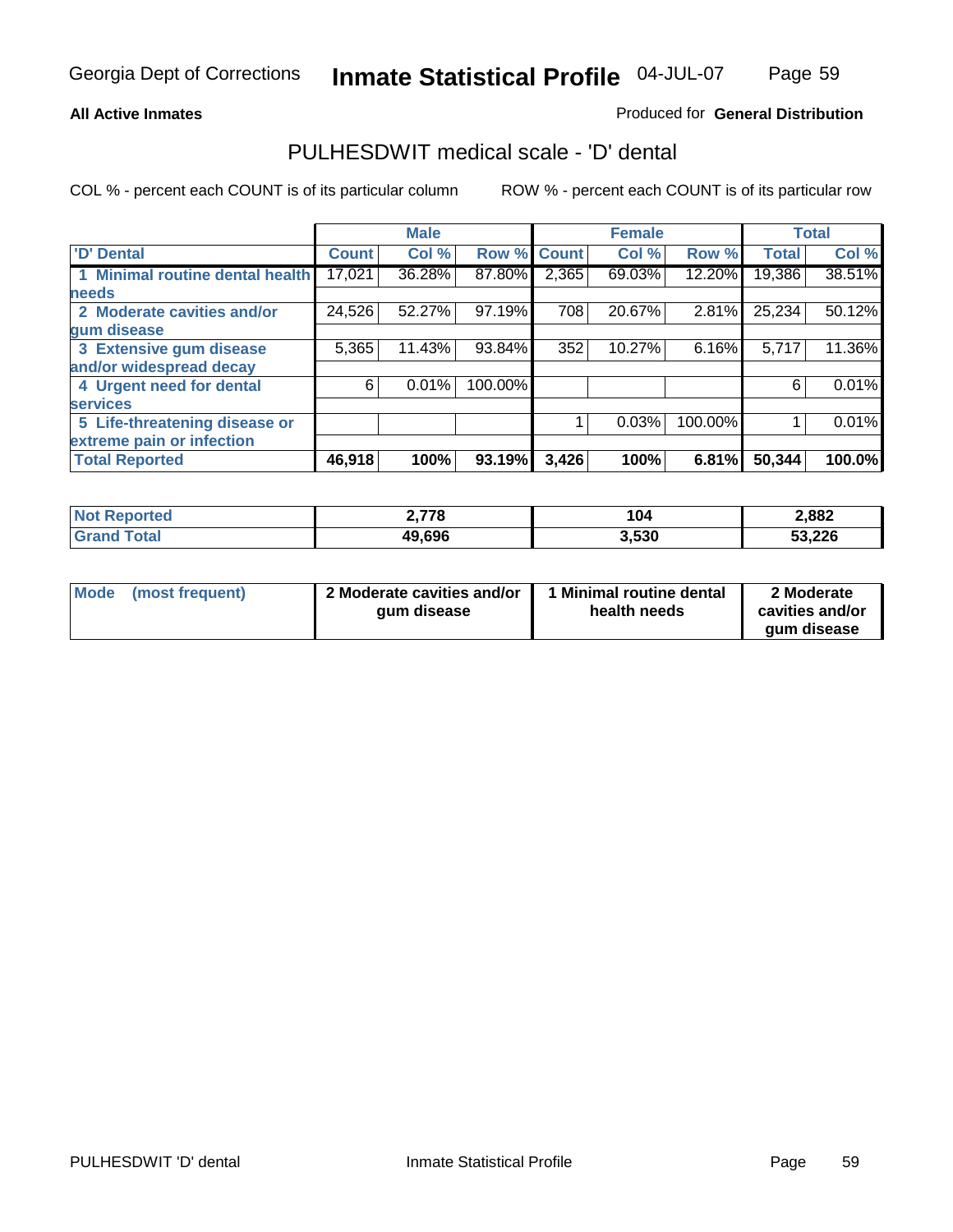Georgia Dept of Corrections **Inmate Statistical Profile** 04-JUL-07

**All Active Inmates**

Produced for **General Distribution**

## PULHESDWIT medical scale - 'D' dental

COL % - percent each COUNT is of its particular column

ROW % - percent each COUNT is of its particular row

| | Male | | | Female | | | Total | |
|---|---|---|---|---|---|---|---|---|
| 'D' Dental | Count | Col % | Row % | Count | Col % | Row % | Total | Col % |
| 1 Minimal routine dental health needs | 17,021 | 36.28% | 87.80% | 2,365 | 69.03% | 12.20% | 19,386 | 38.51% |
| 2 Moderate cavities and/or gum disease | 24,526 | 52.27% | 97.19% | 708 | 20.67% | 2.81% | 25,234 | 50.12% |
| 3 Extensive gum disease and/or widespread decay | 5,365 | 11.43% | 93.84% | 352 | 10.27% | 6.16% | 5,717 | 11.36% |
| 4 Urgent need for dental services | 6 | 0.01% | 100.00% | | | | 6 | 0.01% |
| 5 Life-threatening disease or extreme pain or infection | | | | 1 | 0.03% | 100.00% | 1 | 0.01% |
| **Total Reported** | **46,918** | **100%** | **93.19%** | **3,426** | **100%** | **6.81%** | **50,344** | **100.0%** |

| | Male | Female | Total |
|---|---|---|---|
| Not Reported | 2,778 | 104 | 2,882 |
| Grand Total | 49,696 | 3,530 | 53,226 |

| | Male | Female | Total |
|---|---|---|---|
| Mode (most frequent) | 2 Moderate cavities and/or gum disease | 1 Minimal routine dental health needs | 2 Moderate cavities and/or gum disease |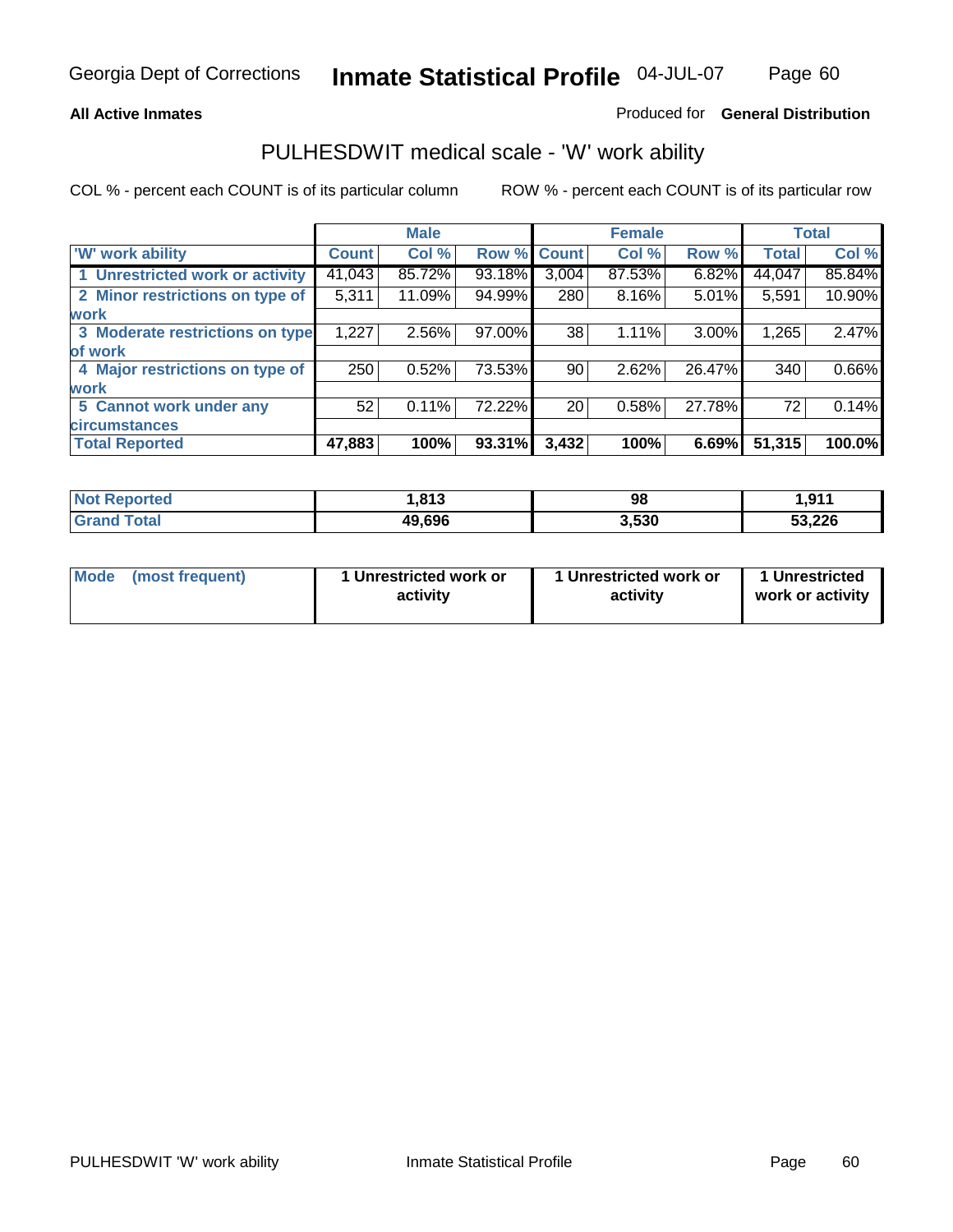Georgia Dept of Corrections **Inmate Statistical Profile** 04-JUL-07

**All Active Inmates** Produced for **General Distribution**

## PULHESDWIT medical scale - 'W' work ability

COL % - percent each COUNT is of its particular column ROW % - percent each COUNT is of its particular row

| | Male | | | Female | | | Total | |
|---|---|---|---|---|---|---|---|---|
| 'W' work ability | Count | Col % | Row % | Count | Col % | Row % | Total | Col % |
| 1 Unrestricted work or activity | 41,043 | 85.72% | 93.18% | 3,004 | 87.53% | 6.82% | 44,047 | 85.84% |
| 2 Minor restrictions on type of work | 5,311 | 11.09% | 94.99% | 280 | 8.16% | 5.01% | 5,591 | 10.90% |
| 3 Moderate restrictions on type of work | 1,227 | 2.56% | 97.00% | 38 | 1.11% | 3.00% | 1,265 | 2.47% |
| 4 Major restrictions on type of work | 250 | 0.52% | 73.53% | 90 | 2.62% | 26.47% | 340 | 0.66% |
| 5 Cannot work under any circumstances | 52 | 0.11% | 72.22% | 20 | 0.58% | 27.78% | 72 | 0.14% |
| **Total Reported** | **47,883** | **100%** | **93.31%** | **3,432** | **100%** | **6.69%** | **51,315** | **100.0%** |

| | Male | Female | Total |
|---|---|---|---|
| Not Reported | 1,813 | 98 | 1,911 |
| Grand Total | 49,696 | 3,530 | 53,226 |

| | Male | Female | Total |
|---|---|---|---|
| Mode (most frequent) | 1 Unrestricted work or activity | 1 Unrestricted work or activity | 1 Unrestricted work or activity |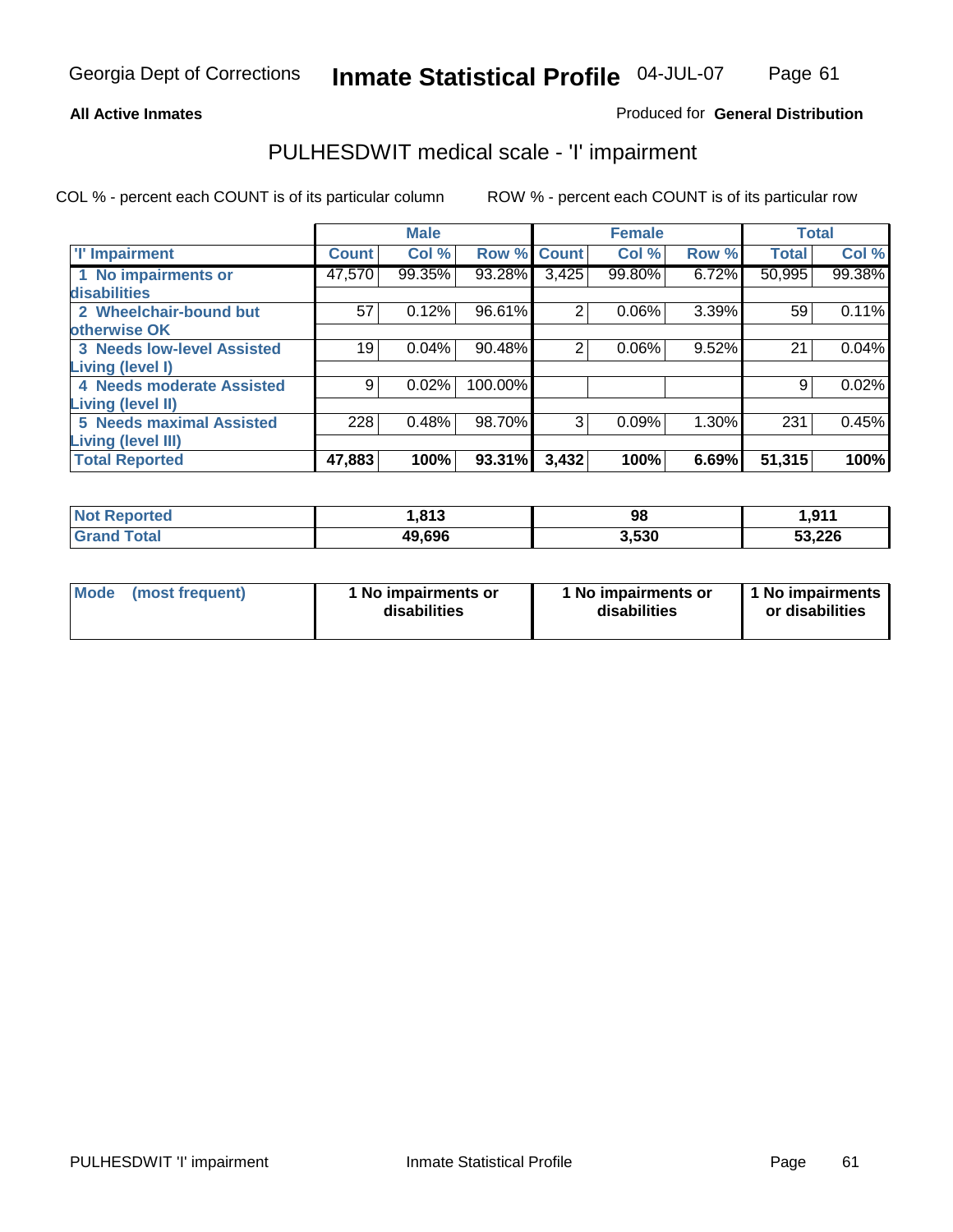Georgia Dept of Corrections **Inmate Statistical Profile** 04-JUL-07

**All Active Inmates**

Produced for **General Distribution**

## PULHESDWIT medical scale - 'I' impairment

COL % - percent each COUNT is of its particular column

ROW % - percent each COUNT is of its particular row

| | Male | | | Female | | | Total | |
|---|---|---|---|---|---|---|---|---|
| 'I' Impairment | Count | Col % | Row % | Count | Col % | Row % | Total | Col % |
| 1 No impairments or disabilities | 47,570 | 99.35% | 93.28% | 3,425 | 99.80% | 6.72% | 50,995 | 99.38% |
| 2 Wheelchair-bound but otherwise OK | 57 | 0.12% | 96.61% | 2 | 0.06% | 3.39% | 59 | 0.11% |
| 3 Needs low-level Assisted Living (level I) | 19 | 0.04% | 90.48% | 2 | 0.06% | 9.52% | 21 | 0.04% |
| 4 Needs moderate Assisted Living (level II) | 9 | 0.02% | 100.00% | | | | 9 | 0.02% |
| 5 Needs maximal Assisted Living (level III) | 228 | 0.48% | 98.70% | 3 | 0.09% | 1.30% | 231 | 0.45% |
| **Total Reported** | **47,883** | **100%** | **93.31%** | **3,432** | **100%** | **6.69%** | **51,315** | **100%** |

| | Male | Female | Total |
|---|---|---|---|
| Not Reported | 1,813 | 98 | 1,911 |
| Grand Total | 49,696 | 3,530 | 53,226 |

| | Male | Female | Total |
|---|---|---|---|
| Mode (most frequent) | 1 No impairments or disabilities | 1 No impairments or disabilities | 1 No impairments or disabilities |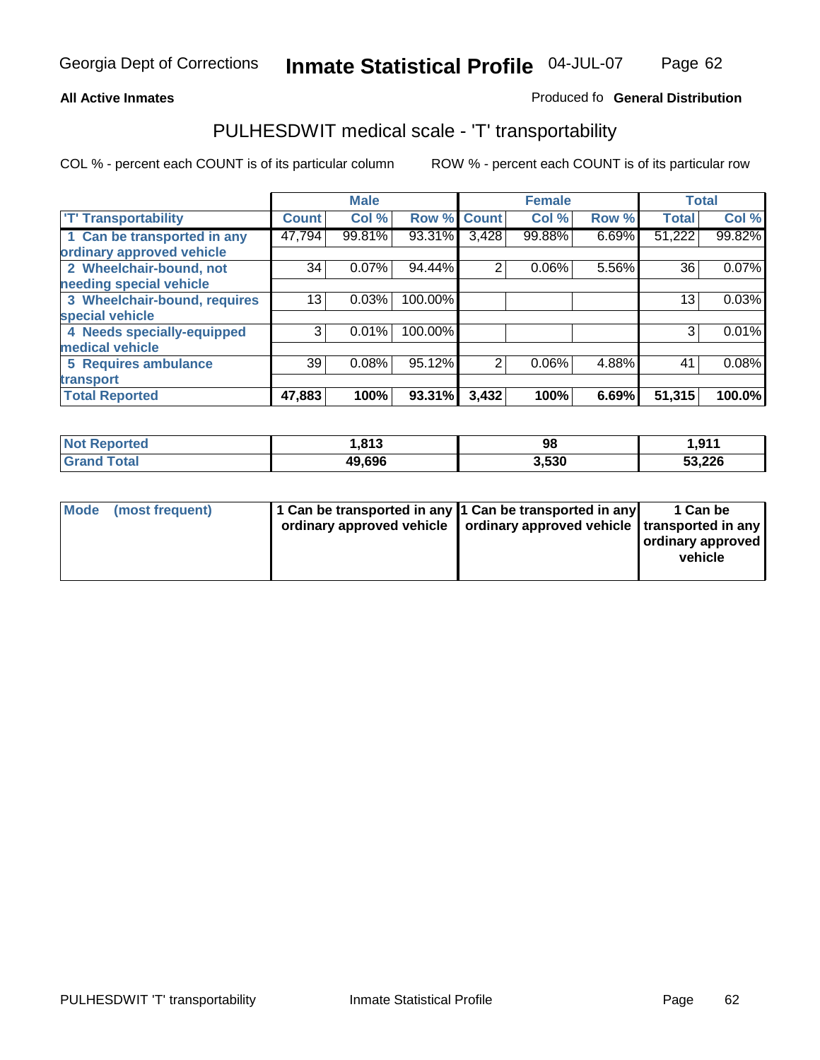**All Active Inmates**

Produced fo **General Distribution**

## PULHESDWIT medical scale - 'T' transportability

COL % - percent each COUNT is of its particular column

ROW % - percent each COUNT is of its particular row

| 'T' Transportability | Male | | | Female | | | Total | |
|---|---|---|---|---|---|---|---|---|
| | Count | Col % | Row % | Count | Col % | Row % | Total | Col % |
| 1 Can be transported in any ordinary approved vehicle | 47,794 | 99.81% | 93.31% | 3,428 | 99.88% | 6.69% | 51,222 | 99.82% |
| 2 Wheelchair-bound, not needing special vehicle | 34 | 0.07% | 94.44% | 2 | 0.06% | 5.56% | 36 | 0.07% |
| 3 Wheelchair-bound, requires special vehicle | 13 | 0.03% | 100.00% | | | | 13 | 0.03% |
| 4 Needs specially-equipped medical vehicle | 3 | 0.01% | 100.00% | | | | 3 | 0.01% |
| 5 Requires ambulance transport | 39 | 0.08% | 95.12% | 2 | 0.06% | 4.88% | 41 | 0.08% |
| **Total Reported** | **47,883** | **100%** | **93.31%** | **3,432** | **100%** | **6.69%** | **51,315** | **100.0%** |

| | Male | Female | Total |
|---|---|---|---|
| **Not Reported** | **1,813** | **98** | **1,911** |
| **Grand Total** | **49,696** | **3,530** | **53,226** |

| | Male | Female | Total |
|---|---|---|---|
| **Mode (most frequent)** | **1 Can be transported in any ordinary approved vehicle** | **1 Can be transported in any ordinary approved vehicle** | **1 Can be transported in any ordinary approved vehicle** |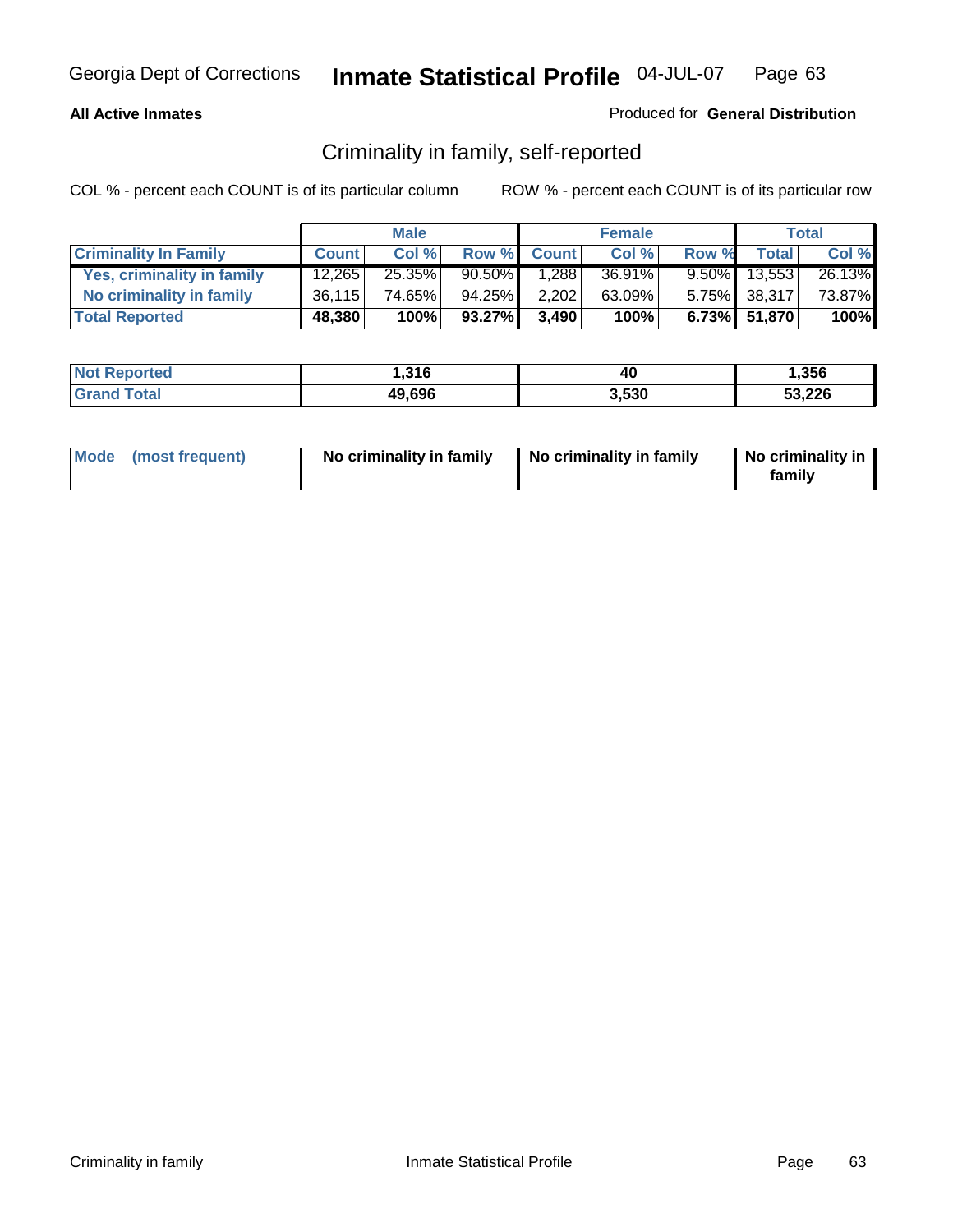Georgia Dept of Corrections **Inmate Statistical Profile** 04-JUL-07

**All Active Inmates**

Produced for **General Distribution**

## Criminality in family, self-reported

COL % - percent each COUNT is of its particular column

ROW % - percent each COUNT is of its particular row

| | Male | | | Female | | | Total | |
|---|---|---|---|---|---|---|---|---|
| **Criminality In Family** | **Count** | **Col %** | **Row %** | **Count** | **Col %** | **Row %** | **Total** | **Col %** |
| **Yes, criminality in family** | 12,265 | 25.35% | 90.50% | 1,288 | 36.91% | 9.50% | 13,553 | 26.13% |
| **No criminality in family** | 36,115 | 74.65% | 94.25% | 2,202 | 63.09% | 5.75% | 38,317 | 73.87% |
| **Total Reported** | **48,380** | **100%** | **93.27%** | **3,490** | **100%** | **6.73%** | **51,870** | **100%** |

| | Male | Female | Total |
|---|---|---|---|
| **Not Reported** | **1,316** | **40** | **1,356** |
| **Grand Total** | **49,696** | **3,530** | **53,226** |

| | Male | Female | Total |
|---|---|---|---|
| **Mode (most frequent)** | **No criminality in family** | **No criminality in family** | **No criminality in family** |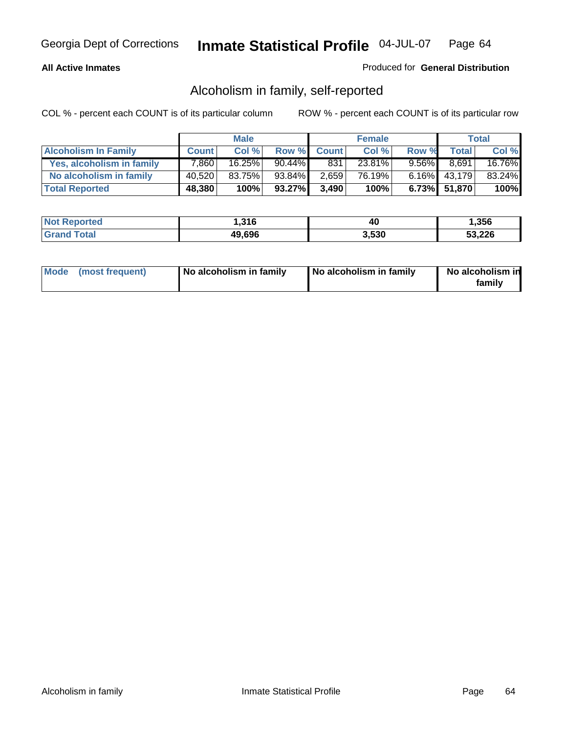Georgia Dept of Corrections **Inmate Statistical Profile** 04-JUL-07

**All Active Inmates** Produced for **General Distribution**

## Alcoholism in family, self-reported

COL % - percent each COUNT is of its particular column ROW % - percent each COUNT is of its particular row

| | Male | | | Female | | | Total | |
|---|---|---|---|---|---|---|---|---|
| **Alcoholism In Family** | **Count** | **Col %** | **Row %** | **Count** | **Col %** | **Row %** | **Total** | **Col %** |
| **Yes, alcoholism in family** | 7,860 | 16.25% | 90.44% | 831 | 23.81% | 9.56% | 8,691 | 16.76% |
| **No alcoholism in family** | 40,520 | 83.75% | 93.84% | 2,659 | 76.19% | 6.16% | 43,179 | 83.24% |
| **Total Reported** | **48,380** | **100%** | **93.27%** | **3,490** | **100%** | **6.73%** | **51,870** | **100%** |

| | Male | Female | Total |
|---|---|---|---|
| **Not Reported** | **1,316** | **40** | **1,356** |
| **Grand Total** | **49,696** | **3,530** | **53,226** |

| | Male | Female | Total |
|---|---|---|---|
| **Mode (most frequent)** | **No alcoholism in family** | **No alcoholism in family** | **No alcoholism in family** |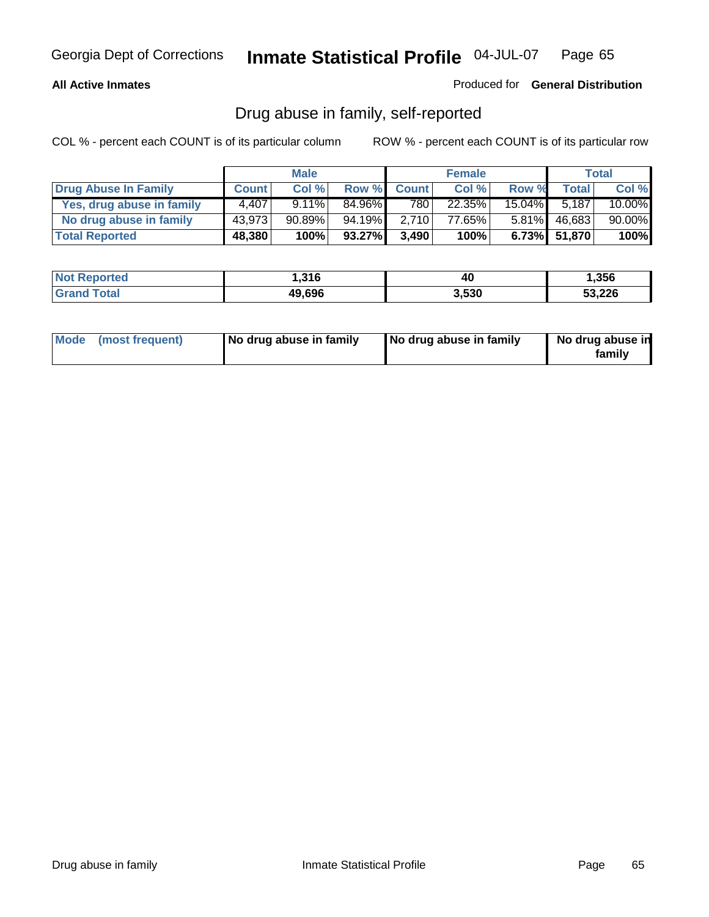Georgia Dept of Corrections **Inmate Statistical Profile** 04-JUL-07

**All Active Inmates**

Produced for **General Distribution**

## Drug abuse in family, self-reported

COL % - percent each COUNT is of its particular column    ROW % - percent each COUNT is of its particular row

| | Male | | | Female | | | Total | |
|---|---|---|---|---|---|---|---|---|
| **Drug Abuse In Family** | **Count** | **Col %** | **Row %** | **Count** | **Col %** | **Row %** | **Total** | **Col %** |
| **Yes, drug abuse in family** | 4,407 | 9.11% | 84.96% | 780 | 22.35% | 15.04% | 5,187 | 10.00% |
| **No drug abuse in family** | 43,973 | 90.89% | 94.19% | 2,710 | 77.65% | 5.81% | 46,683 | 90.00% |
| **Total Reported** | **48,380** | **100%** | **93.27%** | **3,490** | **100%** | **6.73%** | **51,870** | **100%** |

| | Male | Female | Total |
|---|---|---|---|
| **Not Reported** | **1,316** | **40** | **1,356** |
| **Grand Total** | **49,696** | **3,530** | **53,226** |

| | Male | Female | Total |
|---|---|---|---|
| **Mode (most frequent)** | **No drug abuse in family** | **No drug abuse in family** | **No drug abuse in family** |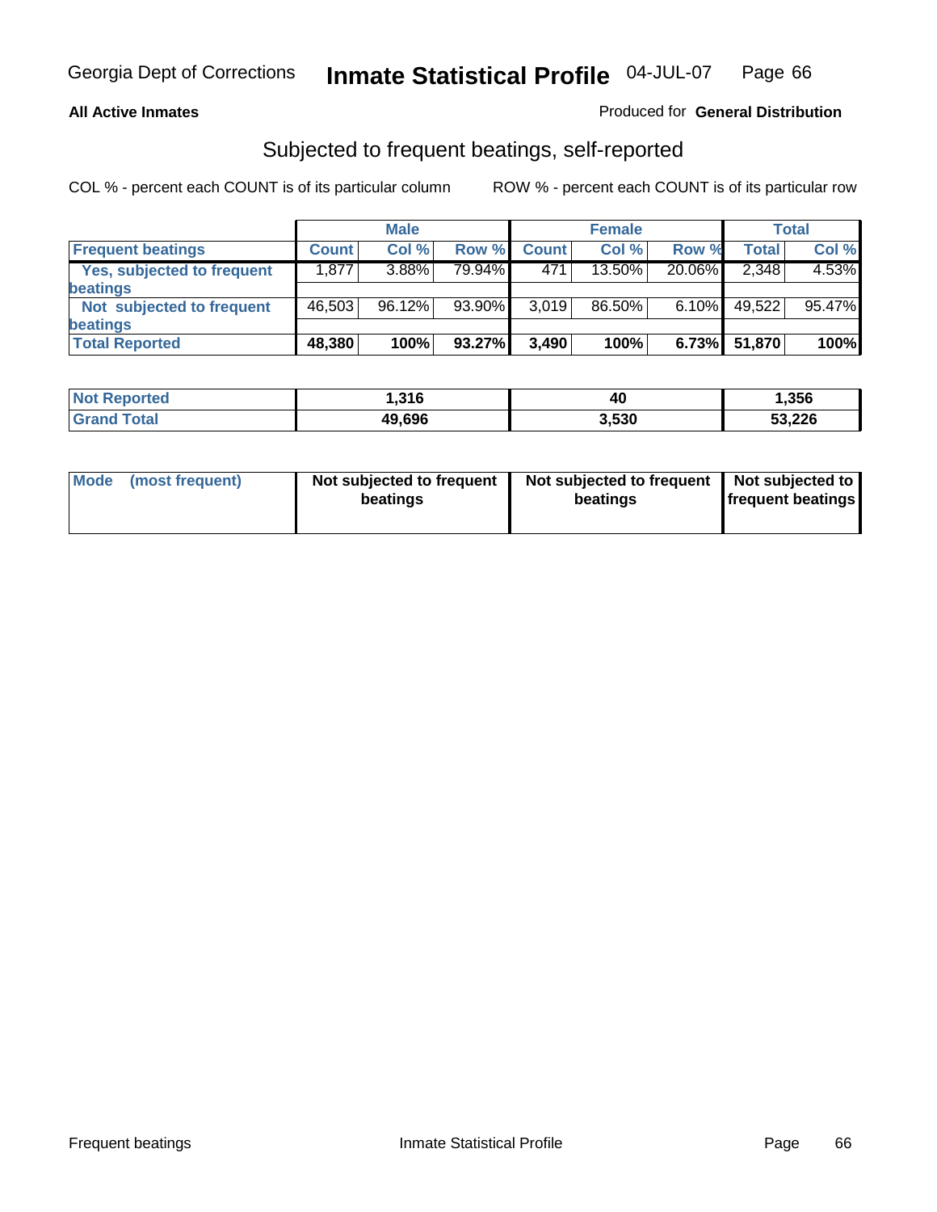Georgia Dept of Corrections **Inmate Statistical Profile** 04-JUL-07

**All Active Inmates**

Produced for **General Distribution**

## Subjected to frequent beatings, self-reported

COL % - percent each COUNT is of its particular column

ROW % - percent each COUNT is of its particular row

| | Male | | | Female | | | Total | |
|---|---|---|---|---|---|---|---|---|
| **Frequent beatings** | **Count** | **Col %** | **Row %** | **Count** | **Col %** | **Row %** | **Total** | **Col %** |
| **Yes, subjected to frequent beatings** | 1,877 | 3.88% | 79.94% | 471 | 13.50% | 20.06% | 2,348 | 4.53% |
| **Not subjected to frequent beatings** | 46,503 | 96.12% | 93.90% | 3,019 | 86.50% | 6.10% | 49,522 | 95.47% |
| **Total Reported** | **48,380** | **100%** | **93.27%** | **3,490** | **100%** | **6.73%** | **51,870** | **100%** |

| | Male | Female | Total |
|---|---|---|---|
| **Not Reported** | **1,316** | **40** | **1,356** |
| **Grand Total** | **49,696** | **3,530** | **53,226** |

| | Male | Female | Total |
|---|---|---|---|
| **Mode (most frequent)** | **Not subjected to frequent beatings** | **Not subjected to frequent beatings** | **Not subjected to frequent beatings** |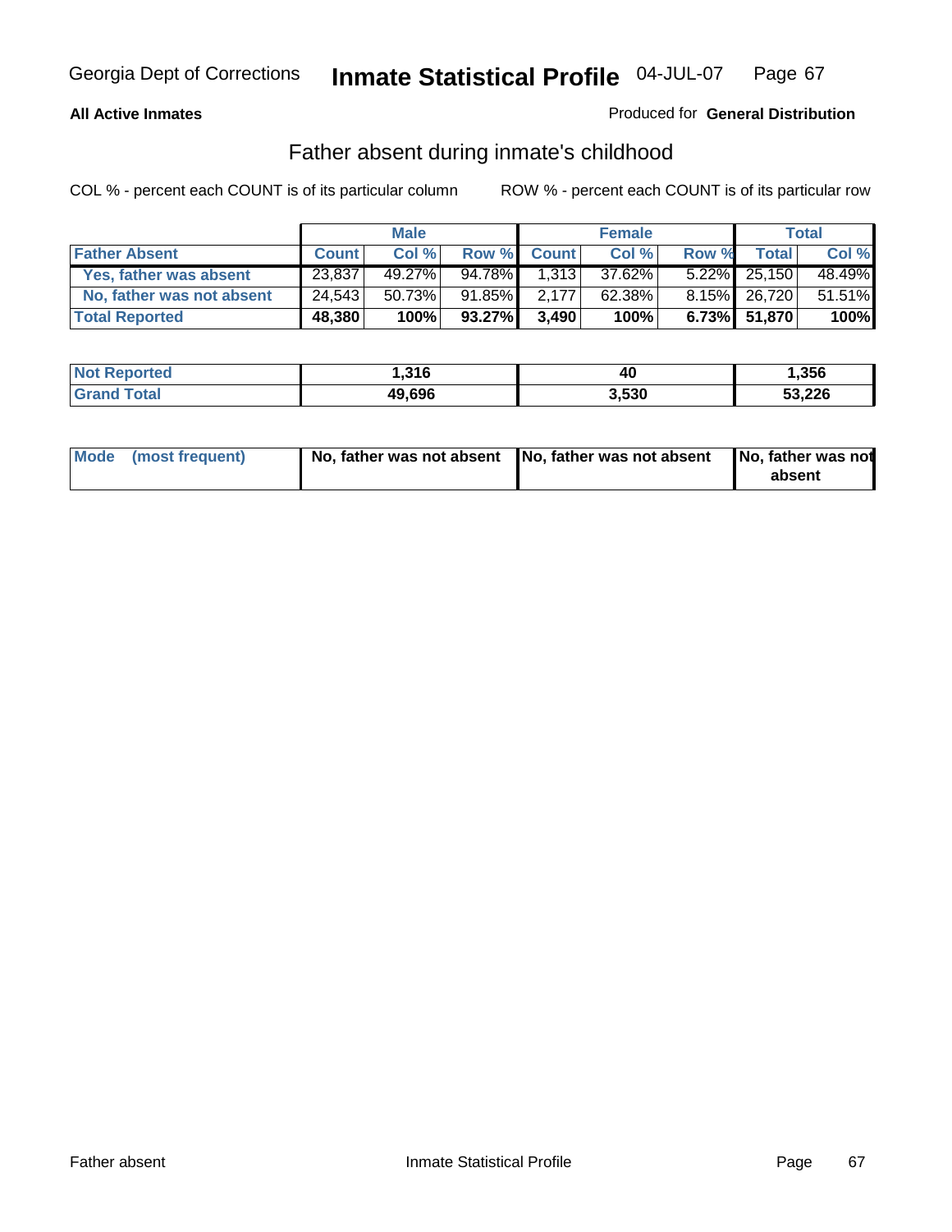Georgia Dept of Corrections **Inmate Statistical Profile** 04-JUL-07

**All Active Inmates**

Produced for **General Distribution**

## Father absent during inmate's childhood

COL % - percent each COUNT is of its particular column ROW % - percent each COUNT is of its particular row

| | Male | | | Female | | | Total | |
|---|---|---|---|---|---|---|---|---|
| **Father Absent** | **Count** | **Col %** | **Row %** | **Count** | **Col %** | **Row %** | **Total** | **Col %** |
| Yes, father was absent | 23,837 | 49.27% | 94.78% | 1,313 | 37.62% | 5.22% | 25,150 | 48.49% |
| No, father was not absent | 24,543 | 50.73% | 91.85% | 2,177 | 62.38% | 8.15% | 26,720 | 51.51% |
| **Total Reported** | **48,380** | **100%** | **93.27%** | **3,490** | **100%** | **6.73%** | **51,870** | **100%** |

| | Male | Female | Total |
|---|---|---|---|
| **Not Reported** | **1,316** | **40** | **1,356** |
| **Grand Total** | **49,696** | **3,530** | **53,226** |

| | Male | Female | Total |
|---|---|---|---|
| **Mode (most frequent)** | **No, father was not absent** | **No, father was not absent** | **No, father was not absent** |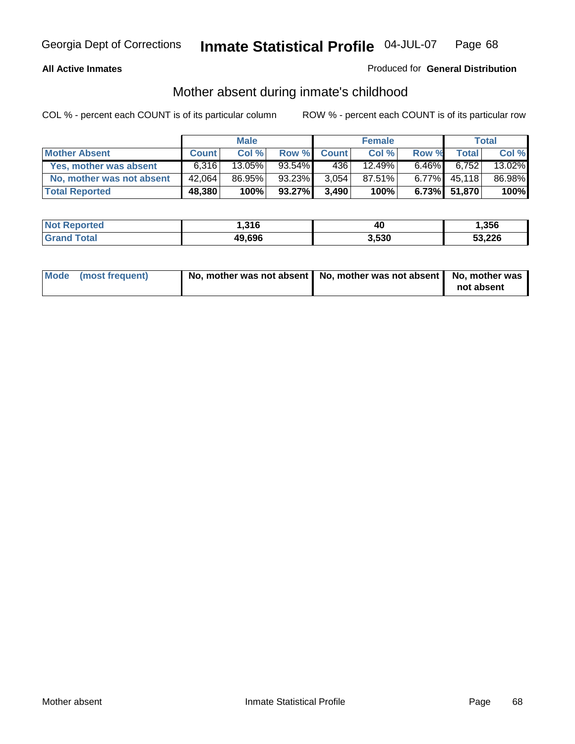Georgia Dept of Corrections **Inmate Statistical Profile** 04-JUL-07

**All Active Inmates** Produced for **General Distribution**

## Mother absent during inmate's childhood

COL % - percent each COUNT is of its particular column ROW % - percent each COUNT is of its particular row

| | Male | | | Female | | | Total | |
|---|---|---|---|---|---|---|---|---|
| **Mother Absent** | **Count** | **Col %** | **Row %** | **Count** | **Col %** | **Row %** | **Total** | **Col %** |
| **Yes, mother was absent** | 6,316 | 13.05% | 93.54% | 436 | 12.49% | 6.46% | 6,752 | 13.02% |
| **No, mother was not absent** | 42,064 | 86.95% | 93.23% | 3,054 | 87.51% | 6.77% | 45,118 | 86.98% |
| **Total Reported** | **48,380** | **100%** | **93.27%** | **3,490** | **100%** | **6.73%** | **51,870** | **100%** |

| | Male | Female | Total |
|---|---|---|---|
| **Not Reported** | **1,316** | **40** | **1,356** |
| **Grand Total** | **49,696** | **3,530** | **53,226** |

| | Male | Female | Total |
|---|---|---|---|
| **Mode (most frequent)** | **No, mother was not absent** | **No, mother was not absent** | **No, mother was not absent** |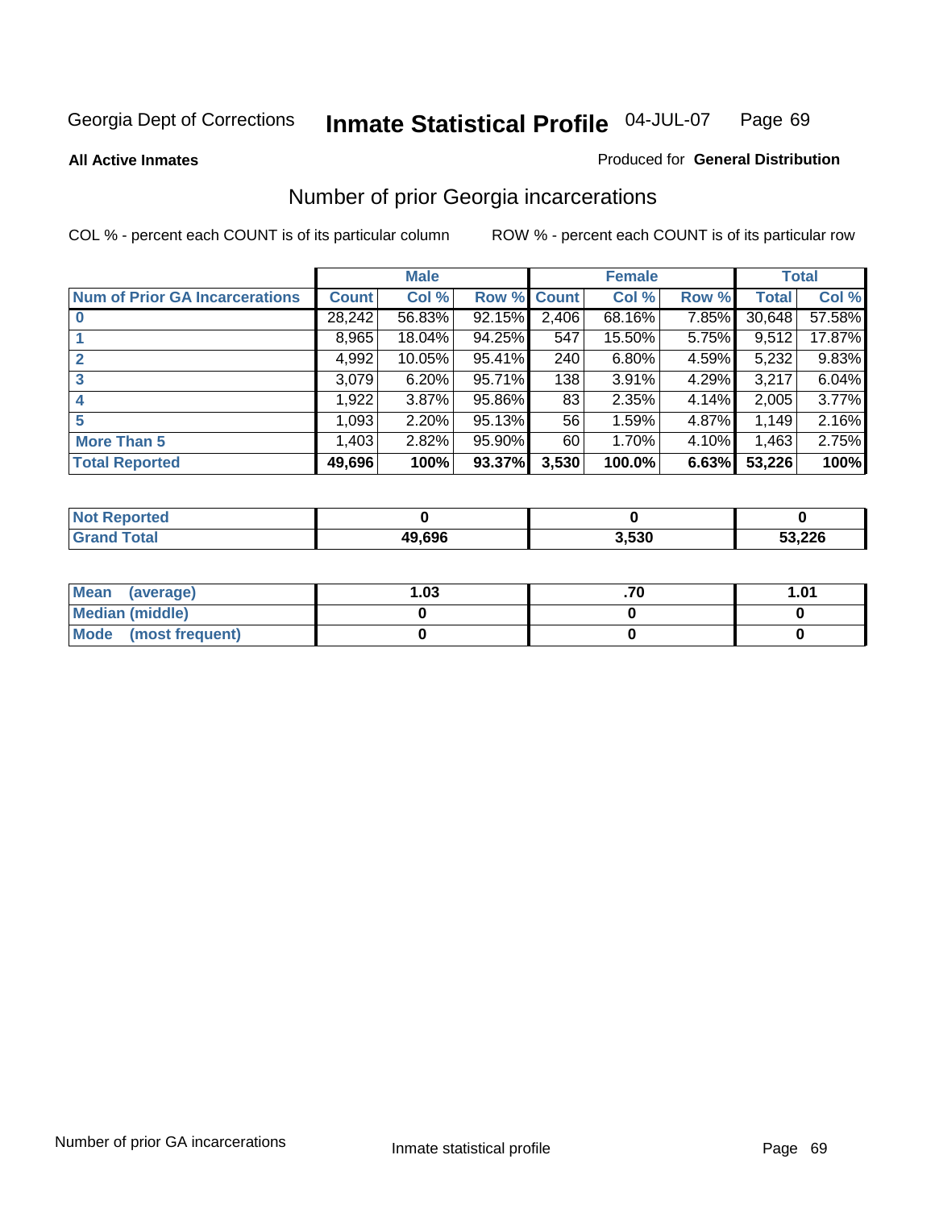Georgia Dept of Corrections **Inmate Statistical Profile** 04-JUL-07

**All Active Inmates**

Produced for **General Distribution**

## Number of prior Georgia incarcerations

COL % - percent each COUNT is of its particular column ROW % - percent each COUNT is of its particular row

| | Male | | | Female | | | Total | |
|---|---|---|---|---|---|---|---|---|
| **Num of Prior GA Incarcerations** | **Count** | **Col %** | **Row %** | **Count** | **Col %** | **Row %** | **Total** | **Col %** |
| **0** | 28,242 | 56.83% | 92.15% | 2,406 | 68.16% | 7.85% | 30,648 | 57.58% |
| **1** | 8,965 | 18.04% | 94.25% | 547 | 15.50% | 5.75% | 9,512 | 17.87% |
| **2** | 4,992 | 10.05% | 95.41% | 240 | 6.80% | 4.59% | 5,232 | 9.83% |
| **3** | 3,079 | 6.20% | 95.71% | 138 | 3.91% | 4.29% | 3,217 | 6.04% |
| **4** | 1,922 | 3.87% | 95.86% | 83 | 2.35% | 4.14% | 2,005 | 3.77% |
| **5** | 1,093 | 2.20% | 95.13% | 56 | 1.59% | 4.87% | 1,149 | 2.16% |
| **More Than 5** | 1,403 | 2.82% | 95.90% | 60 | 1.70% | 4.10% | 1,463 | 2.75% |
| **Total Reported** | **49,696** | **100%** | **93.37%** | **3,530** | **100.0%** | **6.63%** | **53,226** | **100%** |

| | Male | Female | Total |
|---|---|---|---|
| **Not Reported** | **0** | **0** | **0** |
| **Grand Total** | **49,696** | **3,530** | **53,226** |

| | Male | Female | Total |
|---|---|---|---|
| **Mean (average)** | **1.03** | **.70** | **1.01** |
| **Median (middle)** | **0** | **0** | **0** |
| **Mode (most frequent)** | **0** | **0** | **0** |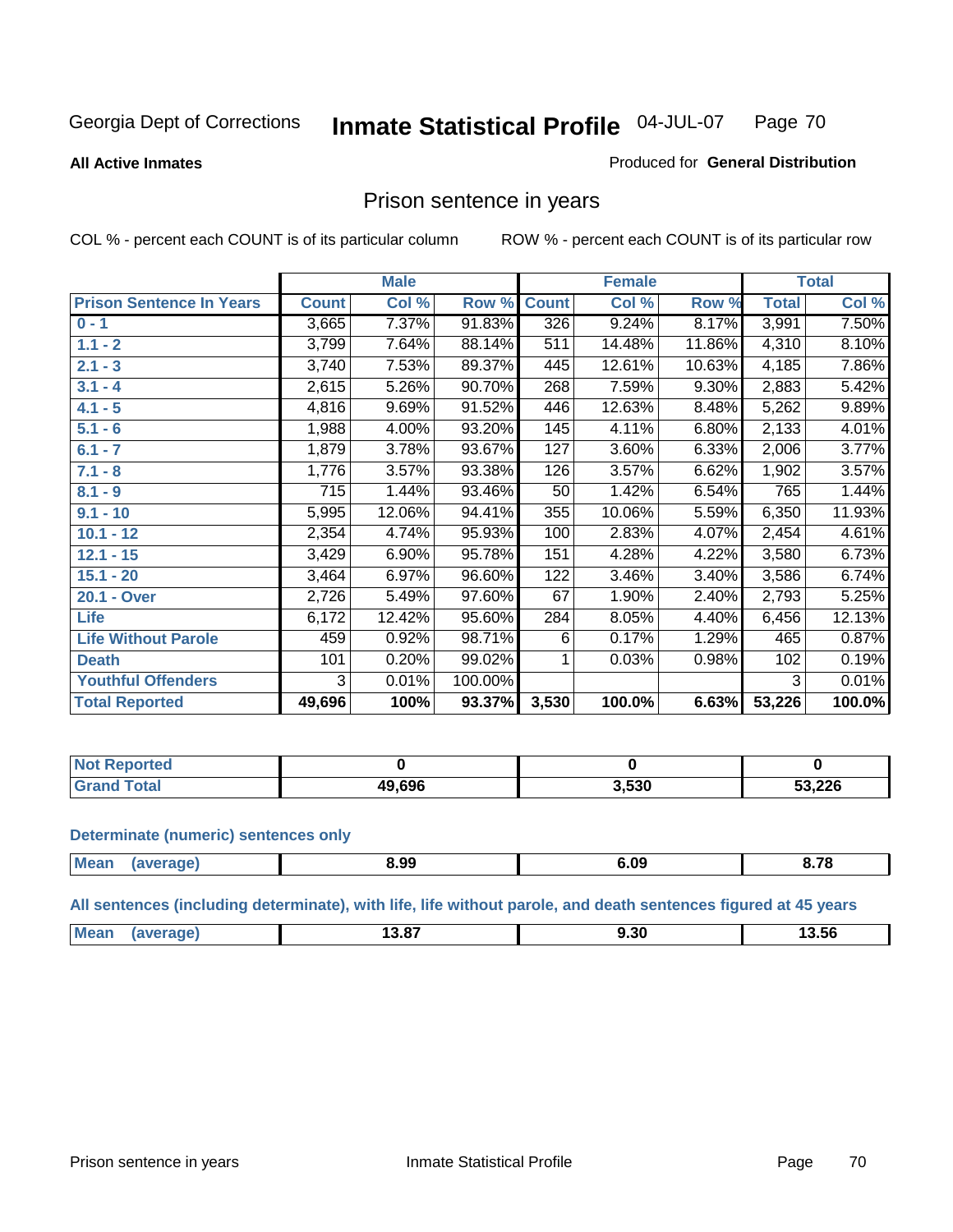Georgia Dept of Corrections **Inmate Statistical Profile** 04-JUL-07

**All Active Inmates**

Produced for **General Distribution**

## Prison sentence in years

COL % - percent each COUNT is of its particular column  ROW % - percent each COUNT is of its particular row

| | Male | | | Female | | | Total | |
|---|---|---|---|---|---|---|---|---|
| **Prison Sentence In Years** | **Count** | **Col %** | **Row %** | **Count** | **Col %** | **Row %** | **Total** | **Col %** |
| **0 - 1** | 3,665 | 7.37% | 91.83% | 326 | 9.24% | 8.17% | 3,991 | 7.50% |
| **1.1 - 2** | 3,799 | 7.64% | 88.14% | 511 | 14.48% | 11.86% | 4,310 | 8.10% |
| **2.1 - 3** | 3,740 | 7.53% | 89.37% | 445 | 12.61% | 10.63% | 4,185 | 7.86% |
| **3.1 - 4** | 2,615 | 5.26% | 90.70% | 268 | 7.59% | 9.30% | 2,883 | 5.42% |
| **4.1 - 5** | 4,816 | 9.69% | 91.52% | 446 | 12.63% | 8.48% | 5,262 | 9.89% |
| **5.1 - 6** | 1,988 | 4.00% | 93.20% | 145 | 4.11% | 6.80% | 2,133 | 4.01% |
| **6.1 - 7** | 1,879 | 3.78% | 93.67% | 127 | 3.60% | 6.33% | 2,006 | 3.77% |
| **7.1 - 8** | 1,776 | 3.57% | 93.38% | 126 | 3.57% | 6.62% | 1,902 | 3.57% |
| **8.1 - 9** | 715 | 1.44% | 93.46% | 50 | 1.42% | 6.54% | 765 | 1.44% |
| **9.1 - 10** | 5,995 | 12.06% | 94.41% | 355 | 10.06% | 5.59% | 6,350 | 11.93% |
| **10.1 - 12** | 2,354 | 4.74% | 95.93% | 100 | 2.83% | 4.07% | 2,454 | 4.61% |
| **12.1 - 15** | 3,429 | 6.90% | 95.78% | 151 | 4.28% | 4.22% | 3,580 | 6.73% |
| **15.1 - 20** | 3,464 | 6.97% | 96.60% | 122 | 3.46% | 3.40% | 3,586 | 6.74% |
| **20.1 - Over** | 2,726 | 5.49% | 97.60% | 67 | 1.90% | 2.40% | 2,793 | 5.25% |
| **Life** | 6,172 | 12.42% | 95.60% | 284 | 8.05% | 4.40% | 6,456 | 12.13% |
| **Life Without Parole** | 459 | 0.92% | 98.71% | 6 | 0.17% | 1.29% | 465 | 0.87% |
| **Death** | 101 | 0.20% | 99.02% | 1 | 0.03% | 0.98% | 102 | 0.19% |
| **Youthful Offenders** | 3 | 0.01% | 100.00% | | | | 3 | 0.01% |
| **Total Reported** | **49,696** | **100%** | **93.37%** | **3,530** | **100.0%** | **6.63%** | **53,226** | **100.0%** |

| | Male | Female | Total |
|---|---|---|---|
| **Not Reported** | **0** | **0** | **0** |
| **Grand Total** | **49,696** | **3,530** | **53,226** |

**Determinate (numeric) sentences only**

| | Male | Female | Total |
|---|---|---|---|
| **Mean (average)** | **8.99** | **6.09** | **8.78** |

**All sentences (including determinate), with life, life without parole, and death sentences figured at 45 years**

| | Male | Female | Total |
|---|---|---|---|
| **Mean (average)** | **13.87** | **9.30** | **13.56** |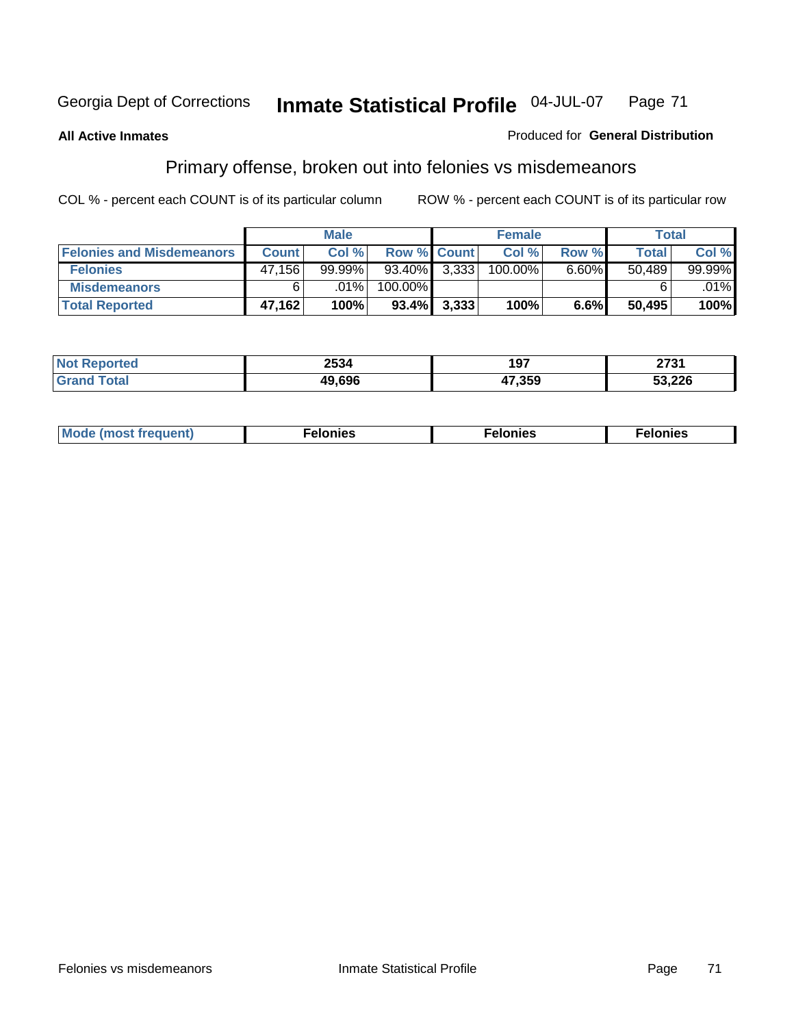Georgia Dept of Corrections **Inmate Statistical Profile** 04-JUL-07

**All Active Inmates**

Produced for **General Distribution**

## Primary offense, broken out into felonies vs misdemeanors

COL % - percent each COUNT is of its particular column    ROW % - percent each COUNT is of its particular row

| | Male | | | Female | | | Total | |
|---|---|---|---|---|---|---|---|---|
| **Felonies and Misdemeanors** | **Count** | **Col %** | **Row %** | **Count** | **Col %** | **Row %** | **Total** | **Col %** |
| **Felonies** | 47,156 | 99.99% | 93.40% | 3,333 | 100.00% | 6.60% | 50,489 | 99.99% |
| **Misdemeanors** | 6 | .01% | 100.00% | | | | 6 | .01% |
| **Total Reported** | **47,162** | **100%** | **93.4%** | **3,333** | **100%** | **6.6%** | **50,495** | **100%** |

| | Male | Female | Total |
|---|---|---|---|
| **Not Reported** | **2534** | **197** | **2731** |
| **Grand Total** | **49,696** | **47,359** | **53,226** |

| | Male | Female | Total |
|---|---|---|---|
| **Mode (most frequent)** | **Felonies** | **Felonies** | **Felonies** |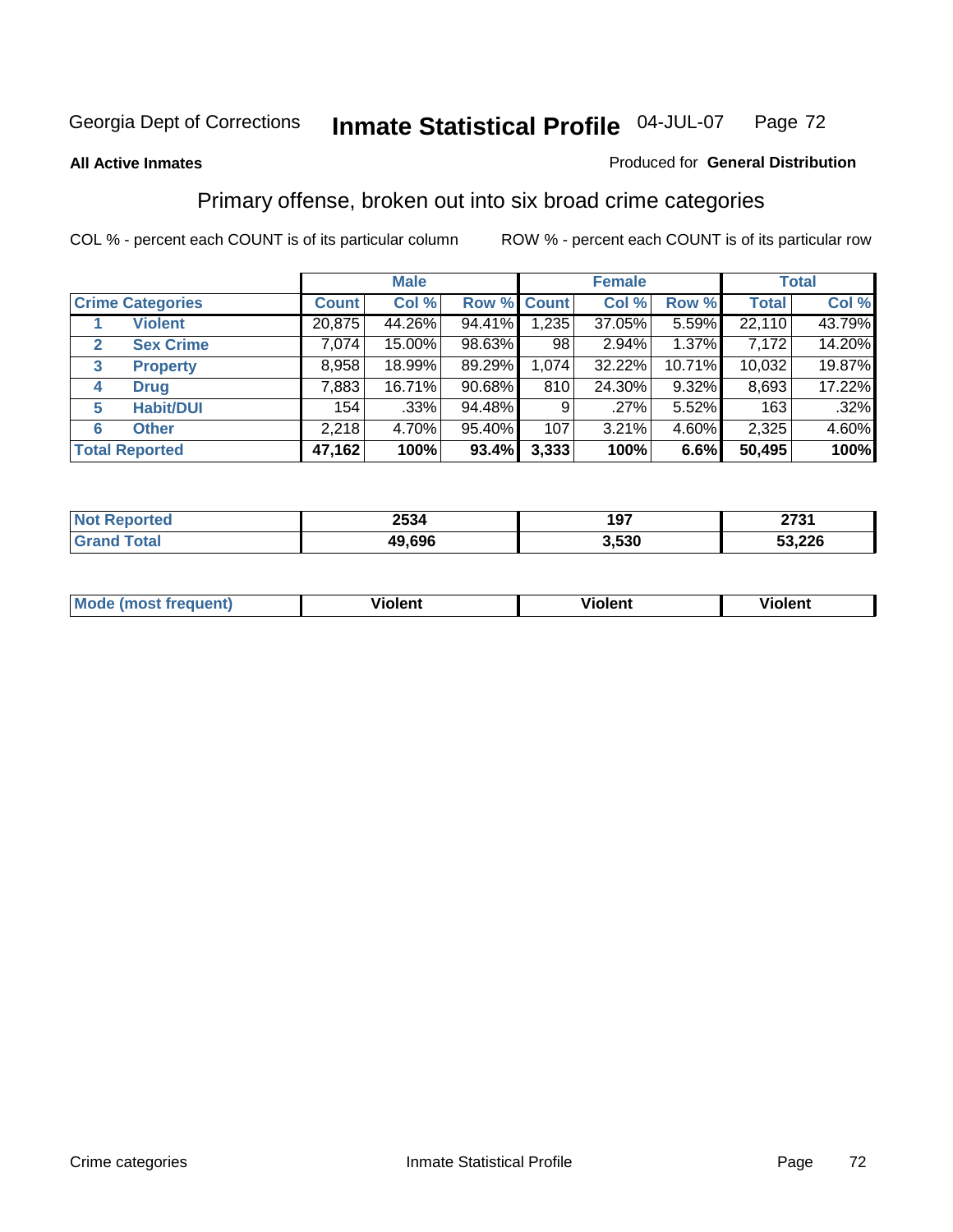Georgia Dept of Corrections **Inmate Statistical Profile** 04-JUL-07

**All Active Inmates**

Produced for **General Distribution**

## Primary offense, broken out into six broad crime categories

COL % - percent each COUNT is of its particular column

ROW % - percent each COUNT is of its particular row

| | | Male | | | Female | | | Total | |
|---|---|---|---|---|---|---|---|---|---|
| **Crime Categories** | | **Count** | **Col %** | **Row %** | **Count** | **Col %** | **Row %** | **Total** | **Col %** |
| 1 | **Violent** | 20,875 | 44.26% | 94.41% | 1,235 | 37.05% | 5.59% | 22,110 | 43.79% |
| 2 | **Sex Crime** | 7,074 | 15.00% | 98.63% | 98 | 2.94% | 1.37% | 7,172 | 14.20% |
| 3 | **Property** | 8,958 | 18.99% | 89.29% | 1,074 | 32.22% | 10.71% | 10,032 | 19.87% |
| 4 | **Drug** | 7,883 | 16.71% | 90.68% | 810 | 24.30% | 9.32% | 8,693 | 17.22% |
| 5 | **Habit/DUI** | 154 | .33% | 94.48% | 9 | .27% | 5.52% | 163 | .32% |
| 6 | **Other** | 2,218 | 4.70% | 95.40% | 107 | 3.21% | 4.60% | 2,325 | 4.60% |
| **Total Reported** | | **47,162** | **100%** | **93.4%** | **3,333** | **100%** | **6.6%** | **50,495** | **100%** |

| | Male | Female | Total |
|---|---|---|---|
| **Not Reported** | **2534** | **197** | **2731** |
| **Grand Total** | **49,696** | **3,530** | **53,226** |

| | Male | Female | Total |
|---|---|---|---|
| **Mode (most frequent)** | **Violent** | **Violent** | **Violent** |

Crime categories Inmate Statistical Profile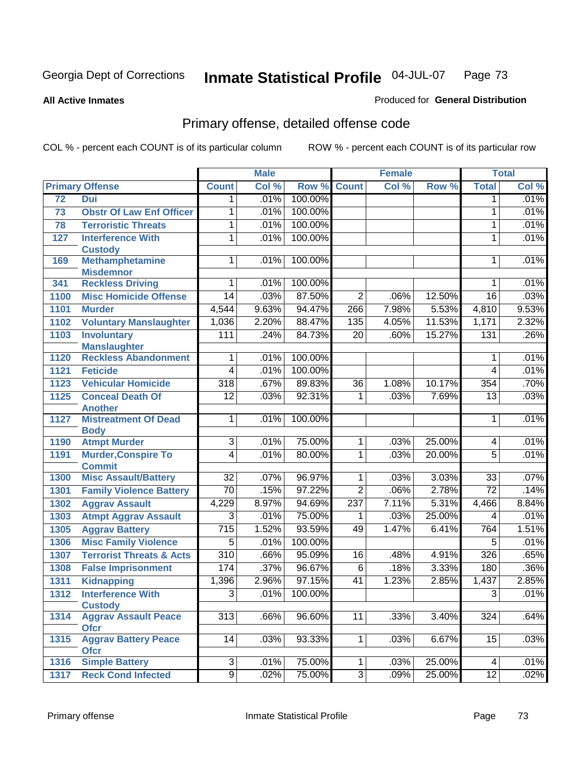Georgia Dept of Corrections **Inmate Statistical Profile** 04-JUL-07

**All Active Inmates** Produced for **General Distribution**

## Primary offense, detailed offense code

COL % - percent each COUNT is of its particular column ROW % - percent each COUNT is of its particular row

| Primary Offense | | Male | | | Female | | | Total | |
|---|---|---|---|---|---|---|---|---|---|
| | | Count | Col % | Row % | Count | Col % | Row % | Total | Col % |
| 72 | Dui | 1 | .01% | 100.00% | | | | 1 | .01% |
| 73 | Obstr Of Law Enf Officer | 1 | .01% | 100.00% | | | | 1 | .01% |
| 78 | Terroristic Threats | 1 | .01% | 100.00% | | | | 1 | .01% |
| 127 | Interference With Custody | 1 | .01% | 100.00% | | | | 1 | .01% |
| 169 | Methamphetamine Misdemnor | 1 | .01% | 100.00% | | | | 1 | .01% |
| 341 | Reckless Driving | 1 | .01% | 100.00% | | | | 1 | .01% |
| 1100 | Misc Homicide Offense | 14 | .03% | 87.50% | 2 | .06% | 12.50% | 16 | .03% |
| 1101 | Murder | 4,544 | 9.63% | 94.47% | 266 | 7.98% | 5.53% | 4,810 | 9.53% |
| 1102 | Voluntary Manslaughter | 1,036 | 2.20% | 88.47% | 135 | 4.05% | 11.53% | 1,171 | 2.32% |
| 1103 | Involuntary Manslaughter | 111 | .24% | 84.73% | 20 | .60% | 15.27% | 131 | .26% |
| 1120 | Reckless Abandonment | 1 | .01% | 100.00% | | | | 1 | .01% |
| 1121 | Feticide | 4 | .01% | 100.00% | | | | 4 | .01% |
| 1123 | Vehicular Homicide | 318 | .67% | 89.83% | 36 | 1.08% | 10.17% | 354 | .70% |
| 1125 | Conceal Death Of Another | 12 | .03% | 92.31% | 1 | .03% | 7.69% | 13 | .03% |
| 1127 | Mistreatment Of Dead Body | 1 | .01% | 100.00% | | | | 1 | .01% |
| 1190 | Atmpt Murder | 3 | .01% | 75.00% | 1 | .03% | 25.00% | 4 | .01% |
| 1191 | Murder,Conspire To Commit | 4 | .01% | 80.00% | 1 | .03% | 20.00% | 5 | .01% |
| 1300 | Misc Assault/Battery | 32 | .07% | 96.97% | 1 | .03% | 3.03% | 33 | .07% |
| 1301 | Family Violence Battery | 70 | .15% | 97.22% | 2 | .06% | 2.78% | 72 | .14% |
| 1302 | Aggrav Assault | 4,229 | 8.97% | 94.69% | 237 | 7.11% | 5.31% | 4,466 | 8.84% |
| 1303 | Atmpt Aggrav Assault | 3 | .01% | 75.00% | 1 | .03% | 25.00% | 4 | .01% |
| 1305 | Aggrav Battery | 715 | 1.52% | 93.59% | 49 | 1.47% | 6.41% | 764 | 1.51% |
| 1306 | Misc Family Violence | 5 | .01% | 100.00% | | | | 5 | .01% |
| 1307 | Terrorist Threats & Acts | 310 | .66% | 95.09% | 16 | .48% | 4.91% | 326 | .65% |
| 1308 | False Imprisonment | 174 | .37% | 96.67% | 6 | .18% | 3.33% | 180 | .36% |
| 1311 | Kidnapping | 1,396 | 2.96% | 97.15% | 41 | 1.23% | 2.85% | 1,437 | 2.85% |
| 1312 | Interference With Custody | 3 | .01% | 100.00% | | | | 3 | .01% |
| 1314 | Aggrav Assault Peace Ofcr | 313 | .66% | 96.60% | 11 | .33% | 3.40% | 324 | .64% |
| 1315 | Aggrav Battery Peace Ofcr | 14 | .03% | 93.33% | 1 | .03% | 6.67% | 15 | .03% |
| 1316 | Simple Battery | 3 | .01% | 75.00% | 1 | .03% | 25.00% | 4 | .01% |
| 1317 | Reck Cond Infected | 9 | .02% | 75.00% | 3 | .09% | 25.00% | 12 | .02% |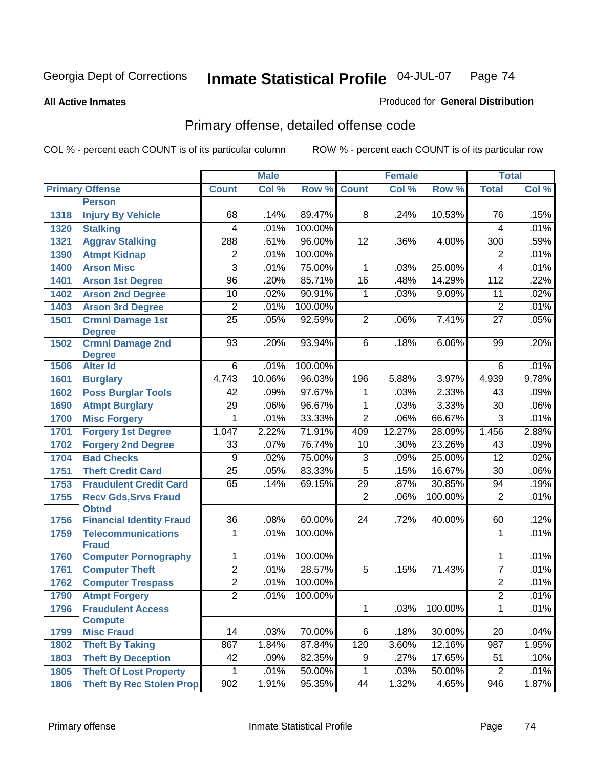Georgia Dept of Corrections **Inmate Statistical Profile** 04-JUL-07

**All Active Inmates**

Produced for **General Distribution**

## Primary offense, detailed offense code

COL % - percent each COUNT is of its particular column

ROW % - percent each COUNT is of its particular row

| Primary Offense | | Male | | | Female | | | Total | |
|---|---|---|---|---|---|---|---|---|---|
| | | Count | Col % | Row % | Count | Col % | Row % | Total | Col % |
| | **Person** | | | | | | | | |
| 1318 | Injury By Vehicle | 68 | .14% | 89.47% | 8 | .24% | 10.53% | 76 | .15% |
| 1320 | Stalking | 4 | .01% | 100.00% | | | | 4 | .01% |
| 1321 | Aggrav Stalking | 288 | .61% | 96.00% | 12 | .36% | 4.00% | 300 | .59% |
| 1390 | Atmpt Kidnap | 2 | .01% | 100.00% | | | | 2 | .01% |
| 1400 | Arson Misc | 3 | .01% | 75.00% | 1 | .03% | 25.00% | 4 | .01% |
| 1401 | Arson 1st Degree | 96 | .20% | 85.71% | 16 | .48% | 14.29% | 112 | .22% |
| 1402 | Arson 2nd Degree | 10 | .02% | 90.91% | 1 | .03% | 9.09% | 11 | .02% |
| 1403 | Arson 3rd Degree | 2 | .01% | 100.00% | | | | 2 | .01% |
| 1501 | Crmnl Damage 1st Degree | 25 | .05% | 92.59% | 2 | .06% | 7.41% | 27 | .05% |
| 1502 | Crmnl Damage 2nd Degree | 93 | .20% | 93.94% | 6 | .18% | 6.06% | 99 | .20% |
| 1506 | Alter Id | 6 | .01% | 100.00% | | | | 6 | .01% |
| 1601 | Burglary | 4,743 | 10.06% | 96.03% | 196 | 5.88% | 3.97% | 4,939 | 9.78% |
| 1602 | Poss Burglar Tools | 42 | .09% | 97.67% | 1 | .03% | 2.33% | 43 | .09% |
| 1690 | Atmpt Burglary | 29 | .06% | 96.67% | 1 | .03% | 3.33% | 30 | .06% |
| 1700 | Misc Forgery | 1 | .01% | 33.33% | 2 | .06% | 66.67% | 3 | .01% |
| 1701 | Forgery 1st Degree | 1,047 | 2.22% | 71.91% | 409 | 12.27% | 28.09% | 1,456 | 2.88% |
| 1702 | Forgery 2nd Degree | 33 | .07% | 76.74% | 10 | .30% | 23.26% | 43 | .09% |
| 1704 | Bad Checks | 9 | .02% | 75.00% | 3 | .09% | 25.00% | 12 | .02% |
| 1751 | Theft Credit Card | 25 | .05% | 83.33% | 5 | .15% | 16.67% | 30 | .06% |
| 1753 | Fraudulent Credit Card | 65 | .14% | 69.15% | 29 | .87% | 30.85% | 94 | .19% |
| 1755 | Recv Gds,Srvs Fraud Obtnd | | | | 2 | .06% | 100.00% | 2 | .01% |
| 1756 | Financial Identity Fraud | 36 | .08% | 60.00% | 24 | .72% | 40.00% | 60 | .12% |
| 1759 | Telecommunications Fraud | 1 | .01% | 100.00% | | | | 1 | .01% |
| 1760 | Computer Pornography | 1 | .01% | 100.00% | | | | 1 | .01% |
| 1761 | Computer Theft | 2 | .01% | 28.57% | 5 | .15% | 71.43% | 7 | .01% |
| 1762 | Computer Trespass | 2 | .01% | 100.00% | | | | 2 | .01% |
| 1790 | Atmpt Forgery | 2 | .01% | 100.00% | | | | 2 | .01% |
| 1796 | Fraudulent Access Compute | | | | 1 | .03% | 100.00% | 1 | .01% |
| 1799 | Misc Fraud | 14 | .03% | 70.00% | 6 | .18% | 30.00% | 20 | .04% |
| 1802 | Theft By Taking | 867 | 1.84% | 87.84% | 120 | 3.60% | 12.16% | 987 | 1.95% |
| 1803 | Theft By Deception | 42 | .09% | 82.35% | 9 | .27% | 17.65% | 51 | .10% |
| 1805 | Theft Of Lost Property | 1 | .01% | 50.00% | 1 | .03% | 50.00% | 2 | .01% |
| 1806 | Theft By Rec Stolen Prop | 902 | 1.91% | 95.35% | 44 | 1.32% | 4.65% | 946 | 1.87% |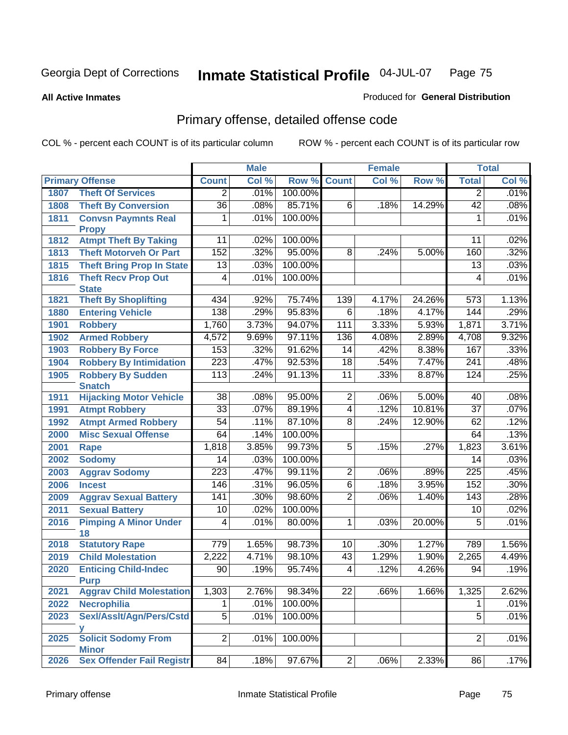Georgia Dept of Corrections **Inmate Statistical Profile** 04-JUL-07

**All Active Inmates**

Produced for **General Distribution**

## Primary offense, detailed offense code

COL % - percent each COUNT is of its particular column ROW % - percent each COUNT is of its particular row

| Primary Offense | | Male | | | Female | | | Total | |
|---|---|---|---|---|---|---|---|---|---|
| | | Count | Col % | Row % | Count | Col % | Row % | Total | Col % |
| 1807 | Theft Of Services | 2 | .01% | 100.00% | | | | 2 | .01% |
| 1808 | Theft By Conversion | 36 | .08% | 85.71% | 6 | .18% | 14.29% | 42 | .08% |
| 1811 | Convsn Paymnts Real Propy | 1 | .01% | 100.00% | | | | 1 | .01% |
| 1812 | Atmpt Theft By Taking | 11 | .02% | 100.00% | | | | 11 | .02% |
| 1813 | Theft Motorveh Or Part | 152 | .32% | 95.00% | 8 | .24% | 5.00% | 160 | .32% |
| 1815 | Theft Bring Prop In State | 13 | .03% | 100.00% | | | | 13 | .03% |
| 1816 | Theft Recv Prop Out State | 4 | .01% | 100.00% | | | | 4 | .01% |
| 1821 | Theft By Shoplifting | 434 | .92% | 75.74% | 139 | 4.17% | 24.26% | 573 | 1.13% |
| 1880 | Entering Vehicle | 138 | .29% | 95.83% | 6 | .18% | 4.17% | 144 | .29% |
| 1901 | Robbery | 1,760 | 3.73% | 94.07% | 111 | 3.33% | 5.93% | 1,871 | 3.71% |
| 1902 | Armed Robbery | 4,572 | 9.69% | 97.11% | 136 | 4.08% | 2.89% | 4,708 | 9.32% |
| 1903 | Robbery By Force | 153 | .32% | 91.62% | 14 | .42% | 8.38% | 167 | .33% |
| 1904 | Robbery By Intimidation | 223 | .47% | 92.53% | 18 | .54% | 7.47% | 241 | .48% |
| 1905 | Robbery By Sudden Snatch | 113 | .24% | 91.13% | 11 | .33% | 8.87% | 124 | .25% |
| 1911 | Hijacking Motor Vehicle | 38 | .08% | 95.00% | 2 | .06% | 5.00% | 40 | .08% |
| 1991 | Atmpt Robbery | 33 | .07% | 89.19% | 4 | .12% | 10.81% | 37 | .07% |
| 1992 | Atmpt Armed Robbery | 54 | .11% | 87.10% | 8 | .24% | 12.90% | 62 | .12% |
| 2000 | Misc Sexual Offense | 64 | .14% | 100.00% | | | | 64 | .13% |
| 2001 | Rape | 1,818 | 3.85% | 99.73% | 5 | .15% | .27% | 1,823 | 3.61% |
| 2002 | Sodomy | 14 | .03% | 100.00% | | | | 14 | .03% |
| 2003 | Aggrav Sodomy | 223 | .47% | 99.11% | 2 | .06% | .89% | 225 | .45% |
| 2006 | Incest | 146 | .31% | 96.05% | 6 | .18% | 3.95% | 152 | .30% |
| 2009 | Aggrav Sexual Battery | 141 | .30% | 98.60% | 2 | .06% | 1.40% | 143 | .28% |
| 2011 | Sexual Battery | 10 | .02% | 100.00% | | | | 10 | .02% |
| 2016 | Pimping A Minor Under 18 | 4 | .01% | 80.00% | 1 | .03% | 20.00% | 5 | .01% |
| 2018 | Statutory Rape | 779 | 1.65% | 98.73% | 10 | .30% | 1.27% | 789 | 1.56% |
| 2019 | Child Molestation | 2,222 | 4.71% | 98.10% | 43 | 1.29% | 1.90% | 2,265 | 4.49% |
| 2020 | Enticing Child-Indec Purp | 90 | .19% | 95.74% | 4 | .12% | 4.26% | 94 | .19% |
| 2021 | Aggrav Child Molestation | 1,303 | 2.76% | 98.34% | 22 | .66% | 1.66% | 1,325 | 2.62% |
| 2022 | Necrophilia | 1 | .01% | 100.00% | | | | 1 | .01% |
| 2023 | Sexl/Asslt/Agn/Pers/Cstdy | 5 | .01% | 100.00% | | | | 5 | .01% |
| 2025 | Solicit Sodomy From Minor | 2 | .01% | 100.00% | | | | 2 | .01% |
| 2026 | Sex Offender Fail Registr | 84 | .18% | 97.67% | 2 | .06% | 2.33% | 86 | .17% |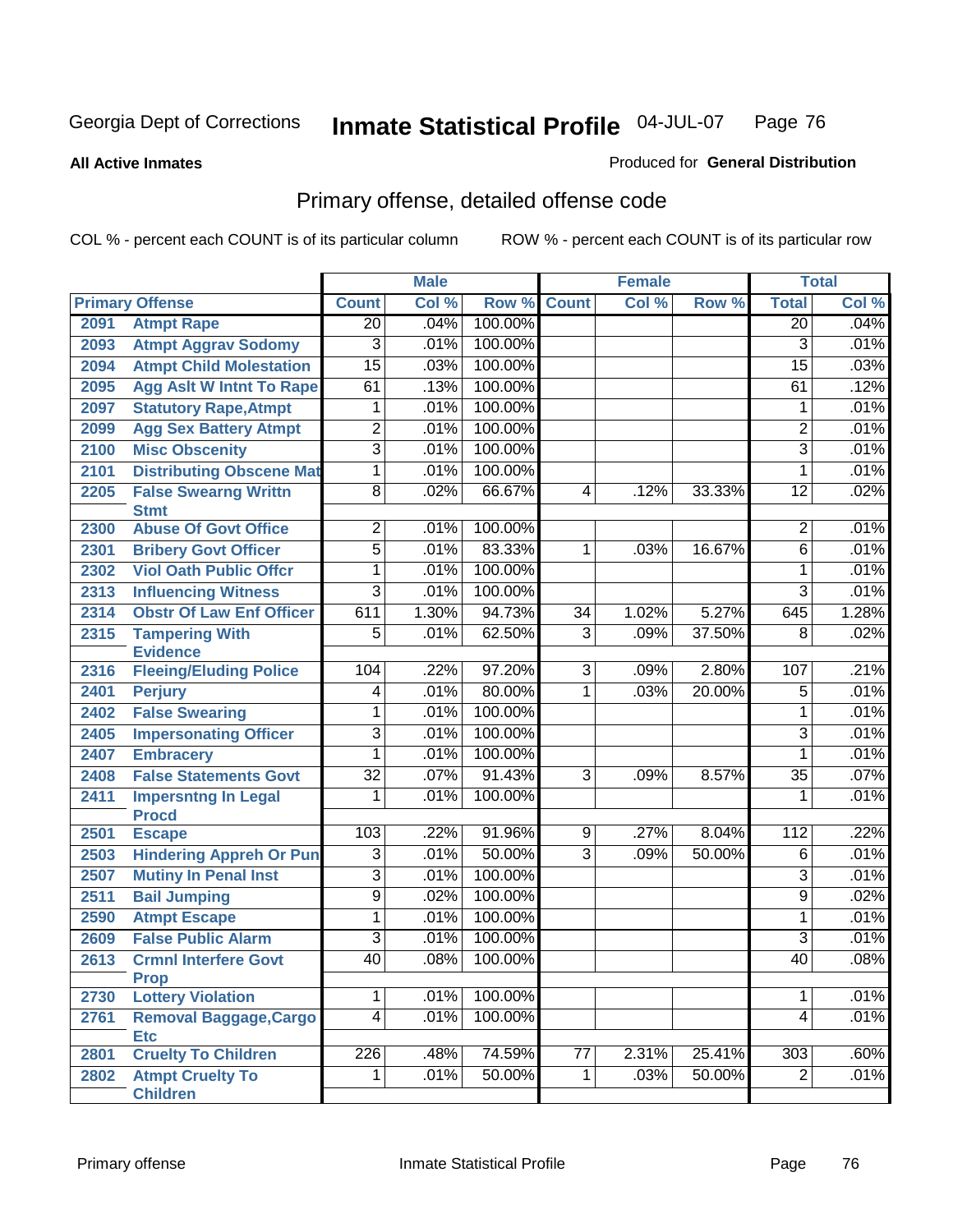Georgia Dept of Corrections **Inmate Statistical Profile** 04-JUL-07

**All Active Inmates**

Produced for **General Distribution**

## Primary offense, detailed offense code

COL % - percent each COUNT is of its particular column ROW % - percent each COUNT is of its particular row

| Primary Offense | | Male | | | Female | | | Total | |
|---|---|---|---|---|---|---|---|---|---|
| | | Count | Col % | Row % | Count | Col % | Row % | Total | Col % |
| 2091 | Atmpt Rape | 20 | .04% | 100.00% | | | | 20 | .04% |
| 2093 | Atmpt Aggrav Sodomy | 3 | .01% | 100.00% | | | | 3 | .01% |
| 2094 | Atmpt Child Molestation | 15 | .03% | 100.00% | | | | 15 | .03% |
| 2095 | Agg Aslt W Intnt To Rape | 61 | .13% | 100.00% | | | | 61 | .12% |
| 2097 | Statutory Rape,Atmpt | 1 | .01% | 100.00% | | | | 1 | .01% |
| 2099 | Agg Sex Battery Atmpt | 2 | .01% | 100.00% | | | | 2 | .01% |
| 2100 | Misc Obscenity | 3 | .01% | 100.00% | | | | 3 | .01% |
| 2101 | Distributing Obscene Mat | 1 | .01% | 100.00% | | | | 1 | .01% |
| 2205 | False Swearng Writtn Stmt | 8 | .02% | 66.67% | 4 | .12% | 33.33% | 12 | .02% |
| 2300 | Abuse Of Govt Office | 2 | .01% | 100.00% | | | | 2 | .01% |
| 2301 | Bribery Govt Officer | 5 | .01% | 83.33% | 1 | .03% | 16.67% | 6 | .01% |
| 2302 | Viol Oath Public Offcr | 1 | .01% | 100.00% | | | | 1 | .01% |
| 2313 | Influencing Witness | 3 | .01% | 100.00% | | | | 3 | .01% |
| 2314 | Obstr Of Law Enf Officer | 611 | 1.30% | 94.73% | 34 | 1.02% | 5.27% | 645 | 1.28% |
| 2315 | Tampering With Evidence | 5 | .01% | 62.50% | 3 | .09% | 37.50% | 8 | .02% |
| 2316 | Fleeing/Eluding Police | 104 | .22% | 97.20% | 3 | .09% | 2.80% | 107 | .21% |
| 2401 | Perjury | 4 | .01% | 80.00% | 1 | .03% | 20.00% | 5 | .01% |
| 2402 | False Swearing | 1 | .01% | 100.00% | | | | 1 | .01% |
| 2405 | Impersonating Officer | 3 | .01% | 100.00% | | | | 3 | .01% |
| 2407 | Embracery | 1 | .01% | 100.00% | | | | 1 | .01% |
| 2408 | False Statements Govt | 32 | .07% | 91.43% | 3 | .09% | 8.57% | 35 | .07% |
| 2411 | Impersntng In Legal Procd | 1 | .01% | 100.00% | | | | 1 | .01% |
| 2501 | Escape | 103 | .22% | 91.96% | 9 | .27% | 8.04% | 112 | .22% |
| 2503 | Hindering Appreh Or Pun | 3 | .01% | 50.00% | 3 | .09% | 50.00% | 6 | .01% |
| 2507 | Mutiny In Penal Inst | 3 | .01% | 100.00% | | | | 3 | .01% |
| 2511 | Bail Jumping | 9 | .02% | 100.00% | | | | 9 | .02% |
| 2590 | Atmpt Escape | 1 | .01% | 100.00% | | | | 1 | .01% |
| 2609 | False Public Alarm | 3 | .01% | 100.00% | | | | 3 | .01% |
| 2613 | Crmnl Interfere Govt Prop | 40 | .08% | 100.00% | | | | 40 | .08% |
| 2730 | Lottery Violation | 1 | .01% | 100.00% | | | | 1 | .01% |
| 2761 | Removal Baggage,Cargo Etc | 4 | .01% | 100.00% | | | | 4 | .01% |
| 2801 | Cruelty To Children | 226 | .48% | 74.59% | 77 | 2.31% | 25.41% | 303 | .60% |
| 2802 | Atmpt Cruelty To Children | 1 | .01% | 50.00% | 1 | .03% | 50.00% | 2 | .01% |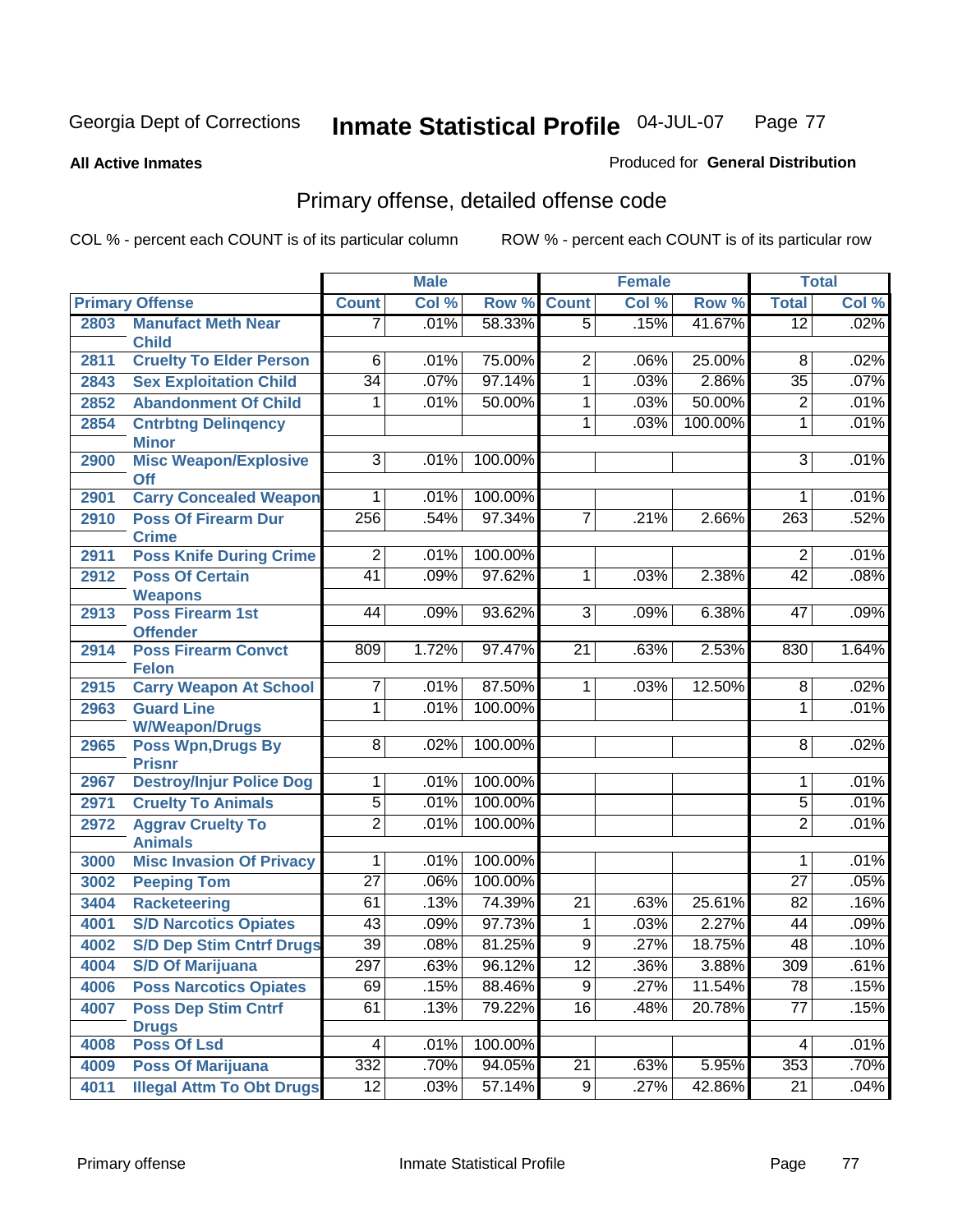Georgia Dept of Corrections **Inmate Statistical Profile** 04-JUL-07

**All Active Inmates**

Produced for **General Distribution**

## Primary offense, detailed offense code

COL % - percent each COUNT is of its particular column

ROW % - percent each COUNT is of its particular row

| Primary Offense | | Male | | | Female | | | Total | |
|---|---|---|---|---|---|---|---|---|---|
| | | Count | Col % | Row % | Count | Col % | Row % | Total | Col % |
| 2803 | Manufact Meth Near Child | 7 | .01% | 58.33% | 5 | .15% | 41.67% | 12 | .02% |
| 2811 | Cruelty To Elder Person | 6 | .01% | 75.00% | 2 | .06% | 25.00% | 8 | .02% |
| 2843 | Sex Exploitation Child | 34 | .07% | 97.14% | 1 | .03% | 2.86% | 35 | .07% |
| 2852 | Abandonment Of Child | 1 | .01% | 50.00% | 1 | .03% | 50.00% | 2 | .01% |
| 2854 | Cntrbtng Delinqency Minor | | | | 1 | .03% | 100.00% | 1 | .01% |
| 2900 | Misc Weapon/Explosive Off | 3 | .01% | 100.00% | | | | 3 | .01% |
| 2901 | Carry Concealed Weapon | 1 | .01% | 100.00% | | | | 1 | .01% |
| 2910 | Poss Of Firearm Dur Crime | 256 | .54% | 97.34% | 7 | .21% | 2.66% | 263 | .52% |
| 2911 | Poss Knife During Crime | 2 | .01% | 100.00% | | | | 2 | .01% |
| 2912 | Poss Of Certain Weapons | 41 | .09% | 97.62% | 1 | .03% | 2.38% | 42 | .08% |
| 2913 | Poss Firearm 1st Offender | 44 | .09% | 93.62% | 3 | .09% | 6.38% | 47 | .09% |
| 2914 | Poss Firearm Convct Felon | 809 | 1.72% | 97.47% | 21 | .63% | 2.53% | 830 | 1.64% |
| 2915 | Carry Weapon At School | 7 | .01% | 87.50% | 1 | .03% | 12.50% | 8 | .02% |
| 2963 | Guard Line W/Weapon/Drugs | 1 | .01% | 100.00% | | | | 1 | .01% |
| 2965 | Poss Wpn,Drugs By Prisnr | 8 | .02% | 100.00% | | | | 8 | .02% |
| 2967 | Destroy/Injur Police Dog | 1 | .01% | 100.00% | | | | 1 | .01% |
| 2971 | Cruelty To Animals | 5 | .01% | 100.00% | | | | 5 | .01% |
| 2972 | Aggrav Cruelty To Animals | 2 | .01% | 100.00% | | | | 2 | .01% |
| 3000 | Misc Invasion Of Privacy | 1 | .01% | 100.00% | | | | 1 | .01% |
| 3002 | Peeping Tom | 27 | .06% | 100.00% | | | | 27 | .05% |
| 3404 | Racketeering | 61 | .13% | 74.39% | 21 | .63% | 25.61% | 82 | .16% |
| 4001 | S/D Narcotics Opiates | 43 | .09% | 97.73% | 1 | .03% | 2.27% | 44 | .09% |
| 4002 | S/D Dep Stim Cntrf Drugs | 39 | .08% | 81.25% | 9 | .27% | 18.75% | 48 | .10% |
| 4004 | S/D Of Marijuana | 297 | .63% | 96.12% | 12 | .36% | 3.88% | 309 | .61% |
| 4006 | Poss Narcotics Opiates | 69 | .15% | 88.46% | 9 | .27% | 11.54% | 78 | .15% |
| 4007 | Poss Dep Stim Cntrf Drugs | 61 | .13% | 79.22% | 16 | .48% | 20.78% | 77 | .15% |
| 4008 | Poss Of Lsd | 4 | .01% | 100.00% | | | | 4 | .01% |
| 4009 | Poss Of Marijuana | 332 | .70% | 94.05% | 21 | .63% | 5.95% | 353 | .70% |
| 4011 | Illegal Attm To Obt Drugs | 12 | .03% | 57.14% | 9 | .27% | 42.86% | 21 | .04% |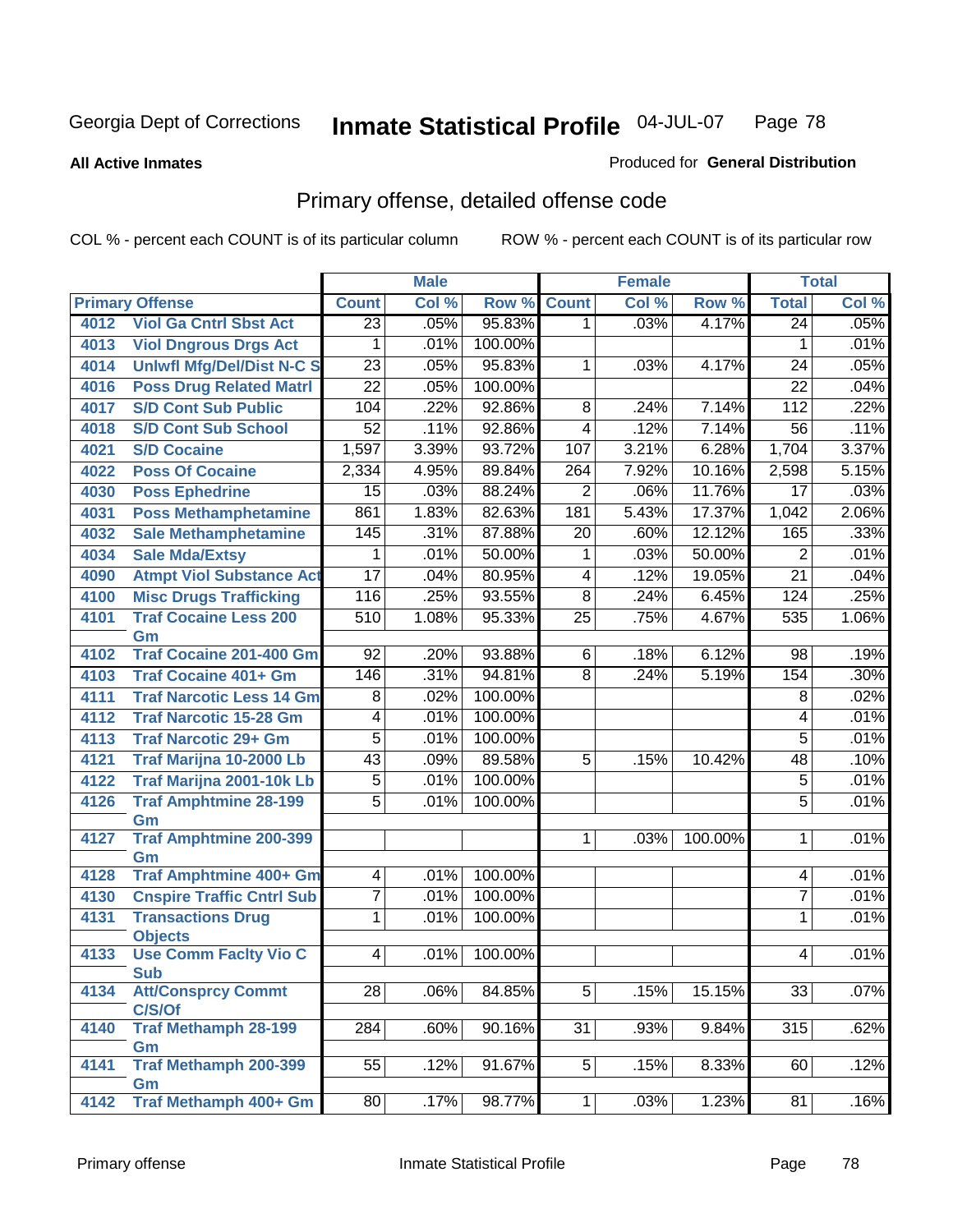Georgia Dept of Corrections **Inmate Statistical Profile** 04-JUL-07

**All Active Inmates**

Produced for **General Distribution**

## Primary offense, detailed offense code

COL % - percent each COUNT is of its particular column ROW % - percent each COUNT is of its particular row

| Primary Offense | | Male | | | Female | | | Total | |
|---|---|---|---|---|---|---|---|---|---|
| | | Count | Col % | Row % | Count | Col % | Row % | Total | Col % |
| 4012 | Viol Ga Cntrl Sbst Act | 23 | .05% | 95.83% | 1 | .03% | 4.17% | 24 | .05% |
| 4013 | Viol Dngrous Drgs Act | 1 | .01% | 100.00% | | | | 1 | .01% |
| 4014 | Unlwfl Mfg/Del/Dist N-C S | 23 | .05% | 95.83% | 1 | .03% | 4.17% | 24 | .05% |
| 4016 | Poss Drug Related Matrl | 22 | .05% | 100.00% | | | | 22 | .04% |
| 4017 | S/D Cont Sub Public | 104 | .22% | 92.86% | 8 | .24% | 7.14% | 112 | .22% |
| 4018 | S/D Cont Sub School | 52 | .11% | 92.86% | 4 | .12% | 7.14% | 56 | .11% |
| 4021 | S/D Cocaine | 1,597 | 3.39% | 93.72% | 107 | 3.21% | 6.28% | 1,704 | 3.37% |
| 4022 | Poss Of Cocaine | 2,334 | 4.95% | 89.84% | 264 | 7.92% | 10.16% | 2,598 | 5.15% |
| 4030 | Poss Ephedrine | 15 | .03% | 88.24% | 2 | .06% | 11.76% | 17 | .03% |
| 4031 | Poss Methamphetamine | 861 | 1.83% | 82.63% | 181 | 5.43% | 17.37% | 1,042 | 2.06% |
| 4032 | Sale Methamphetamine | 145 | .31% | 87.88% | 20 | .60% | 12.12% | 165 | .33% |
| 4034 | Sale Mda/Extsy | 1 | .01% | 50.00% | 1 | .03% | 50.00% | 2 | .01% |
| 4090 | Atmpt Viol Substance Act | 17 | .04% | 80.95% | 4 | .12% | 19.05% | 21 | .04% |
| 4100 | Misc Drugs Trafficking | 116 | .25% | 93.55% | 8 | .24% | 6.45% | 124 | .25% |
| 4101 | Traf Cocaine Less 200 Gm | 510 | 1.08% | 95.33% | 25 | .75% | 4.67% | 535 | 1.06% |
| 4102 | Traf Cocaine 201-400 Gm | 92 | .20% | 93.88% | 6 | .18% | 6.12% | 98 | .19% |
| 4103 | Traf Cocaine 401+ Gm | 146 | .31% | 94.81% | 8 | .24% | 5.19% | 154 | .30% |
| 4111 | Traf Narcotic Less 14 Gm | 8 | .02% | 100.00% | | | | 8 | .02% |
| 4112 | Traf Narcotic 15-28 Gm | 4 | .01% | 100.00% | | | | 4 | .01% |
| 4113 | Traf Narcotic 29+ Gm | 5 | .01% | 100.00% | | | | 5 | .01% |
| 4121 | Traf Marijna 10-2000 Lb | 43 | .09% | 89.58% | 5 | .15% | 10.42% | 48 | .10% |
| 4122 | Traf Marijna 2001-10k Lb | 5 | .01% | 100.00% | | | | 5 | .01% |
| 4126 | Traf Amphtmine 28-199 Gm | 5 | .01% | 100.00% | | | | 5 | .01% |
| 4127 | Traf Amphtmine 200-399 Gm | | | | 1 | .03% | 100.00% | 1 | .01% |
| 4128 | Traf Amphtmine 400+ Gm | 4 | .01% | 100.00% | | | | 4 | .01% |
| 4130 | Cnspire Traffic Cntrl Sub | 7 | .01% | 100.00% | | | | 7 | .01% |
| 4131 | Transactions Drug Objects | 1 | .01% | 100.00% | | | | 1 | .01% |
| 4133 | Use Comm Faclty Vio C Sub | 4 | .01% | 100.00% | | | | 4 | .01% |
| 4134 | Att/Consprcy Commt C/S/Of | 28 | .06% | 84.85% | 5 | .15% | 15.15% | 33 | .07% |
| 4140 | Traf Methamph 28-199 Gm | 284 | .60% | 90.16% | 31 | .93% | 9.84% | 315 | .62% |
| 4141 | Traf Methamph 200-399 Gm | 55 | .12% | 91.67% | 5 | .15% | 8.33% | 60 | .12% |
| 4142 | Traf Methamph 400+ Gm | 80 | .17% | 98.77% | 1 | .03% | 1.23% | 81 | .16% |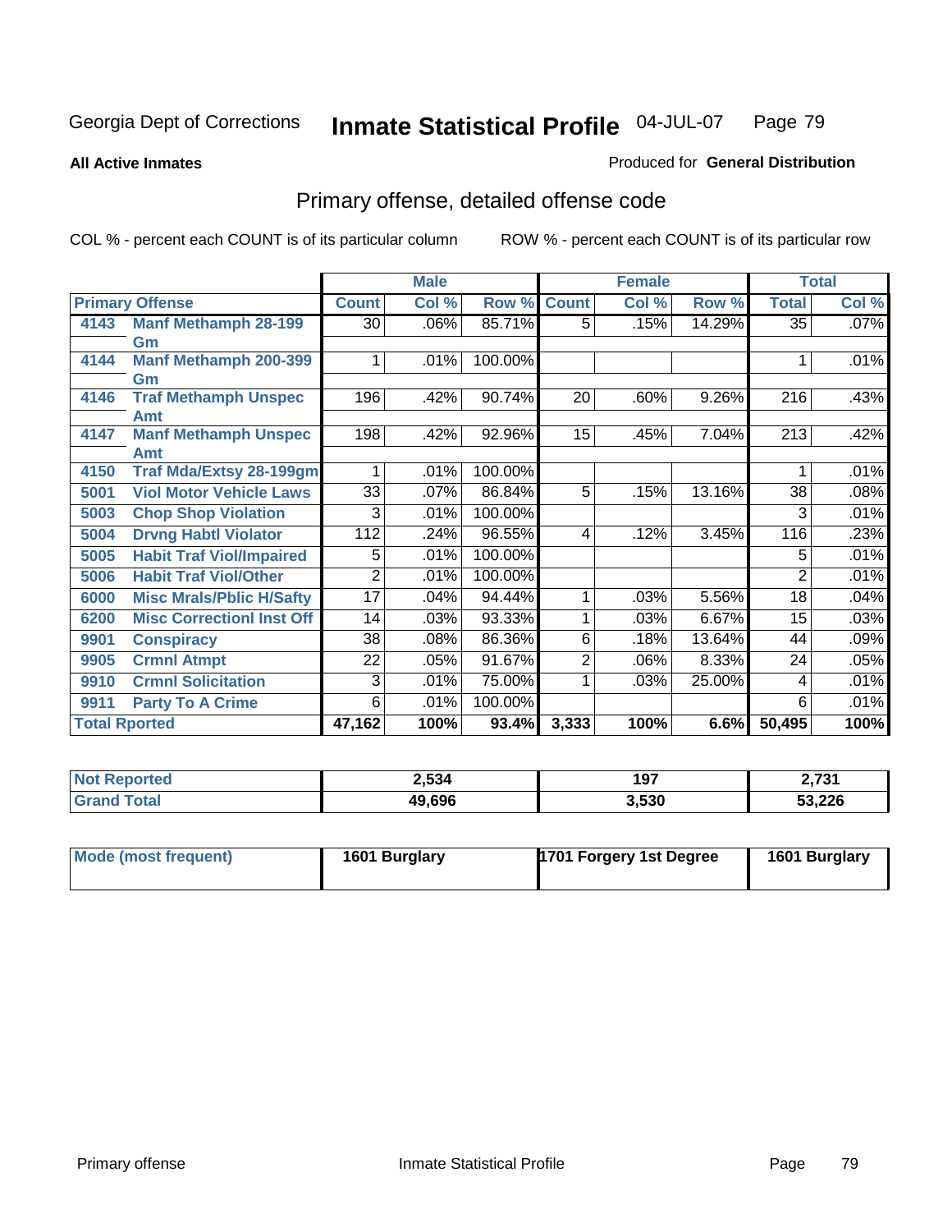Georgia Dept of Corrections **Inmate Statistical Profile** 04-JUL-07

**All Active Inmates**

Produced for **General Distribution**

## Primary offense, detailed offense code

COL % - percent each COUNT is of its particular column

ROW % - percent each COUNT is of its particular row

| Primary Offense | | Male | | | Female | | | Total | |
|---|---|---|---|---|---|---|---|---|---|
| | | Count | Col % | Row % | Count | Col % | Row % | Total | Col % |
| 4143 | Manf Methamph 28-199 Gm | 30 | .06% | 85.71% | 5 | .15% | 14.29% | 35 | .07% |
| 4144 | Manf Methamph 200-399 Gm | 1 | .01% | 100.00% | | | | 1 | .01% |
| 4146 | Traf Methamph Unspec Amt | 196 | .42% | 90.74% | 20 | .60% | 9.26% | 216 | .43% |
| 4147 | Manf Methamph Unspec Amt | 198 | .42% | 92.96% | 15 | .45% | 7.04% | 213 | .42% |
| 4150 | Traf Mda/Extsy 28-199gm | 1 | .01% | 100.00% | | | | 1 | .01% |
| 5001 | Viol Motor Vehicle Laws | 33 | .07% | 86.84% | 5 | .15% | 13.16% | 38 | .08% |
| 5003 | Chop Shop Violation | 3 | .01% | 100.00% | | | | 3 | .01% |
| 5004 | Drvng Habtl Violator | 112 | .24% | 96.55% | 4 | .12% | 3.45% | 116 | .23% |
| 5005 | Habit Traf Viol/Impaired | 5 | .01% | 100.00% | | | | 5 | .01% |
| 5006 | Habit Traf Viol/Other | 2 | .01% | 100.00% | | | | 2 | .01% |
| 6000 | Misc Mrals/Pblic H/Safty | 17 | .04% | 94.44% | 1 | .03% | 5.56% | 18 | .04% |
| 6200 | Misc Correctionl Inst Off | 14 | .03% | 93.33% | 1 | .03% | 6.67% | 15 | .03% |
| 9901 | Conspiracy | 38 | .08% | 86.36% | 6 | .18% | 13.64% | 44 | .09% |
| 9905 | Crmnl Atmpt | 22 | .05% | 91.67% | 2 | .06% | 8.33% | 24 | .05% |
| 9910 | Crmnl Solicitation | 3 | .01% | 75.00% | 1 | .03% | 25.00% | 4 | .01% |
| 9911 | Party To A Crime | 6 | .01% | 100.00% | | | | 6 | .01% |
| **Total Rported** | | **47,162** | **100%** | **93.4%** | **3,333** | **100%** | **6.6%** | **50,495** | **100%** |

| | Male | Female | Total |
|---|---|---|---|
| Not Reported | 2,534 | 197 | 2,731 |
| Grand Total | 49,696 | 3,530 | 53,226 |

| | Male | Female | Total |
|---|---|---|---|
| Mode (most frequent) | 1601 Burglary | 1701 Forgery 1st Degree | 1601 Burglary |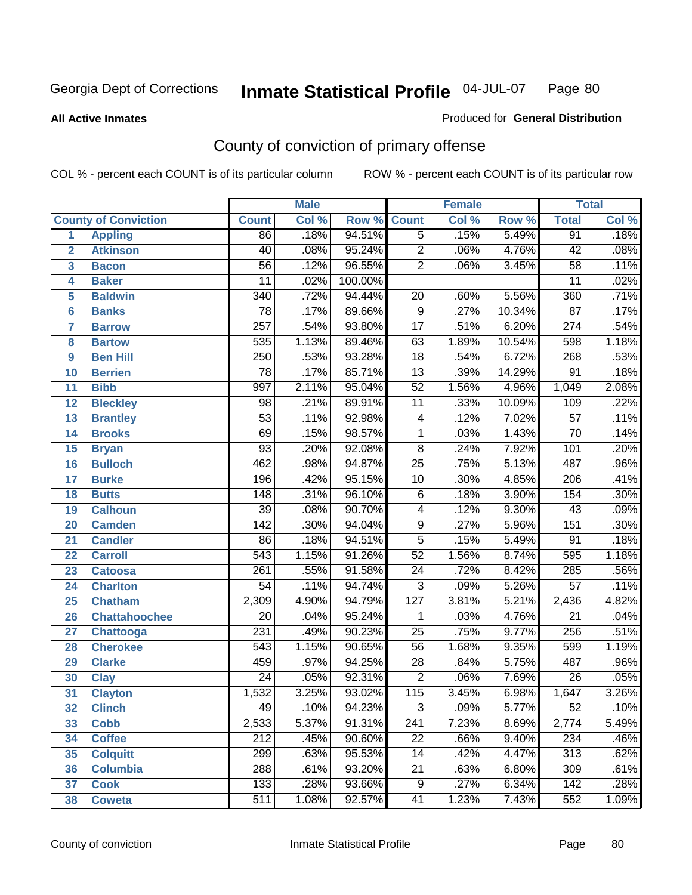Georgia Dept of Corrections **Inmate Statistical Profile** 04-JUL-07

**All Active Inmates** Produced for **General Distribution**

## County of conviction of primary offense

COL % - percent each COUNT is of its particular column ROW % - percent each COUNT is of its particular row

| | | Male | | | Female | | | Total | |
|---|---|---|---|---|---|---|---|---|---|
| **County of Conviction** | | **Count** | **Col %** | **Row %** | **Count** | **Col %** | **Row %** | **Total** | **Col %** |
| 1 | Appling | 86 | .18% | 94.51% | 5 | .15% | 5.49% | 91 | .18% |
| 2 | Atkinson | 40 | .08% | 95.24% | 2 | .06% | 4.76% | 42 | .08% |
| 3 | Bacon | 56 | .12% | 96.55% | 2 | .06% | 3.45% | 58 | .11% |
| 4 | Baker | 11 | .02% | 100.00% | | | | 11 | .02% |
| 5 | Baldwin | 340 | .72% | 94.44% | 20 | .60% | 5.56% | 360 | .71% |
| 6 | Banks | 78 | .17% | 89.66% | 9 | .27% | 10.34% | 87 | .17% |
| 7 | Barrow | 257 | .54% | 93.80% | 17 | .51% | 6.20% | 274 | .54% |
| 8 | Bartow | 535 | 1.13% | 89.46% | 63 | 1.89% | 10.54% | 598 | 1.18% |
| 9 | Ben Hill | 250 | .53% | 93.28% | 18 | .54% | 6.72% | 268 | .53% |
| 10 | Berrien | 78 | .17% | 85.71% | 13 | .39% | 14.29% | 91 | .18% |
| 11 | Bibb | 997 | 2.11% | 95.04% | 52 | 1.56% | 4.96% | 1,049 | 2.08% |
| 12 | Bleckley | 98 | .21% | 89.91% | 11 | .33% | 10.09% | 109 | .22% |
| 13 | Brantley | 53 | .11% | 92.98% | 4 | .12% | 7.02% | 57 | .11% |
| 14 | Brooks | 69 | .15% | 98.57% | 1 | .03% | 1.43% | 70 | .14% |
| 15 | Bryan | 93 | .20% | 92.08% | 8 | .24% | 7.92% | 101 | .20% |
| 16 | Bulloch | 462 | .98% | 94.87% | 25 | .75% | 5.13% | 487 | .96% |
| 17 | Burke | 196 | .42% | 95.15% | 10 | .30% | 4.85% | 206 | .41% |
| 18 | Butts | 148 | .31% | 96.10% | 6 | .18% | 3.90% | 154 | .30% |
| 19 | Calhoun | 39 | .08% | 90.70% | 4 | .12% | 9.30% | 43 | .09% |
| 20 | Camden | 142 | .30% | 94.04% | 9 | .27% | 5.96% | 151 | .30% |
| 21 | Candler | 86 | .18% | 94.51% | 5 | .15% | 5.49% | 91 | .18% |
| 22 | Carroll | 543 | 1.15% | 91.26% | 52 | 1.56% | 8.74% | 595 | 1.18% |
| 23 | Catoosa | 261 | .55% | 91.58% | 24 | .72% | 8.42% | 285 | .56% |
| 24 | Charlton | 54 | .11% | 94.74% | 3 | .09% | 5.26% | 57 | .11% |
| 25 | Chatham | 2,309 | 4.90% | 94.79% | 127 | 3.81% | 5.21% | 2,436 | 4.82% |
| 26 | Chattahoochee | 20 | .04% | 95.24% | 1 | .03% | 4.76% | 21 | .04% |
| 27 | Chattooga | 231 | .49% | 90.23% | 25 | .75% | 9.77% | 256 | .51% |
| 28 | Cherokee | 543 | 1.15% | 90.65% | 56 | 1.68% | 9.35% | 599 | 1.19% |
| 29 | Clarke | 459 | .97% | 94.25% | 28 | .84% | 5.75% | 487 | .96% |
| 30 | Clay | 24 | .05% | 92.31% | 2 | .06% | 7.69% | 26 | .05% |
| 31 | Clayton | 1,532 | 3.25% | 93.02% | 115 | 3.45% | 6.98% | 1,647 | 3.26% |
| 32 | Clinch | 49 | .10% | 94.23% | 3 | .09% | 5.77% | 52 | .10% |
| 33 | Cobb | 2,533 | 5.37% | 91.31% | 241 | 7.23% | 8.69% | 2,774 | 5.49% |
| 34 | Coffee | 212 | .45% | 90.60% | 22 | .66% | 9.40% | 234 | .46% |
| 35 | Colquitt | 299 | .63% | 95.53% | 14 | .42% | 4.47% | 313 | .62% |
| 36 | Columbia | 288 | .61% | 93.20% | 21 | .63% | 6.80% | 309 | .61% |
| 37 | Cook | 133 | .28% | 93.66% | 9 | .27% | 6.34% | 142 | .28% |
| 38 | Coweta | 511 | 1.08% | 92.57% | 41 | 1.23% | 7.43% | 552 | 1.09% |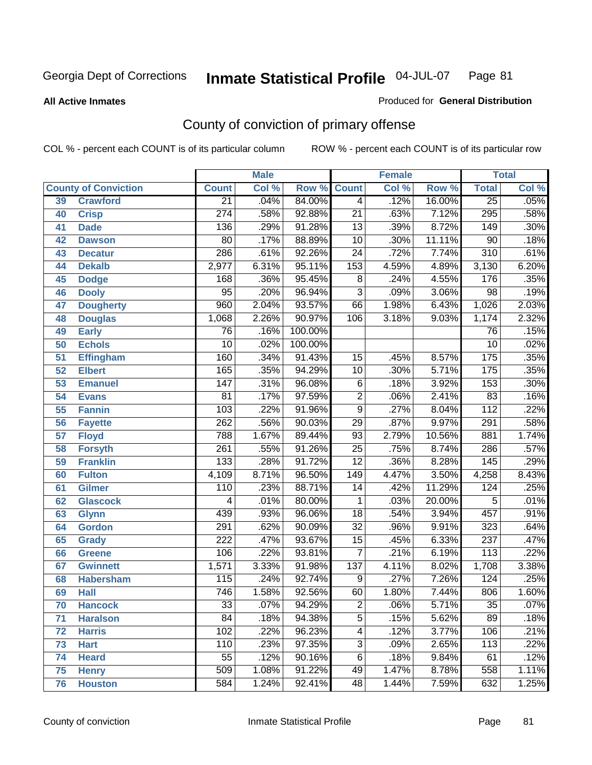Georgia Dept of Corrections **Inmate Statistical Profile** 04-JUL-07

**All Active Inmates**

Produced for **General Distribution**

## County of conviction of primary offense

COL % - percent each COUNT is of its particular column ROW % - percent each COUNT is of its particular row

| County of Conviction | | Male | | | Female | | | Total | |
|---|---|---|---|---|---|---|---|---|---|
| | | Count | Col % | Row % | Count | Col % | Row % | Total | Col % |
| 39 | Crawford | 21 | .04% | 84.00% | 4 | .12% | 16.00% | 25 | .05% |
| 40 | Crisp | 274 | .58% | 92.88% | 21 | .63% | 7.12% | 295 | .58% |
| 41 | Dade | 136 | .29% | 91.28% | 13 | .39% | 8.72% | 149 | .30% |
| 42 | Dawson | 80 | .17% | 88.89% | 10 | .30% | 11.11% | 90 | .18% |
| 43 | Decatur | 286 | .61% | 92.26% | 24 | .72% | 7.74% | 310 | .61% |
| 44 | Dekalb | 2,977 | 6.31% | 95.11% | 153 | 4.59% | 4.89% | 3,130 | 6.20% |
| 45 | Dodge | 168 | .36% | 95.45% | 8 | .24% | 4.55% | 176 | .35% |
| 46 | Dooly | 95 | .20% | 96.94% | 3 | .09% | 3.06% | 98 | .19% |
| 47 | Dougherty | 960 | 2.04% | 93.57% | 66 | 1.98% | 6.43% | 1,026 | 2.03% |
| 48 | Douglas | 1,068 | 2.26% | 90.97% | 106 | 3.18% | 9.03% | 1,174 | 2.32% |
| 49 | Early | 76 | .16% | 100.00% | | | | 76 | .15% |
| 50 | Echols | 10 | .02% | 100.00% | | | | 10 | .02% |
| 51 | Effingham | 160 | .34% | 91.43% | 15 | .45% | 8.57% | 175 | .35% |
| 52 | Elbert | 165 | .35% | 94.29% | 10 | .30% | 5.71% | 175 | .35% |
| 53 | Emanuel | 147 | .31% | 96.08% | 6 | .18% | 3.92% | 153 | .30% |
| 54 | Evans | 81 | .17% | 97.59% | 2 | .06% | 2.41% | 83 | .16% |
| 55 | Fannin | 103 | .22% | 91.96% | 9 | .27% | 8.04% | 112 | .22% |
| 56 | Fayette | 262 | .56% | 90.03% | 29 | .87% | 9.97% | 291 | .58% |
| 57 | Floyd | 788 | 1.67% | 89.44% | 93 | 2.79% | 10.56% | 881 | 1.74% |
| 58 | Forsyth | 261 | .55% | 91.26% | 25 | .75% | 8.74% | 286 | .57% |
| 59 | Franklin | 133 | .28% | 91.72% | 12 | .36% | 8.28% | 145 | .29% |
| 60 | Fulton | 4,109 | 8.71% | 96.50% | 149 | 4.47% | 3.50% | 4,258 | 8.43% |
| 61 | Gilmer | 110 | .23% | 88.71% | 14 | .42% | 11.29% | 124 | .25% |
| 62 | Glascock | 4 | .01% | 80.00% | 1 | .03% | 20.00% | 5 | .01% |
| 63 | Glynn | 439 | .93% | 96.06% | 18 | .54% | 3.94% | 457 | .91% |
| 64 | Gordon | 291 | .62% | 90.09% | 32 | .96% | 9.91% | 323 | .64% |
| 65 | Grady | 222 | .47% | 93.67% | 15 | .45% | 6.33% | 237 | .47% |
| 66 | Greene | 106 | .22% | 93.81% | 7 | .21% | 6.19% | 113 | .22% |
| 67 | Gwinnett | 1,571 | 3.33% | 91.98% | 137 | 4.11% | 8.02% | 1,708 | 3.38% |
| 68 | Habersham | 115 | .24% | 92.74% | 9 | .27% | 7.26% | 124 | .25% |
| 69 | Hall | 746 | 1.58% | 92.56% | 60 | 1.80% | 7.44% | 806 | 1.60% |
| 70 | Hancock | 33 | .07% | 94.29% | 2 | .06% | 5.71% | 35 | .07% |
| 71 | Haralson | 84 | .18% | 94.38% | 5 | .15% | 5.62% | 89 | .18% |
| 72 | Harris | 102 | .22% | 96.23% | 4 | .12% | 3.77% | 106 | .21% |
| 73 | Hart | 110 | .23% | 97.35% | 3 | .09% | 2.65% | 113 | .22% |
| 74 | Heard | 55 | .12% | 90.16% | 6 | .18% | 9.84% | 61 | .12% |
| 75 | Henry | 509 | 1.08% | 91.22% | 49 | 1.47% | 8.78% | 558 | 1.11% |
| 76 | Houston | 584 | 1.24% | 92.41% | 48 | 1.44% | 7.59% | 632 | 1.25% |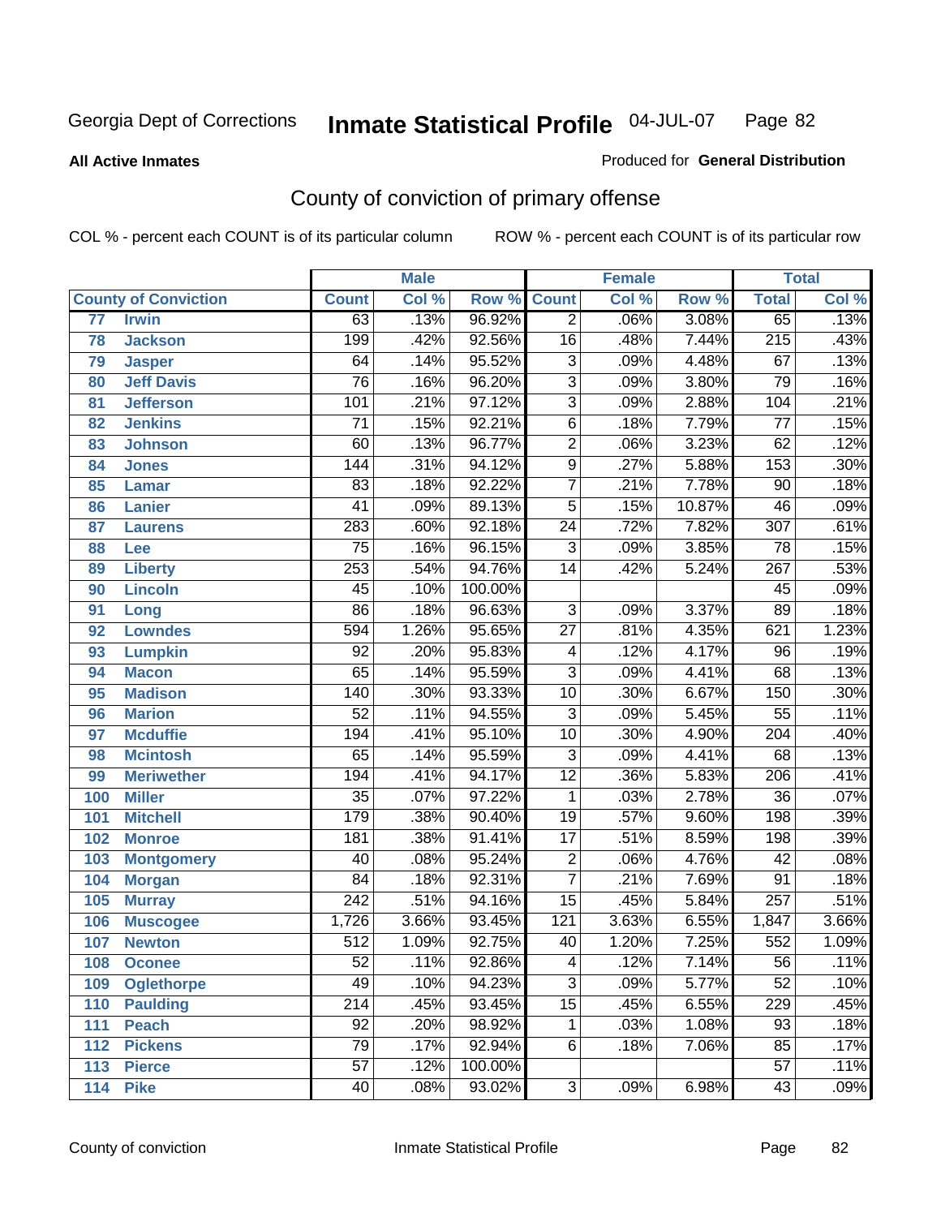Georgia Dept of Corrections **Inmate Statistical Profile** 04-JUL-07 Page 82

**All Active Inmates**

Produced for **General Distribution**

## County of conviction of primary offense

COL % - percent each COUNT is of its particular column ROW % - percent each COUNT is of its particular row

| County of Conviction | | Male | | | Female | | | Total | |
|---|---|---|---|---|---|---|---|---|---|
| | | Count | Col % | Row % | Count | Col % | Row % | Total | Col % |
| 77 | Irwin | 63 | .13% | 96.92% | 2 | .06% | 3.08% | 65 | .13% |
| 78 | Jackson | 199 | .42% | 92.56% | 16 | .48% | 7.44% | 215 | .43% |
| 79 | Jasper | 64 | .14% | 95.52% | 3 | .09% | 4.48% | 67 | .13% |
| 80 | Jeff Davis | 76 | .16% | 96.20% | 3 | .09% | 3.80% | 79 | .16% |
| 81 | Jefferson | 101 | .21% | 97.12% | 3 | .09% | 2.88% | 104 | .21% |
| 82 | Jenkins | 71 | .15% | 92.21% | 6 | .18% | 7.79% | 77 | .15% |
| 83 | Johnson | 60 | .13% | 96.77% | 2 | .06% | 3.23% | 62 | .12% |
| 84 | Jones | 144 | .31% | 94.12% | 9 | .27% | 5.88% | 153 | .30% |
| 85 | Lamar | 83 | .18% | 92.22% | 7 | .21% | 7.78% | 90 | .18% |
| 86 | Lanier | 41 | .09% | 89.13% | 5 | .15% | 10.87% | 46 | .09% |
| 87 | Laurens | 283 | .60% | 92.18% | 24 | .72% | 7.82% | 307 | .61% |
| 88 | Lee | 75 | .16% | 96.15% | 3 | .09% | 3.85% | 78 | .15% |
| 89 | Liberty | 253 | .54% | 94.76% | 14 | .42% | 5.24% | 267 | .53% |
| 90 | Lincoln | 45 | .10% | 100.00% | | | | 45 | .09% |
| 91 | Long | 86 | .18% | 96.63% | 3 | .09% | 3.37% | 89 | .18% |
| 92 | Lowndes | 594 | 1.26% | 95.65% | 27 | .81% | 4.35% | 621 | 1.23% |
| 93 | Lumpkin | 92 | .20% | 95.83% | 4 | .12% | 4.17% | 96 | .19% |
| 94 | Macon | 65 | .14% | 95.59% | 3 | .09% | 4.41% | 68 | .13% |
| 95 | Madison | 140 | .30% | 93.33% | 10 | .30% | 6.67% | 150 | .30% |
| 96 | Marion | 52 | .11% | 94.55% | 3 | .09% | 5.45% | 55 | .11% |
| 97 | Mcduffie | 194 | .41% | 95.10% | 10 | .30% | 4.90% | 204 | .40% |
| 98 | Mcintosh | 65 | .14% | 95.59% | 3 | .09% | 4.41% | 68 | .13% |
| 99 | Meriwether | 194 | .41% | 94.17% | 12 | .36% | 5.83% | 206 | .41% |
| 100 | Miller | 35 | .07% | 97.22% | 1 | .03% | 2.78% | 36 | .07% |
| 101 | Mitchell | 179 | .38% | 90.40% | 19 | .57% | 9.60% | 198 | .39% |
| 102 | Monroe | 181 | .38% | 91.41% | 17 | .51% | 8.59% | 198 | .39% |
| 103 | Montgomery | 40 | .08% | 95.24% | 2 | .06% | 4.76% | 42 | .08% |
| 104 | Morgan | 84 | .18% | 92.31% | 7 | .21% | 7.69% | 91 | .18% |
| 105 | Murray | 242 | .51% | 94.16% | 15 | .45% | 5.84% | 257 | .51% |
| 106 | Muscogee | 1,726 | 3.66% | 93.45% | 121 | 3.63% | 6.55% | 1,847 | 3.66% |
| 107 | Newton | 512 | 1.09% | 92.75% | 40 | 1.20% | 7.25% | 552 | 1.09% |
| 108 | Oconee | 52 | .11% | 92.86% | 4 | .12% | 7.14% | 56 | .11% |
| 109 | Oglethorpe | 49 | .10% | 94.23% | 3 | .09% | 5.77% | 52 | .10% |
| 110 | Paulding | 214 | .45% | 93.45% | 15 | .45% | 6.55% | 229 | .45% |
| 111 | Peach | 92 | .20% | 98.92% | 1 | .03% | 1.08% | 93 | .18% |
| 112 | Pickens | 79 | .17% | 92.94% | 6 | .18% | 7.06% | 85 | .17% |
| 113 | Pierce | 57 | .12% | 100.00% | | | | 57 | .11% |
| 114 | Pike | 40 | .08% | 93.02% | 3 | .09% | 6.98% | 43 | .09% |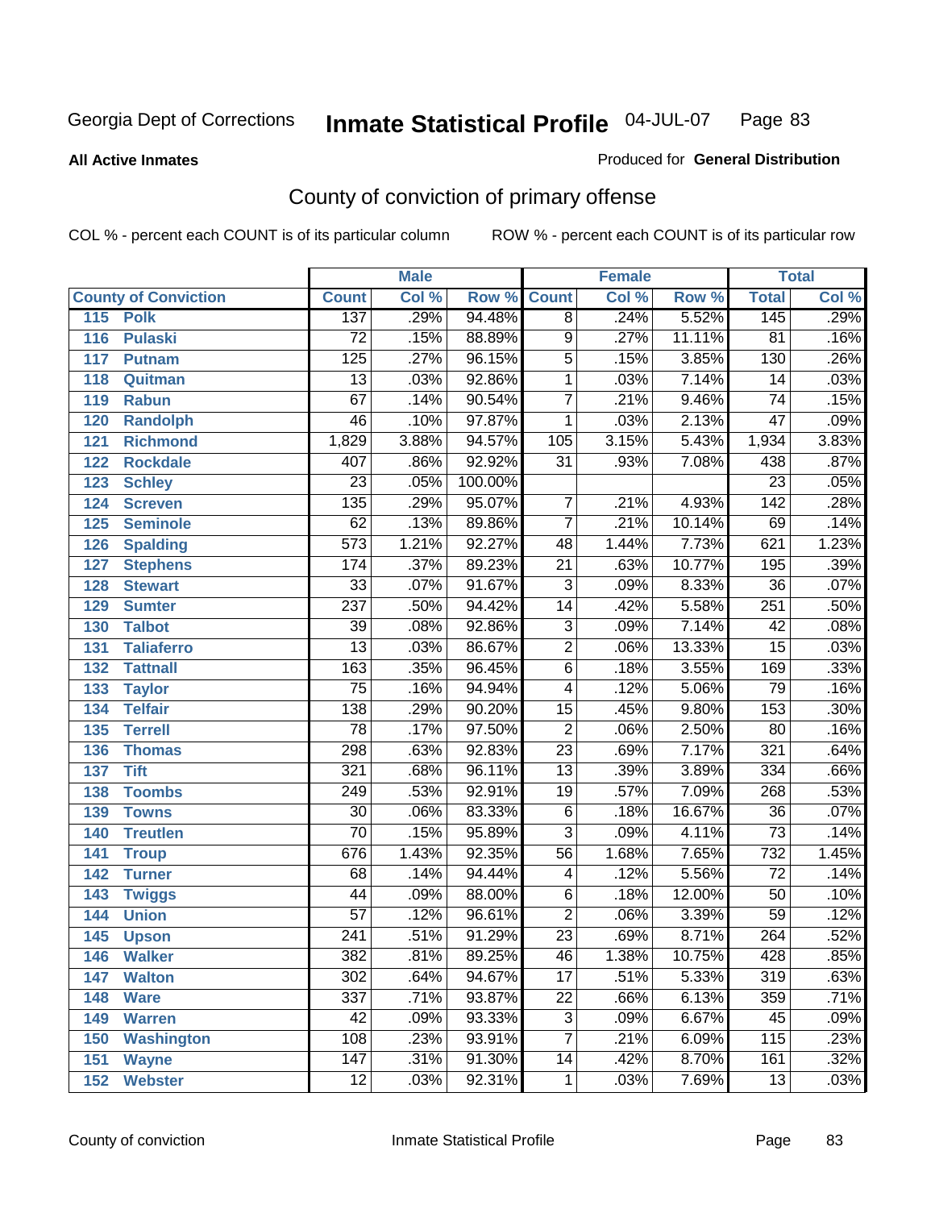Georgia Dept of Corrections **Inmate Statistical Profile** 04-JUL-07

**All Active Inmates**

Produced for **General Distribution**

## County of conviction of primary offense

COL % - percent each COUNT is of its particular column ROW % - percent each COUNT is of its particular row

| County of Conviction | Male | | | Female | | | Total | |
|---|---|---|---|---|---|---|---|---|
| | Count | Col % | Row % | Count | Col % | Row % | Total | Col % |
| 115 Polk | 137 | .29% | 94.48% | 8 | .24% | 5.52% | 145 | .29% |
| 116 Pulaski | 72 | .15% | 88.89% | 9 | .27% | 11.11% | 81 | .16% |
| 117 Putnam | 125 | .27% | 96.15% | 5 | .15% | 3.85% | 130 | .26% |
| 118 Quitman | 13 | .03% | 92.86% | 1 | .03% | 7.14% | 14 | .03% |
| 119 Rabun | 67 | .14% | 90.54% | 7 | .21% | 9.46% | 74 | .15% |
| 120 Randolph | 46 | .10% | 97.87% | 1 | .03% | 2.13% | 47 | .09% |
| 121 Richmond | 1,829 | 3.88% | 94.57% | 105 | 3.15% | 5.43% | 1,934 | 3.83% |
| 122 Rockdale | 407 | .86% | 92.92% | 31 | .93% | 7.08% | 438 | .87% |
| 123 Schley | 23 | .05% | 100.00% | | | | 23 | .05% |
| 124 Screven | 135 | .29% | 95.07% | 7 | .21% | 4.93% | 142 | .28% |
| 125 Seminole | 62 | .13% | 89.86% | 7 | .21% | 10.14% | 69 | .14% |
| 126 Spalding | 573 | 1.21% | 92.27% | 48 | 1.44% | 7.73% | 621 | 1.23% |
| 127 Stephens | 174 | .37% | 89.23% | 21 | .63% | 10.77% | 195 | .39% |
| 128 Stewart | 33 | .07% | 91.67% | 3 | .09% | 8.33% | 36 | .07% |
| 129 Sumter | 237 | .50% | 94.42% | 14 | .42% | 5.58% | 251 | .50% |
| 130 Talbot | 39 | .08% | 92.86% | 3 | .09% | 7.14% | 42 | .08% |
| 131 Taliaferro | 13 | .03% | 86.67% | 2 | .06% | 13.33% | 15 | .03% |
| 132 Tattnall | 163 | .35% | 96.45% | 6 | .18% | 3.55% | 169 | .33% |
| 133 Taylor | 75 | .16% | 94.94% | 4 | .12% | 5.06% | 79 | .16% |
| 134 Telfair | 138 | .29% | 90.20% | 15 | .45% | 9.80% | 153 | .30% |
| 135 Terrell | 78 | .17% | 97.50% | 2 | .06% | 2.50% | 80 | .16% |
| 136 Thomas | 298 | .63% | 92.83% | 23 | .69% | 7.17% | 321 | .64% |
| 137 Tift | 321 | .68% | 96.11% | 13 | .39% | 3.89% | 334 | .66% |
| 138 Toombs | 249 | .53% | 92.91% | 19 | .57% | 7.09% | 268 | .53% |
| 139 Towns | 30 | .06% | 83.33% | 6 | .18% | 16.67% | 36 | .07% |
| 140 Treutlen | 70 | .15% | 95.89% | 3 | .09% | 4.11% | 73 | .14% |
| 141 Troup | 676 | 1.43% | 92.35% | 56 | 1.68% | 7.65% | 732 | 1.45% |
| 142 Turner | 68 | .14% | 94.44% | 4 | .12% | 5.56% | 72 | .14% |
| 143 Twiggs | 44 | .09% | 88.00% | 6 | .18% | 12.00% | 50 | .10% |
| 144 Union | 57 | .12% | 96.61% | 2 | .06% | 3.39% | 59 | .12% |
| 145 Upson | 241 | .51% | 91.29% | 23 | .69% | 8.71% | 264 | .52% |
| 146 Walker | 382 | .81% | 89.25% | 46 | 1.38% | 10.75% | 428 | .85% |
| 147 Walton | 302 | .64% | 94.67% | 17 | .51% | 5.33% | 319 | .63% |
| 148 Ware | 337 | .71% | 93.87% | 22 | .66% | 6.13% | 359 | .71% |
| 149 Warren | 42 | .09% | 93.33% | 3 | .09% | 6.67% | 45 | .09% |
| 150 Washington | 108 | .23% | 93.91% | 7 | .21% | 6.09% | 115 | .23% |
| 151 Wayne | 147 | .31% | 91.30% | 14 | .42% | 8.70% | 161 | .32% |
| 152 Webster | 12 | .03% | 92.31% | 1 | .03% | 7.69% | 13 | .03% |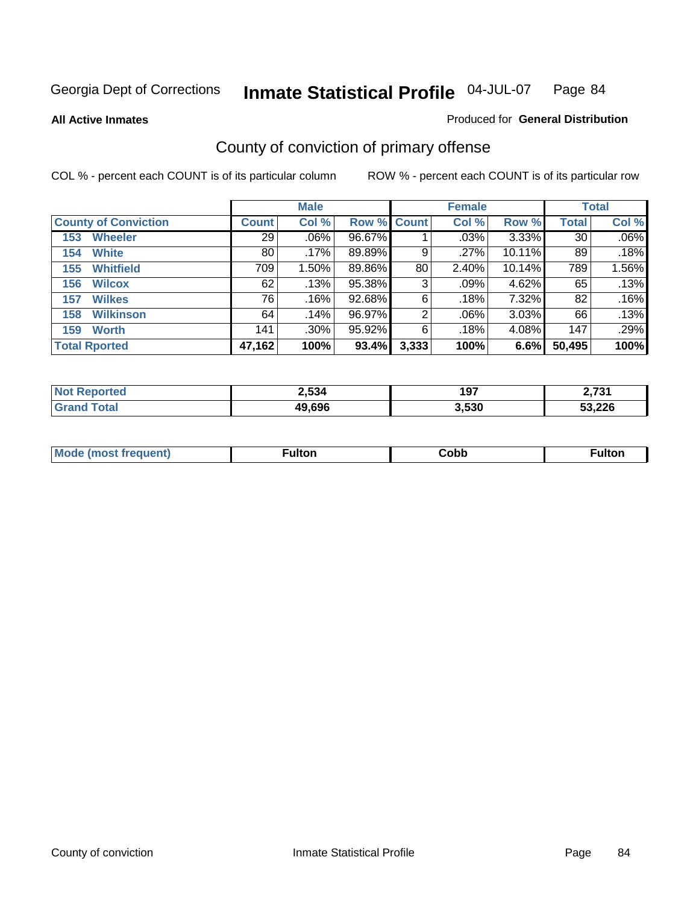Georgia Dept of Corrections **Inmate Statistical Profile** 04-JUL-07 Page 84

**All Active Inmates**

Produced for **General Distribution**

## County of conviction of primary offense

COL % - percent each COUNT is of its particular column

ROW % - percent each COUNT is of its particular row

| County of Conviction | Male | | | Female | | | Total | |
|---|---|---|---|---|---|---|---|---|
| | Count | Col % | Row % | Count | Col % | Row % | Total | Col % |
| 153 Wheeler | 29 | .06% | 96.67% | 1 | .03% | 3.33% | 30 | .06% |
| 154 White | 80 | .17% | 89.89% | 9 | .27% | 10.11% | 89 | .18% |
| 155 Whitfield | 709 | 1.50% | 89.86% | 80 | 2.40% | 10.14% | 789 | 1.56% |
| 156 Wilcox | 62 | .13% | 95.38% | 3 | .09% | 4.62% | 65 | .13% |
| 157 Wilkes | 76 | .16% | 92.68% | 6 | .18% | 7.32% | 82 | .16% |
| 158 Wilkinson | 64 | .14% | 96.97% | 2 | .06% | 3.03% | 66 | .13% |
| 159 Worth | 141 | .30% | 95.92% | 6 | .18% | 4.08% | 147 | .29% |
| **Total Rported** | **47,162** | **100%** | **93.4%** | **3,333** | **100%** | **6.6%** | **50,495** | **100%** |

| | Male | Female | Total |
|---|---|---|---|
| Not Reported | 2,534 | 197 | 2,731 |
| Grand Total | 49,696 | 3,530 | 53,226 |

| | Male | Female | Total |
|---|---|---|---|
| Mode (most frequent) | Fulton | Cobb | Fulton |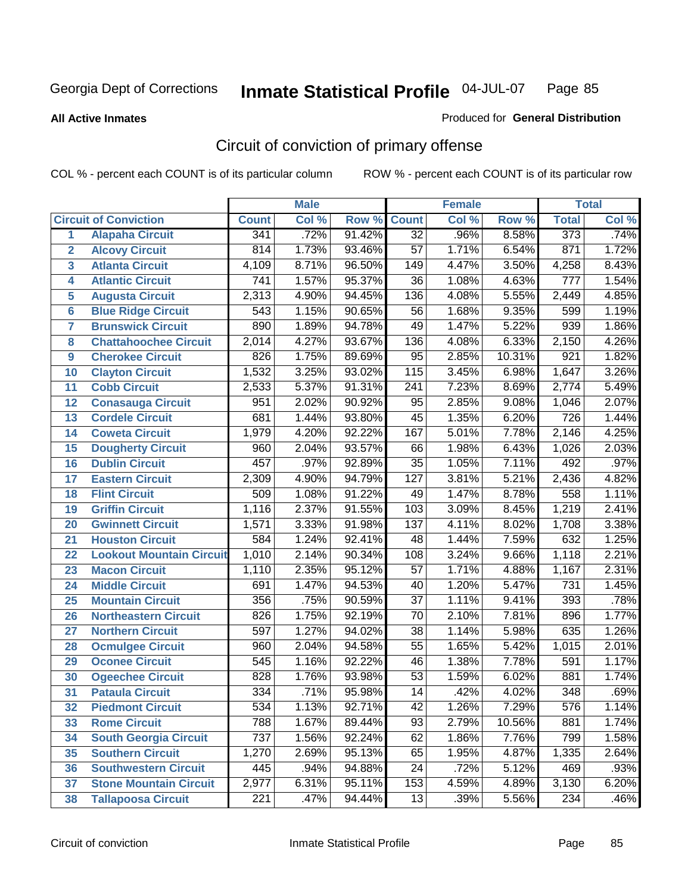Georgia Dept of Corrections **Inmate Statistical Profile** 04-JUL-07

**All Active Inmates**

Produced for **General Distribution**

## Circuit of conviction of primary offense

COL % - percent each COUNT is of its particular column ROW % - percent each COUNT is of its particular row

| | | Male | | | Female | | | Total | |
|---|---|---|---|---|---|---|---|---|---|
| Circuit of Conviction | | Count | Col % | Row % | Count | Col % | Row % | Total | Col % |
| 1 | Alapaha Circuit | 341 | .72% | 91.42% | 32 | .96% | 8.58% | 373 | .74% |
| 2 | Alcovy Circuit | 814 | 1.73% | 93.46% | 57 | 1.71% | 6.54% | 871 | 1.72% |
| 3 | Atlanta Circuit | 4,109 | 8.71% | 96.50% | 149 | 4.47% | 3.50% | 4,258 | 8.43% |
| 4 | Atlantic Circuit | 741 | 1.57% | 95.37% | 36 | 1.08% | 4.63% | 777 | 1.54% |
| 5 | Augusta Circuit | 2,313 | 4.90% | 94.45% | 136 | 4.08% | 5.55% | 2,449 | 4.85% |
| 6 | Blue Ridge Circuit | 543 | 1.15% | 90.65% | 56 | 1.68% | 9.35% | 599 | 1.19% |
| 7 | Brunswick Circuit | 890 | 1.89% | 94.78% | 49 | 1.47% | 5.22% | 939 | 1.86% |
| 8 | Chattahoochee Circuit | 2,014 | 4.27% | 93.67% | 136 | 4.08% | 6.33% | 2,150 | 4.26% |
| 9 | Cherokee Circuit | 826 | 1.75% | 89.69% | 95 | 2.85% | 10.31% | 921 | 1.82% |
| 10 | Clayton Circuit | 1,532 | 3.25% | 93.02% | 115 | 3.45% | 6.98% | 1,647 | 3.26% |
| 11 | Cobb Circuit | 2,533 | 5.37% | 91.31% | 241 | 7.23% | 8.69% | 2,774 | 5.49% |
| 12 | Conasauga Circuit | 951 | 2.02% | 90.92% | 95 | 2.85% | 9.08% | 1,046 | 2.07% |
| 13 | Cordele Circuit | 681 | 1.44% | 93.80% | 45 | 1.35% | 6.20% | 726 | 1.44% |
| 14 | Coweta Circuit | 1,979 | 4.20% | 92.22% | 167 | 5.01% | 7.78% | 2,146 | 4.25% |
| 15 | Dougherty Circuit | 960 | 2.04% | 93.57% | 66 | 1.98% | 6.43% | 1,026 | 2.03% |
| 16 | Dublin Circuit | 457 | .97% | 92.89% | 35 | 1.05% | 7.11% | 492 | .97% |
| 17 | Eastern Circuit | 2,309 | 4.90% | 94.79% | 127 | 3.81% | 5.21% | 2,436 | 4.82% |
| 18 | Flint Circuit | 509 | 1.08% | 91.22% | 49 | 1.47% | 8.78% | 558 | 1.11% |
| 19 | Griffin Circuit | 1,116 | 2.37% | 91.55% | 103 | 3.09% | 8.45% | 1,219 | 2.41% |
| 20 | Gwinnett Circuit | 1,571 | 3.33% | 91.98% | 137 | 4.11% | 8.02% | 1,708 | 3.38% |
| 21 | Houston Circuit | 584 | 1.24% | 92.41% | 48 | 1.44% | 7.59% | 632 | 1.25% |
| 22 | Lookout Mountain Circuit | 1,010 | 2.14% | 90.34% | 108 | 3.24% | 9.66% | 1,118 | 2.21% |
| 23 | Macon Circuit | 1,110 | 2.35% | 95.12% | 57 | 1.71% | 4.88% | 1,167 | 2.31% |
| 24 | Middle Circuit | 691 | 1.47% | 94.53% | 40 | 1.20% | 5.47% | 731 | 1.45% |
| 25 | Mountain Circuit | 356 | .75% | 90.59% | 37 | 1.11% | 9.41% | 393 | .78% |
| 26 | Northeastern Circuit | 826 | 1.75% | 92.19% | 70 | 2.10% | 7.81% | 896 | 1.77% |
| 27 | Northern Circuit | 597 | 1.27% | 94.02% | 38 | 1.14% | 5.98% | 635 | 1.26% |
| 28 | Ocmulgee Circuit | 960 | 2.04% | 94.58% | 55 | 1.65% | 5.42% | 1,015 | 2.01% |
| 29 | Oconee Circuit | 545 | 1.16% | 92.22% | 46 | 1.38% | 7.78% | 591 | 1.17% |
| 30 | Ogeechee Circuit | 828 | 1.76% | 93.98% | 53 | 1.59% | 6.02% | 881 | 1.74% |
| 31 | Pataula Circuit | 334 | .71% | 95.98% | 14 | .42% | 4.02% | 348 | .69% |
| 32 | Piedmont Circuit | 534 | 1.13% | 92.71% | 42 | 1.26% | 7.29% | 576 | 1.14% |
| 33 | Rome Circuit | 788 | 1.67% | 89.44% | 93 | 2.79% | 10.56% | 881 | 1.74% |
| 34 | South Georgia Circuit | 737 | 1.56% | 92.24% | 62 | 1.86% | 7.76% | 799 | 1.58% |
| 35 | Southern Circuit | 1,270 | 2.69% | 95.13% | 65 | 1.95% | 4.87% | 1,335 | 2.64% |
| 36 | Southwestern Circuit | 445 | .94% | 94.88% | 24 | .72% | 5.12% | 469 | .93% |
| 37 | Stone Mountain Circuit | 2,977 | 6.31% | 95.11% | 153 | 4.59% | 4.89% | 3,130 | 6.20% |
| 38 | Tallapoosa Circuit | 221 | .47% | 94.44% | 13 | .39% | 5.56% | 234 | .46% |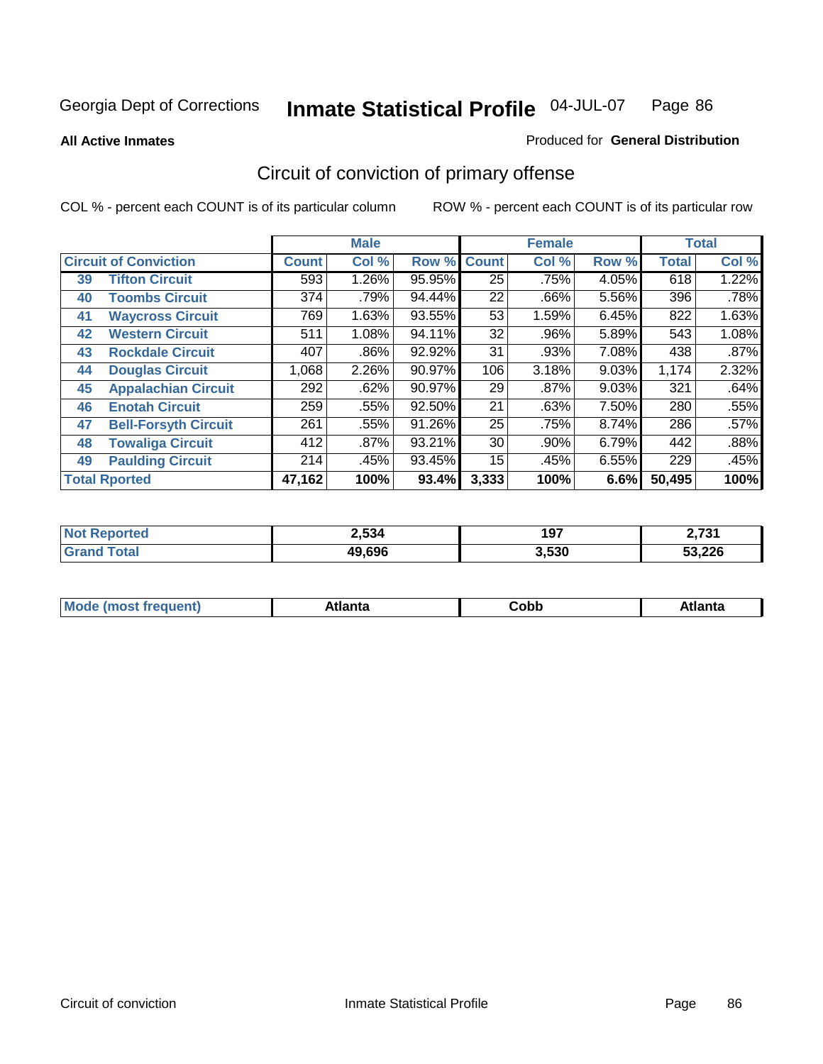Georgia Dept of Corrections **Inmate Statistical Profile** 04-JUL-07

**All Active Inmates**

Produced for **General Distribution**

## Circuit of conviction of primary offense

COL % - percent each COUNT is of its particular column ROW % - percent each COUNT is of its particular row

| Circuit of Conviction | | Male | | | Female | | | Total | |
|---|---|---|---|---|---|---|---|---|---|
| | | Count | Col % | Row % | Count | Col % | Row % | Total | Col % |
| 39 | Tifton Circuit | 593 | 1.26% | 95.95% | 25 | .75% | 4.05% | 618 | 1.22% |
| 40 | Toombs Circuit | 374 | .79% | 94.44% | 22 | .66% | 5.56% | 396 | .78% |
| 41 | Waycross Circuit | 769 | 1.63% | 93.55% | 53 | 1.59% | 6.45% | 822 | 1.63% |
| 42 | Western Circuit | 511 | 1.08% | 94.11% | 32 | .96% | 5.89% | 543 | 1.08% |
| 43 | Rockdale Circuit | 407 | .86% | 92.92% | 31 | .93% | 7.08% | 438 | .87% |
| 44 | Douglas Circuit | 1,068 | 2.26% | 90.97% | 106 | 3.18% | 9.03% | 1,174 | 2.32% |
| 45 | Appalachian Circuit | 292 | .62% | 90.97% | 29 | .87% | 9.03% | 321 | .64% |
| 46 | Enotah Circuit | 259 | .55% | 92.50% | 21 | .63% | 7.50% | 280 | .55% |
| 47 | Bell-Forsyth Circuit | 261 | .55% | 91.26% | 25 | .75% | 8.74% | 286 | .57% |
| 48 | Towaliga Circuit | 412 | .87% | 93.21% | 30 | .90% | 6.79% | 442 | .88% |
| 49 | Paulding Circuit | 214 | .45% | 93.45% | 15 | .45% | 6.55% | 229 | .45% |
| Total Rported | | 47,162 | 100% | 93.4% | 3,333 | 100% | 6.6% | 50,495 | 100% |

| | Male | Female | Total |
|---|---|---|---|
| Not Reported | 2,534 | 197 | 2,731 |
| Grand Total | 49,696 | 3,530 | 53,226 |

| | Male | Female | Total |
|---|---|---|---|
| Mode (most frequent) | Atlanta | Cobb | Atlanta |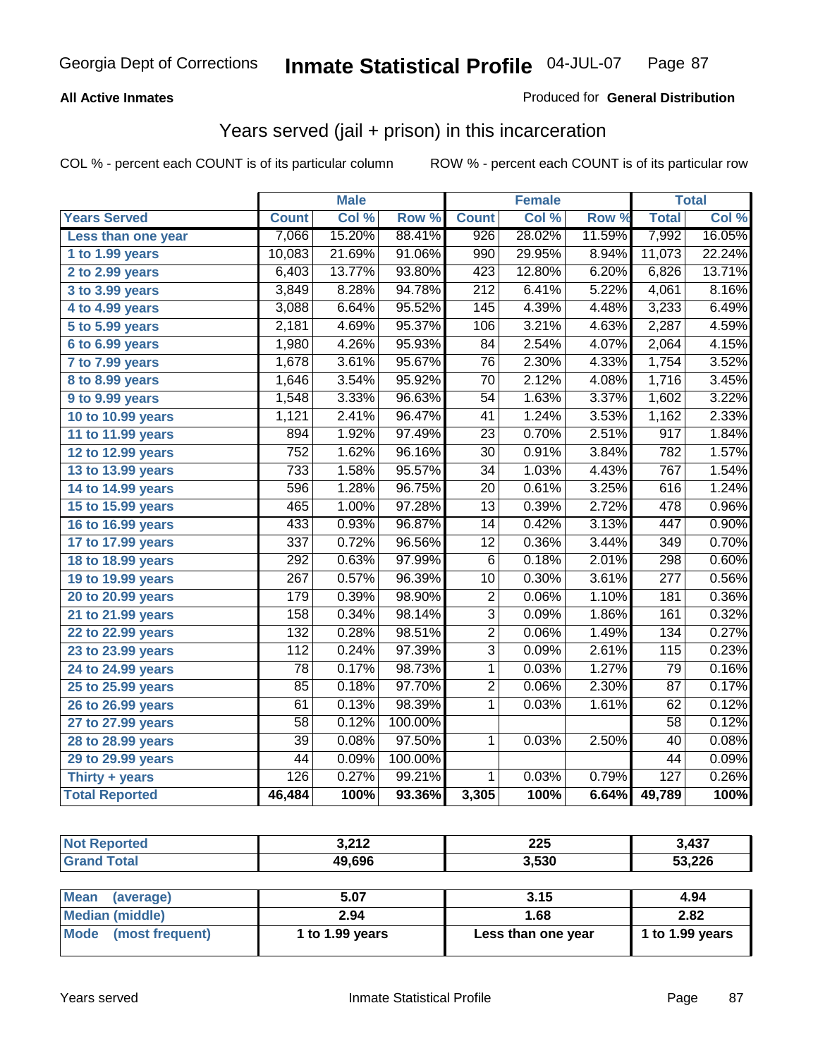Georgia Dept of Corrections **Inmate Statistical Profile** 04-JUL-07

**All Active Inmates** Produced for **General Distribution**

## Years served (jail + prison) in this incarceration

COL % - percent each COUNT is of its particular column ROW % - percent each COUNT is of its particular row

| | Male | | | Female | | | Total | |
|---|---|---|---|---|---|---|---|---|
| **Years Served** | **Count** | **Col %** | **Row %** | **Count** | **Col %** | **Row %** | **Total** | **Col %** |
| Less than one year | 7,066 | 15.20% | 88.41% | 926 | 28.02% | 11.59% | 7,992 | 16.05% |
| 1 to 1.99 years | 10,083 | 21.69% | 91.06% | 990 | 29.95% | 8.94% | 11,073 | 22.24% |
| 2 to 2.99 years | 6,403 | 13.77% | 93.80% | 423 | 12.80% | 6.20% | 6,826 | 13.71% |
| 3 to 3.99 years | 3,849 | 8.28% | 94.78% | 212 | 6.41% | 5.22% | 4,061 | 8.16% |
| 4 to 4.99 years | 3,088 | 6.64% | 95.52% | 145 | 4.39% | 4.48% | 3,233 | 6.49% |
| 5 to 5.99 years | 2,181 | 4.69% | 95.37% | 106 | 3.21% | 4.63% | 2,287 | 4.59% |
| 6 to 6.99 years | 1,980 | 4.26% | 95.93% | 84 | 2.54% | 4.07% | 2,064 | 4.15% |
| 7 to 7.99 years | 1,678 | 3.61% | 95.67% | 76 | 2.30% | 4.33% | 1,754 | 3.52% |
| 8 to 8.99 years | 1,646 | 3.54% | 95.92% | 70 | 2.12% | 4.08% | 1,716 | 3.45% |
| 9 to 9.99 years | 1,548 | 3.33% | 96.63% | 54 | 1.63% | 3.37% | 1,602 | 3.22% |
| 10 to 10.99 years | 1,121 | 2.41% | 96.47% | 41 | 1.24% | 3.53% | 1,162 | 2.33% |
| 11 to 11.99 years | 894 | 1.92% | 97.49% | 23 | 0.70% | 2.51% | 917 | 1.84% |
| 12 to 12.99 years | 752 | 1.62% | 96.16% | 30 | 0.91% | 3.84% | 782 | 1.57% |
| 13 to 13.99 years | 733 | 1.58% | 95.57% | 34 | 1.03% | 4.43% | 767 | 1.54% |
| 14 to 14.99 years | 596 | 1.28% | 96.75% | 20 | 0.61% | 3.25% | 616 | 1.24% |
| 15 to 15.99 years | 465 | 1.00% | 97.28% | 13 | 0.39% | 2.72% | 478 | 0.96% |
| 16 to 16.99 years | 433 | 0.93% | 96.87% | 14 | 0.42% | 3.13% | 447 | 0.90% |
| 17 to 17.99 years | 337 | 0.72% | 96.56% | 12 | 0.36% | 3.44% | 349 | 0.70% |
| 18 to 18.99 years | 292 | 0.63% | 97.99% | 6 | 0.18% | 2.01% | 298 | 0.60% |
| 19 to 19.99 years | 267 | 0.57% | 96.39% | 10 | 0.30% | 3.61% | 277 | 0.56% |
| 20 to 20.99 years | 179 | 0.39% | 98.90% | 2 | 0.06% | 1.10% | 181 | 0.36% |
| 21 to 21.99 years | 158 | 0.34% | 98.14% | 3 | 0.09% | 1.86% | 161 | 0.32% |
| 22 to 22.99 years | 132 | 0.28% | 98.51% | 2 | 0.06% | 1.49% | 134 | 0.27% |
| 23 to 23.99 years | 112 | 0.24% | 97.39% | 3 | 0.09% | 2.61% | 115 | 0.23% |
| 24 to 24.99 years | 78 | 0.17% | 98.73% | 1 | 0.03% | 1.27% | 79 | 0.16% |
| 25 to 25.99 years | 85 | 0.18% | 97.70% | 2 | 0.06% | 2.30% | 87 | 0.17% |
| 26 to 26.99 years | 61 | 0.13% | 98.39% | 1 | 0.03% | 1.61% | 62 | 0.12% |
| 27 to 27.99 years | 58 | 0.12% | 100.00% | | | | 58 | 0.12% |
| 28 to 28.99 years | 39 | 0.08% | 97.50% | 1 | 0.03% | 2.50% | 40 | 0.08% |
| 29 to 29.99 years | 44 | 0.09% | 100.00% | | | | 44 | 0.09% |
| Thirty + years | 126 | 0.27% | 99.21% | 1 | 0.03% | 0.79% | 127 | 0.26% |
| **Total Reported** | **46,484** | **100%** | **93.36%** | **3,305** | **100%** | **6.64%** | **49,789** | **100%** |

| | Male | Female | Total |
|---|---|---|---|
| Not Reported | 3,212 | 225 | 3,437 |
| Grand Total | 49,696 | 3,530 | 53,226 |

| | Male | Female | Total |
|---|---|---|---|
| Mean (average) | 5.07 | 3.15 | 4.94 |
| Median (middle) | 2.94 | 1.68 | 2.82 |
| Mode (most frequent) | 1 to 1.99 years | Less than one year | 1 to 1.99 years |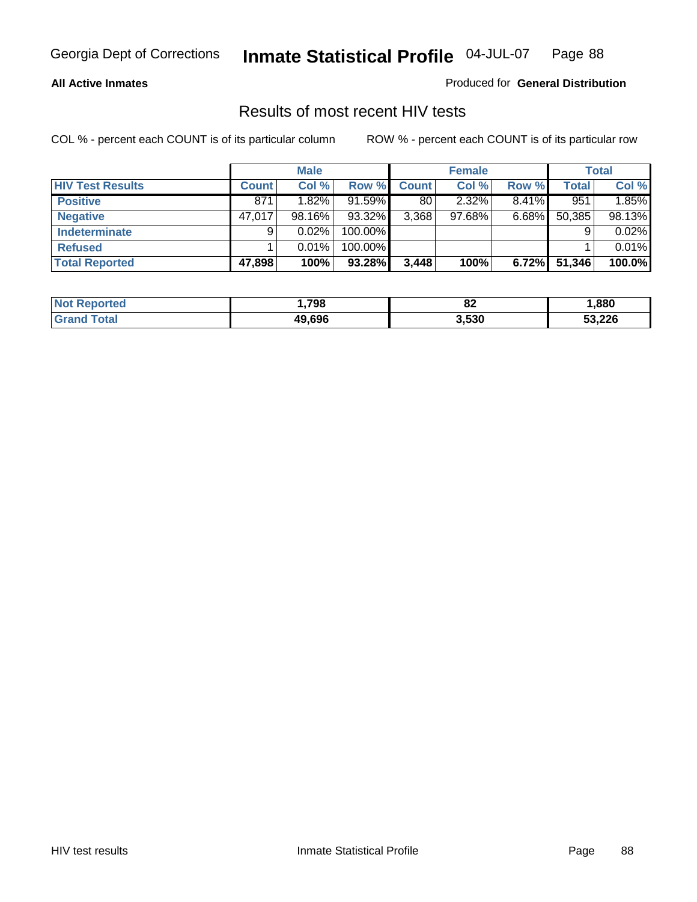Georgia Dept of Corrections **Inmate Statistical Profile** 04-JUL-07

**All Active Inmates**

Produced for **General Distribution**

## Results of most recent HIV tests

COL % - percent each COUNT is of its particular column

ROW % - percent each COUNT is of its particular row

| | Male | | | Female | | | Total | |
|---|---|---|---|---|---|---|---|---|
| **HIV Test Results** | **Count** | **Col %** | **Row %** | **Count** | **Col %** | **Row %** | **Total** | **Col %** |
| **Positive** | 871 | 1.82% | 91.59% | 80 | 2.32% | 8.41% | 951 | 1.85% |
| **Negative** | 47,017 | 98.16% | 93.32% | 3,368 | 97.68% | 6.68% | 50,385 | 98.13% |
| **Indeterminate** | 9 | 0.02% | 100.00% | | | | 9 | 0.02% |
| **Refused** | 1 | 0.01% | 100.00% | | | | 1 | 0.01% |
| **Total Reported** | **47,898** | **100%** | **93.28%** | **3,448** | **100%** | **6.72%** | **51,346** | **100.0%** |

| | Male | Female | Total |
|---|---|---|---|
| **Not Reported** | **1,798** | **82** | **1,880** |
| **Grand Total** | **49,696** | **3,530** | **53,226** |

HIV test results | Inmate Statistical Profile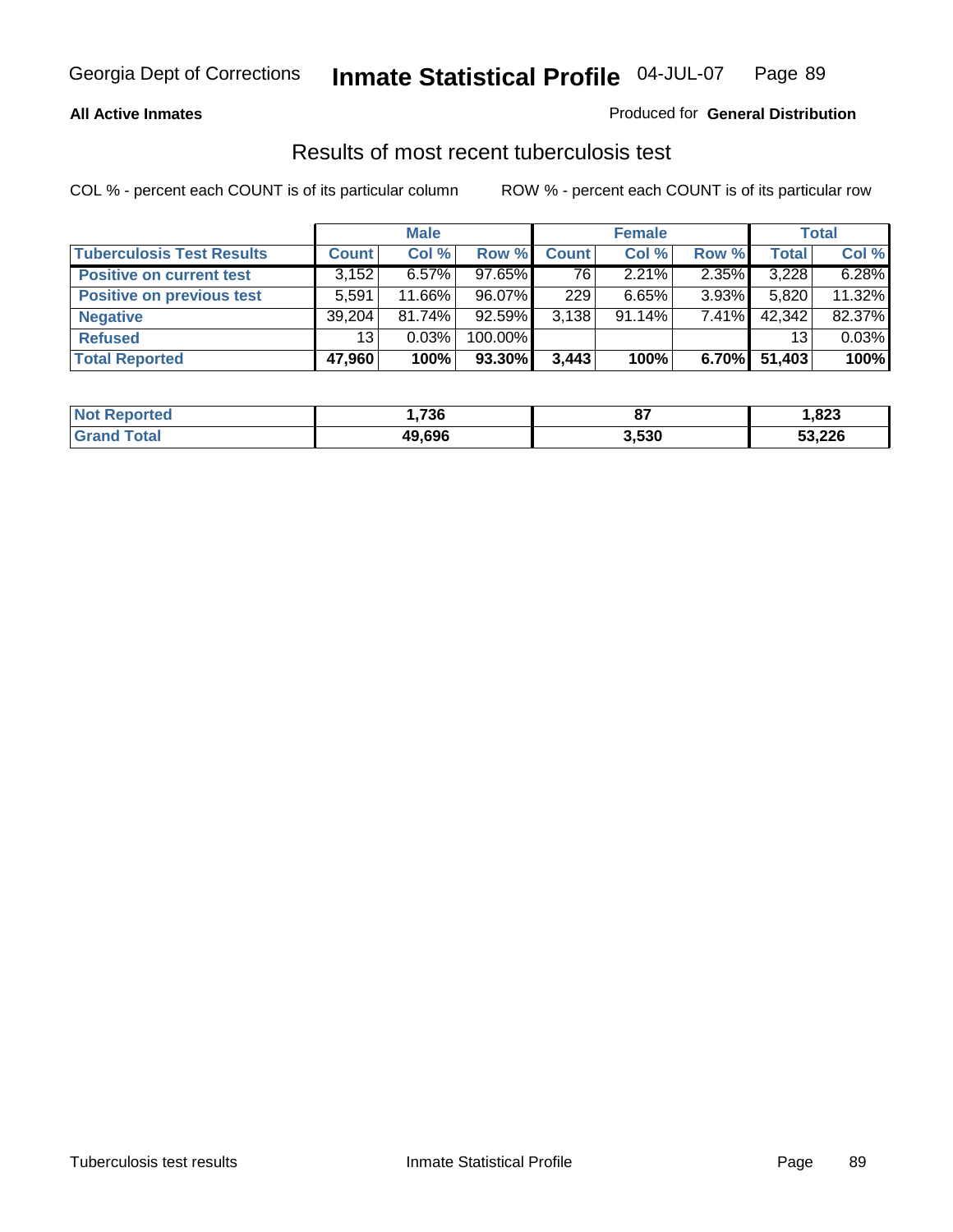Georgia Dept of Corrections **Inmate Statistical Profile** 04-JUL-07

**All Active Inmates**

Produced for **General Distribution**

## Results of most recent tuberculosis test

COL % - percent each COUNT is of its particular column

ROW % - percent each COUNT is of its particular row

| | Male | | | Female | | | Total | |
|---|---|---|---|---|---|---|---|---|
| **Tuberculosis Test Results** | **Count** | **Col %** | **Row %** | **Count** | **Col %** | **Row %** | **Total** | **Col %** |
| **Positive on current test** | 3,152 | 6.57% | 97.65% | 76 | 2.21% | 2.35% | 3,228 | 6.28% |
| **Positive on previous test** | 5,591 | 11.66% | 96.07% | 229 | 6.65% | 3.93% | 5,820 | 11.32% |
| **Negative** | 39,204 | 81.74% | 92.59% | 3,138 | 91.14% | 7.41% | 42,342 | 82.37% |
| **Refused** | 13 | 0.03% | 100.00% | | | | 13 | 0.03% |
| **Total Reported** | **47,960** | **100%** | **93.30%** | **3,443** | **100%** | **6.70%** | **51,403** | **100%** |

| | Male | Female | Total |
|---|---|---|---|
| **Not Reported** | **1,736** | **87** | **1,823** |
| **Grand Total** | **49,696** | **3,530** | **53,226** |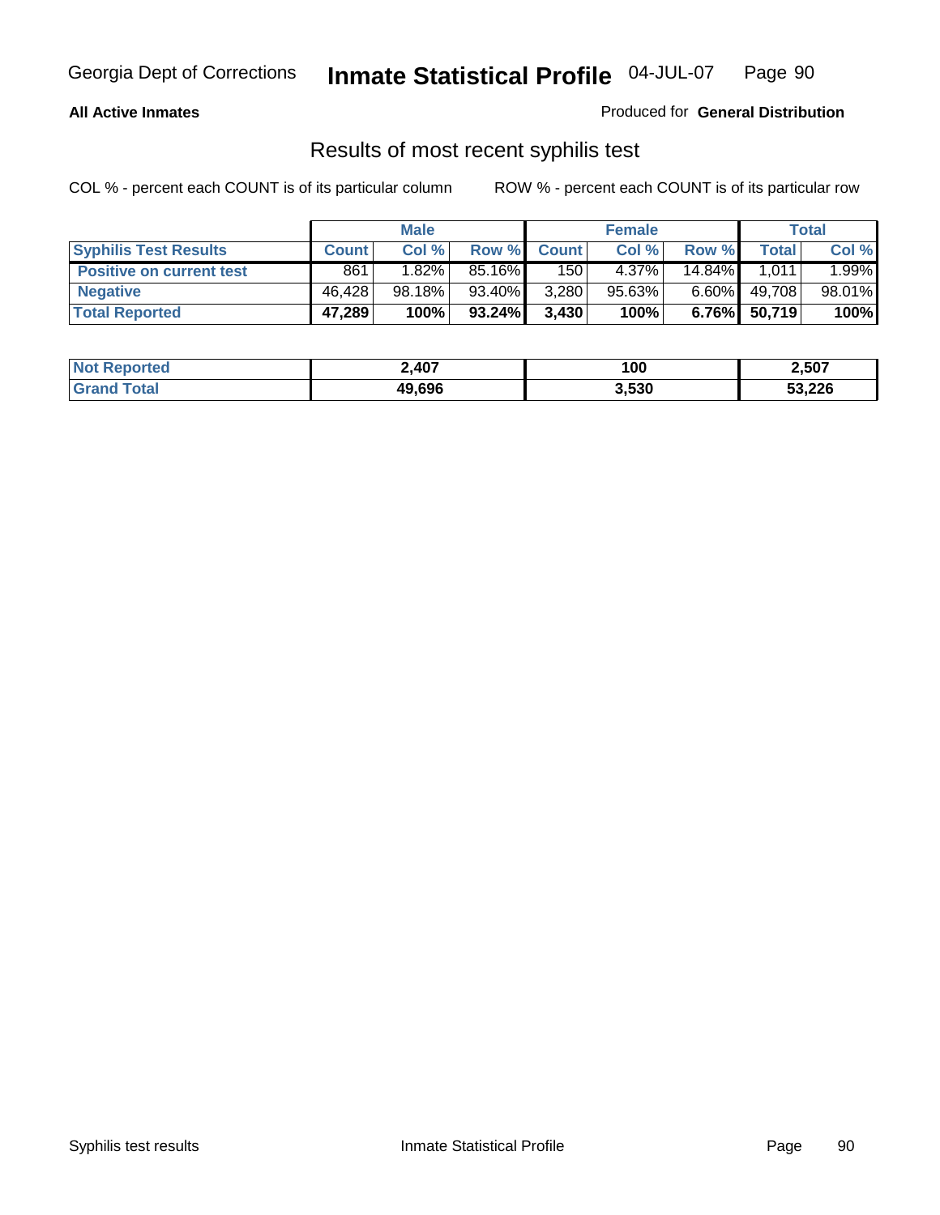**All Active Inmates**

Produced for **General Distribution**

## Results of most recent syphilis test

COL % - percent each COUNT is of its particular column

ROW % - percent each COUNT is of its particular row

| | Male | | | Female | | | Total | |
|---|---|---|---|---|---|---|---|---|
| **Syphilis Test Results** | **Count** | **Col %** | **Row %** | **Count** | **Col %** | **Row %** | **Total** | **Col %** |
| **Positive on current test** | 861 | 1.82% | 85.16% | 150 | 4.37% | 14.84% | 1,011 | 1.99% |
| **Negative** | 46,428 | 98.18% | 93.40% | 3,280 | 95.63% | 6.60% | 49,708 | 98.01% |
| **Total Reported** | **47,289** | **100%** | **93.24%** | **3,430** | **100%** | **6.76%** | **50,719** | **100%** |

| | Male | Female | Total |
|---|---|---|---|
| **Not Reported** | **2,407** | **100** | **2,507** |
| **Grand Total** | **49,696** | **3,530** | **53,226** |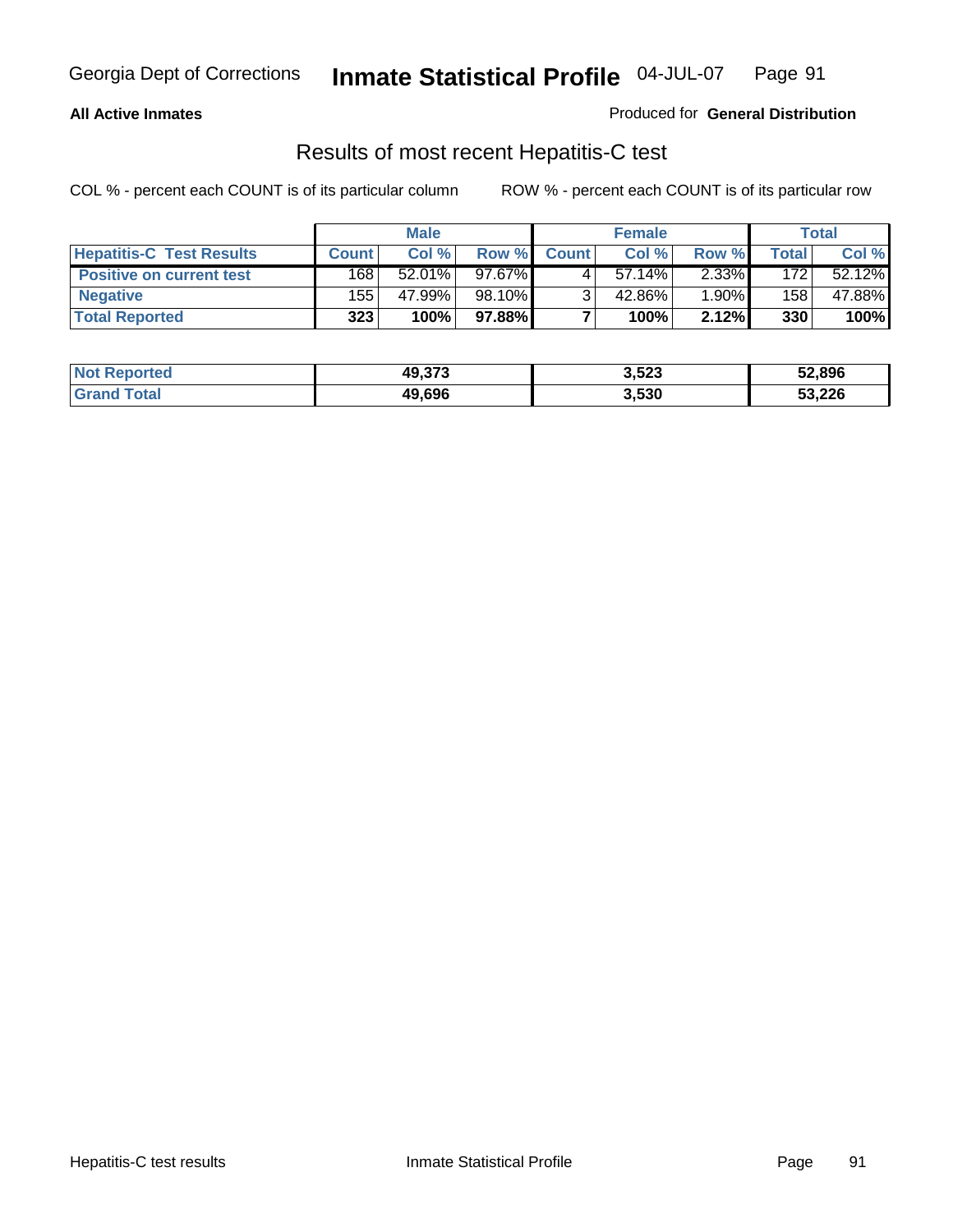**All Active Inmates**

Produced for **General Distribution**

## Results of most recent Hepatitis-C test

COL % - percent each COUNT is of its particular column

ROW % - percent each COUNT is of its particular row

| | Male | | | Female | | | Total | |
|---|---|---|---|---|---|---|---|---|
| **Hepatitis-C Test Results** | **Count** | **Col %** | **Row %** | **Count** | **Col %** | **Row %** | **Total** | **Col %** |
| **Positive on current test** | 168 | 52.01% | 97.67% | 4 | 57.14% | 2.33% | 172 | 52.12% |
| **Negative** | 155 | 47.99% | 98.10% | 3 | 42.86% | 1.90% | 158 | 47.88% |
| **Total Reported** | **323** | **100%** | **97.88%** | **7** | **100%** | **2.12%** | **330** | **100%** |

| | Male | Female | Total |
|---|---|---|---|
| **Not Reported** | **49,373** | **3,523** | **52,896** |
| **Grand Total** | **49,696** | **3,530** | **53,226** |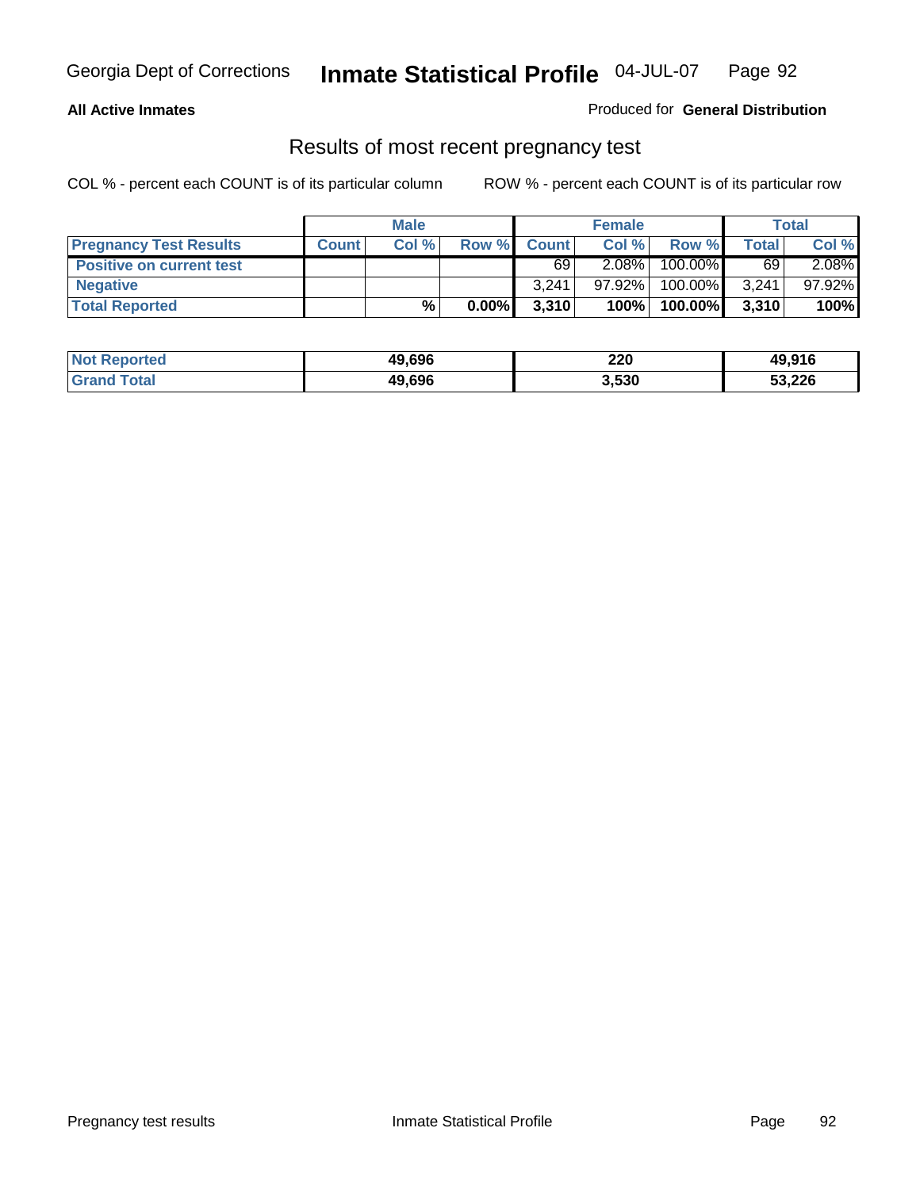**All Active Inmates**

Produced for **General Distribution**

## Results of most recent pregnancy test

COL % - percent each COUNT is of its particular column

ROW % - percent each COUNT is of its particular row

| | Male | | | Female | | | Total | |
|---|---|---|---|---|---|---|---|---|
| **Pregnancy Test Results** | **Count** | **Col %** | **Row %** | **Count** | **Col %** | **Row %** | **Total** | **Col %** |
| **Positive on current test** | | | | 69 | 2.08% | 100.00% | 69 | 2.08% |
| **Negative** | | | | 3,241 | 97.92% | 100.00% | 3,241 | 97.92% |
| **Total Reported** | | **%** | **0.00%** | **3,310** | **100%** | **100.00%** | **3,310** | **100%** |

| | Male | Female | Total |
|---|---|---|---|
| **Not Reported** | **49,696** | **220** | **49,916** |
| **Grand Total** | **49,696** | **3,530** | **53,226** |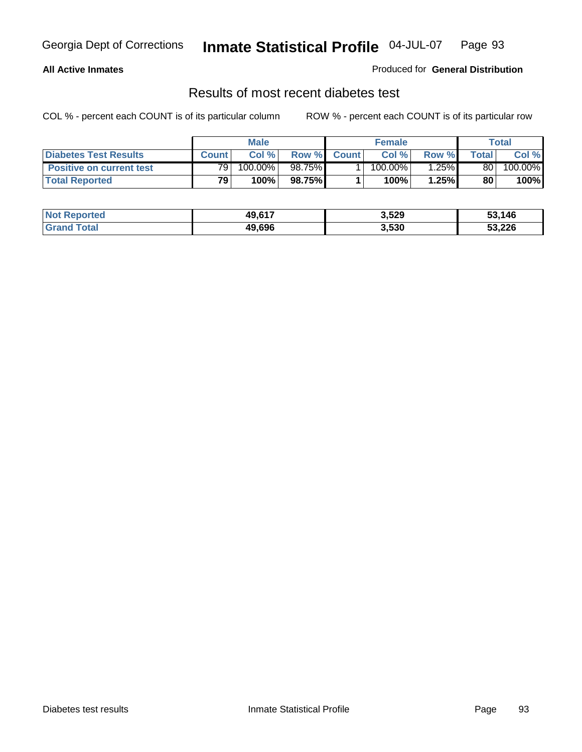**All Active Inmates**

Produced for **General Distribution**

## Results of most recent diabetes test

COL % - percent each COUNT is of its particular column

ROW % - percent each COUNT is of its particular row

| | Male | | | Female | | | Total | |
|---|---|---|---|---|---|---|---|---|
| **Diabetes Test Results** | **Count** | **Col %** | **Row %** | **Count** | **Col %** | **Row %** | **Total** | **Col %** |
| **Positive on current test** | 79 | 100.00% | 98.75% | 1 | 100.00% | 1.25% | 80 | 100.00% |
| **Total Reported** | **79** | **100%** | **98.75%** | **1** | **100%** | **1.25%** | **80** | **100%** |

| | Male | Female | Total |
|---|---|---|---|
| **Not Reported** | **49,617** | **3,529** | **53,146** |
| **Grand Total** | **49,696** | **3,530** | **53,226** |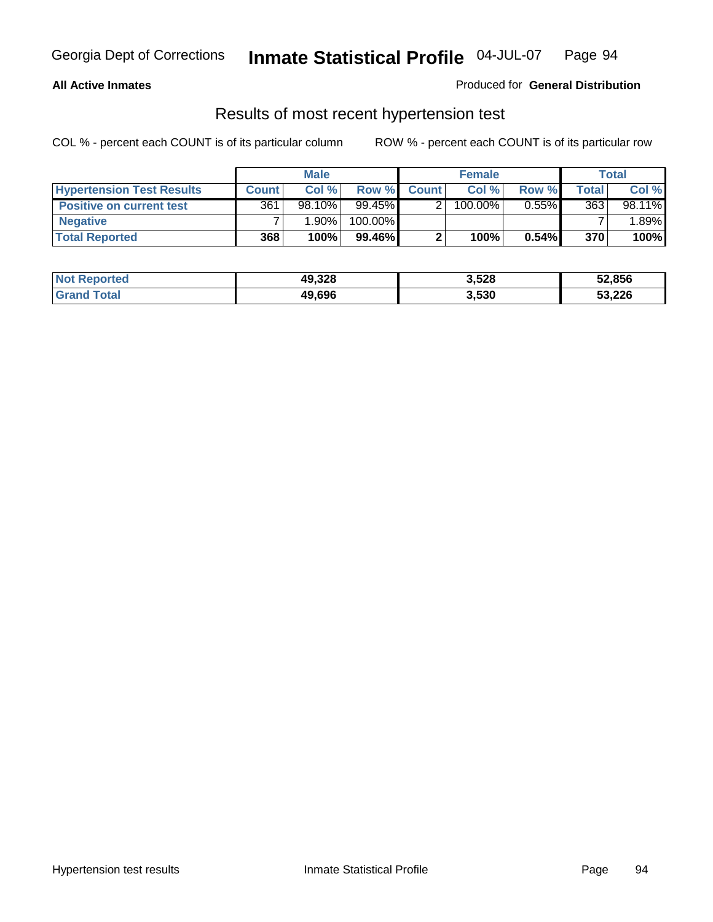**All Active Inmates** — Produced for **General Distribution**

## Results of most recent hypertension test

COL % - percent each COUNT is of its particular column    ROW % - percent each COUNT is of its particular row

| | Male | | | Female | | | Total | |
|---|---|---|---|---|---|---|---|---|
| **Hypertension Test Results** | **Count** | **Col %** | **Row %** | **Count** | **Col %** | **Row %** | **Total** | **Col %** |
| **Positive on current test** | 361 | 98.10% | 99.45% | 2 | 100.00% | 0.55% | 363 | 98.11% |
| **Negative** | 7 | 1.90% | 100.00% | | | | 7 | 1.89% |
| **Total Reported** | **368** | **100%** | **99.46%** | **2** | **100%** | **0.54%** | **370** | **100%** |

| | Male | Female | Total |
|---|---|---|---|
| **Not Reported** | **49,328** | **3,528** | **52,856** |
| **Grand Total** | **49,696** | **3,530** | **53,226** |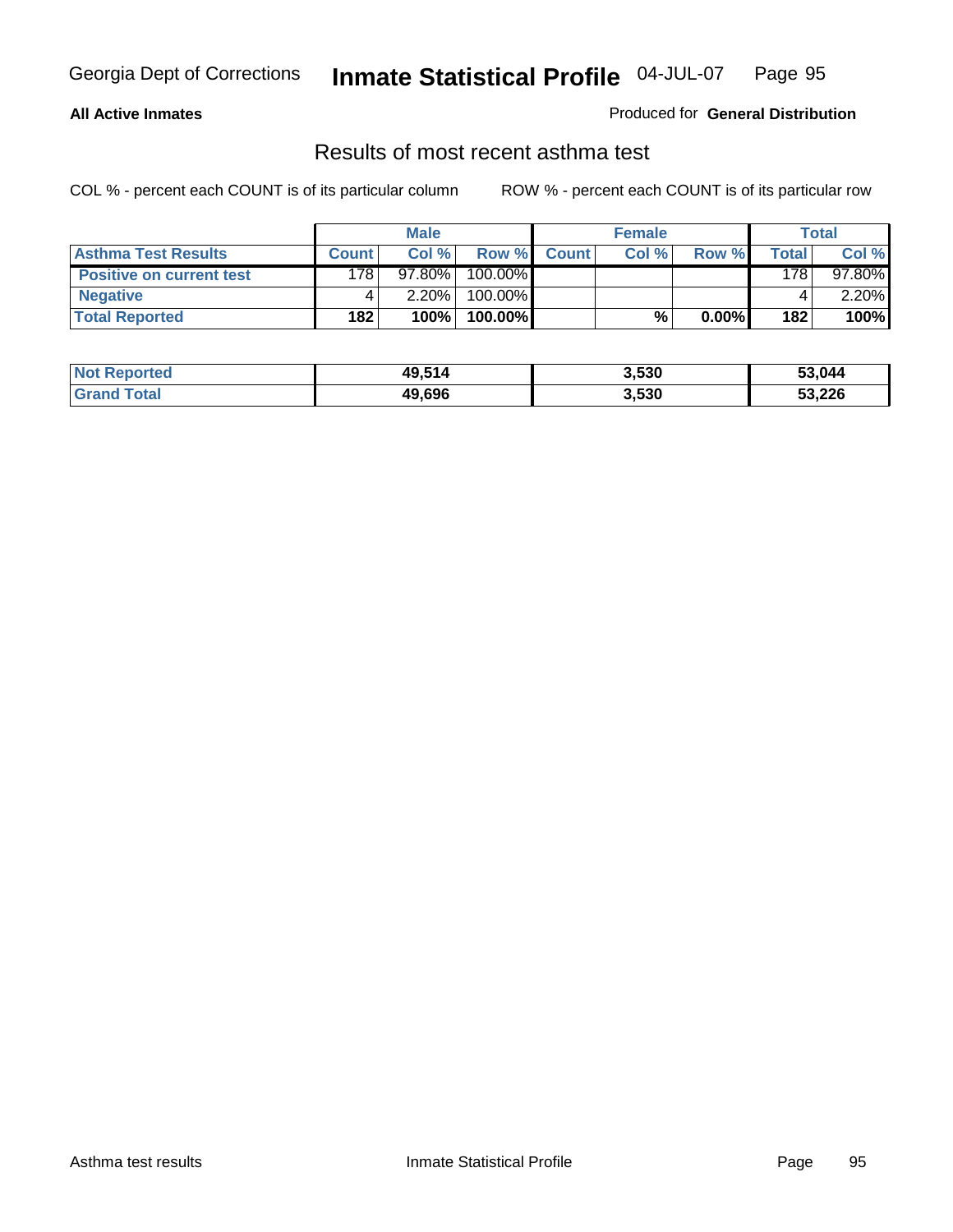Georgia Dept of Corrections **Inmate Statistical Profile** 04-JUL-07

**All Active Inmates**

Produced for **General Distribution**

## Results of most recent asthma test

COL % - percent each COUNT is of its particular column ROW % - percent each COUNT is of its particular row

| | Male | | | Female | | | Total | |
|---|---|---|---|---|---|---|---|---|
| **Asthma Test Results** | **Count** | **Col %** | **Row %** | **Count** | **Col %** | **Row %** | **Total** | **Col %** |
| **Positive on current test** | 178 | 97.80% | 100.00% | | | | 178 | 97.80% |
| **Negative** | 4 | 2.20% | 100.00% | | | | 4 | 2.20% |
| **Total Reported** | **182** | **100%** | **100.00%** | | **%** | **0.00%** | **182** | **100%** |

| | Male | Female | Total |
|---|---|---|---|
| **Not Reported** | **49,514** | **3,530** | **53,044** |
| **Grand Total** | **49,696** | **3,530** | **53,226** |